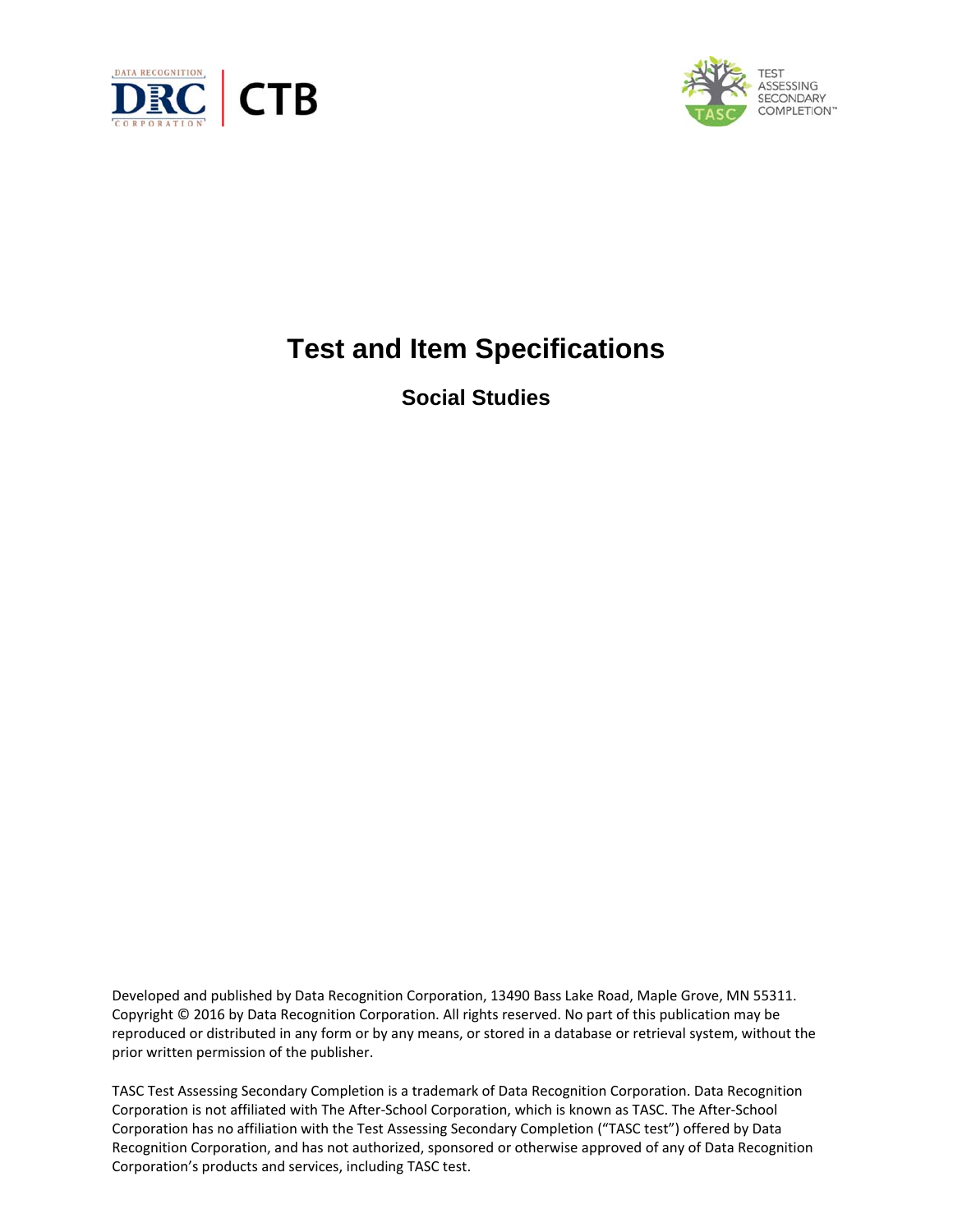# Test and Item Specifications

## Social Studies

Developed and published by Data Recognition Corporation, 13490 Bass Lake Road, Maple Grove, MN 55311. Copyright © 2016 by Data Recognition Corporation. All rights reserved. No part of this publication may be reproduced or distributed in any form or by any means, or stored in a database or retrieval system, without the prior written permission of the publisher.

TASC Test Assessing Secondary Completion is a trademark of Data Recognition Corporation. Data Recognition Corporation is not affiliated with The After-School Corporation, which is known as TASC. The After-School Corporation has no affiliation with the Test Assessing Secondary Completion ("TASC test") offered by Data Recognition Corporation, and has not authorized, sponsored or otherwise approved of any of Data Recognition Corporation's products and services, including TASC test.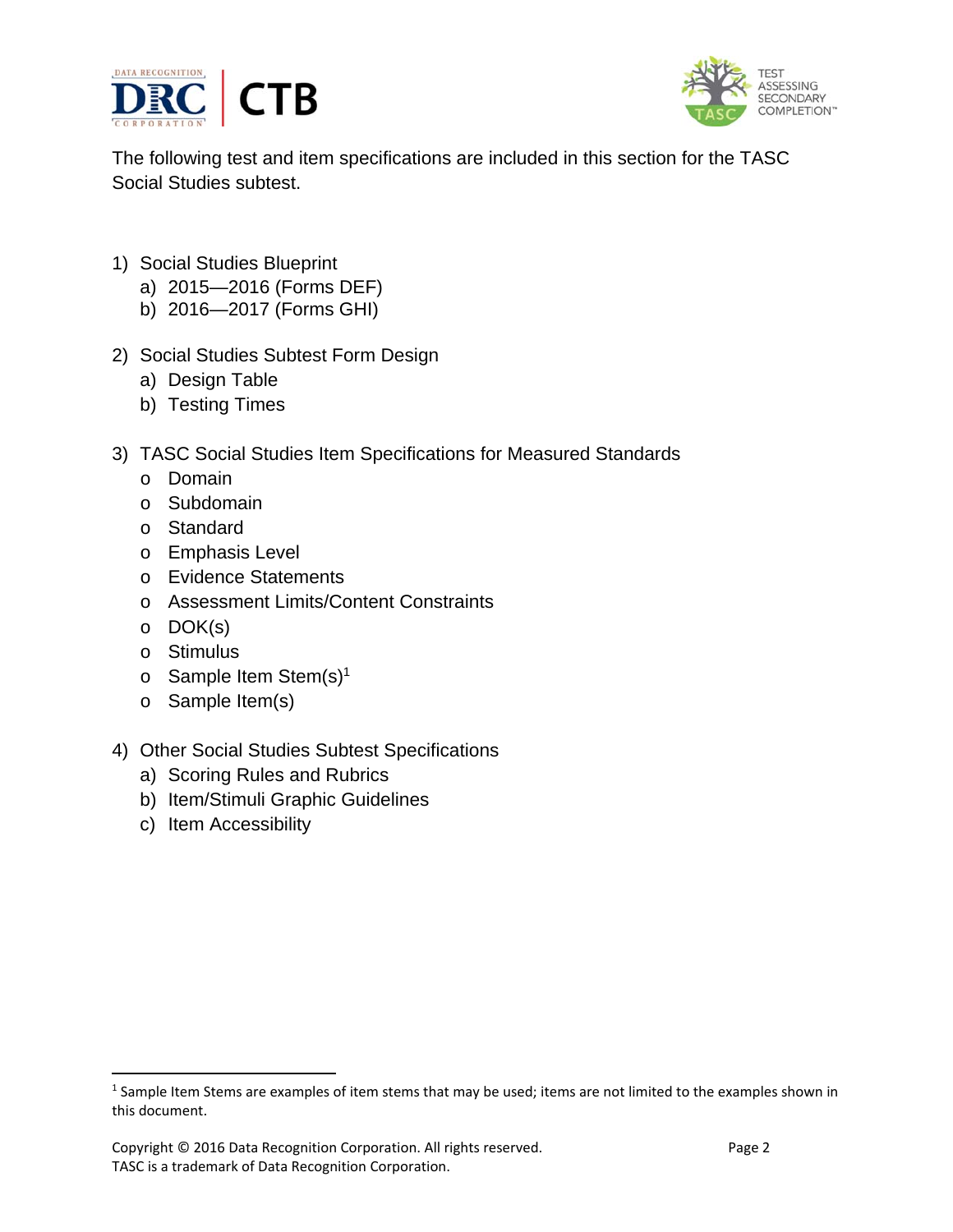The following test and item specifications are included in this section for the TASC Social Studies subtest.

1) Social Studies Blueprint
   a) 2015—2016 (Forms DEF)
   b) 2016—2017 (Forms GHI)

2) Social Studies Subtest Form Design
   a) Design Table
   b) Testing Times

3) TASC Social Studies Item Specifications for Measured Standards
   - Domain
   - Subdomain
   - Standard
   - Emphasis Level
   - Evidence Statements
   - Assessment Limits/Content Constraints
   - DOK(s)
   - Stimulus
   - Sample Item Stem(s)[1]
   - Sample Item(s)

4) Other Social Studies Subtest Specifications
   a) Scoring Rules and Rubrics
   b) Item/Stimuli Graphic Guidelines
   c) Item Accessibility

[1] Sample Item Stems are examples of item stems that may be used; items are not limited to the examples shown in this document.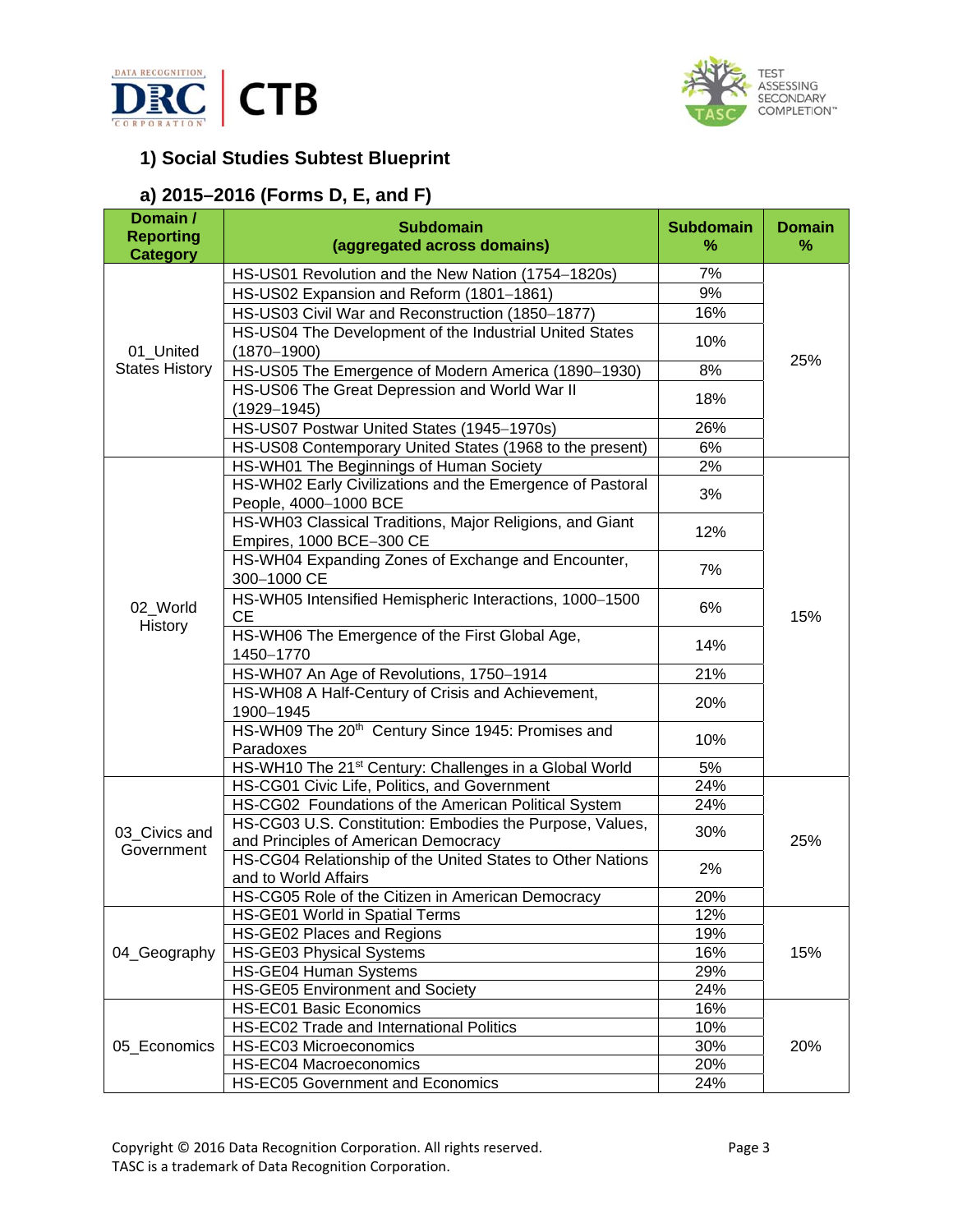## 1) Social Studies Subtest Blueprint

### a) 2015–2016 (Forms D, E, and F)

| Domain / Reporting Category | Subdomain (aggregated across domains) | Subdomain % | Domain % |
|---|---|---|---|
| 01_United States History | HS-US01 Revolution and the New Nation (1754–1820s) | 7% | 25% |
| | HS-US02 Expansion and Reform (1801–1861) | 9% | |
| | HS-US03 Civil War and Reconstruction (1850–1877) | 16% | |
| | HS-US04 The Development of the Industrial United States (1870–1900) | 10% | |
| | HS-US05 The Emergence of Modern America (1890–1930) | 8% | |
| | HS-US06 The Great Depression and World War II (1929–1945) | 18% | |
| | HS-US07 Postwar United States (1945–1970s) | 26% | |
| | HS-US08 Contemporary United States (1968 to the present) | 6% | |
| 02_World History | HS-WH01 The Beginnings of Human Society | 2% | 15% |
| | HS-WH02 Early Civilizations and the Emergence of Pastoral People, 4000–1000 BCE | 3% | |
| | HS-WH03 Classical Traditions, Major Religions, and Giant Empires, 1000 BCE–300 CE | 12% | |
| | HS-WH04 Expanding Zones of Exchange and Encounter, 300–1000 CE | 7% | |
| | HS-WH05 Intensified Hemispheric Interactions, 1000–1500 CE | 6% | |
| | HS-WH06 The Emergence of the First Global Age, 1450–1770 | 14% | |
| | HS-WH07 An Age of Revolutions, 1750–1914 | 21% | |
| | HS-WH08 A Half-Century of Crisis and Achievement, 1900–1945 | 20% | |
| | HS-WH09 The 20th Century Since 1945: Promises and Paradoxes | 10% | |
| | HS-WH10 The 21st Century: Challenges in a Global World | 5% | |
| 03_Civics and Government | HS-CG01 Civic Life, Politics, and Government | 24% | 25% |
| | HS-CG02 Foundations of the American Political System | 24% | |
| | HS-CG03 U.S. Constitution: Embodies the Purpose, Values, and Principles of American Democracy | 30% | |
| | HS-CG04 Relationship of the United States to Other Nations and to World Affairs | 2% | |
| | HS-CG05 Role of the Citizen in American Democracy | 20% | |
| 04_Geography | HS-GE01 World in Spatial Terms | 12% | 15% |
| | HS-GE02 Places and Regions | 19% | |
| | HS-GE03 Physical Systems | 16% | |
| | HS-GE04 Human Systems | 29% | |
| | HS-GE05 Environment and Society | 24% | |
| 05_Economics | HS-EC01 Basic Economics | 16% | 20% |
| | HS-EC02 Trade and International Politics | 10% | |
| | HS-EC03 Microeconomics | 30% | |
| | HS-EC04 Macroeconomics | 20% | |
| | HS-EC05 Government and Economics | 24% | |

Copyright © 2016 Data Recognition Corporation. All rights reserved.
TASC is a trademark of Data Recognition Corporation.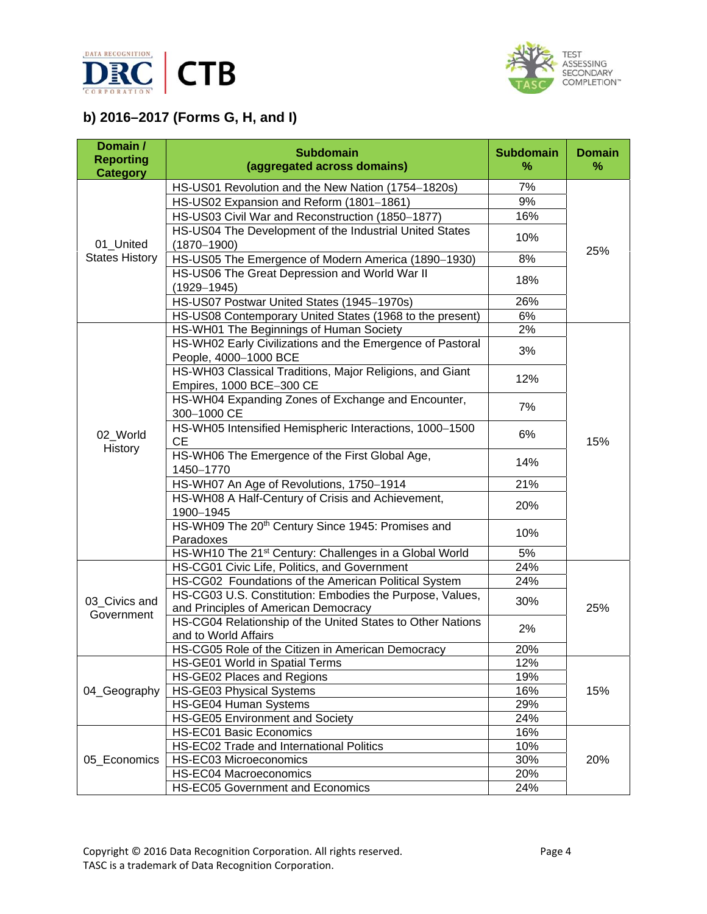### b) 2016–2017 (Forms G, H, and I)

| Domain / Reporting Category | Subdomain (aggregated across domains) | Subdomain % | Domain % |
|---|---|---|---|
| 01_United States History | HS-US01 Revolution and the New Nation (1754–1820s) | 7% | 25% |
| | HS-US02 Expansion and Reform (1801–1861) | 9% | |
| | HS-US03 Civil War and Reconstruction (1850–1877) | 16% | |
| | HS-US04 The Development of the Industrial United States (1870–1900) | 10% | |
| | HS-US05 The Emergence of Modern America (1890–1930) | 8% | |
| | HS-US06 The Great Depression and World War II (1929–1945) | 18% | |
| | HS-US07 Postwar United States (1945–1970s) | 26% | |
| | HS-US08 Contemporary United States (1968 to the present) | 6% | |
| 02_World History | HS-WH01 The Beginnings of Human Society | 2% | 15% |
| | HS-WH02 Early Civilizations and the Emergence of Pastoral People, 4000–1000 BCE | 3% | |
| | HS-WH03 Classical Traditions, Major Religions, and Giant Empires, 1000 BCE–300 CE | 12% | |
| | HS-WH04 Expanding Zones of Exchange and Encounter, 300–1000 CE | 7% | |
| | HS-WH05 Intensified Hemispheric Interactions, 1000–1500 CE | 6% | |
| | HS-WH06 The Emergence of the First Global Age, 1450–1770 | 14% | |
| | HS-WH07 An Age of Revolutions, 1750–1914 | 21% | |
| | HS-WH08 A Half-Century of Crisis and Achievement, 1900–1945 | 20% | |
| | HS-WH09 The 20th Century Since 1945: Promises and Paradoxes | 10% | |
| | HS-WH10 The 21st Century: Challenges in a Global World | 5% | |
| 03_Civics and Government | HS-CG01 Civic Life, Politics, and Government | 24% | 25% |
| | HS-CG02 Foundations of the American Political System | 24% | |
| | HS-CG03 U.S. Constitution: Embodies the Purpose, Values, and Principles of American Democracy | 30% | |
| | HS-CG04 Relationship of the United States to Other Nations and to World Affairs | 2% | |
| | HS-CG05 Role of the Citizen in American Democracy | 20% | |
| 04_Geography | HS-GE01 World in Spatial Terms | 12% | 15% |
| | HS-GE02 Places and Regions | 19% | |
| | HS-GE03 Physical Systems | 16% | |
| | HS-GE04 Human Systems | 29% | |
| | HS-GE05 Environment and Society | 24% | |
| 05_Economics | HS-EC01 Basic Economics | 16% | 20% |
| | HS-EC02 Trade and International Politics | 10% | |
| | HS-EC03 Microeconomics | 30% | |
| | HS-EC04 Macroeconomics | 20% | |
| | HS-EC05 Government and Economics | 24% | |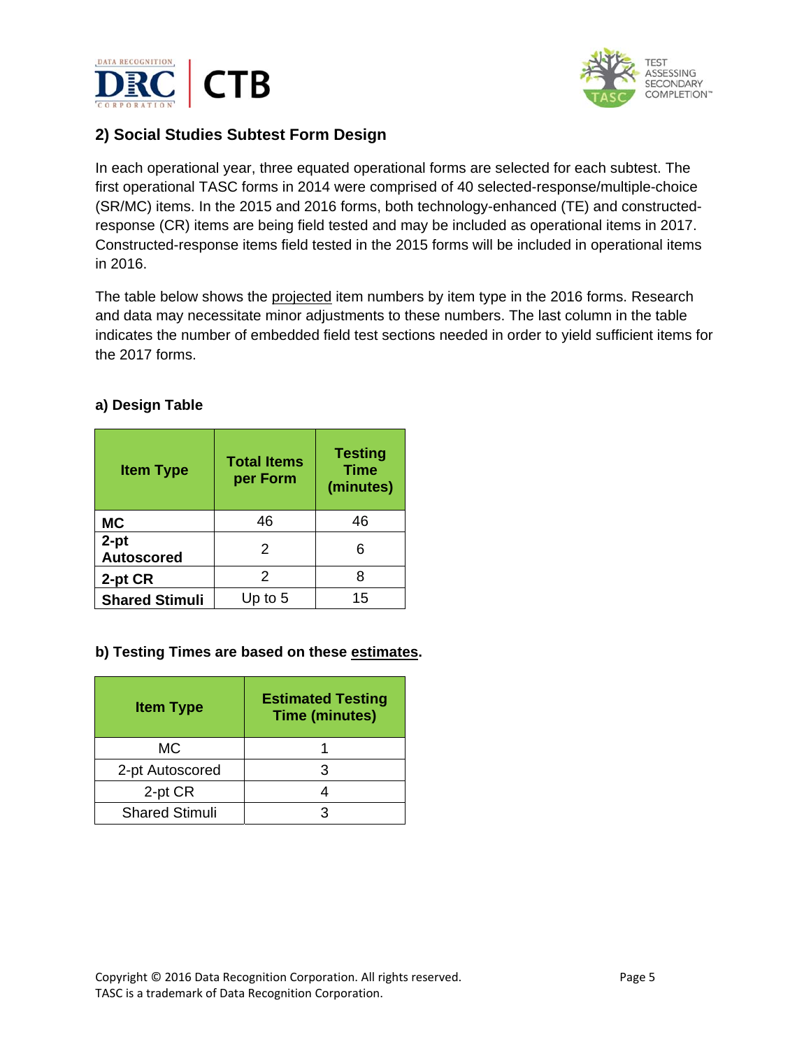## 2) Social Studies Subtest Form Design

In each operational year, three equated operational forms are selected for each subtest. The first operational TASC forms in 2014 were comprised of 40 selected-response/multiple-choice (SR/MC) items. In the 2015 and 2016 forms, both technology-enhanced (TE) and constructed-response (CR) items are being field tested and may be included as operational items in 2017. Constructed-response items field tested in the 2015 forms will be included in operational items in 2016.

The table below shows the projected item numbers by item type in the 2016 forms. Research and data may necessitate minor adjustments to these numbers. The last column in the table indicates the number of embedded field test sections needed in order to yield sufficient items for the 2017 forms.

### a) Design Table

| Item Type | Total Items per Form | Testing Time (minutes) |
|---|---|---|
| **MC** | 46 | 46 |
| **2-pt Autoscored** | 2 | 6 |
| **2-pt CR** | 2 | 8 |
| **Shared Stimuli** | Up to 5 | 15 |

### b) Testing Times are based on these estimates.

| Item Type | Estimated Testing Time (minutes) |
|---|---|
| MC | 1 |
| 2-pt Autoscored | 3 |
| 2-pt CR | 4 |
| Shared Stimuli | 3 |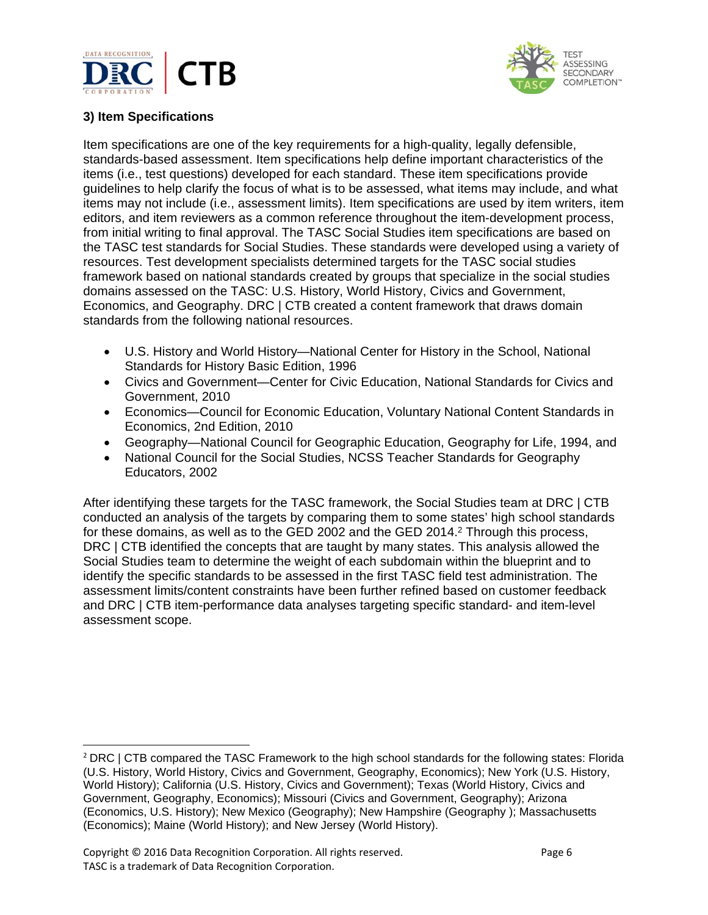### 3) Item Specifications

Item specifications are one of the key requirements for a high-quality, legally defensible, standards-based assessment. Item specifications help define important characteristics of the items (i.e., test questions) developed for each standard. These item specifications provide guidelines to help clarify the focus of what is to be assessed, what items may include, and what items may not include (i.e., assessment limits). Item specifications are used by item writers, item editors, and item reviewers as a common reference throughout the item-development process, from initial writing to final approval. The TASC Social Studies item specifications are based on the TASC test standards for Social Studies. These standards were developed using a variety of resources. Test development specialists determined targets for the TASC social studies framework based on national standards created by groups that specialize in the social studies domains assessed on the TASC: U.S. History, World History, Civics and Government, Economics, and Geography. DRC | CTB created a content framework that draws domain standards from the following national resources.

- U.S. History and World History—National Center for History in the School, National Standards for History Basic Edition, 1996
- Civics and Government—Center for Civic Education, National Standards for Civics and Government, 2010
- Economics—Council for Economic Education, Voluntary National Content Standards in Economics, 2nd Edition, 2010
- Geography—National Council for Geographic Education, Geography for Life, 1994, and
- National Council for the Social Studies, NCSS Teacher Standards for Geography Educators, 2002

After identifying these targets for the TASC framework, the Social Studies team at DRC | CTB conducted an analysis of the targets by comparing them to some states' high school standards for these domains, as well as to the GED 2002 and the GED 2014.[2] Through this process, DRC | CTB identified the concepts that are taught by many states. This analysis allowed the Social Studies team to determine the weight of each subdomain within the blueprint and to identify the specific standards to be assessed in the first TASC field test administration. The assessment limits/content constraints have been further refined based on customer feedback and DRC | CTB item-performance data analyses targeting specific standard- and item-level assessment scope.

[2] DRC | CTB compared the TASC Framework to the high school standards for the following states: Florida (U.S. History, World History, Civics and Government, Geography, Economics); New York (U.S. History, World History); California (U.S. History, Civics and Government); Texas (World History, Civics and Government, Geography, Economics); Missouri (Civics and Government, Geography); Arizona (Economics, U.S. History); New Mexico (Geography); New Hampshire (Geography ); Massachusetts (Economics); Maine (World History); and New Jersey (World History).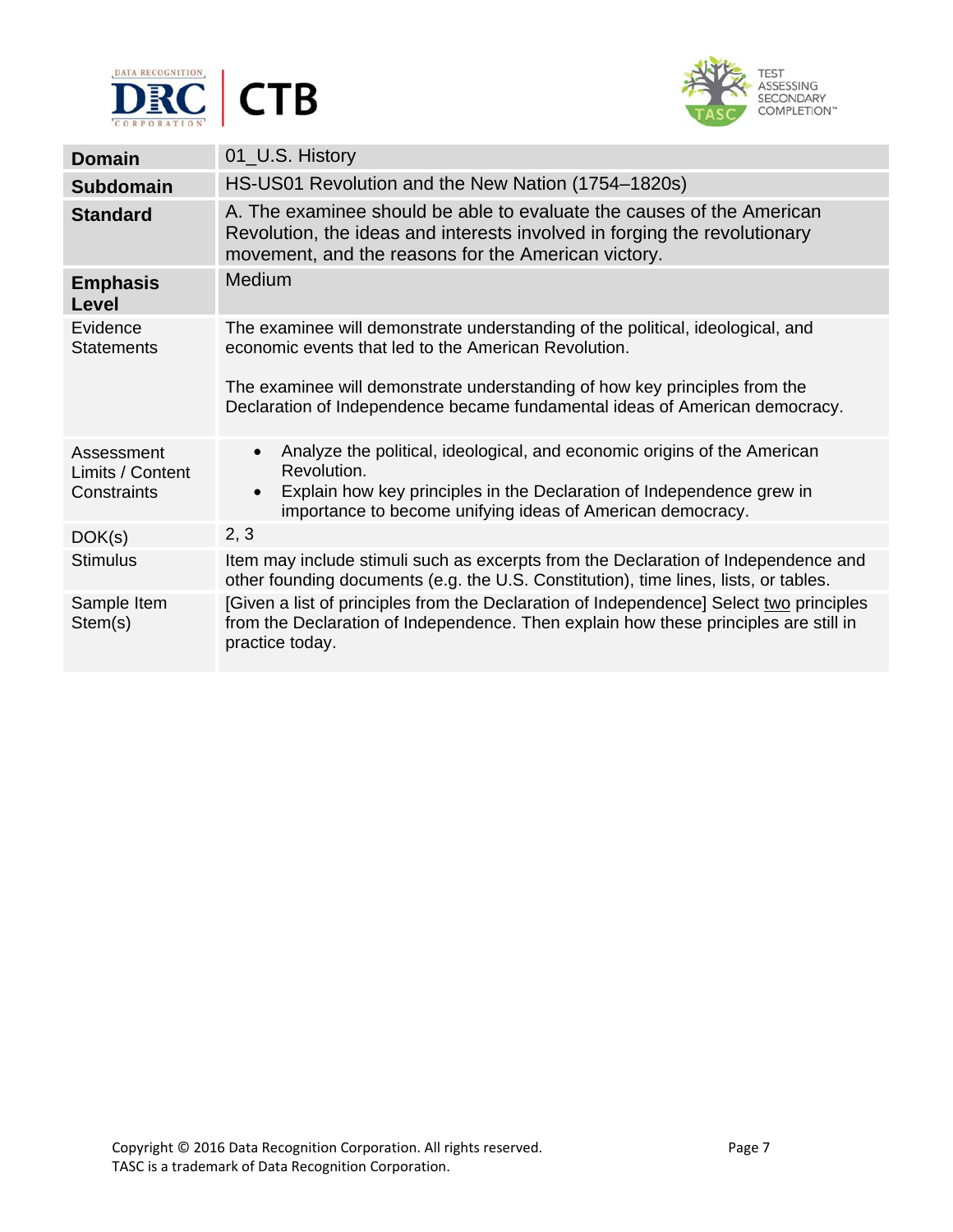| **Domain** | 01_U.S. History |
|---|---|
| **Subdomain** | HS-US01 Revolution and the New Nation (1754–1820s) |
| **Standard** | A. The examinee should be able to evaluate the causes of the American Revolution, the ideas and interests involved in forging the revolutionary movement, and the reasons for the American victory. |
| **Emphasis Level** | Medium |
| Evidence Statements | The examinee will demonstrate understanding of the political, ideological, and economic events that led to the American Revolution.<br><br>The examinee will demonstrate understanding of how key principles from the Declaration of Independence became fundamental ideas of American democracy. |
| Assessment Limits / Content Constraints | • Analyze the political, ideological, and economic origins of the American Revolution.<br>• Explain how key principles in the Declaration of Independence grew in importance to become unifying ideas of American democracy. |
| DOK(s) | 2, 3 |
| Stimulus | Item may include stimuli such as excerpts from the Declaration of Independence and other founding documents (e.g. the U.S. Constitution), time lines, lists, or tables. |
| Sample Item Stem(s) | [Given a list of principles from the Declaration of Independence] Select <u>two</u> principles from the Declaration of Independence. Then explain how these principles are still in practice today. |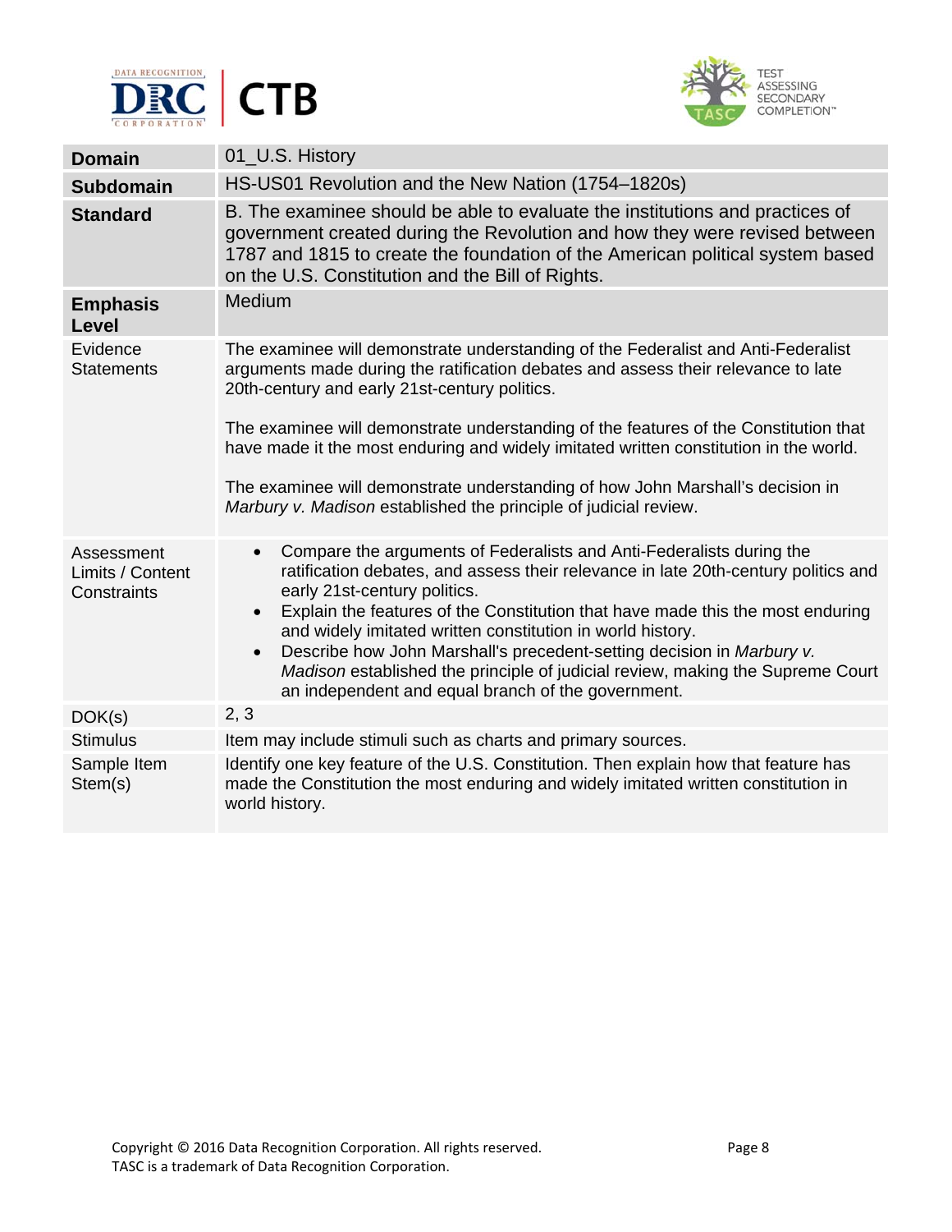| **Domain** | 01_U.S. History |
|---|---|
| **Subdomain** | HS-US01 Revolution and the New Nation (1754–1820s) |
| **Standard** | B. The examinee should be able to evaluate the institutions and practices of government created during the Revolution and how they were revised between 1787 and 1815 to create the foundation of the American political system based on the U.S. Constitution and the Bill of Rights. |
| **Emphasis Level** | Medium |
| Evidence Statements | The examinee will demonstrate understanding of the Federalist and Anti-Federalist arguments made during the ratification debates and assess their relevance to late 20th-century and early 21st-century politics.<br><br>The examinee will demonstrate understanding of the features of the Constitution that have made it the most enduring and widely imitated written constitution in the world.<br><br>The examinee will demonstrate understanding of how John Marshall's decision in *Marbury v. Madison* established the principle of judicial review. |
| Assessment Limits / Content Constraints | • Compare the arguments of Federalists and Anti-Federalists during the ratification debates, and assess their relevance in late 20th-century politics and early 21st-century politics.<br>• Explain the features of the Constitution that have made this the most enduring and widely imitated written constitution in world history.<br>• Describe how John Marshall's precedent-setting decision in *Marbury v. Madison* established the principle of judicial review, making the Supreme Court an independent and equal branch of the government. |
| DOK(s) | 2, 3 |
| Stimulus | Item may include stimuli such as charts and primary sources. |
| Sample Item Stem(s) | Identify one key feature of the U.S. Constitution. Then explain how that feature has made the Constitution the most enduring and widely imitated written constitution in world history. |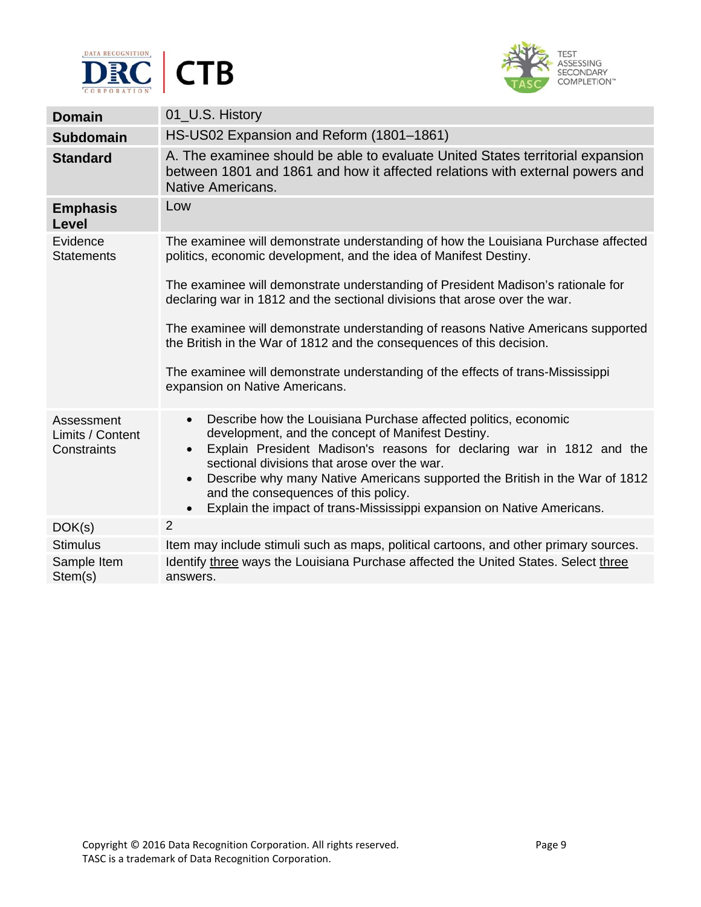| **Domain** | 01_U.S. History |
|---|---|
| **Subdomain** | HS-US02 Expansion and Reform (1801–1861) |
| **Standard** | A. The examinee should be able to evaluate United States territorial expansion between 1801 and 1861 and how it affected relations with external powers and Native Americans. |
| **Emphasis Level** | Low |
| Evidence Statements | The examinee will demonstrate understanding of how the Louisiana Purchase affected politics, economic development, and the idea of Manifest Destiny.<br><br>The examinee will demonstrate understanding of President Madison's rationale for declaring war in 1812 and the sectional divisions that arose over the war.<br><br>The examinee will demonstrate understanding of reasons Native Americans supported the British in the War of 1812 and the consequences of this decision.<br><br>The examinee will demonstrate understanding of the effects of trans-Mississippi expansion on Native Americans. |
| Assessment Limits / Content Constraints | • Describe how the Louisiana Purchase affected politics, economic development, and the concept of Manifest Destiny.<br>• Explain President Madison's reasons for declaring war in 1812 and the sectional divisions that arose over the war.<br>• Describe why many Native Americans supported the British in the War of 1812 and the consequences of this policy.<br>• Explain the impact of trans-Mississippi expansion on Native Americans. |
| DOK(s) | 2 |
| Stimulus | Item may include stimuli such as maps, political cartoons, and other primary sources. |
| Sample Item Stem(s) | Identify <u>three</u> ways the Louisiana Purchase affected the United States. Select <u>three</u> answers. |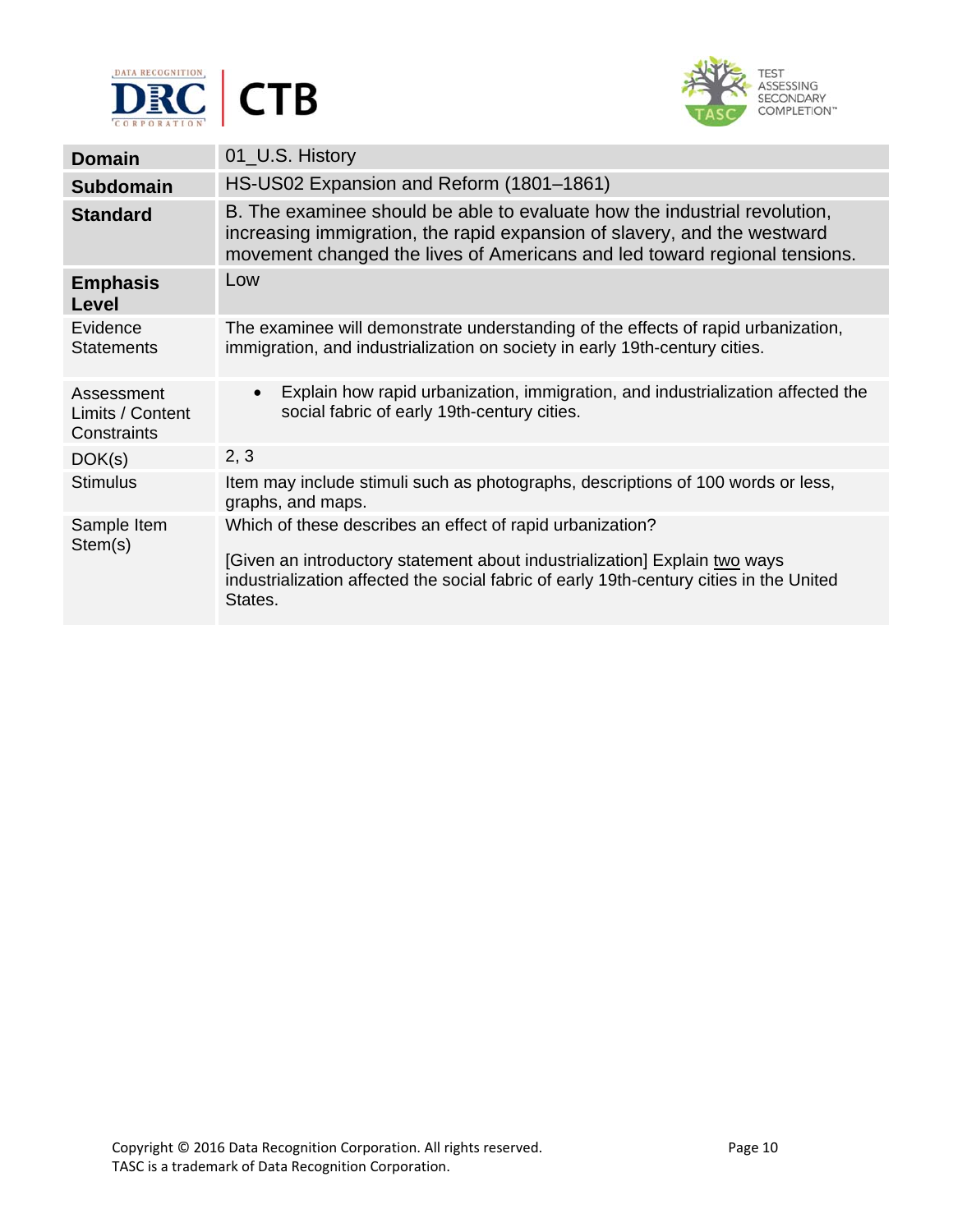| | |
|---|---|
| **Domain** | 01_U.S. History |
| **Subdomain** | HS-US02 Expansion and Reform (1801–1861) |
| **Standard** | B. The examinee should be able to evaluate how the industrial revolution, increasing immigration, the rapid expansion of slavery, and the westward movement changed the lives of Americans and led toward regional tensions. |
| **Emphasis Level** | Low |
| Evidence Statements | The examinee will demonstrate understanding of the effects of rapid urbanization, immigration, and industrialization on society in early 19th-century cities. |
| Assessment Limits / Content Constraints | • Explain how rapid urbanization, immigration, and industrialization affected the social fabric of early 19th-century cities. |
| DOK(s) | 2, 3 |
| Stimulus | Item may include stimuli such as photographs, descriptions of 100 words or less, graphs, and maps. |
| Sample Item Stem(s) | Which of these describes an effect of rapid urbanization?<br><br>[Given an introductory statement about industrialization] Explain two ways industrialization affected the social fabric of early 19th-century cities in the United States. |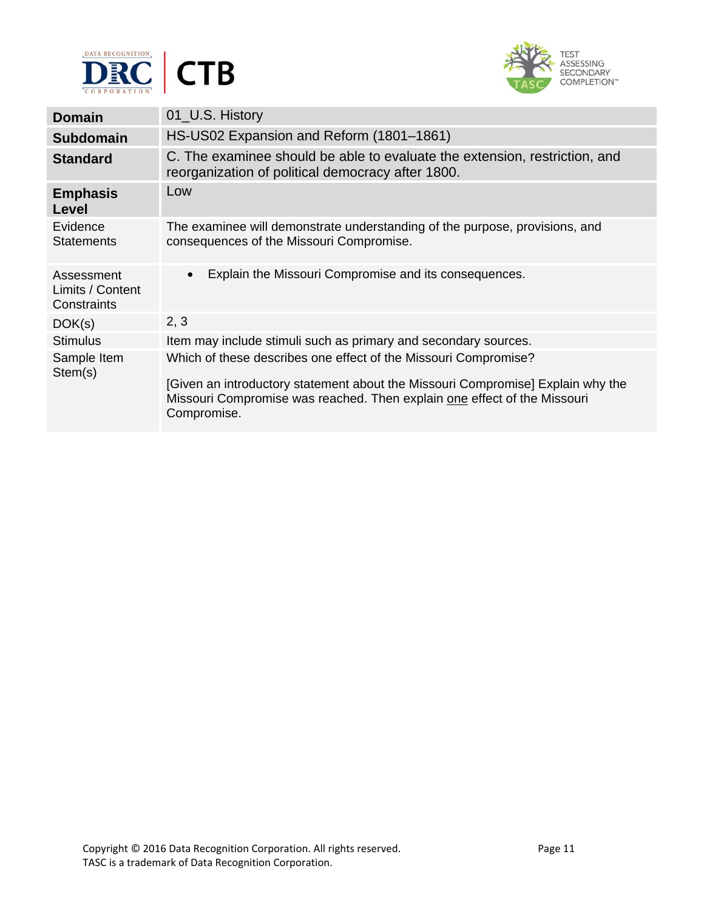| Domain | 01_U.S. History |
| --- | --- |
| **Subdomain** | HS-US02 Expansion and Reform (1801–1861) |
| **Standard** | C. The examinee should be able to evaluate the extension, restriction, and reorganization of political democracy after 1800. |
| **Emphasis Level** | Low |
| Evidence Statements | The examinee will demonstrate understanding of the purpose, provisions, and consequences of the Missouri Compromise. |
| Assessment Limits / Content Constraints | • Explain the Missouri Compromise and its consequences. |
| DOK(s) | 2, 3 |
| Stimulus | Item may include stimuli such as primary and secondary sources. |
| Sample Item Stem(s) | Which of these describes one effect of the Missouri Compromise?<br><br>[Given an introductory statement about the Missouri Compromise] Explain why the Missouri Compromise was reached. Then explain <u>one</u> effect of the Missouri Compromise. |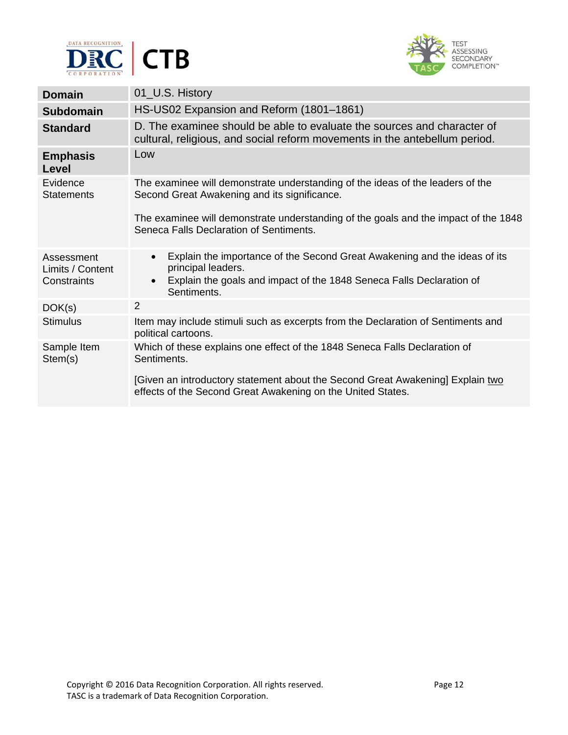| **Domain** | 01_U.S. History |
| --- | --- |
| **Subdomain** | HS-US02 Expansion and Reform (1801–1861) |
| **Standard** | D. The examinee should be able to evaluate the sources and character of cultural, religious, and social reform movements in the antebellum period. |
| **Emphasis Level** | Low |
| Evidence Statements | The examinee will demonstrate understanding of the ideas of the leaders of the Second Great Awakening and its significance.<br><br>The examinee will demonstrate understanding of the goals and the impact of the 1848 Seneca Falls Declaration of Sentiments. |
| Assessment Limits / Content Constraints | • Explain the importance of the Second Great Awakening and the ideas of its principal leaders.<br>• Explain the goals and impact of the 1848 Seneca Falls Declaration of Sentiments. |
| DOK(s) | 2 |
| Stimulus | Item may include stimuli such as excerpts from the Declaration of Sentiments and political cartoons. |
| Sample Item Stem(s) | Which of these explains one effect of the 1848 Seneca Falls Declaration of Sentiments.<br><br>[Given an introductory statement about the Second Great Awakening] Explain <u>two</u> effects of the Second Great Awakening on the United States. |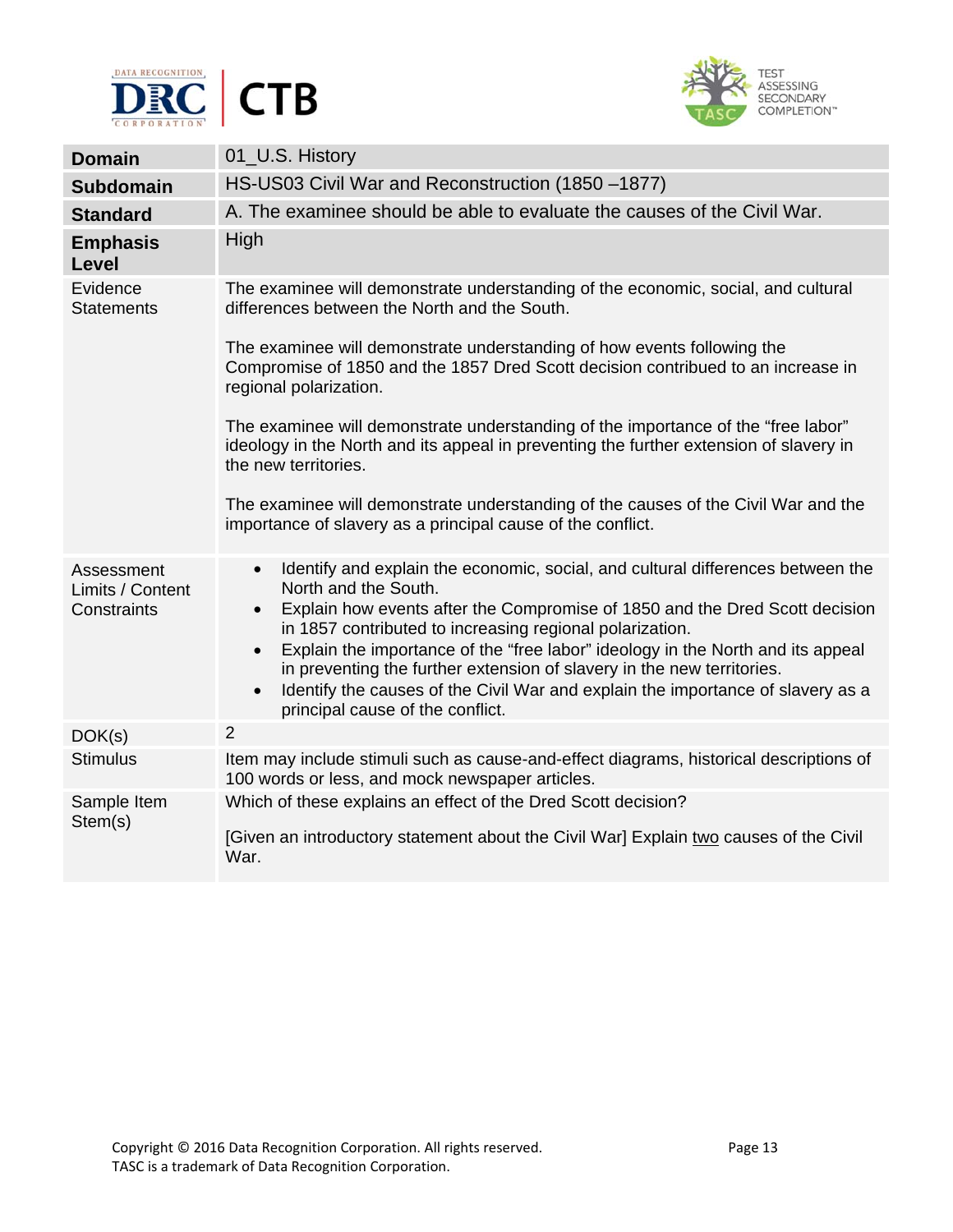| **Domain** | 01_U.S. History |
|---|---|
| **Subdomain** | HS-US03 Civil War and Reconstruction (1850 –1877) |
| **Standard** | A. The examinee should be able to evaluate the causes of the Civil War. |
| **Emphasis Level** | High |
| Evidence Statements | The examinee will demonstrate understanding of the economic, social, and cultural differences between the North and the South.<br><br>The examinee will demonstrate understanding of how events following the Compromise of 1850 and the 1857 Dred Scott decision contribued to an increase in regional polarization.<br><br>The examinee will demonstrate understanding of the importance of the “free labor” ideology in the North and its appeal in preventing the further extension of slavery in the new territories.<br><br>The examinee will demonstrate understanding of the causes of the Civil War and the importance of slavery as a principal cause of the conflict. |
| Assessment Limits / Content Constraints | • Identify and explain the economic, social, and cultural differences between the North and the South.<br>• Explain how events after the Compromise of 1850 and the Dred Scott decision in 1857 contributed to increasing regional polarization.<br>• Explain the importance of the “free labor” ideology in the North and its appeal in preventing the further extension of slavery in the new territories.<br>• Identify the causes of the Civil War and explain the importance of slavery as a principal cause of the conflict. |
| DOK(s) | 2 |
| Stimulus | Item may include stimuli such as cause-and-effect diagrams, historical descriptions of 100 words or less, and mock newspaper articles. |
| Sample Item Stem(s) | Which of these explains an effect of the Dred Scott decision?<br><br>[Given an introductory statement about the Civil War] Explain <u>two</u> causes of the Civil War. |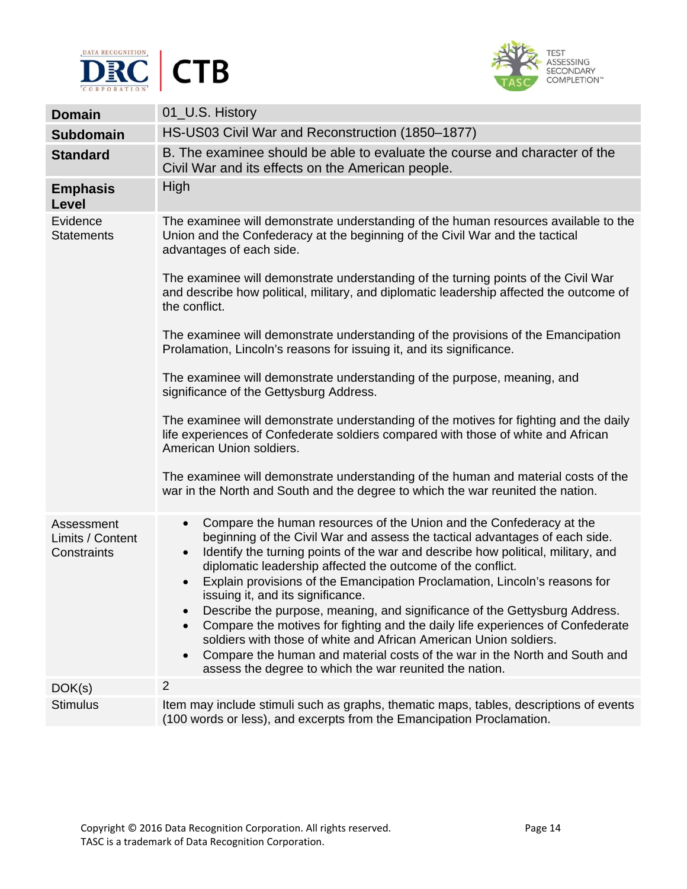| | |
|---|---|
| **Domain** | 01_U.S. History |
| **Subdomain** | HS-US03 Civil War and Reconstruction (1850–1877) |
| **Standard** | B. The examinee should be able to evaluate the course and character of the Civil War and its effects on the American people. |
| **Emphasis Level** | High |
| Evidence Statements | The examinee will demonstrate understanding of the human resources available to the Union and the Confederacy at the beginning of the Civil War and the tactical advantages of each side.<br><br>The examinee will demonstrate understanding of the turning points of the Civil War and describe how political, military, and diplomatic leadership affected the outcome of the conflict.<br><br>The examinee will demonstrate understanding of the provisions of the Emancipation Prolamation, Lincoln's reasons for issuing it, and its significance.<br><br>The examinee will demonstrate understanding of the purpose, meaning, and significance of the Gettysburg Address.<br><br>The examinee will demonstrate understanding of the motives for fighting and the daily life experiences of Confederate soldiers compared with those of white and African American Union soldiers.<br><br>The examinee will demonstrate understanding of the human and material costs of the war in the North and South and the degree to which the war reunited the nation. |
| Assessment Limits / Content Constraints | • Compare the human resources of the Union and the Confederacy at the beginning of the Civil War and assess the tactical advantages of each side.<br>• Identify the turning points of the war and describe how political, military, and diplomatic leadership affected the outcome of the conflict.<br>• Explain provisions of the Emancipation Proclamation, Lincoln's reasons for issuing it, and its significance.<br>• Describe the purpose, meaning, and significance of the Gettysburg Address.<br>• Compare the motives for fighting and the daily life experiences of Confederate soldiers with those of white and African American Union soldiers.<br>• Compare the human and material costs of the war in the North and South and assess the degree to which the war reunited the nation. |
| DOK(s) | 2 |
| Stimulus | Item may include stimuli such as graphs, thematic maps, tables, descriptions of events (100 words or less), and excerpts from the Emancipation Proclamation. |

Copyright © 2016 Data Recognition Corporation. All rights reserved.
TASC is a trademark of Data Recognition Corporation.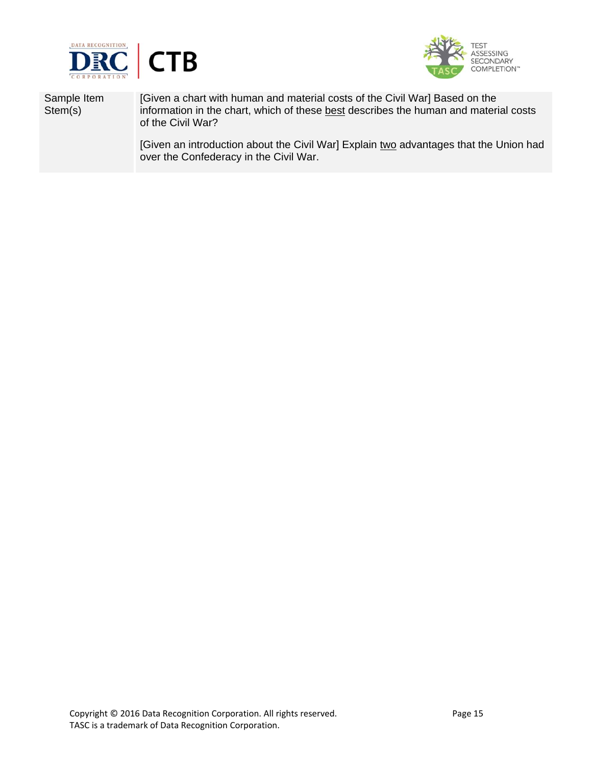| Sample Item Stem(s) | [Given a chart with human and material costs of the Civil War] Based on the information in the chart, which of these <u>best</u> describes the human and material costs of the Civil War?<br><br>[Given an introduction about the Civil War] Explain <u>two</u> advantages that the Union had over the Confederacy in the Civil War. |
|---|---|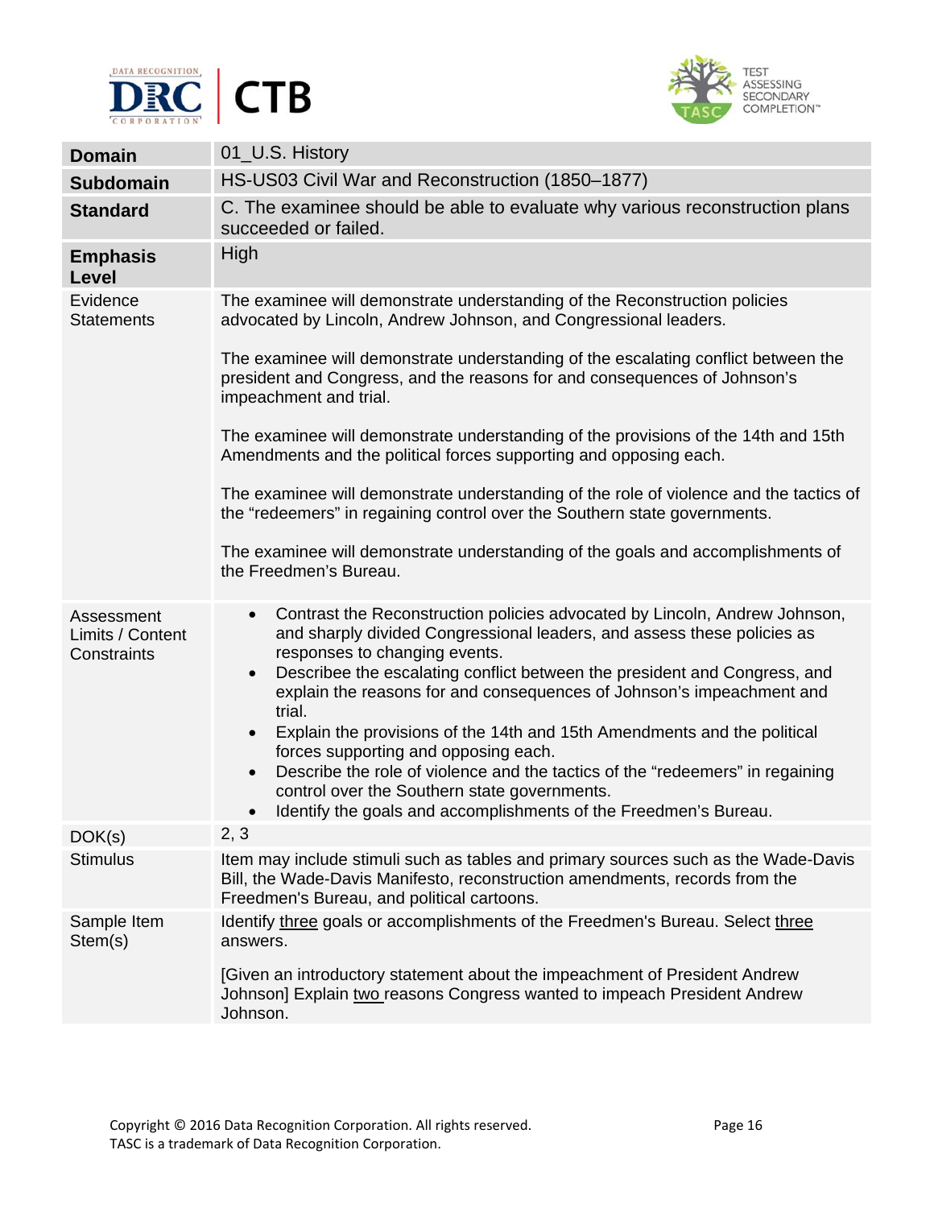| Domain | 01_U.S. History |
|---|---|
| **Subdomain** | HS-US03 Civil War and Reconstruction (1850–1877) |
| **Standard** | C. The examinee should be able to evaluate why various reconstruction plans succeeded or failed. |
| **Emphasis Level** | High |
| Evidence Statements | The examinee will demonstrate understanding of the Reconstruction policies advocated by Lincoln, Andrew Johnson, and Congressional leaders.<br><br>The examinee will demonstrate understanding of the escalating conflict between the president and Congress, and the reasons for and consequences of Johnson's impeachment and trial.<br><br>The examinee will demonstrate understanding of the provisions of the 14th and 15th Amendments and the political forces supporting and opposing each.<br><br>The examinee will demonstrate understanding of the role of violence and the tactics of the "redeemers" in regaining control over the Southern state governments.<br><br>The examinee will demonstrate understanding of the goals and accomplishments of the Freedmen's Bureau. |
| Assessment Limits / Content Constraints | • Contrast the Reconstruction policies advocated by Lincoln, Andrew Johnson, and sharply divided Congressional leaders, and assess these policies as responses to changing events.<br>• Describee the escalating conflict between the president and Congress, and explain the reasons for and consequences of Johnson's impeachment and trial.<br>• Explain the provisions of the 14th and 15th Amendments and the political forces supporting and opposing each.<br>• Describe the role of violence and the tactics of the "redeemers" in regaining control over the Southern state governments.<br>• Identify the goals and accomplishments of the Freedmen's Bureau. |
| DOK(s) | 2, 3 |
| Stimulus | Item may include stimuli such as tables and primary sources such as the Wade-Davis Bill, the Wade-Davis Manifesto, reconstruction amendments, records from the Freedmen's Bureau, and political cartoons. |
| Sample Item Stem(s) | Identify three goals or accomplishments of the Freedmen's Bureau. Select three answers.<br><br>[Given an introductory statement about the impeachment of President Andrew Johnson] Explain two reasons Congress wanted to impeach President Andrew Johnson. |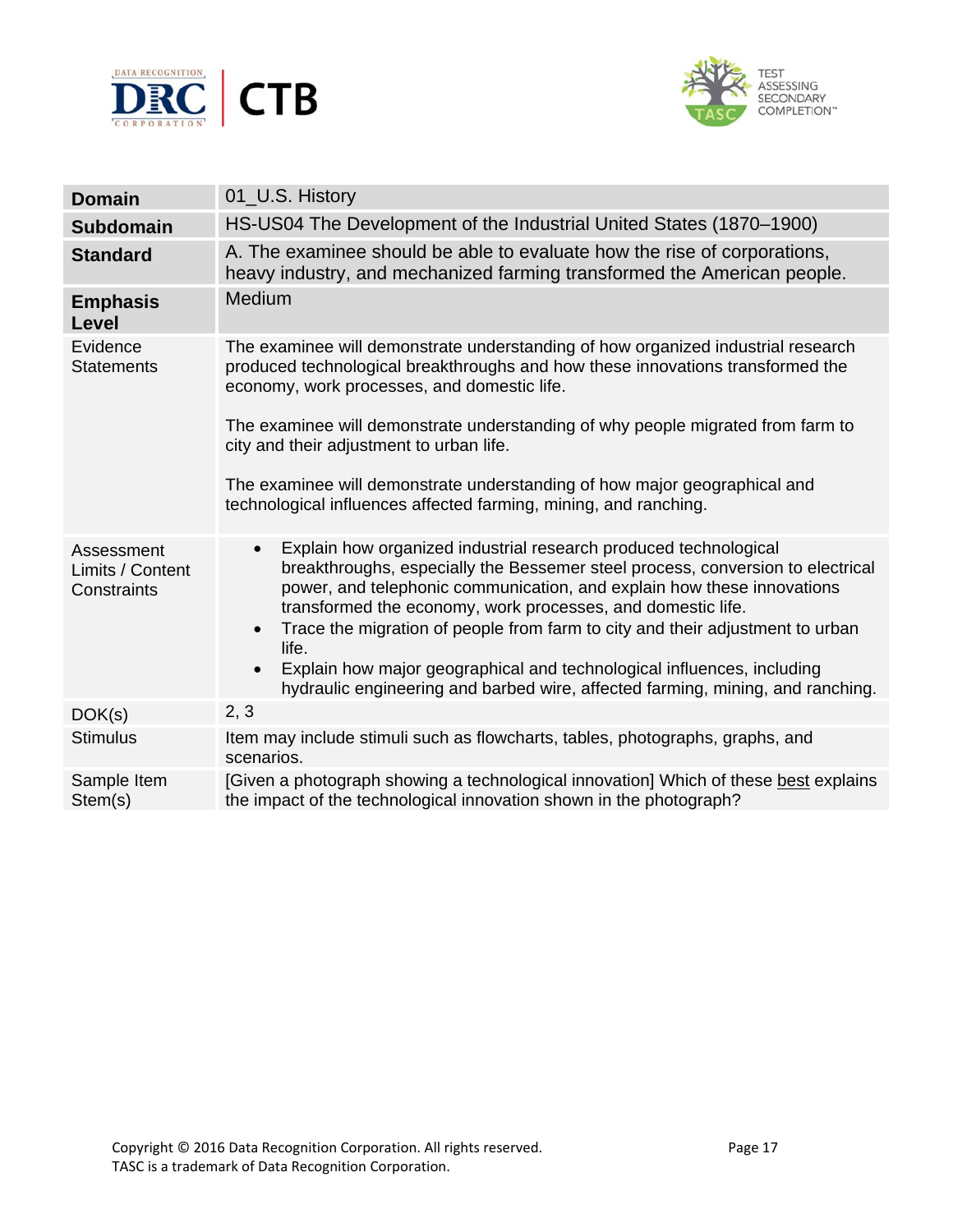| Domain | 01_U.S. History |
|---|---|
| **Subdomain** | HS-US04 The Development of the Industrial United States (1870–1900) |
| **Standard** | A. The examinee should be able to evaluate how the rise of corporations, heavy industry, and mechanized farming transformed the American people. |
| **Emphasis Level** | Medium |
| Evidence Statements | The examinee will demonstrate understanding of how organized industrial research produced technological breakthroughs and how these innovations transformed the economy, work processes, and domestic life.<br><br>The examinee will demonstrate understanding of why people migrated from farm to city and their adjustment to urban life.<br><br>The examinee will demonstrate understanding of how major geographical and technological influences affected farming, mining, and ranching. |
| Assessment Limits / Content Constraints | • Explain how organized industrial research produced technological breakthroughs, especially the Bessemer steel process, conversion to electrical power, and telephonic communication, and explain how these innovations transformed the economy, work processes, and domestic life.<br>• Trace the migration of people from farm to city and their adjustment to urban life.<br>• Explain how major geographical and technological influences, including hydraulic engineering and barbed wire, affected farming, mining, and ranching. |
| DOK(s) | 2, 3 |
| Stimulus | Item may include stimuli such as flowcharts, tables, photographs, graphs, and scenarios. |
| Sample Item Stem(s) | [Given a photograph showing a technological innovation] Which of these best explains the impact of the technological innovation shown in the photograph? |

Copyright © 2016 Data Recognition Corporation. All rights reserved.
TASC is a trademark of Data Recognition Corporation.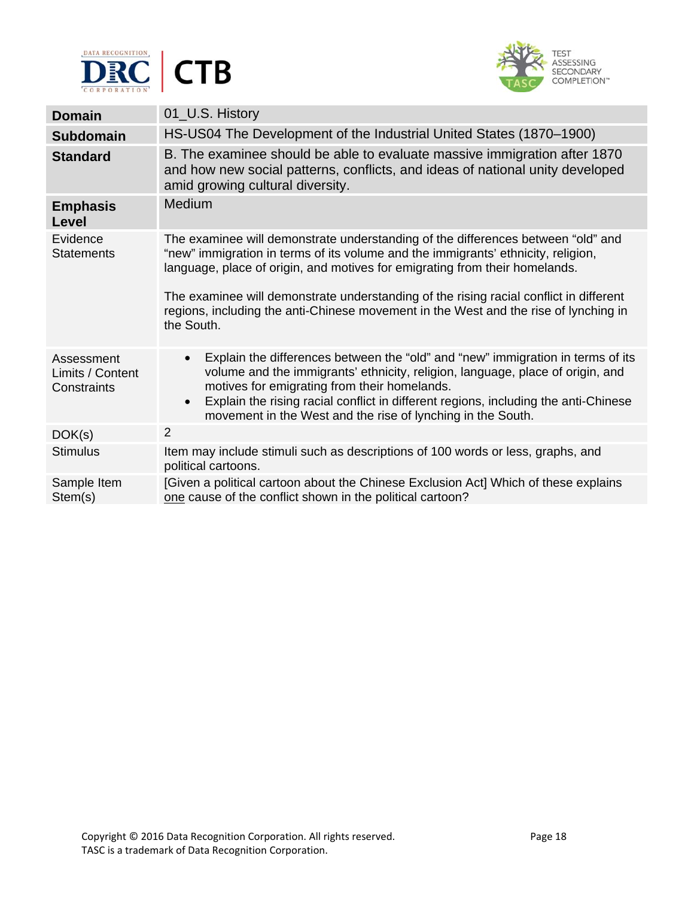| | |
|---|---|
| **Domain** | 01_U.S. History |
| **Subdomain** | HS-US04 The Development of the Industrial United States (1870–1900) |
| **Standard** | B. The examinee should be able to evaluate massive immigration after 1870 and how new social patterns, conflicts, and ideas of national unity developed amid growing cultural diversity. |
| **Emphasis Level** | Medium |
| Evidence Statements | The examinee will demonstrate understanding of the differences between "old" and "new" immigration in terms of its volume and the immigrants' ethnicity, religion, language, place of origin, and motives for emigrating from their homelands.<br><br>The examinee will demonstrate understanding of the rising racial conflict in different regions, including the anti-Chinese movement in the West and the rise of lynching in the South. |
| Assessment Limits / Content Constraints | • Explain the differences between the "old" and "new" immigration in terms of its volume and the immigrants' ethnicity, religion, language, place of origin, and motives for emigrating from their homelands.<br>• Explain the rising racial conflict in different regions, including the anti-Chinese movement in the West and the rise of lynching in the South. |
| DOK(s) | 2 |
| Stimulus | Item may include stimuli such as descriptions of 100 words or less, graphs, and political cartoons. |
| Sample Item Stem(s) | [Given a political cartoon about the Chinese Exclusion Act] Which of these explains <u>one</u> cause of the conflict shown in the political cartoon? |

Copyright © 2016 Data Recognition Corporation. All rights reserved.
TASC is a trademark of Data Recognition Corporation.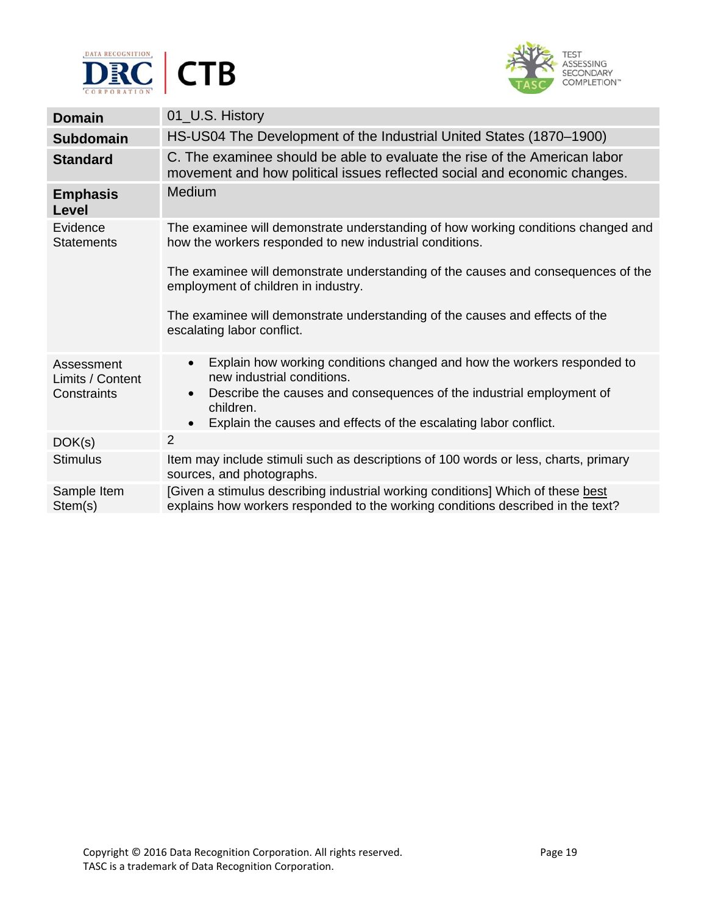| | |
|---|---|
| **Domain** | 01_U.S. History |
| **Subdomain** | HS-US04 The Development of the Industrial United States (1870–1900) |
| **Standard** | C. The examinee should be able to evaluate the rise of the American labor movement and how political issues reflected social and economic changes. |
| **Emphasis Level** | Medium |
| Evidence Statements | The examinee will demonstrate understanding of how working conditions changed and how the workers responded to new industrial conditions.<br><br>The examinee will demonstrate understanding of the causes and consequences of the employment of children in industry.<br><br>The examinee will demonstrate understanding of the causes and effects of the escalating labor conflict. |
| Assessment Limits / Content Constraints | • Explain how working conditions changed and how the workers responded to new industrial conditions.<br>• Describe the causes and consequences of the industrial employment of children.<br>• Explain the causes and effects of the escalating labor conflict. |
| DOK(s) | 2 |
| Stimulus | Item may include stimuli such as descriptions of 100 words or less, charts, primary sources, and photographs. |
| Sample Item Stem(s) | [Given a stimulus describing industrial working conditions] Which of these <u>best</u> explains how workers responded to the working conditions described in the text? |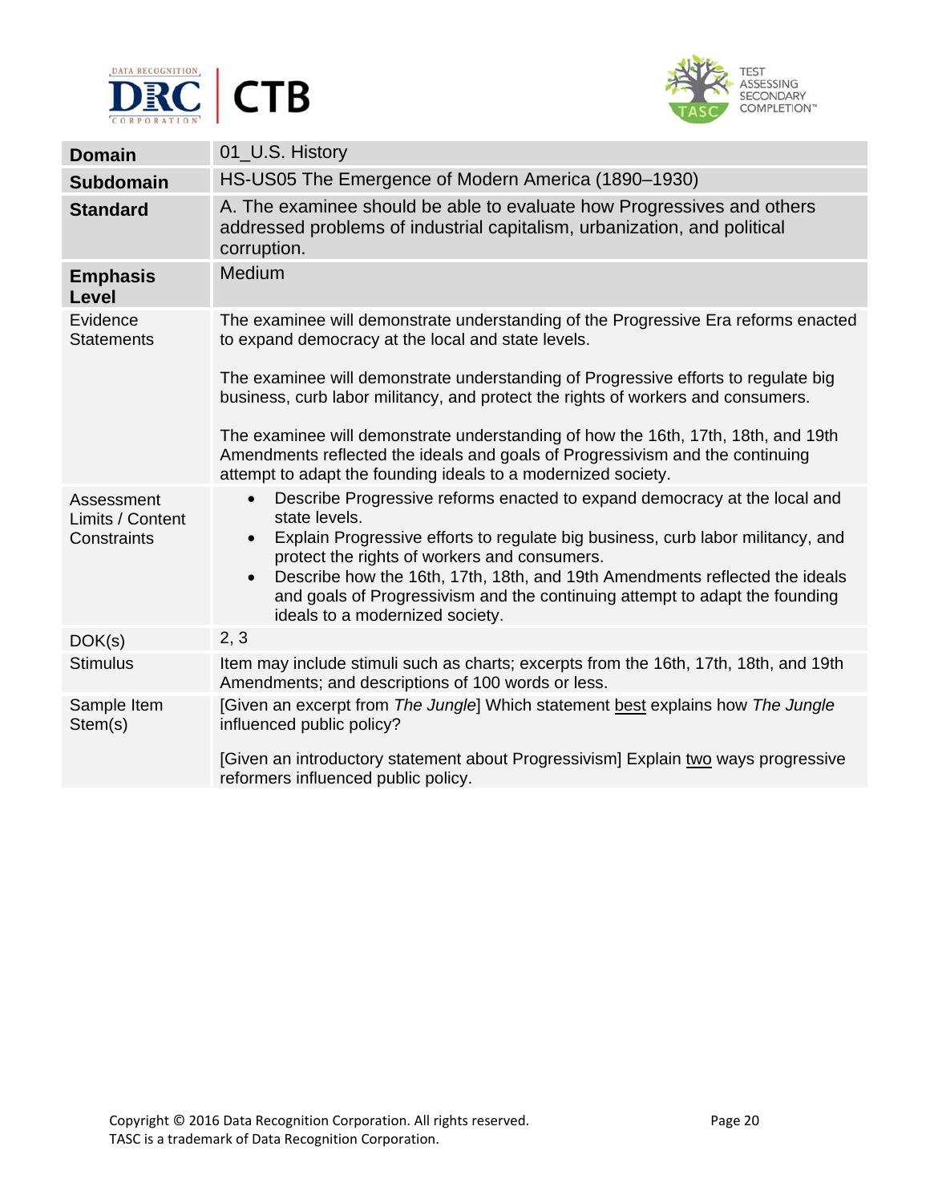| Domain | 01_U.S. History |
|---|---|
| **Subdomain** | HS-US05 The Emergence of Modern America (1890–1930) |
| **Standard** | A. The examinee should be able to evaluate how Progressives and others addressed problems of industrial capitalism, urbanization, and political corruption. |
| **Emphasis Level** | Medium |
| Evidence Statements | The examinee will demonstrate understanding of the Progressive Era reforms enacted to expand democracy at the local and state levels.<br><br>The examinee will demonstrate understanding of Progressive efforts to regulate big business, curb labor militancy, and protect the rights of workers and consumers.<br><br>The examinee will demonstrate understanding of how the 16th, 17th, 18th, and 19th Amendments reflected the ideals and goals of Progressivism and the continuing attempt to adapt the founding ideals to a modernized society. |
| Assessment Limits / Content Constraints | • Describe Progressive reforms enacted to expand democracy at the local and state levels.<br>• Explain Progressive efforts to regulate big business, curb labor militancy, and protect the rights of workers and consumers.<br>• Describe how the 16th, 17th, 18th, and 19th Amendments reflected the ideals and goals of Progressivism and the continuing attempt to adapt the founding ideals to a modernized society. |
| DOK(s) | 2, 3 |
| Stimulus | Item may include stimuli such as charts; excerpts from the 16th, 17th, 18th, and 19th Amendments; and descriptions of 100 words or less. |
| Sample Item Stem(s) | [Given an excerpt from *The Jungle*] Which statement <u>best</u> explains how *The Jungle* influenced public policy?<br><br>[Given an introductory statement about Progressivism] Explain <u>two</u> ways progressive reformers influenced public policy. |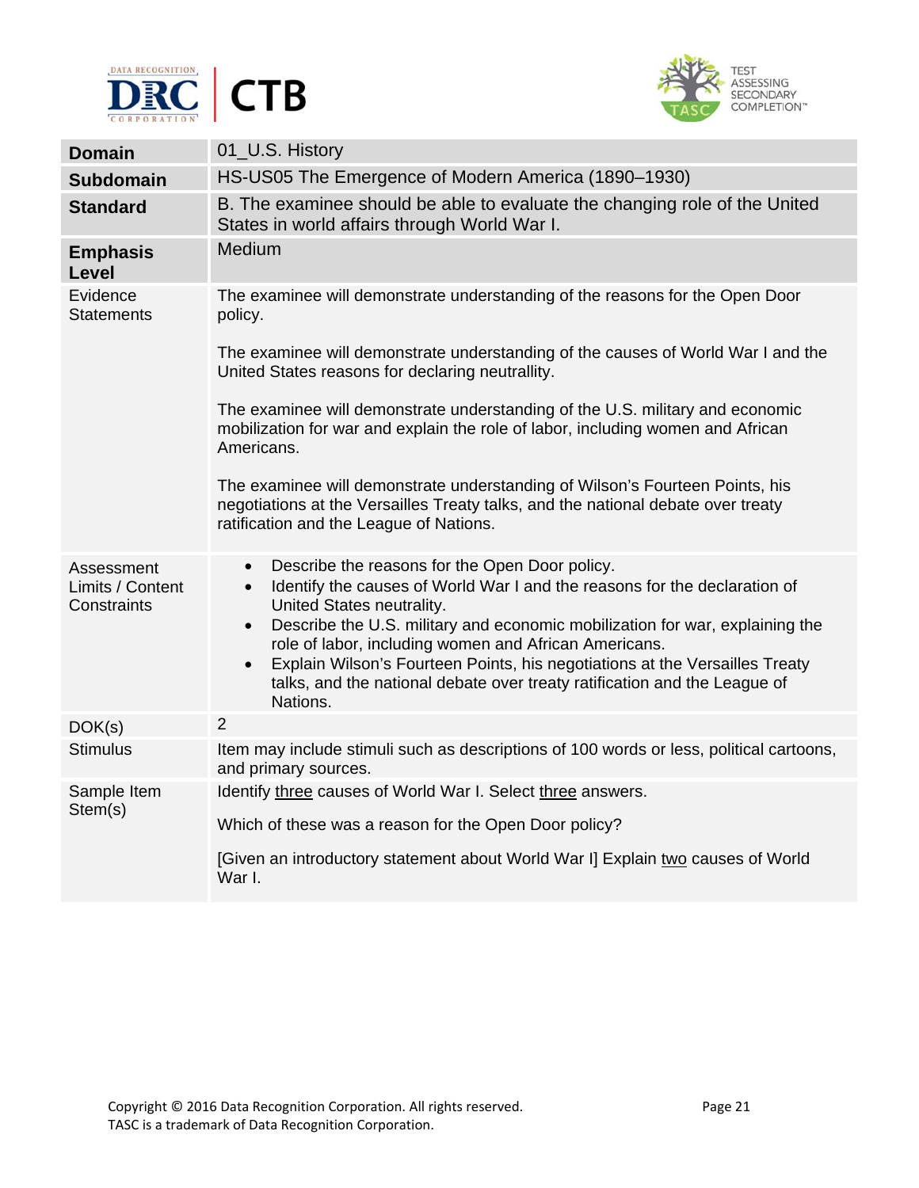| | |
|---|---|
| **Domain** | 01_U.S. History |
| **Subdomain** | HS-US05 The Emergence of Modern America (1890–1930) |
| **Standard** | B. The examinee should be able to evaluate the changing role of the United States in world affairs through World War I. |
| **Emphasis Level** | Medium |
| Evidence Statements | The examinee will demonstrate understanding of the reasons for the Open Door policy.<br><br>The examinee will demonstrate understanding of the causes of World War I and the United States reasons for declaring neutrallity.<br><br>The examinee will demonstrate understanding of the U.S. military and economic mobilization for war and explain the role of labor, including women and African Americans.<br><br>The examinee will demonstrate understanding of Wilson's Fourteen Points, his negotiations at the Versailles Treaty talks, and the national debate over treaty ratification and the League of Nations. |
| Assessment Limits / Content Constraints | • Describe the reasons for the Open Door policy.<br>• Identify the causes of World War I and the reasons for the declaration of United States neutrality.<br>• Describe the U.S. military and economic mobilization for war, explaining the role of labor, including women and African Americans.<br>• Explain Wilson's Fourteen Points, his negotiations at the Versailles Treaty talks, and the national debate over treaty ratification and the League of Nations. |
| DOK(s) | 2 |
| Stimulus | Item may include stimuli such as descriptions of 100 words or less, political cartoons, and primary sources. |
| Sample Item Stem(s) | Identify <u>three</u> causes of World War I. Select <u>three</u> answers.<br><br>Which of these was a reason for the Open Door policy?<br><br>[Given an introductory statement about World War I] Explain <u>two</u> causes of World War I. |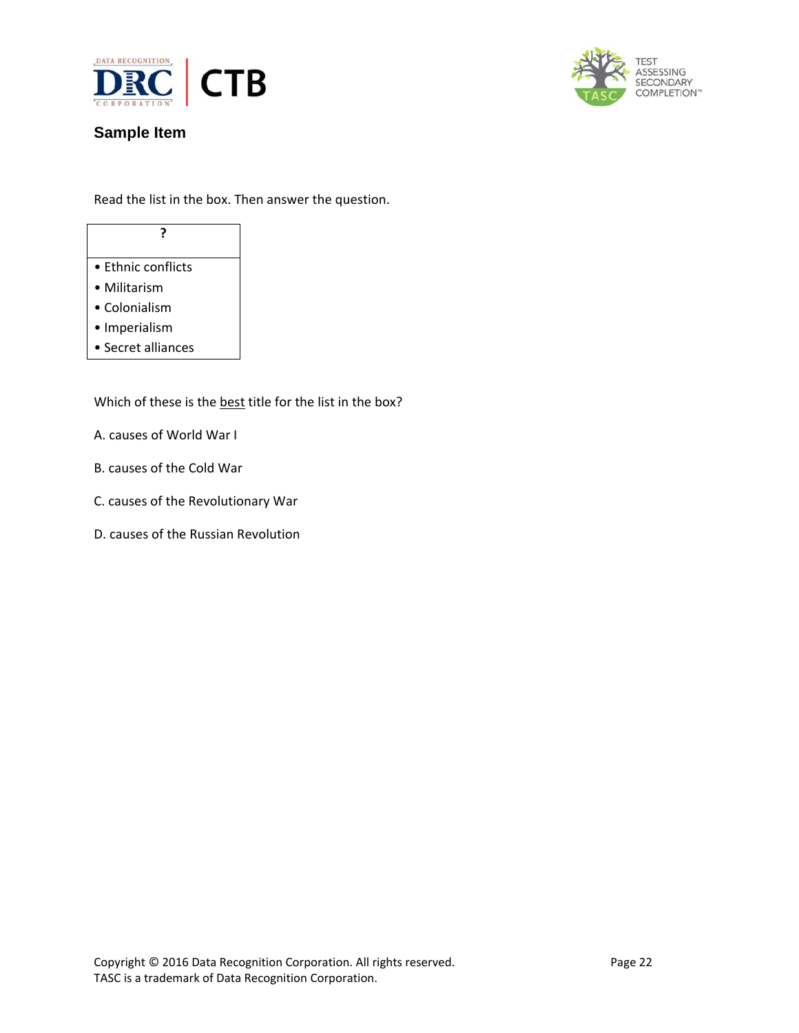## Sample Item

Read the list in the box. Then answer the question.

| ? |
| --- |
| • Ethnic conflicts<br>• Militarism<br>• Colonialism<br>• Imperialism<br>• Secret alliances |

Which of these is the <u>best</u> title for the list in the box?

A. causes of World War I

B. causes of the Cold War

C. causes of the Revolutionary War

D. causes of the Russian Revolution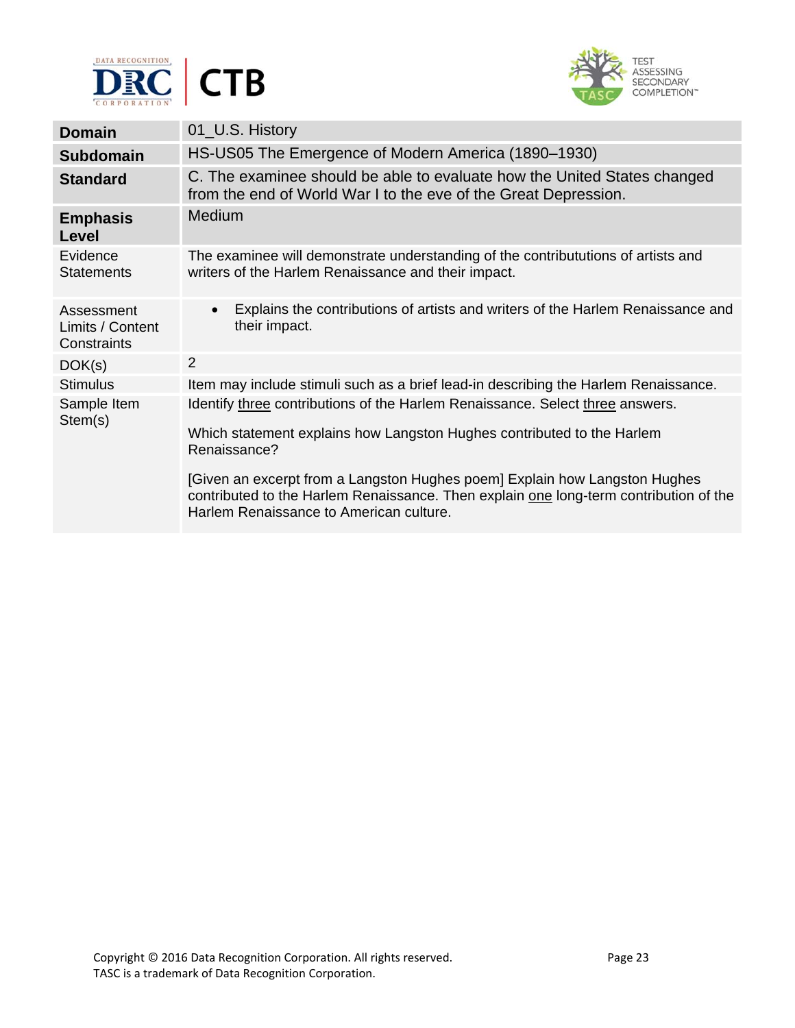| Domain | 01_U.S. History |
|---|---|
| **Subdomain** | HS-US05 The Emergence of Modern America (1890–1930) |
| **Standard** | C. The examinee should be able to evaluate how the United States changed from the end of World War I to the eve of the Great Depression. |
| **Emphasis Level** | Medium |
| Evidence Statements | The examinee will demonstrate understanding of the contribututions of artists and writers of the Harlem Renaissance and their impact. |
| Assessment Limits / Content Constraints | • Explains the contributions of artists and writers of the Harlem Renaissance and their impact. |
| DOK(s) | 2 |
| Stimulus | Item may include stimuli such as a brief lead-in describing the Harlem Renaissance. |
| Sample Item Stem(s) | Identify three contributions of the Harlem Renaissance. Select three answers.<br><br>Which statement explains how Langston Hughes contributed to the Harlem Renaissance?<br><br>[Given an excerpt from a Langston Hughes poem] Explain how Langston Hughes contributed to the Harlem Renaissance. Then explain one long-term contribution of the Harlem Renaissance to American culture. |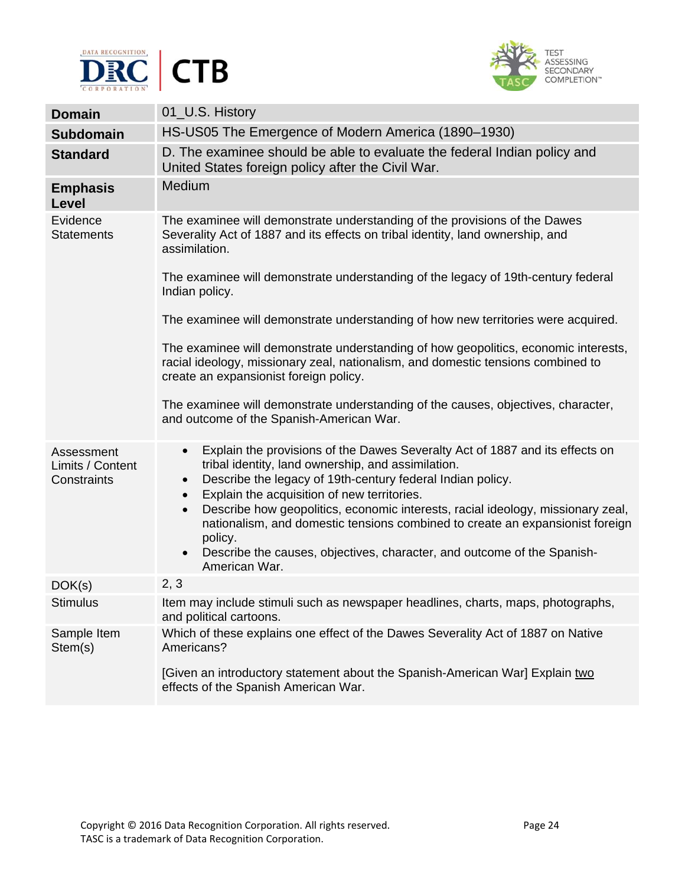| Domain | 01_U.S. History |
|---|---|
| **Subdomain** | HS-US05 The Emergence of Modern America (1890–1930) |
| **Standard** | D. The examinee should be able to evaluate the federal Indian policy and United States foreign policy after the Civil War. |
| **Emphasis Level** | Medium |
| Evidence Statements | The examinee will demonstrate understanding of the provisions of the Dawes Severality Act of 1887 and its effects on tribal identity, land ownership, and assimilation.<br><br>The examinee will demonstrate understanding of the legacy of 19th-century federal Indian policy.<br><br>The examinee will demonstrate understanding of how new territories were acquired.<br><br>The examinee will demonstrate understanding of how geopolitics, economic interests, racial ideology, missionary zeal, nationalism, and domestic tensions combined to create an expansionist foreign policy.<br><br>The examinee will demonstrate understanding of the causes, objectives, character, and outcome of the Spanish-American War. |
| Assessment Limits / Content Constraints | • Explain the provisions of the Dawes Severalty Act of 1887 and its effects on tribal identity, land ownership, and assimilation.<br>• Describe the legacy of 19th-century federal Indian policy.<br>• Explain the acquisition of new territories.<br>• Describe how geopolitics, economic interests, racial ideology, missionary zeal, nationalism, and domestic tensions combined to create an expansionist foreign policy.<br>• Describe the causes, objectives, character, and outcome of the Spanish-American War. |
| DOK(s) | 2, 3 |
| Stimulus | Item may include stimuli such as newspaper headlines, charts, maps, photographs, and political cartoons. |
| Sample Item Stem(s) | Which of these explains one effect of the Dawes Severality Act of 1887 on Native Americans?<br><br>[Given an introductory statement about the Spanish-American War] Explain <u>two</u> effects of the Spanish American War. |

Copyright © 2016 Data Recognition Corporation. All rights reserved.
TASC is a trademark of Data Recognition Corporation.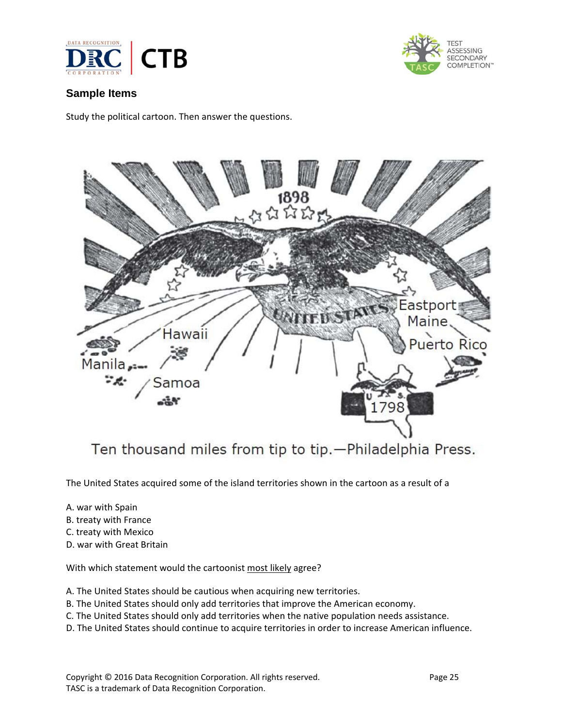## Sample Items

Study the political cartoon. Then answer the questions.

Ten thousand miles from tip to tip.—Philadelphia Press.

The United States acquired some of the island territories shown in the cartoon as a result of a

A. war with Spain
B. treaty with France
C. treaty with Mexico
D. war with Great Britain

With which statement would the cartoonist most likely agree?

A. The United States should be cautious when acquiring new territories.
B. The United States should only add territories that improve the American economy.
C. The United States should only add territories when the native population needs assistance.
D. The United States should continue to acquire territories in order to increase American influence.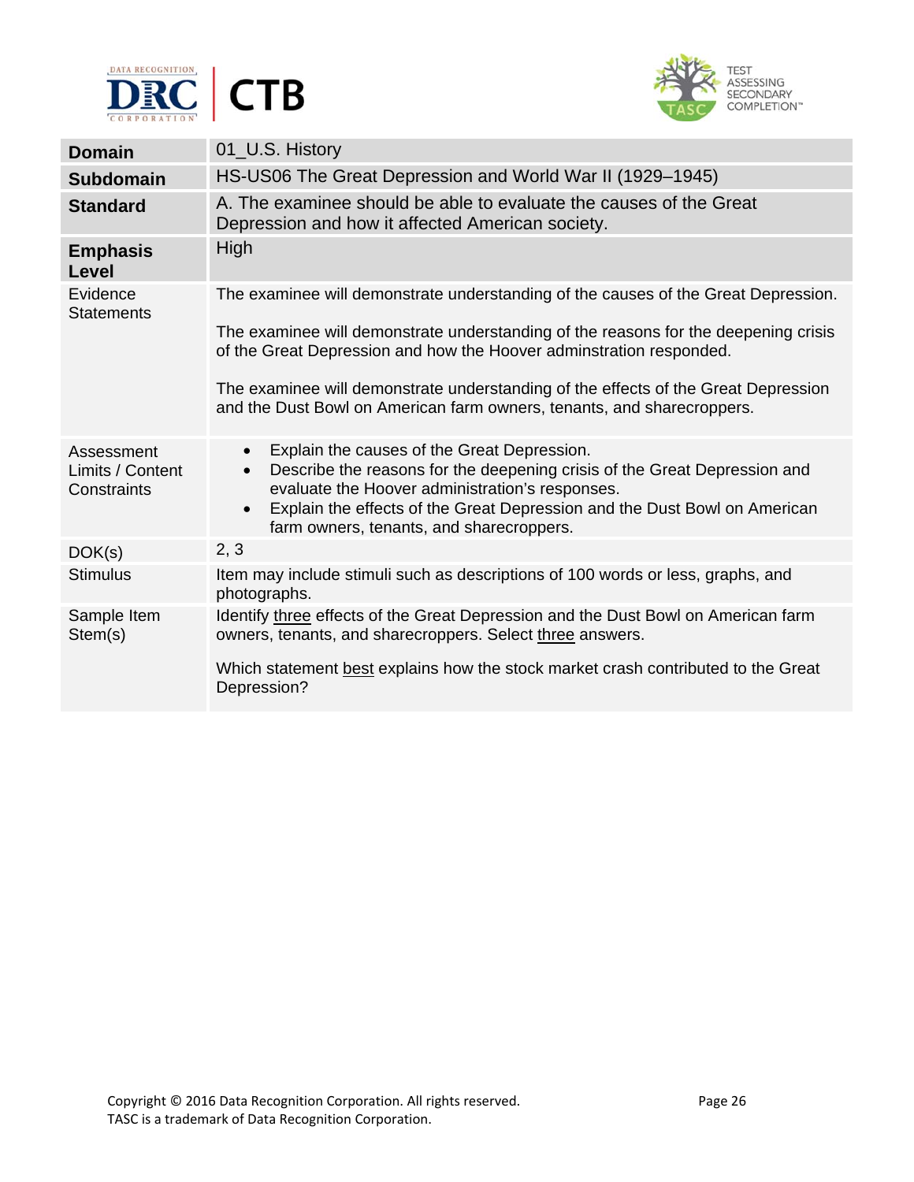| | |
|---|---|
| **Domain** | 01_U.S. History |
| **Subdomain** | HS-US06 The Great Depression and World War II (1929–1945) |
| **Standard** | A. The examinee should be able to evaluate the causes of the Great Depression and how it affected American society. |
| **Emphasis Level** | High |
| Evidence Statements | The examinee will demonstrate understanding of the causes of the Great Depression.<br><br>The examinee will demonstrate understanding of the reasons for the deepening crisis of the Great Depression and how the Hoover adminstration responded.<br><br>The examinee will demonstrate understanding of the effects of the Great Depression and the Dust Bowl on American farm owners, tenants, and sharecroppers. |
| Assessment Limits / Content Constraints | • Explain the causes of the Great Depression.<br>• Describe the reasons for the deepening crisis of the Great Depression and evaluate the Hoover administration's responses.<br>• Explain the effects of the Great Depression and the Dust Bowl on American farm owners, tenants, and sharecroppers. |
| DOK(s) | 2, 3 |
| Stimulus | Item may include stimuli such as descriptions of 100 words or less, graphs, and photographs. |
| Sample Item Stem(s) | Identify three effects of the Great Depression and the Dust Bowl on American farm owners, tenants, and sharecroppers. Select three answers.<br><br>Which statement best explains how the stock market crash contributed to the Great Depression? |

Copyright © 2016 Data Recognition Corporation. All rights reserved.
TASC is a trademark of Data Recognition Corporation.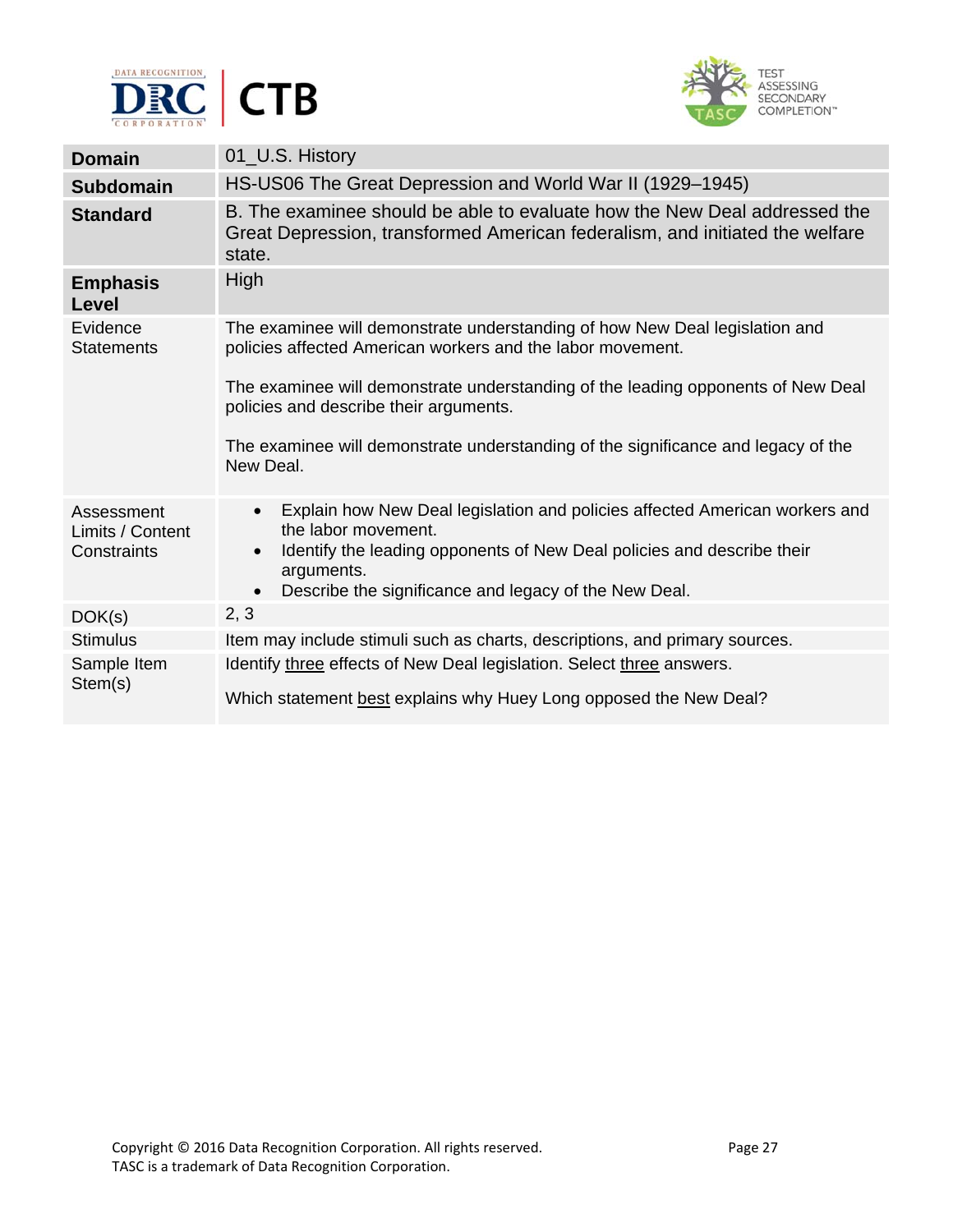| **Domain** | 01_U.S. History |
| --- | --- |
| **Subdomain** | HS-US06 The Great Depression and World War II (1929–1945) |
| **Standard** | B. The examinee should be able to evaluate how the New Deal addressed the Great Depression, transformed American federalism, and initiated the welfare state. |
| **Emphasis Level** | High |
| Evidence Statements | The examinee will demonstrate understanding of how New Deal legislation and policies affected American workers and the labor movement.<br><br>The examinee will demonstrate understanding of the leading opponents of New Deal policies and describe their arguments.<br><br>The examinee will demonstrate understanding of the significance and legacy of the New Deal. |
| Assessment Limits / Content Constraints | • Explain how New Deal legislation and policies affected American workers and the labor movement.<br>• Identify the leading opponents of New Deal policies and describe their arguments.<br>• Describe the significance and legacy of the New Deal. |
| DOK(s) | 2, 3 |
| Stimulus | Item may include stimuli such as charts, descriptions, and primary sources. |
| Sample Item Stem(s) | Identify <u>three</u> effects of New Deal legislation. Select <u>three</u> answers.<br><br>Which statement <u>best</u> explains why Huey Long opposed the New Deal? |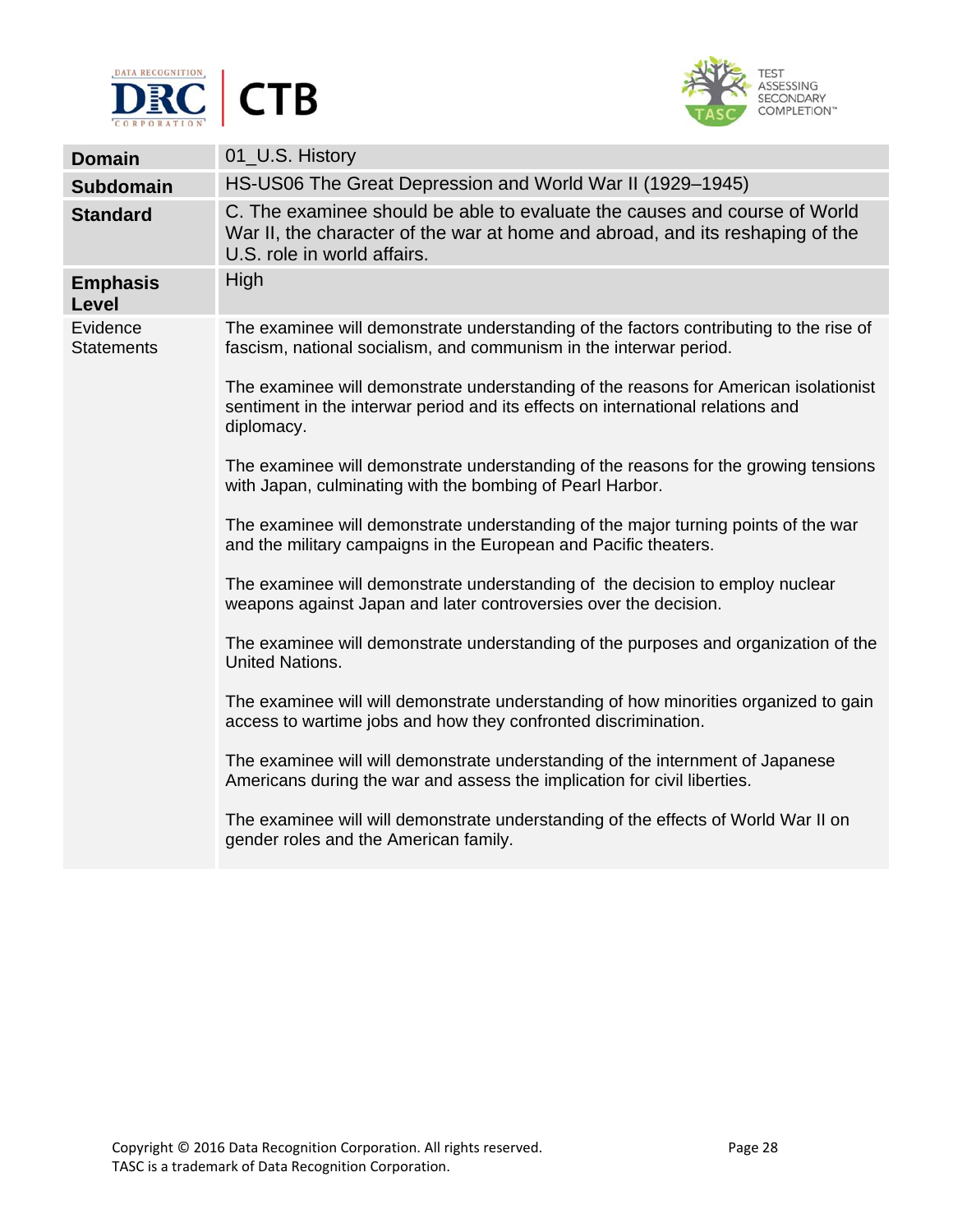| **Domain** | 01_U.S. History |
|---|---|
| **Subdomain** | HS-US06 The Great Depression and World War II (1929–1945) |
| **Standard** | C. The examinee should be able to evaluate the causes and course of World War II, the character of the war at home and abroad, and its reshaping of the U.S. role in world affairs. |
| **Emphasis Level** | High |
| Evidence Statements | The examinee will demonstrate understanding of the factors contributing to the rise of fascism, national socialism, and communism in the interwar period.<br><br>The examinee will demonstrate understanding of the reasons for American isolationist sentiment in the interwar period and its effects on international relations and diplomacy.<br><br>The examinee will demonstrate understanding of the reasons for the growing tensions with Japan, culminating with the bombing of Pearl Harbor.<br><br>The examinee will demonstrate understanding of the major turning points of the war and the military campaigns in the European and Pacific theaters.<br><br>The examinee will demonstrate understanding of the decision to employ nuclear weapons against Japan and later controversies over the decision.<br><br>The examinee will demonstrate understanding of the purposes and organization of the United Nations.<br><br>The examinee will will demonstrate understanding of how minorities organized to gain access to wartime jobs and how they confronted discrimination.<br><br>The examinee will will demonstrate understanding of the internment of Japanese Americans during the war and assess the implication for civil liberties.<br><br>The examinee will will demonstrate understanding of the effects of World War II on gender roles and the American family. |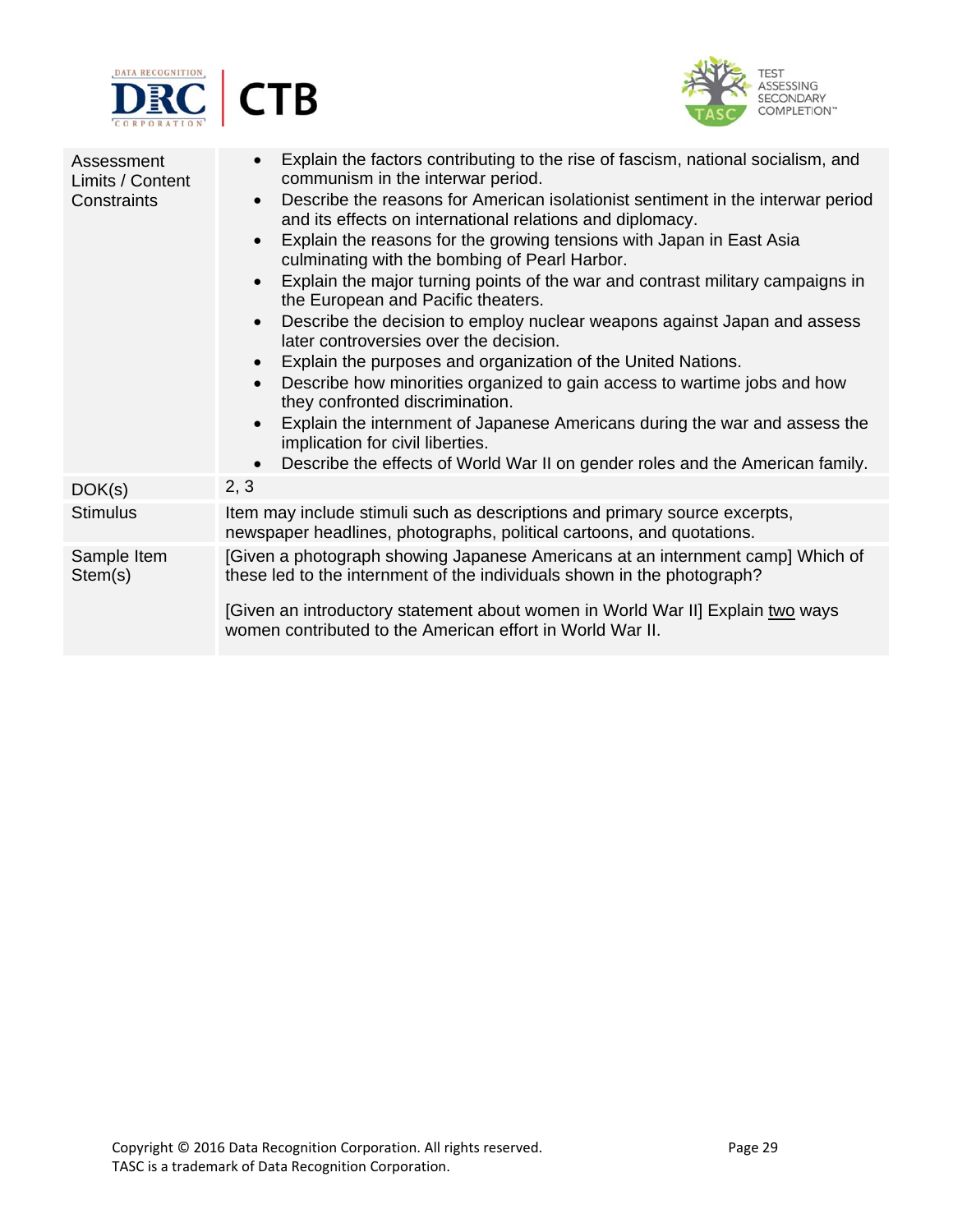| | |
|---|---|
| Assessment Limits / Content Constraints | • Explain the factors contributing to the rise of fascism, national socialism, and communism in the interwar period.<br>• Describe the reasons for American isolationist sentiment in the interwar period and its effects on international relations and diplomacy.<br>• Explain the reasons for the growing tensions with Japan in East Asia culminating with the bombing of Pearl Harbor.<br>• Explain the major turning points of the war and contrast military campaigns in the European and Pacific theaters.<br>• Describe the decision to employ nuclear weapons against Japan and assess later controversies over the decision.<br>• Explain the purposes and organization of the United Nations.<br>• Describe how minorities organized to gain access to wartime jobs and how they confronted discrimination.<br>• Explain the internment of Japanese Americans during the war and assess the implication for civil liberties.<br>• Describe the effects of World War II on gender roles and the American family. |
| DOK(s) | 2, 3 |
| Stimulus | Item may include stimuli such as descriptions and primary source excerpts, newspaper headlines, photographs, political cartoons, and quotations. |
| Sample Item Stem(s) | [Given a photograph showing Japanese Americans at an internment camp] Which of these led to the internment of the individuals shown in the photograph?<br><br>[Given an introductory statement about women in World War II] Explain <u>two</u> ways women contributed to the American effort in World War II. |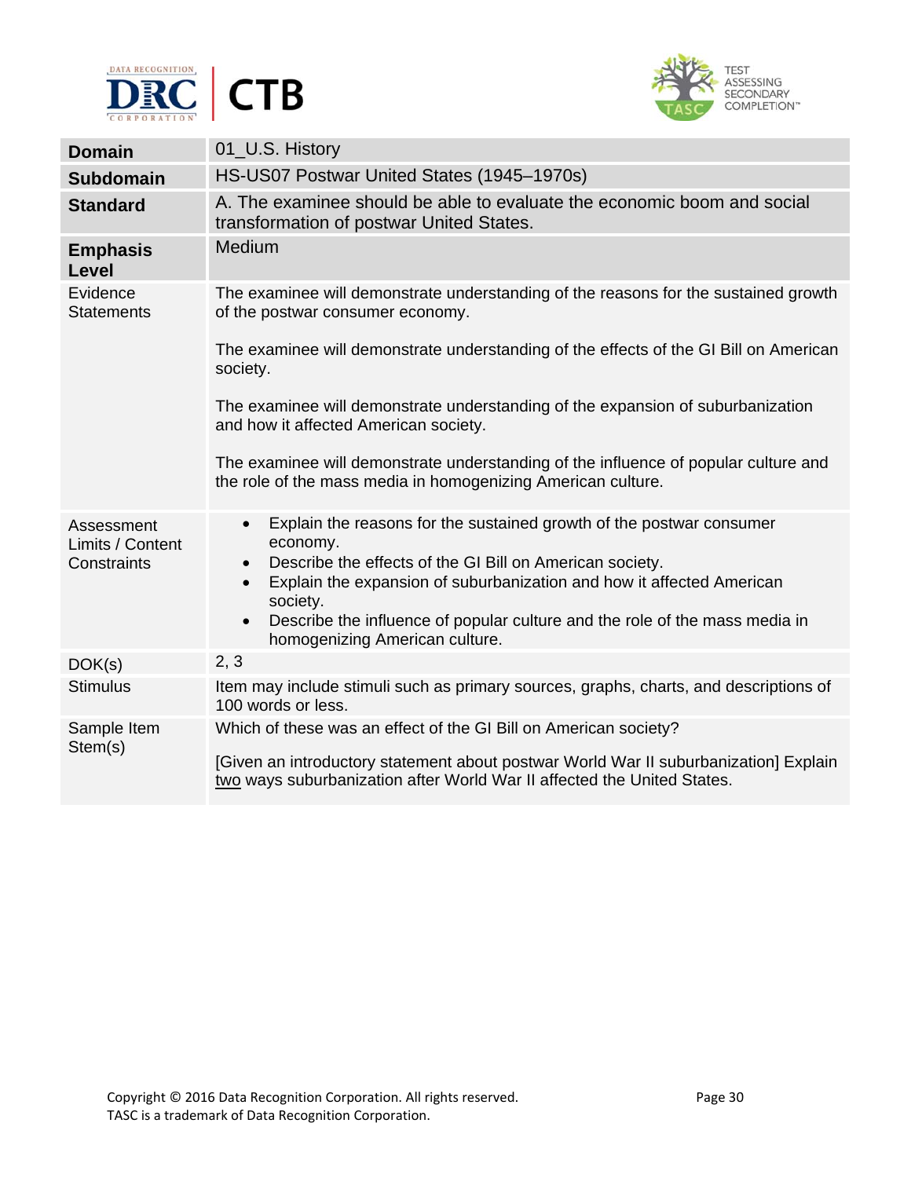| | |
|---|---|
| **Domain** | 01_U.S. History |
| **Subdomain** | HS-US07 Postwar United States (1945–1970s) |
| **Standard** | A. The examinee should be able to evaluate the economic boom and social transformation of postwar United States. |
| **Emphasis Level** | Medium |
| Evidence Statements | The examinee will demonstrate understanding of the reasons for the sustained growth of the postwar consumer economy.<br><br>The examinee will demonstrate understanding of the effects of the GI Bill on American society.<br><br>The examinee will demonstrate understanding of the expansion of suburbanization and how it affected American society.<br><br>The examinee will demonstrate understanding of the influence of popular culture and the role of the mass media in homogenizing American culture. |
| Assessment Limits / Content Constraints | • Explain the reasons for the sustained growth of the postwar consumer economy.<br>• Describe the effects of the GI Bill on American society.<br>• Explain the expansion of suburbanization and how it affected American society.<br>• Describe the influence of popular culture and the role of the mass media in homogenizing American culture. |
| DOK(s) | 2, 3 |
| Stimulus | Item may include stimuli such as primary sources, graphs, charts, and descriptions of 100 words or less. |
| Sample Item Stem(s) | Which of these was an effect of the GI Bill on American society?<br><br>[Given an introductory statement about postwar World War II suburbanization] Explain two ways suburbanization after World War II affected the United States. |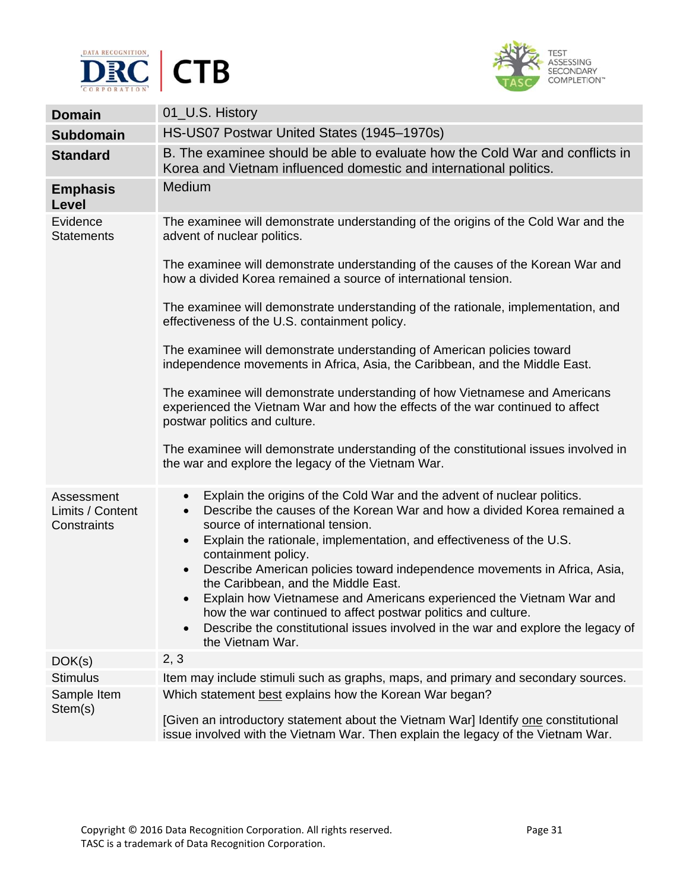| | |
|---|---|
| **Domain** | 01_U.S. History |
| **Subdomain** | HS-US07 Postwar United States (1945–1970s) |
| **Standard** | B. The examinee should be able to evaluate how the Cold War and conflicts in Korea and Vietnam influenced domestic and international politics. |
| **Emphasis Level** | Medium |
| Evidence Statements | The examinee will demonstrate understanding of the origins of the Cold War and the advent of nuclear politics.<br><br>The examinee will demonstrate understanding of the causes of the Korean War and how a divided Korea remained a source of international tension.<br><br>The examinee will demonstrate understanding of the rationale, implementation, and effectiveness of the U.S. containment policy.<br><br>The examinee will demonstrate understanding of American policies toward independence movements in Africa, Asia, the Caribbean, and the Middle East.<br><br>The examinee will demonstrate understanding of how Vietnamese and Americans experienced the Vietnam War and how the effects of the war continued to affect postwar politics and culture.<br><br>The examinee will demonstrate understanding of the constitutional issues involved in the war and explore the legacy of the Vietnam War. |
| Assessment Limits / Content Constraints | • Explain the origins of the Cold War and the advent of nuclear politics.<br>• Describe the causes of the Korean War and how a divided Korea remained a source of international tension.<br>• Explain the rationale, implementation, and effectiveness of the U.S. containment policy.<br>• Describe American policies toward independence movements in Africa, Asia, the Caribbean, and the Middle East.<br>• Explain how Vietnamese and Americans experienced the Vietnam War and how the war continued to affect postwar politics and culture.<br>• Describe the constitutional issues involved in the war and explore the legacy of the Vietnam War. |
| DOK(s) | 2, 3 |
| Stimulus | Item may include stimuli such as graphs, maps, and primary and secondary sources. |
| Sample Item Stem(s) | Which statement best explains how the Korean War began?<br><br>[Given an introductory statement about the Vietnam War] Identify one constitutional issue involved with the Vietnam War. Then explain the legacy of the Vietnam War. |

Copyright © 2016 Data Recognition Corporation. All rights reserved.
TASC is a trademark of Data Recognition Corporation.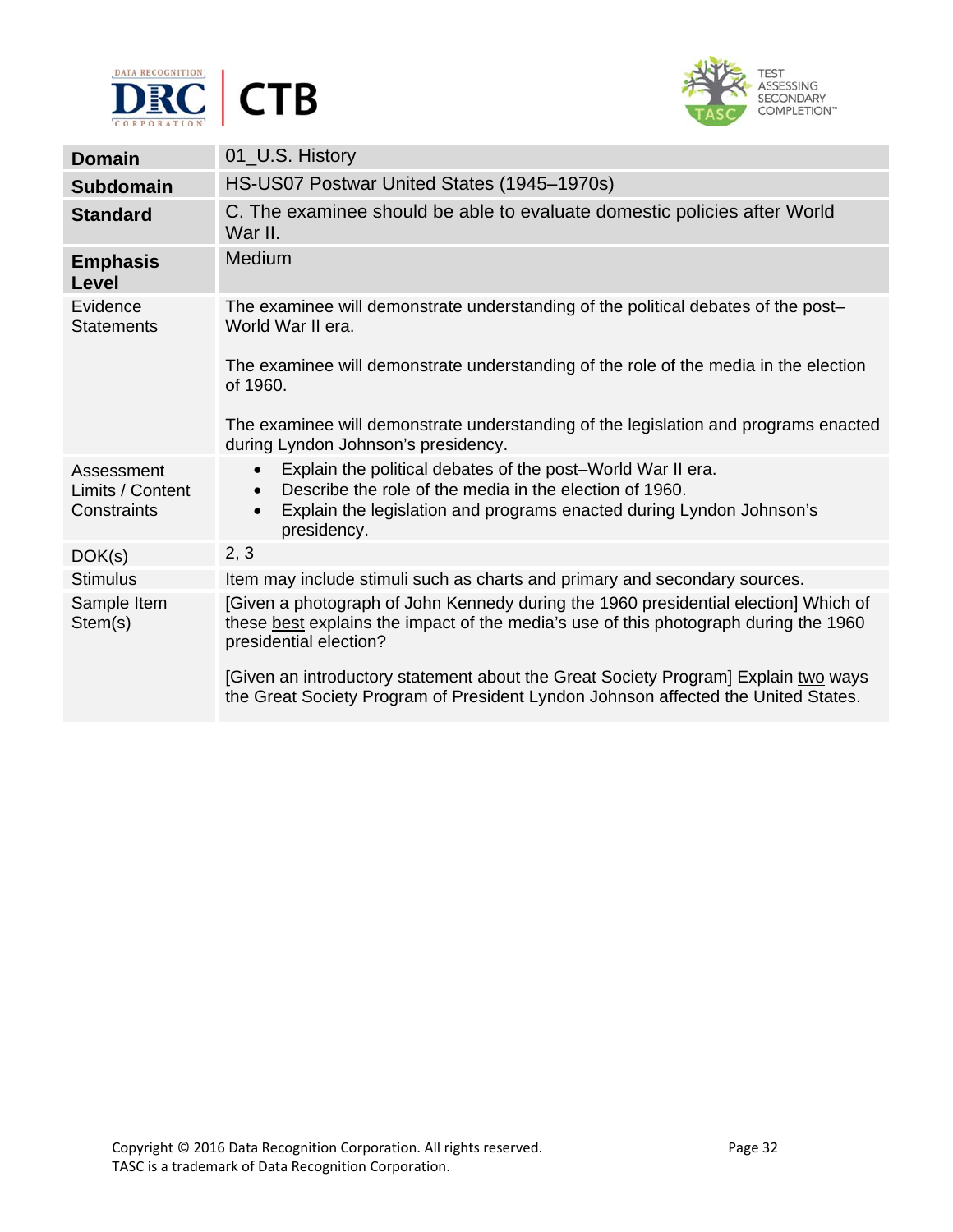| **Domain** | 01_U.S. History |
|---|---|
| **Subdomain** | HS-US07 Postwar United States (1945–1970s) |
| **Standard** | C. The examinee should be able to evaluate domestic policies after World War II. |
| **Emphasis Level** | Medium |
| Evidence Statements | The examinee will demonstrate understanding of the political debates of the post–World War II era.<br><br>The examinee will demonstrate understanding of the role of the media in the election of 1960.<br><br>The examinee will demonstrate understanding of the legislation and programs enacted during Lyndon Johnson's presidency. |
| Assessment Limits / Content Constraints | • Explain the political debates of the post–World War II era.<br>• Describe the role of the media in the election of 1960.<br>• Explain the legislation and programs enacted during Lyndon Johnson's presidency. |
| DOK(s) | 2, 3 |
| Stimulus | Item may include stimuli such as charts and primary and secondary sources. |
| Sample Item Stem(s) | [Given a photograph of John Kennedy during the 1960 presidential election] Which of these best explains the impact of the media's use of this photograph during the 1960 presidential election?<br><br>[Given an introductory statement about the Great Society Program] Explain two ways the Great Society Program of President Lyndon Johnson affected the United States. |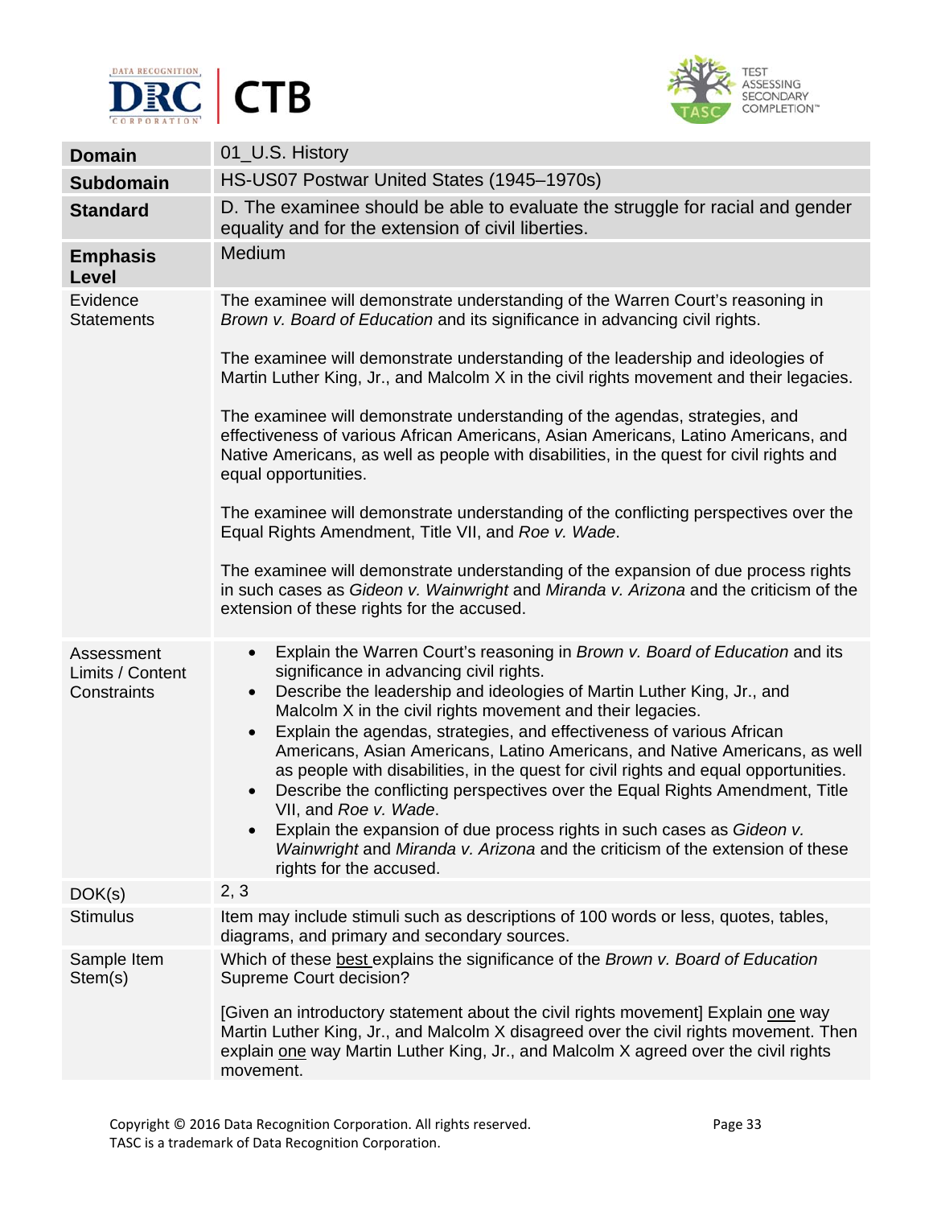| **Domain** | 01_U.S. History |
| --- | --- |
| **Subdomain** | HS-US07 Postwar United States (1945–1970s) |
| **Standard** | D. The examinee should be able to evaluate the struggle for racial and gender equality and for the extension of civil liberties. |
| **Emphasis Level** | Medium |
| Evidence Statements | The examinee will demonstrate understanding of the Warren Court's reasoning in *Brown v. Board of Education* and its significance in advancing civil rights.<br><br>The examinee will demonstrate understanding of the leadership and ideologies of Martin Luther King, Jr., and Malcolm X in the civil rights movement and their legacies.<br><br>The examinee will demonstrate understanding of the agendas, strategies, and effectiveness of various African Americans, Asian Americans, Latino Americans, and Native Americans, as well as people with disabilities, in the quest for civil rights and equal opportunities.<br><br>The examinee will demonstrate understanding of the conflicting perspectives over the Equal Rights Amendment, Title VII, and *Roe v. Wade*.<br><br>The examinee will demonstrate understanding of the expansion of due process rights in such cases as *Gideon v. Wainwright* and *Miranda v. Arizona* and the criticism of the extension of these rights for the accused. |
| Assessment Limits / Content Constraints | • Explain the Warren Court's reasoning in *Brown v. Board of Education* and its significance in advancing civil rights.<br>• Describe the leadership and ideologies of Martin Luther King, Jr., and Malcolm X in the civil rights movement and their legacies.<br>• Explain the agendas, strategies, and effectiveness of various African Americans, Asian Americans, Latino Americans, and Native Americans, as well as people with disabilities, in the quest for civil rights and equal opportunities.<br>• Describe the conflicting perspectives over the Equal Rights Amendment, Title VII, and *Roe v. Wade*.<br>• Explain the expansion of due process rights in such cases as *Gideon v. Wainwright* and *Miranda v. Arizona* and the criticism of the extension of these rights for the accused. |
| DOK(s) | 2, 3 |
| Stimulus | Item may include stimuli such as descriptions of 100 words or less, quotes, tables, diagrams, and primary and secondary sources. |
| Sample Item Stem(s) | Which of these <u>best</u> explains the significance of the *Brown v. Board of Education* Supreme Court decision?<br><br>[Given an introductory statement about the civil rights movement] Explain <u>one</u> way Martin Luther King, Jr., and Malcolm X disagreed over the civil rights movement. Then explain <u>one</u> way Martin Luther King, Jr., and Malcolm X agreed over the civil rights movement. |

Copyright © 2016 Data Recognition Corporation. All rights reserved.
TASC is a trademark of Data Recognition Corporation.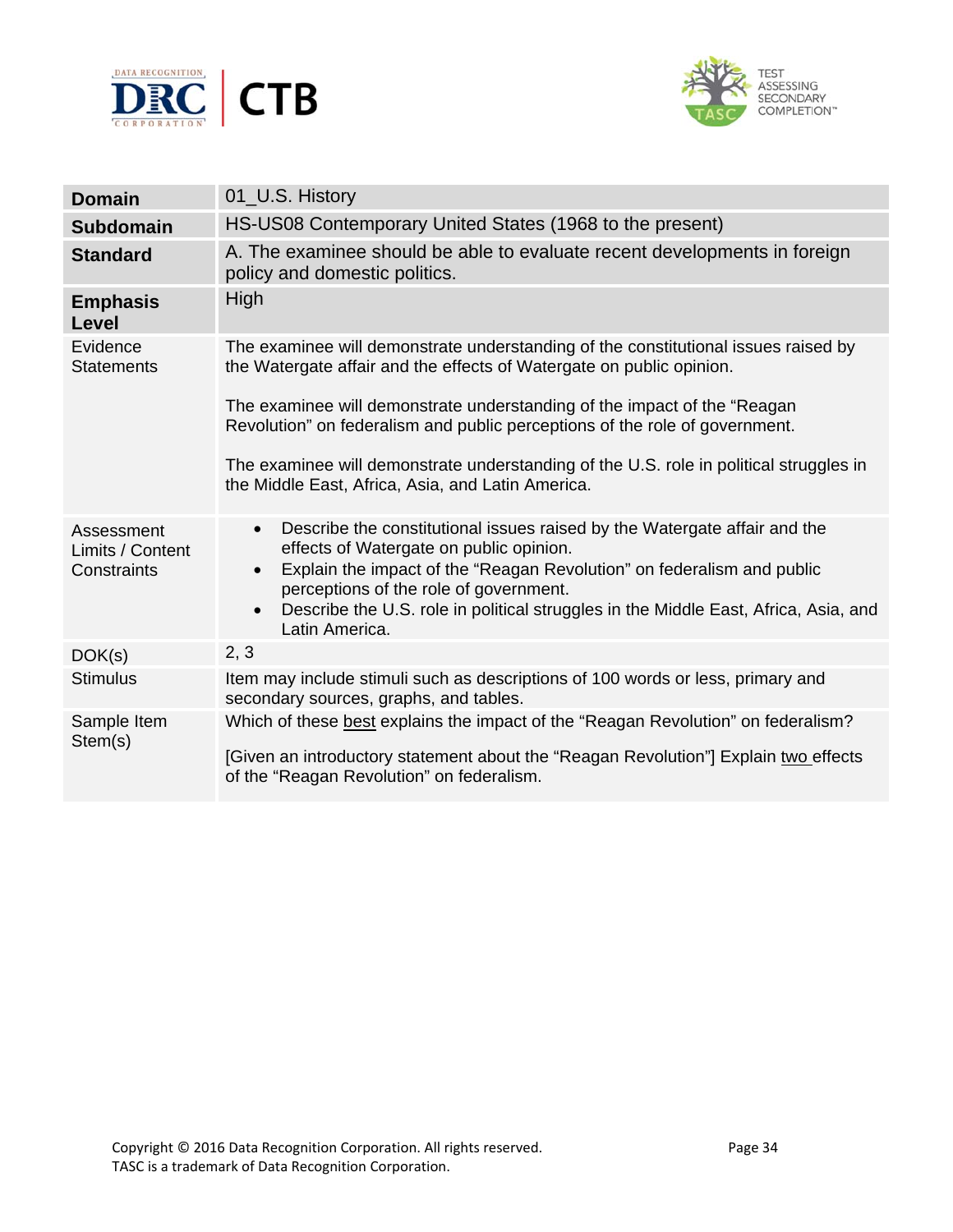| **Domain** | 01_U.S. History |
| --- | --- |
| **Subdomain** | HS-US08 Contemporary United States (1968 to the present) |
| **Standard** | A. The examinee should be able to evaluate recent developments in foreign policy and domestic politics. |
| **Emphasis Level** | High |
| Evidence Statements | The examinee will demonstrate understanding of the constitutional issues raised by the Watergate affair and the effects of Watergate on public opinion.<br><br>The examinee will demonstrate understanding of the impact of the "Reagan Revolution" on federalism and public perceptions of the role of government.<br><br>The examinee will demonstrate understanding of the U.S. role in political struggles in the Middle East, Africa, Asia, and Latin America. |
| Assessment Limits / Content Constraints | • Describe the constitutional issues raised by the Watergate affair and the effects of Watergate on public opinion.<br>• Explain the impact of the "Reagan Revolution" on federalism and public perceptions of the role of government.<br>• Describe the U.S. role in political struggles in the Middle East, Africa, Asia, and Latin America. |
| DOK(s) | 2, 3 |
| Stimulus | Item may include stimuli such as descriptions of 100 words or less, primary and secondary sources, graphs, and tables. |
| Sample Item Stem(s) | Which of these <u>best</u> explains the impact of the "Reagan Revolution" on federalism?<br><br>[Given an introductory statement about the "Reagan Revolution"] Explain <u>two</u> effects of the "Reagan Revolution" on federalism. |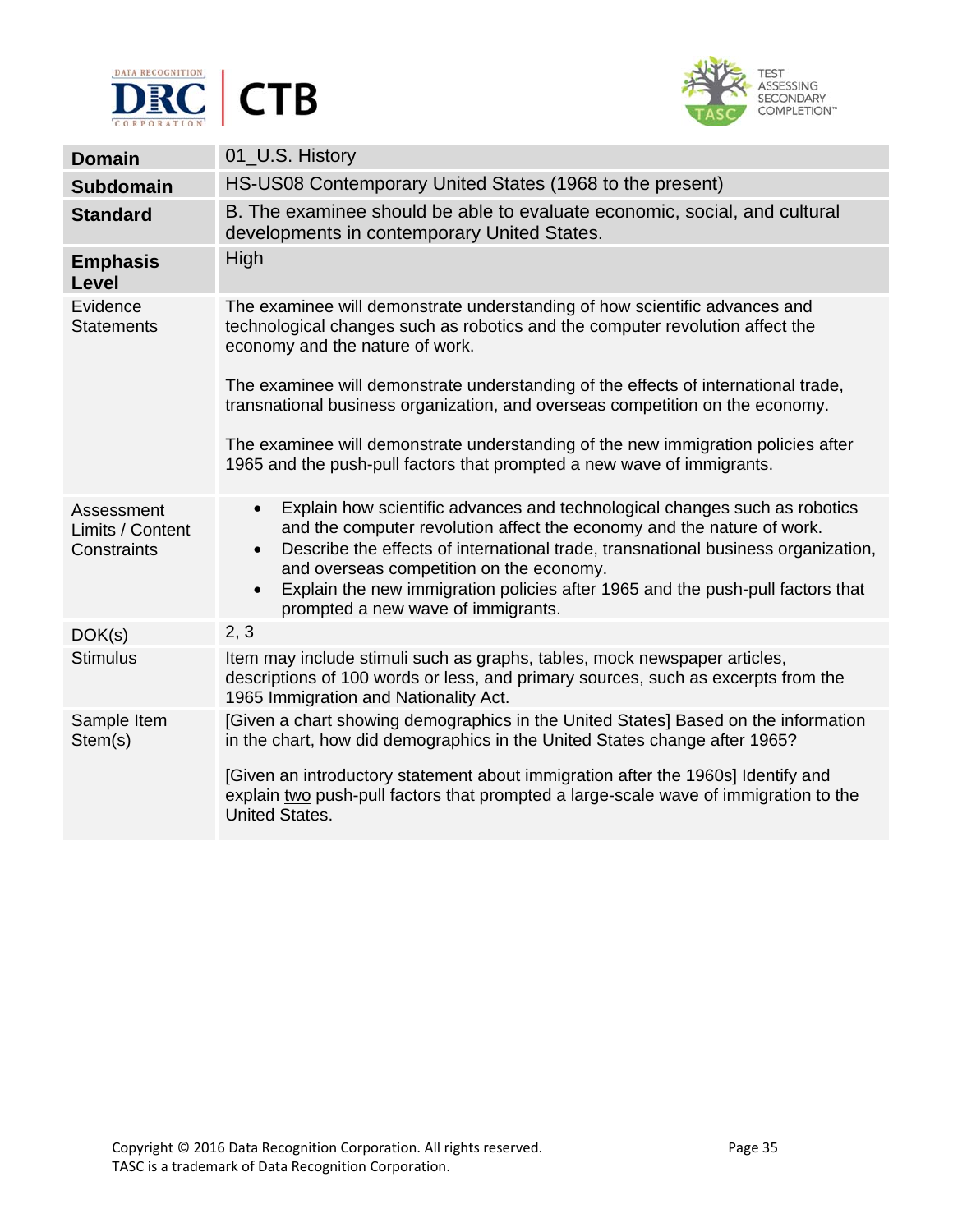| **Domain** | 01_U.S. History |
|---|---|
| **Subdomain** | HS-US08 Contemporary United States (1968 to the present) |
| **Standard** | B. The examinee should be able to evaluate economic, social, and cultural developments in contemporary United States. |
| **Emphasis Level** | High |
| Evidence Statements | The examinee will demonstrate understanding of how scientific advances and technological changes such as robotics and the computer revolution affect the economy and the nature of work.<br><br>The examinee will demonstrate understanding of the effects of international trade, transnational business organization, and overseas competition on the economy.<br><br>The examinee will demonstrate understanding of the new immigration policies after 1965 and the push-pull factors that prompted a new wave of immigrants. |
| Assessment Limits / Content Constraints | • Explain how scientific advances and technological changes such as robotics and the computer revolution affect the economy and the nature of work.<br>• Describe the effects of international trade, transnational business organization, and overseas competition on the economy.<br>• Explain the new immigration policies after 1965 and the push-pull factors that prompted a new wave of immigrants. |
| DOK(s) | 2, 3 |
| Stimulus | Item may include stimuli such as graphs, tables, mock newspaper articles, descriptions of 100 words or less, and primary sources, such as excerpts from the 1965 Immigration and Nationality Act. |
| Sample Item Stem(s) | [Given a chart showing demographics in the United States] Based on the information in the chart, how did demographics in the United States change after 1965?<br><br>[Given an introductory statement about immigration after the 1960s] Identify and explain <u>two</u> push-pull factors that prompted a large-scale wave of immigration to the United States. |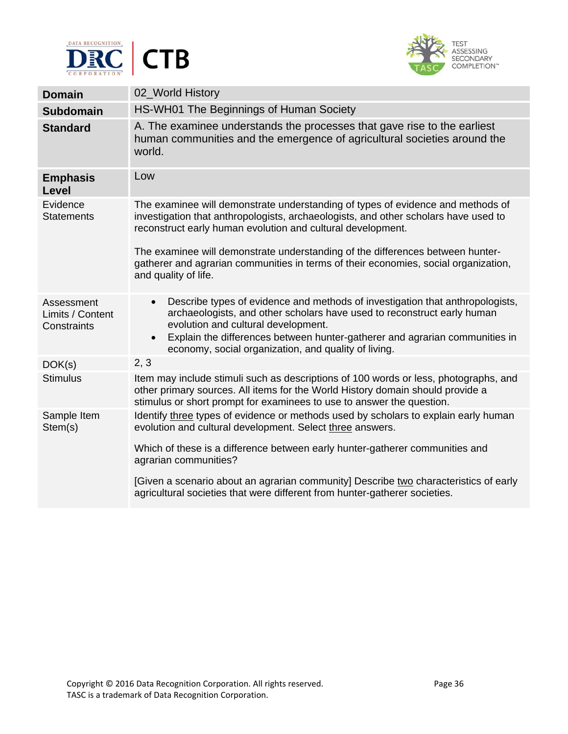| **Domain** | 02_World History |
|---|---|
| **Subdomain** | HS-WH01 The Beginnings of Human Society |
| **Standard** | A. The examinee understands the processes that gave rise to the earliest human communities and the emergence of agricultural societies around the world. |
| **Emphasis Level** | Low |
| Evidence Statements | The examinee will demonstrate understanding of types of evidence and methods of investigation that anthropologists, archaeologists, and other scholars have used to reconstruct early human evolution and cultural development.<br><br>The examinee will demonstrate understanding of the differences between hunter-gatherer and agrarian communities in terms of their economies, social organization, and quality of life. |
| Assessment Limits / Content Constraints | • Describe types of evidence and methods of investigation that anthropologists, archaeologists, and other scholars have used to reconstruct early human evolution and cultural development.<br>• Explain the differences between hunter-gatherer and agrarian communities in economy, social organization, and quality of living. |
| DOK(s) | 2, 3 |
| Stimulus | Item may include stimuli such as descriptions of 100 words or less, photographs, and other primary sources. All items for the World History domain should provide a stimulus or short prompt for examinees to use to answer the question. |
| Sample Item Stem(s) | Identify <u>three</u> types of evidence or methods used by scholars to explain early human evolution and cultural development. Select <u>three</u> answers.<br><br>Which of these is a difference between early hunter-gatherer communities and agrarian communities?<br><br>[Given a scenario about an agrarian community] Describe <u>two</u> characteristics of early agricultural societies that were different from hunter-gatherer societies. |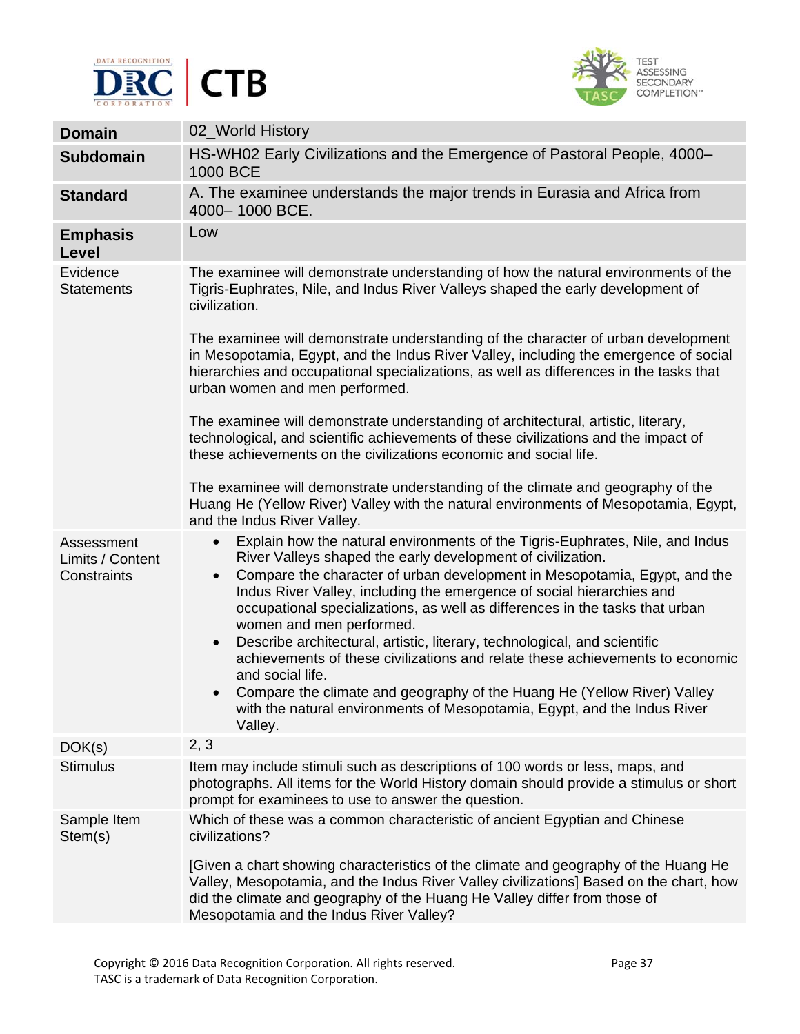| | |
|---|---|
| **Domain** | 02_World History |
| **Subdomain** | HS-WH02 Early Civilizations and the Emergence of Pastoral People, 4000–1000 BCE |
| **Standard** | A. The examinee understands the major trends in Eurasia and Africa from 4000– 1000 BCE. |
| **Emphasis Level** | Low |
| Evidence Statements | The examinee will demonstrate understanding of how the natural environments of the Tigris-Euphrates, Nile, and Indus River Valleys shaped the early development of civilization.<br><br>The examinee will demonstrate understanding of the character of urban development in Mesopotamia, Egypt, and the Indus River Valley, including the emergence of social hierarchies and occupational specializations, as well as differences in the tasks that urban women and men performed.<br><br>The examinee will demonstrate understanding of architectural, artistic, literary, technological, and scientific achievements of these civilizations and the impact of these achievements on the civilizations economic and social life.<br><br>The examinee will demonstrate understanding of the climate and geography of the Huang He (Yellow River) Valley with the natural environments of Mesopotamia, Egypt, and the Indus River Valley. |
| Assessment Limits / Content Constraints | • Explain how the natural environments of the Tigris-Euphrates, Nile, and Indus River Valleys shaped the early development of civilization.<br>• Compare the character of urban development in Mesopotamia, Egypt, and the Indus River Valley, including the emergence of social hierarchies and occupational specializations, as well as differences in the tasks that urban women and men performed.<br>• Describe architectural, artistic, literary, technological, and scientific achievements of these civilizations and relate these achievements to economic and social life.<br>• Compare the climate and geography of the Huang He (Yellow River) Valley with the natural environments of Mesopotamia, Egypt, and the Indus River Valley. |
| DOK(s) | 2, 3 |
| Stimulus | Item may include stimuli such as descriptions of 100 words or less, maps, and photographs. All items for the World History domain should provide a stimulus or short prompt for examinees to use to answer the question. |
| Sample Item Stem(s) | Which of these was a common characteristic of ancient Egyptian and Chinese civilizations?<br><br>[Given a chart showing characteristics of the climate and geography of the Huang He Valley, Mesopotamia, and the Indus River Valley civilizations] Based on the chart, how did the climate and geography of the Huang He Valley differ from those of Mesopotamia and the Indus River Valley? |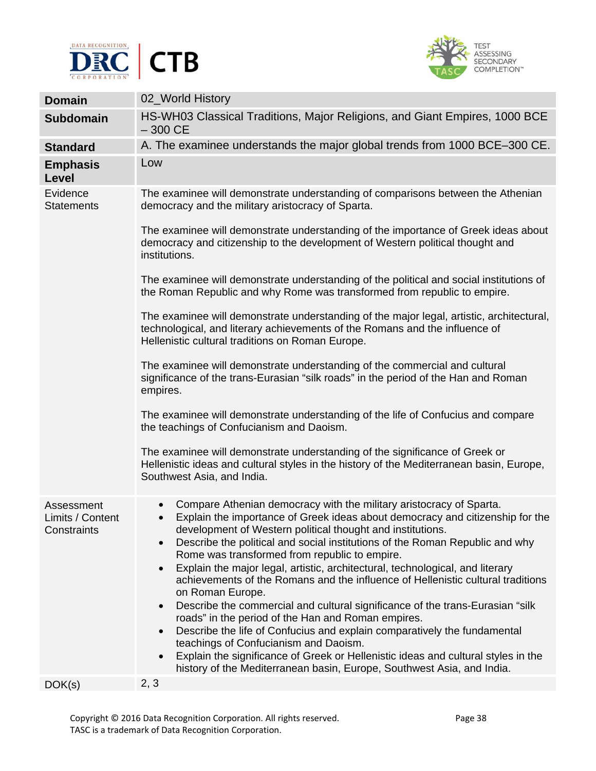| | |
|---|---|
| **Domain** | 02_World History |
| **Subdomain** | HS-WH03 Classical Traditions, Major Religions, and Giant Empires, 1000 BCE – 300 CE |
| **Standard** | A. The examinee understands the major global trends from 1000 BCE–300 CE. |
| **Emphasis Level** | Low |
| Evidence Statements | The examinee will demonstrate understanding of comparisons between the Athenian democracy and the military aristocracy of Sparta.<br><br>The examinee will demonstrate understanding of the importance of Greek ideas about democracy and citizenship to the development of Western political thought and institutions.<br><br>The examinee will demonstrate understanding of the political and social institutions of the Roman Republic and why Rome was transformed from republic to empire.<br><br>The examinee will demonstrate understanding of the major legal, artistic, architectural, technological, and literary achievements of the Romans and the influence of Hellenistic cultural traditions on Roman Europe.<br><br>The examinee will demonstrate understanding of the commercial and cultural significance of the trans-Eurasian "silk roads" in the period of the Han and Roman empires.<br><br>The examinee will demonstrate understanding of the life of Confucius and compare the teachings of Confucianism and Daoism.<br><br>The examinee will demonstrate understanding of the significance of Greek or Hellenistic ideas and cultural styles in the history of the Mediterranean basin, Europe, Southwest Asia, and India. |
| Assessment Limits / Content Constraints | • Compare Athenian democracy with the military aristocracy of Sparta.<br>• Explain the importance of Greek ideas about democracy and citizenship for the development of Western political thought and institutions.<br>• Describe the political and social institutions of the Roman Republic and why Rome was transformed from republic to empire.<br>• Explain the major legal, artistic, architectural, technological, and literary achievements of the Romans and the influence of Hellenistic cultural traditions on Roman Europe.<br>• Describe the commercial and cultural significance of the trans-Eurasian "silk roads" in the period of the Han and Roman empires.<br>• Describe the life of Confucius and explain comparatively the fundamental teachings of Confucianism and Daoism.<br>• Explain the significance of Greek or Hellenistic ideas and cultural styles in the history of the Mediterranean basin, Europe, Southwest Asia, and India. |
| DOK(s) | 2, 3 |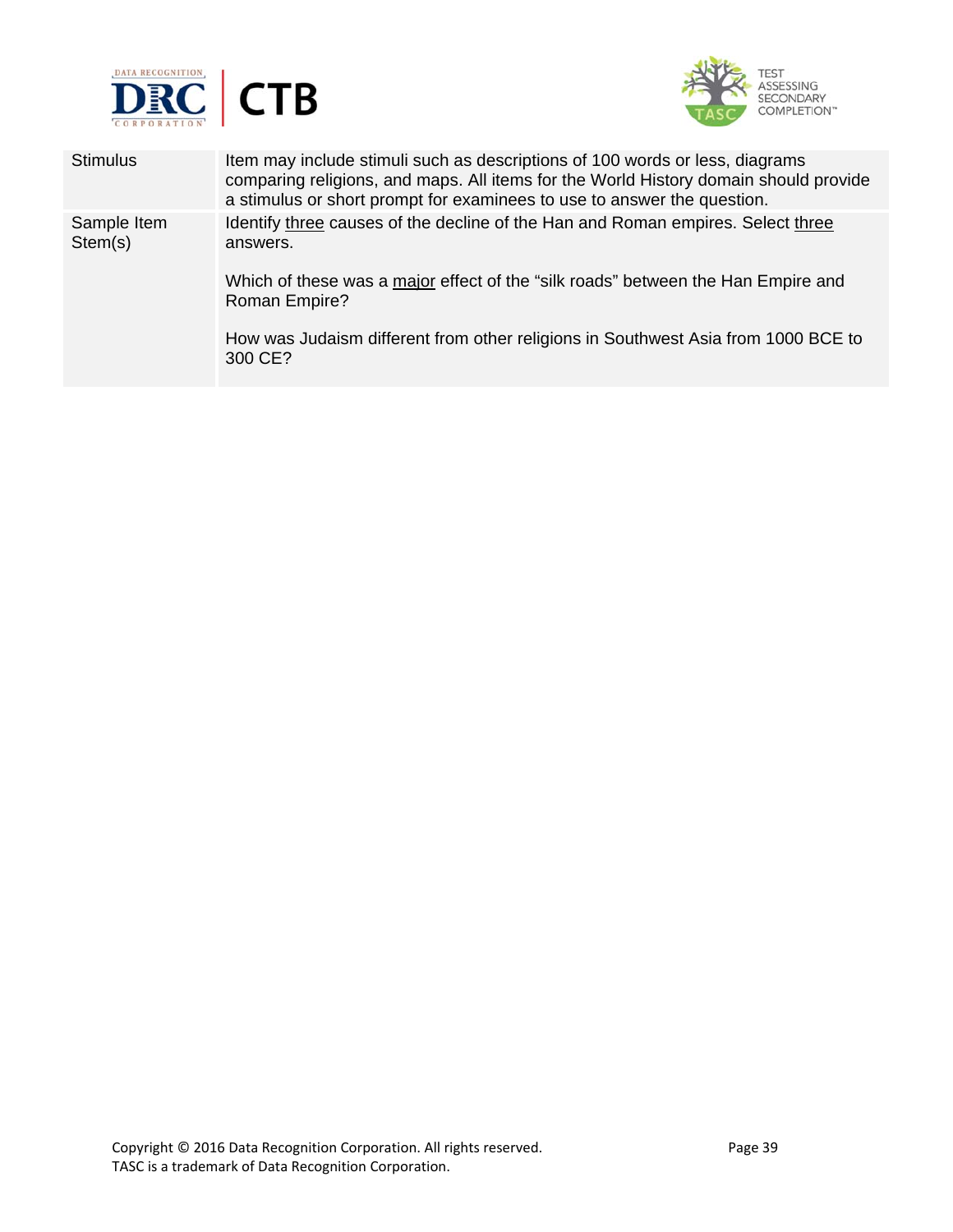| Stimulus | Item may include stimuli such as descriptions of 100 words or less, diagrams comparing religions, and maps. All items for the World History domain should provide a stimulus or short prompt for examinees to use to answer the question. |
|---|---|
| Sample Item Stem(s) | Identify <u>three</u> causes of the decline of the Han and Roman empires. Select <u>three</u> answers.<br><br>Which of these was a <u>major</u> effect of the "silk roads" between the Han Empire and Roman Empire?<br><br>How was Judaism different from other religions in Southwest Asia from 1000 BCE to 300 CE? |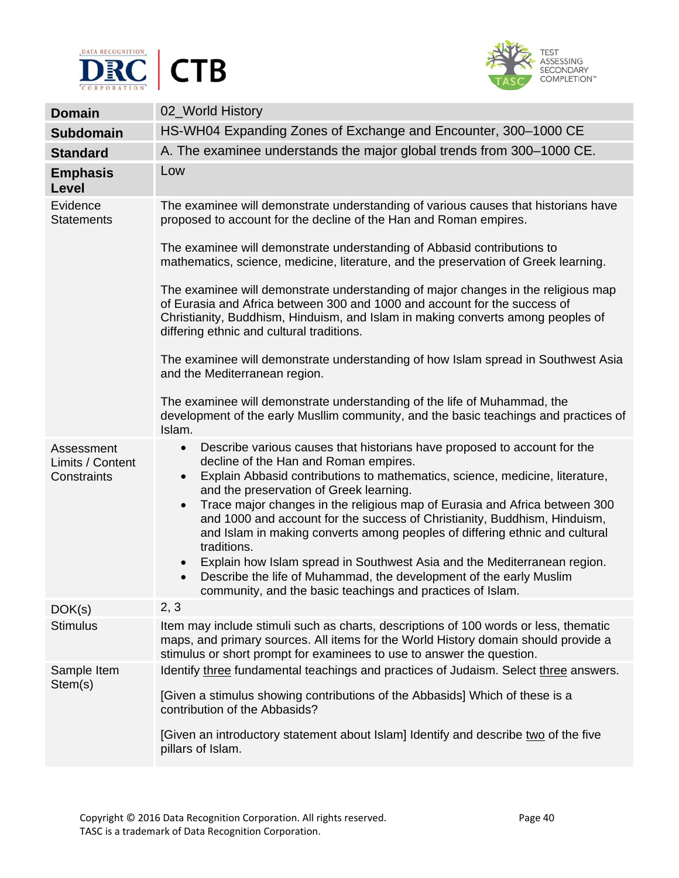| Domain | 02_World History |
| --- | --- |
| **Subdomain** | HS-WH04 Expanding Zones of Exchange and Encounter, 300–1000 CE |
| **Standard** | A. The examinee understands the major global trends from 300–1000 CE. |
| **Emphasis Level** | Low |
| Evidence Statements | The examinee will demonstrate understanding of various causes that historians have proposed to account for the decline of the Han and Roman empires.<br><br>The examinee will demonstrate understanding of Abbasid contributions to mathematics, science, medicine, literature, and the preservation of Greek learning.<br><br>The examinee will demonstrate understanding of major changes in the religious map of Eurasia and Africa between 300 and 1000 and account for the success of Christianity, Buddhism, Hinduism, and Islam in making converts among peoples of differing ethnic and cultural traditions.<br><br>The examinee will demonstrate understanding of how Islam spread in Southwest Asia and the Mediterranean region.<br><br>The examinee will demonstrate understanding of the life of Muhammad, the development of the early Musllim community, and the basic teachings and practices of Islam. |
| Assessment Limits / Content Constraints | • Describe various causes that historians have proposed to account for the decline of the Han and Roman empires.<br>• Explain Abbasid contributions to mathematics, science, medicine, literature, and the preservation of Greek learning.<br>• Trace major changes in the religious map of Eurasia and Africa between 300 and 1000 and account for the success of Christianity, Buddhism, Hinduism, and Islam in making converts among peoples of differing ethnic and cultural traditions.<br>• Explain how Islam spread in Southwest Asia and the Mediterranean region.<br>• Describe the life of Muhammad, the development of the early Muslim community, and the basic teachings and practices of Islam. |
| DOK(s) | 2, 3 |
| Stimulus | Item may include stimuli such as charts, descriptions of 100 words or less, thematic maps, and primary sources. All items for the World History domain should provide a stimulus or short prompt for examinees to use to answer the question. |
| Sample Item Stem(s) | Identify three fundamental teachings and practices of Judaism. Select three answers.<br><br>[Given a stimulus showing contributions of the Abbasids] Which of these is a contribution of the Abbasids?<br><br>[Given an introductory statement about Islam] Identify and describe two of the five pillars of Islam. |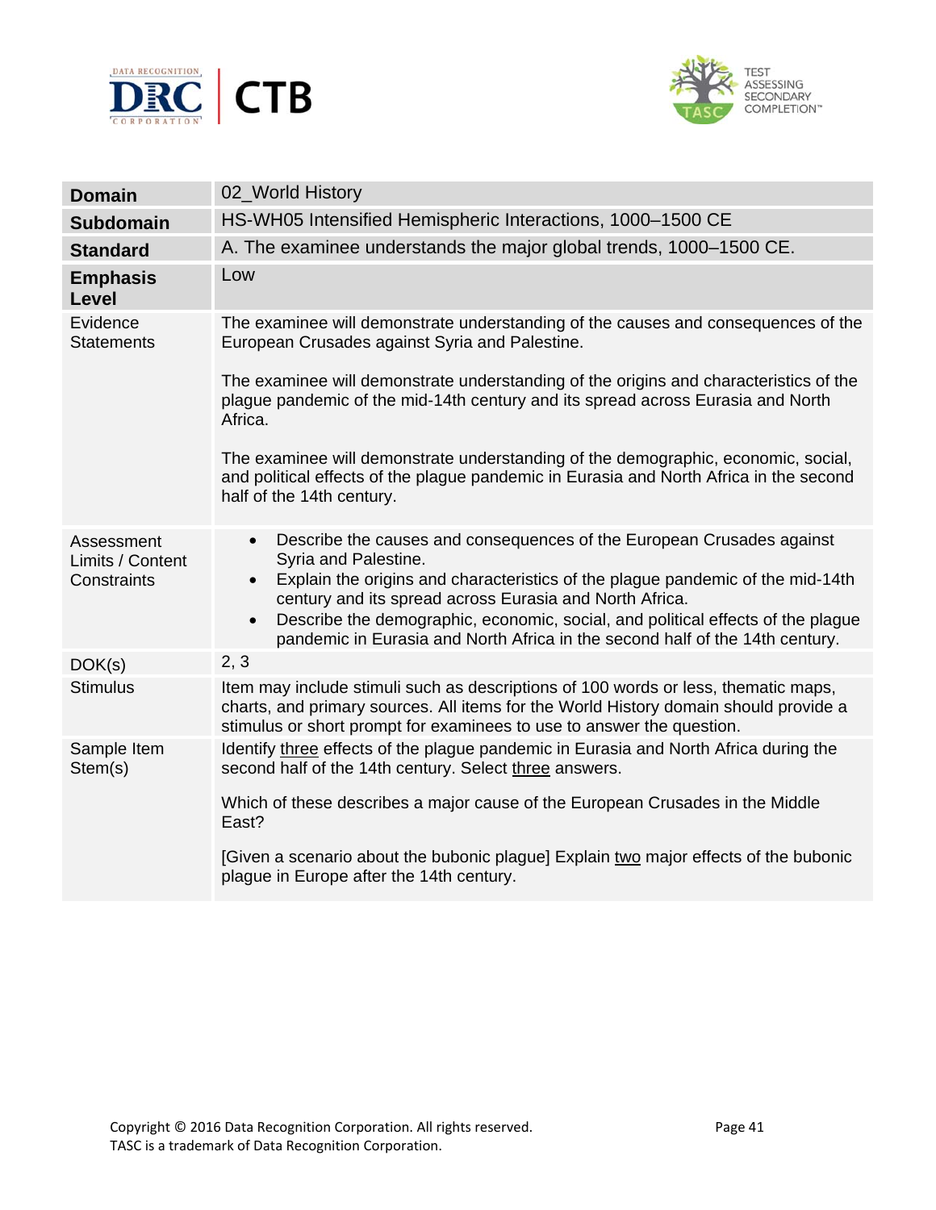| **Domain** | 02_World History |
|---|---|
| **Subdomain** | HS-WH05 Intensified Hemispheric Interactions, 1000–1500 CE |
| **Standard** | A. The examinee understands the major global trends, 1000–1500 CE. |
| **Emphasis Level** | Low |
| Evidence Statements | The examinee will demonstrate understanding of the causes and consequences of the European Crusades against Syria and Palestine.<br><br>The examinee will demonstrate understanding of the origins and characteristics of the plague pandemic of the mid-14th century and its spread across Eurasia and North Africa.<br><br>The examinee will demonstrate understanding of the demographic, economic, social, and political effects of the plague pandemic in Eurasia and North Africa in the second half of the 14th century. |
| Assessment Limits / Content Constraints | • Describe the causes and consequences of the European Crusades against Syria and Palestine.<br>• Explain the origins and characteristics of the plague pandemic of the mid-14th century and its spread across Eurasia and North Africa.<br>• Describe the demographic, economic, social, and political effects of the plague pandemic in Eurasia and North Africa in the second half of the 14th century. |
| DOK(s) | 2, 3 |
| Stimulus | Item may include stimuli such as descriptions of 100 words or less, thematic maps, charts, and primary sources. All items for the World History domain should provide a stimulus or short prompt for examinees to use to answer the question. |
| Sample Item Stem(s) | Identify <u>three</u> effects of the plague pandemic in Eurasia and North Africa during the second half of the 14th century. Select <u>three</u> answers.<br><br>Which of these describes a major cause of the European Crusades in the Middle East?<br><br>[Given a scenario about the bubonic plague] Explain <u>two</u> major effects of the bubonic plague in Europe after the 14th century. |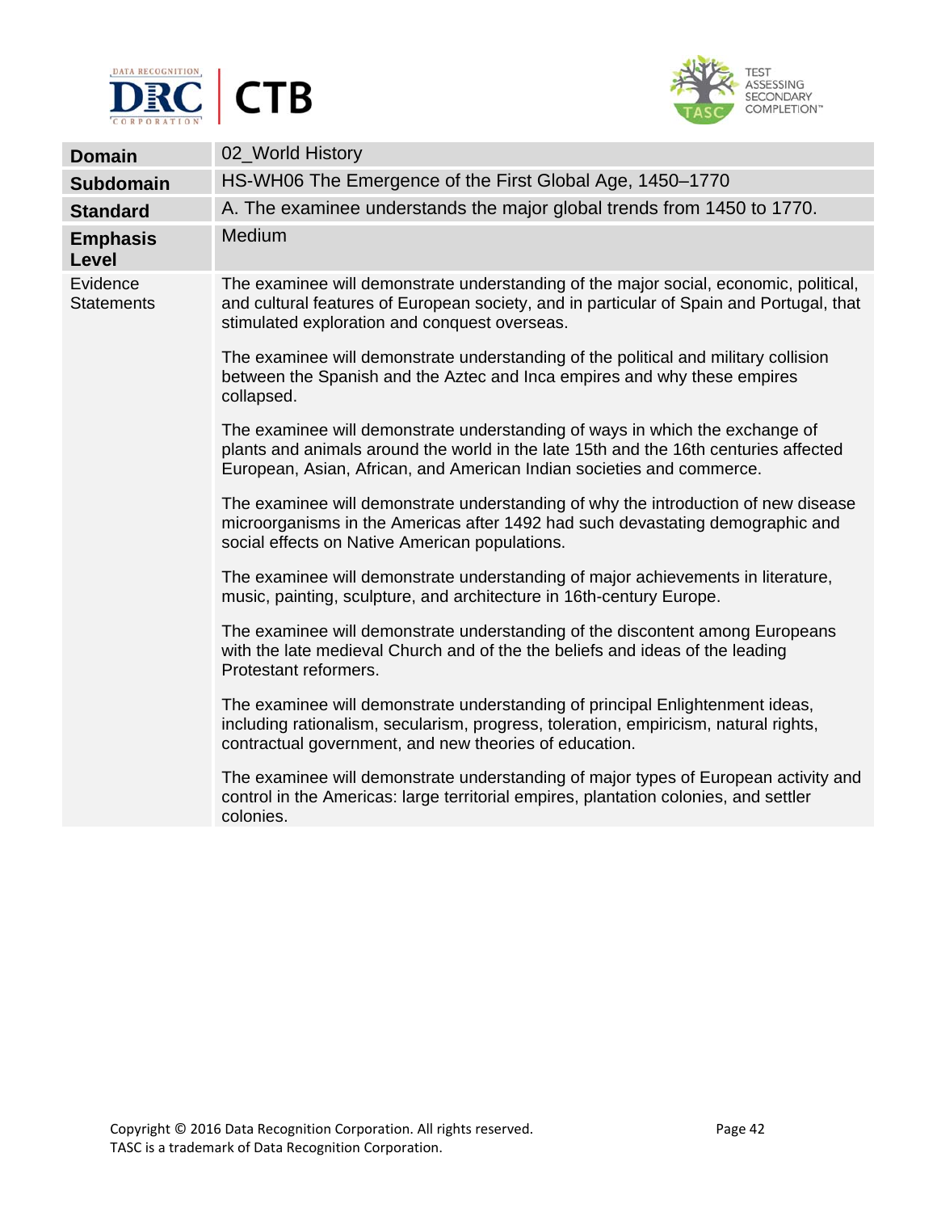| **Domain** | 02_World History |
|---|---|
| **Subdomain** | HS-WH06 The Emergence of the First Global Age, 1450–1770 |
| **Standard** | A. The examinee understands the major global trends from 1450 to 1770. |
| **Emphasis Level** | Medium |
| Evidence Statements | The examinee will demonstrate understanding of the major social, economic, political, and cultural features of European society, and in particular of Spain and Portugal, that stimulated exploration and conquest overseas.<br><br>The examinee will demonstrate understanding of the political and military collision between the Spanish and the Aztec and Inca empires and why these empires collapsed.<br><br>The examinee will demonstrate understanding of ways in which the exchange of plants and animals around the world in the late 15th and the 16th centuries affected European, Asian, African, and American Indian societies and commerce.<br><br>The examinee will demonstrate understanding of why the introduction of new disease microorganisms in the Americas after 1492 had such devastating demographic and social effects on Native American populations.<br><br>The examinee will demonstrate understanding of major achievements in literature, music, painting, sculpture, and architecture in 16th-century Europe.<br><br>The examinee will demonstrate understanding of the discontent among Europeans with the late medieval Church and of the the beliefs and ideas of the leading Protestant reformers.<br><br>The examinee will demonstrate understanding of principal Enlightenment ideas, including rationalism, secularism, progress, toleration, empiricism, natural rights, contractual government, and new theories of education.<br><br>The examinee will demonstrate understanding of major types of European activity and control in the Americas: large territorial empires, plantation colonies, and settler colonies. |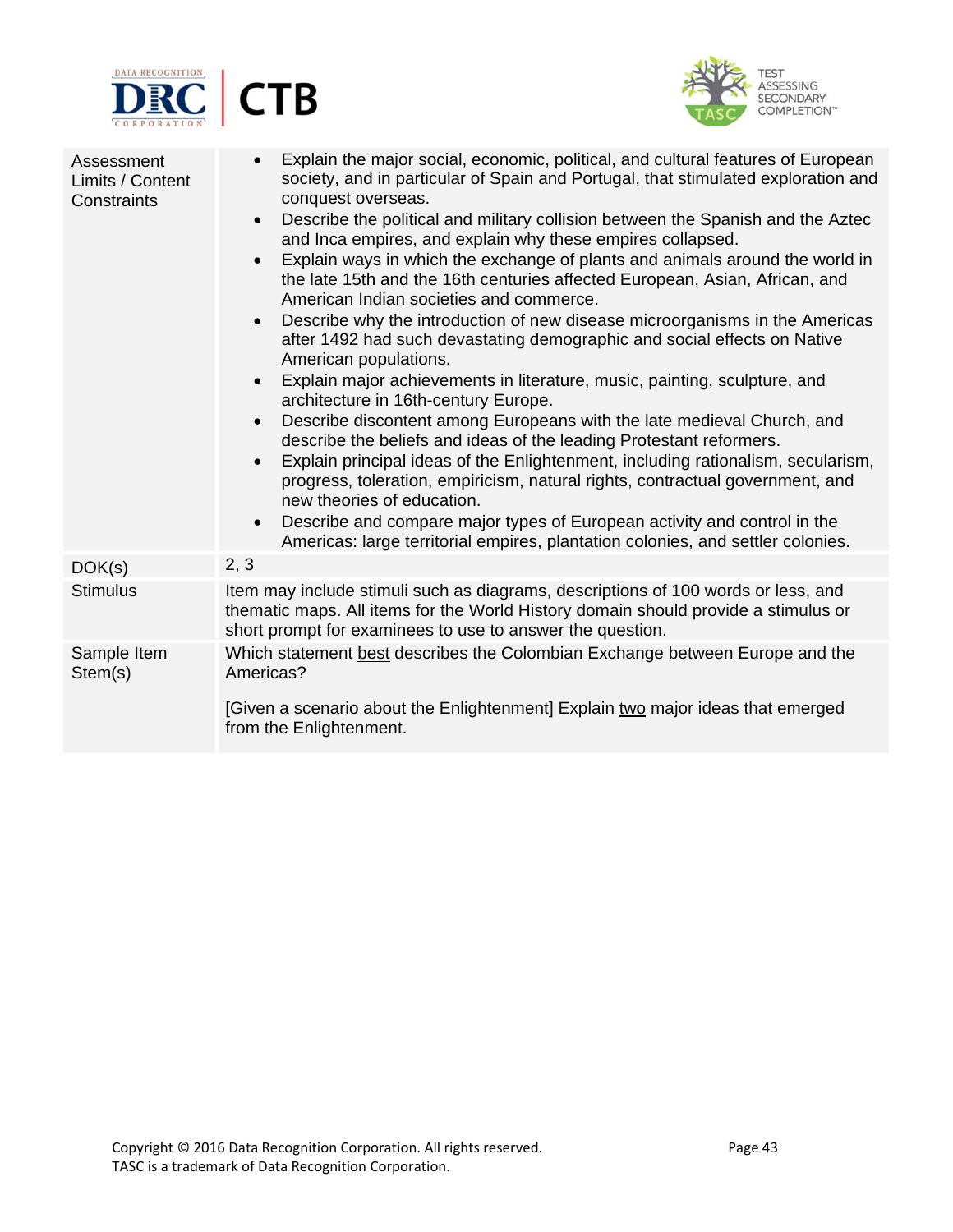| | |
|---|---|
| Assessment Limits / Content Constraints | • Explain the major social, economic, political, and cultural features of European society, and in particular of Spain and Portugal, that stimulated exploration and conquest overseas.<br>• Describe the political and military collision between the Spanish and the Aztec and Inca empires, and explain why these empires collapsed.<br>• Explain ways in which the exchange of plants and animals around the world in the late 15th and the 16th centuries affected European, Asian, African, and American Indian societies and commerce.<br>• Describe why the introduction of new disease microorganisms in the Americas after 1492 had such devastating demographic and social effects on Native American populations.<br>• Explain major achievements in literature, music, painting, sculpture, and architecture in 16th-century Europe.<br>• Describe discontent among Europeans with the late medieval Church, and describe the beliefs and ideas of the leading Protestant reformers.<br>• Explain principal ideas of the Enlightenment, including rationalism, secularism, progress, toleration, empiricism, natural rights, contractual government, and new theories of education.<br>• Describe and compare major types of European activity and control in the Americas: large territorial empires, plantation colonies, and settler colonies. |
| DOK(s) | 2, 3 |
| Stimulus | Item may include stimuli such as diagrams, descriptions of 100 words or less, and thematic maps. All items for the World History domain should provide a stimulus or short prompt for examinees to use to answer the question. |
| Sample Item Stem(s) | Which statement <u>best</u> describes the Colombian Exchange between Europe and the Americas?<br><br>[Given a scenario about the Enlightenment] Explain <u>two</u> major ideas that emerged from the Enlightenment. |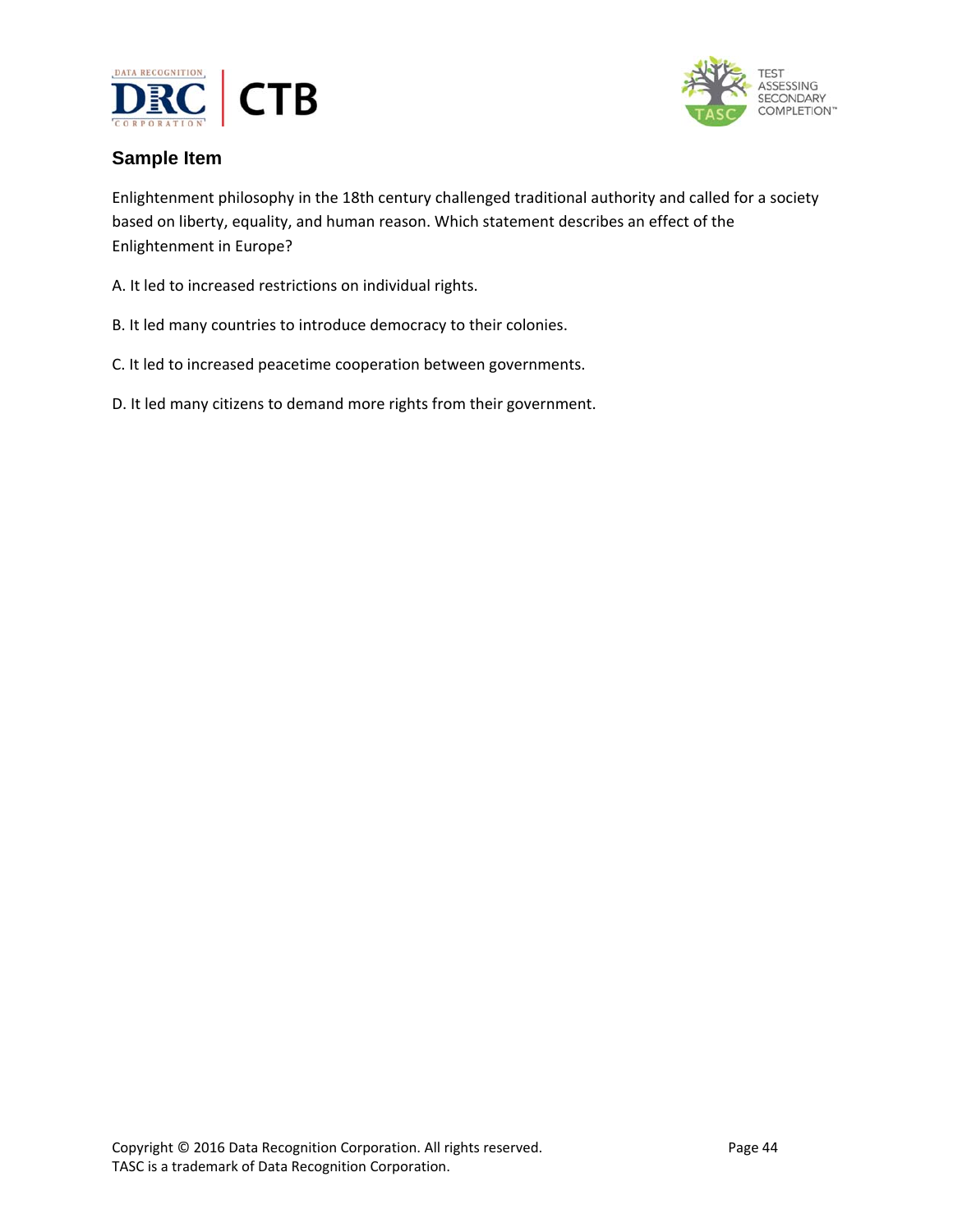### Sample Item

Enlightenment philosophy in the 18th century challenged traditional authority and called for a society based on liberty, equality, and human reason. Which statement describes an effect of the Enlightenment in Europe?

A. It led to increased restrictions on individual rights.

B. It led many countries to introduce democracy to their colonies.

C. It led to increased peacetime cooperation between governments.

D. It led many citizens to demand more rights from their government.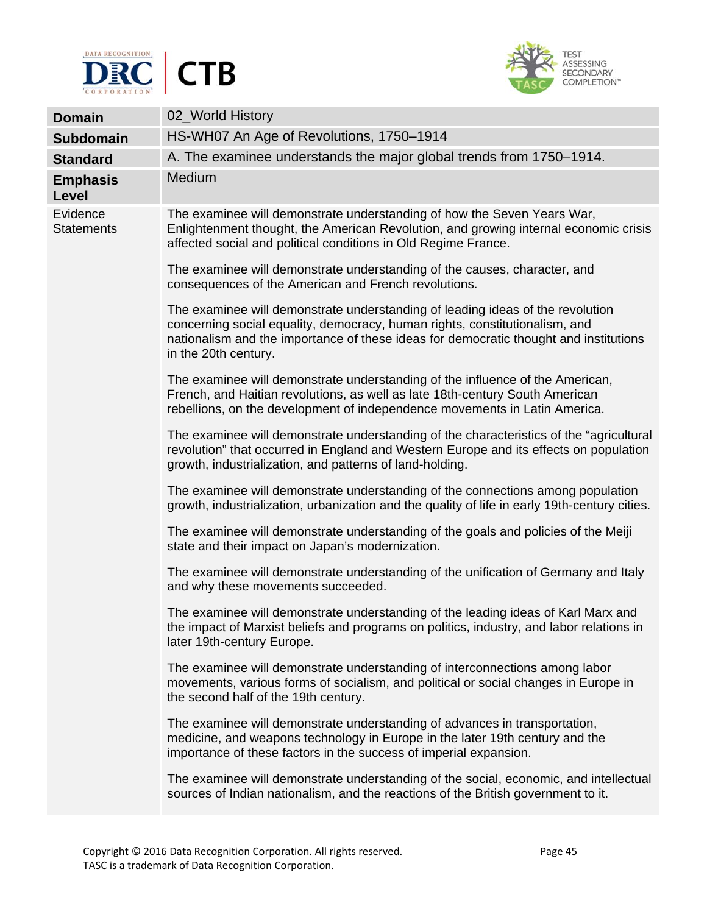| Domain | 02_World History |
|---|---|
| Subdomain | HS-WH07 An Age of Revolutions, 1750–1914 |
| Standard | A. The examinee understands the major global trends from 1750–1914. |
| Emphasis Level | Medium |
| Evidence Statements | The examinee will demonstrate understanding of how the Seven Years War, Enlightenment thought, the American Revolution, and growing internal economic crisis affected social and political conditions in Old Regime France.<br><br>The examinee will demonstrate understanding of the causes, character, and consequences of the American and French revolutions.<br><br>The examinee will demonstrate understanding of leading ideas of the revolution concerning social equality, democracy, human rights, constitutionalism, and nationalism and the importance of these ideas for democratic thought and institutions in the 20th century.<br><br>The examinee will demonstrate understanding of the influence of the American, French, and Haitian revolutions, as well as late 18th-century South American rebellions, on the development of independence movements in Latin America.<br><br>The examinee will demonstrate understanding of the characteristics of the “agricultural revolution” that occurred in England and Western Europe and its effects on population growth, industrialization, and patterns of land-holding.<br><br>The examinee will demonstrate understanding of the connections among population growth, industrialization, urbanization and the quality of life in early 19th-century cities.<br><br>The examinee will demonstrate understanding of the goals and policies of the Meiji state and their impact on Japan’s modernization.<br><br>The examinee will demonstrate understanding of the unification of Germany and Italy and why these movements succeeded.<br><br>The examinee will demonstrate understanding of the leading ideas of Karl Marx and the impact of Marxist beliefs and programs on politics, industry, and labor relations in later 19th-century Europe.<br><br>The examinee will demonstrate understanding of interconnections among labor movements, various forms of socialism, and political or social changes in Europe in the second half of the 19th century.<br><br>The examinee will demonstrate understanding of advances in transportation, medicine, and weapons technology in Europe in the later 19th century and the importance of these factors in the success of imperial expansion.<br><br>The examinee will demonstrate understanding of the social, economic, and intellectual sources of Indian nationalism, and the reactions of the British government to it. |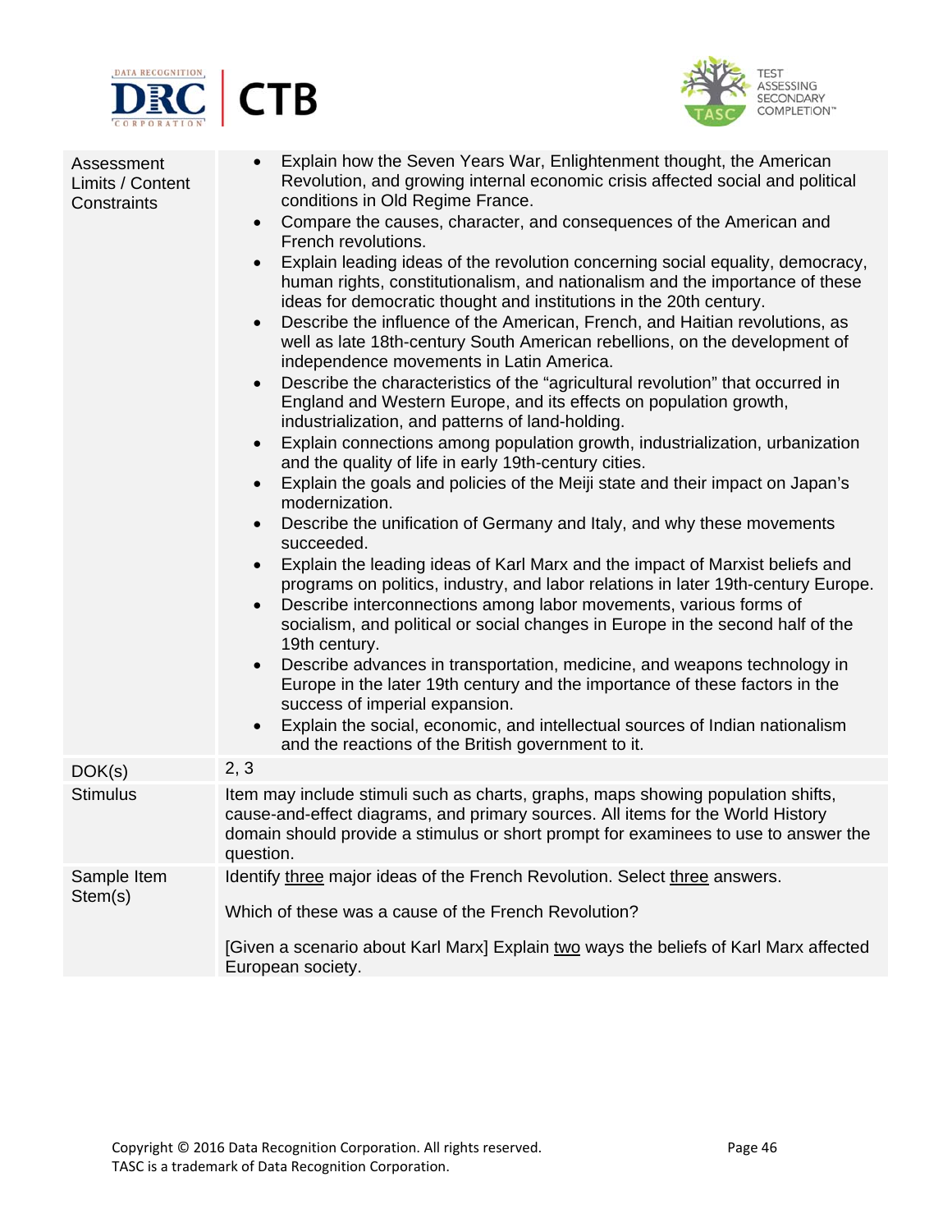| | |
|---|---|
| Assessment Limits / Content Constraints | • Explain how the Seven Years War, Enlightenment thought, the American Revolution, and growing internal economic crisis affected social and political conditions in Old Regime France.<br>• Compare the causes, character, and consequences of the American and French revolutions.<br>• Explain leading ideas of the revolution concerning social equality, democracy, human rights, constitutionalism, and nationalism and the importance of these ideas for democratic thought and institutions in the 20th century.<br>• Describe the influence of the American, French, and Haitian revolutions, as well as late 18th-century South American rebellions, on the development of independence movements in Latin America.<br>• Describe the characteristics of the "agricultural revolution" that occurred in England and Western Europe, and its effects on population growth, industrialization, and patterns of land-holding.<br>• Explain connections among population growth, industrialization, urbanization and the quality of life in early 19th-century cities.<br>• Explain the goals and policies of the Meiji state and their impact on Japan's modernization.<br>• Describe the unification of Germany and Italy, and why these movements succeeded.<br>• Explain the leading ideas of Karl Marx and the impact of Marxist beliefs and programs on politics, industry, and labor relations in later 19th-century Europe.<br>• Describe interconnections among labor movements, various forms of socialism, and political or social changes in Europe in the second half of the 19th century.<br>• Describe advances in transportation, medicine, and weapons technology in Europe in the later 19th century and the importance of these factors in the success of imperial expansion.<br>• Explain the social, economic, and intellectual sources of Indian nationalism and the reactions of the British government to it. |
| DOK(s) | 2, 3 |
| Stimulus | Item may include stimuli such as charts, graphs, maps showing population shifts, cause-and-effect diagrams, and primary sources. All items for the World History domain should provide a stimulus or short prompt for examinees to use to answer the question. |
| Sample Item Stem(s) | Identify <u>three</u> major ideas of the French Revolution. Select <u>three</u> answers.<br><br>Which of these was a cause of the French Revolution?<br><br>[Given a scenario about Karl Marx] Explain <u>two</u> ways the beliefs of Karl Marx affected European society. |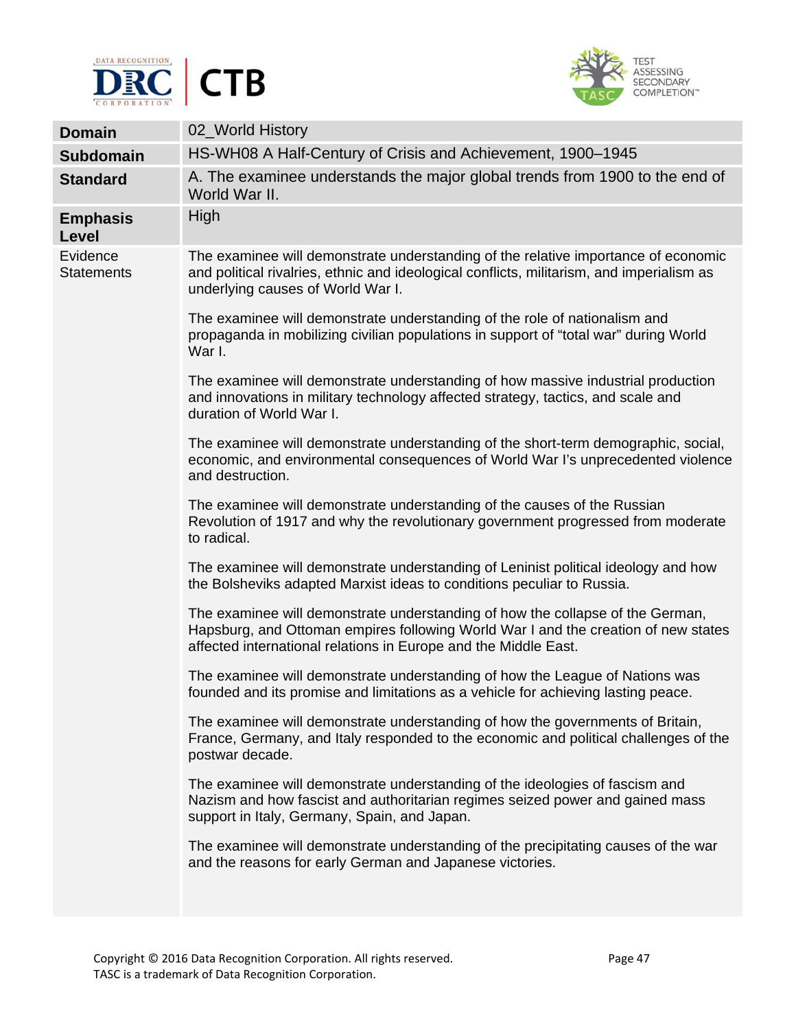| | |
|---|---|
| **Domain** | 02_World History |
| **Subdomain** | HS-WH08 A Half-Century of Crisis and Achievement, 1900–1945 |
| **Standard** | A. The examinee understands the major global trends from 1900 to the end of World War II. |
| **Emphasis Level** | High |
| Evidence Statements | The examinee will demonstrate understanding of the relative importance of economic and political rivalries, ethnic and ideological conflicts, militarism, and imperialism as underlying causes of World War I.<br><br>The examinee will demonstrate understanding of the role of nationalism and propaganda in mobilizing civilian populations in support of "total war" during World War I.<br><br>The examinee will demonstrate understanding of how massive industrial production and innovations in military technology affected strategy, tactics, and scale and duration of World War I.<br><br>The examinee will demonstrate understanding of the short-term demographic, social, economic, and environmental consequences of World War I's unprecedented violence and destruction.<br><br>The examinee will demonstrate understanding of the causes of the Russian Revolution of 1917 and why the revolutionary government progressed from moderate to radical.<br><br>The examinee will demonstrate understanding of Leninist political ideology and how the Bolsheviks adapted Marxist ideas to conditions peculiar to Russia.<br><br>The examinee will demonstrate understanding of how the collapse of the German, Hapsburg, and Ottoman empires following World War I and the creation of new states affected international relations in Europe and the Middle East.<br><br>The examinee will demonstrate understanding of how the League of Nations was founded and its promise and limitations as a vehicle for achieving lasting peace.<br><br>The examinee will demonstrate understanding of how the governments of Britain, France, Germany, and Italy responded to the economic and political challenges of the postwar decade.<br><br>The examinee will demonstrate understanding of the ideologies of fascism and Nazism and how fascist and authoritarian regimes seized power and gained mass support in Italy, Germany, Spain, and Japan.<br><br>The examinee will demonstrate understanding of the precipitating causes of the war and the reasons for early German and Japanese victories. |

Copyright © 2016 Data Recognition Corporation. All rights reserved.
TASC is a trademark of Data Recognition Corporation.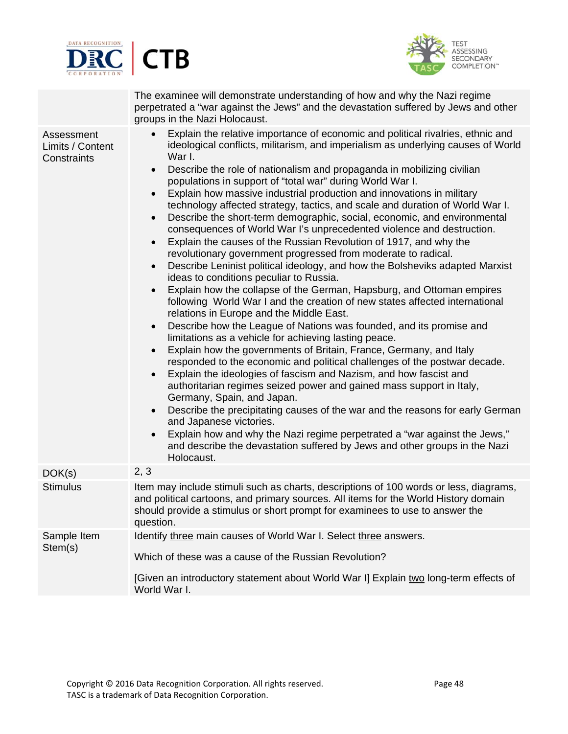| | |
|---|---|
| | The examinee will demonstrate understanding of how and why the Nazi regime perpetrated a "war against the Jews" and the devastation suffered by Jews and other groups in the Nazi Holocaust. |
| Assessment Limits / Content Constraints | • Explain the relative importance of economic and political rivalries, ethnic and ideological conflicts, militarism, and imperialism as underlying causes of World War I.<br>• Describe the role of nationalism and propaganda in mobilizing civilian populations in support of "total war" during World War I.<br>• Explain how massive industrial production and innovations in military technology affected strategy, tactics, and scale and duration of World War I.<br>• Describe the short-term demographic, social, economic, and environmental consequences of World War I's unprecedented violence and destruction.<br>• Explain the causes of the Russian Revolution of 1917, and why the revolutionary government progressed from moderate to radical.<br>• Describe Leninist political ideology, and how the Bolsheviks adapted Marxist ideas to conditions peculiar to Russia.<br>• Explain how the collapse of the German, Hapsburg, and Ottoman empires following World War I and the creation of new states affected international relations in Europe and the Middle East.<br>• Describe how the League of Nations was founded, and its promise and limitations as a vehicle for achieving lasting peace.<br>• Explain how the governments of Britain, France, Germany, and Italy responded to the economic and political challenges of the postwar decade.<br>• Explain the ideologies of fascism and Nazism, and how fascist and authoritarian regimes seized power and gained mass support in Italy, Germany, Spain, and Japan.<br>• Describe the precipitating causes of the war and the reasons for early German and Japanese victories.<br>• Explain how and why the Nazi regime perpetrated a "war against the Jews," and describe the devastation suffered by Jews and other groups in the Nazi Holocaust. |
| DOK(s) | 2, 3 |
| Stimulus | Item may include stimuli such as charts, descriptions of 100 words or less, diagrams, and political cartoons, and primary sources. All items for the World History domain should provide a stimulus or short prompt for examinees to use to answer the question. |
| Sample Item Stem(s) | Identify three main causes of World War I. Select three answers.<br><br>Which of these was a cause of the Russian Revolution?<br><br>[Given an introductory statement about World War I] Explain two long-term effects of World War I. |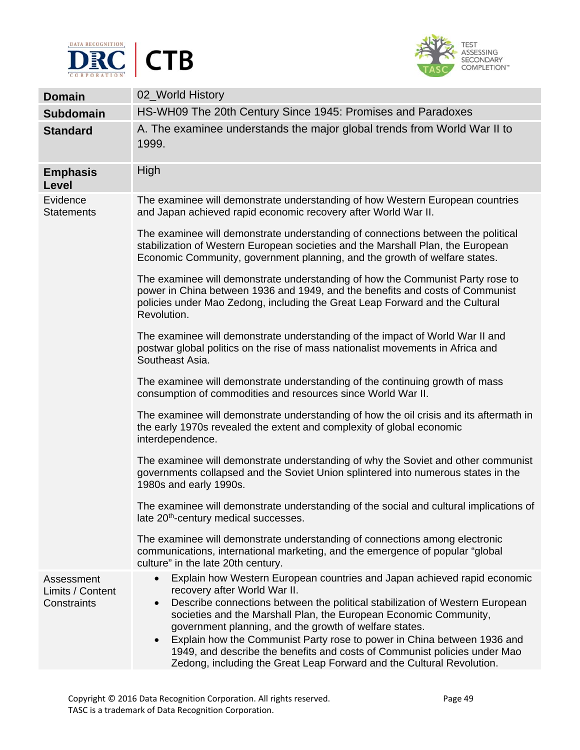| Domain | 02_World History |
| --- | --- |
| Subdomain | HS-WH09 The 20th Century Since 1945: Promises and Paradoxes |
| Standard | A. The examinee understands the major global trends from World War II to 1999. |
| Emphasis Level | High |
| Evidence Statements | The examinee will demonstrate understanding of how Western European countries and Japan achieved rapid economic recovery after World War II.<br><br>The examinee will demonstrate understanding of connections between the political stabilization of Western European societies and the Marshall Plan, the European Economic Community, government planning, and the growth of welfare states.<br><br>The examinee will demonstrate understanding of how the Communist Party rose to power in China between 1936 and 1949, and the benefits and costs of Communist policies under Mao Zedong, including the Great Leap Forward and the Cultural Revolution.<br><br>The examinee will demonstrate understanding of the impact of World War II and postwar global politics on the rise of mass nationalist movements in Africa and Southeast Asia.<br><br>The examinee will demonstrate understanding of the continuing growth of mass consumption of commodities and resources since World War II.<br><br>The examinee will demonstrate understanding of how the oil crisis and its aftermath in the early 1970s revealed the extent and complexity of global economic interdependence.<br><br>The examinee will demonstrate understanding of why the Soviet and other communist governments collapsed and the Soviet Union splintered into numerous states in the 1980s and early 1990s.<br><br>The examinee will demonstrate understanding of the social and cultural implications of late 20th-century medical successes.<br><br>The examinee will demonstrate understanding of connections among electronic communications, international marketing, and the emergence of popular "global culture" in the late 20th century. |
| Assessment Limits / Content Constraints | • Explain how Western European countries and Japan achieved rapid economic recovery after World War II.<br>• Describe connections between the political stabilization of Western European societies and the Marshall Plan, the European Economic Community, government planning, and the growth of welfare states.<br>• Explain how the Communist Party rose to power in China between 1936 and 1949, and describe the benefits and costs of Communist policies under Mao Zedong, including the Great Leap Forward and the Cultural Revolution. |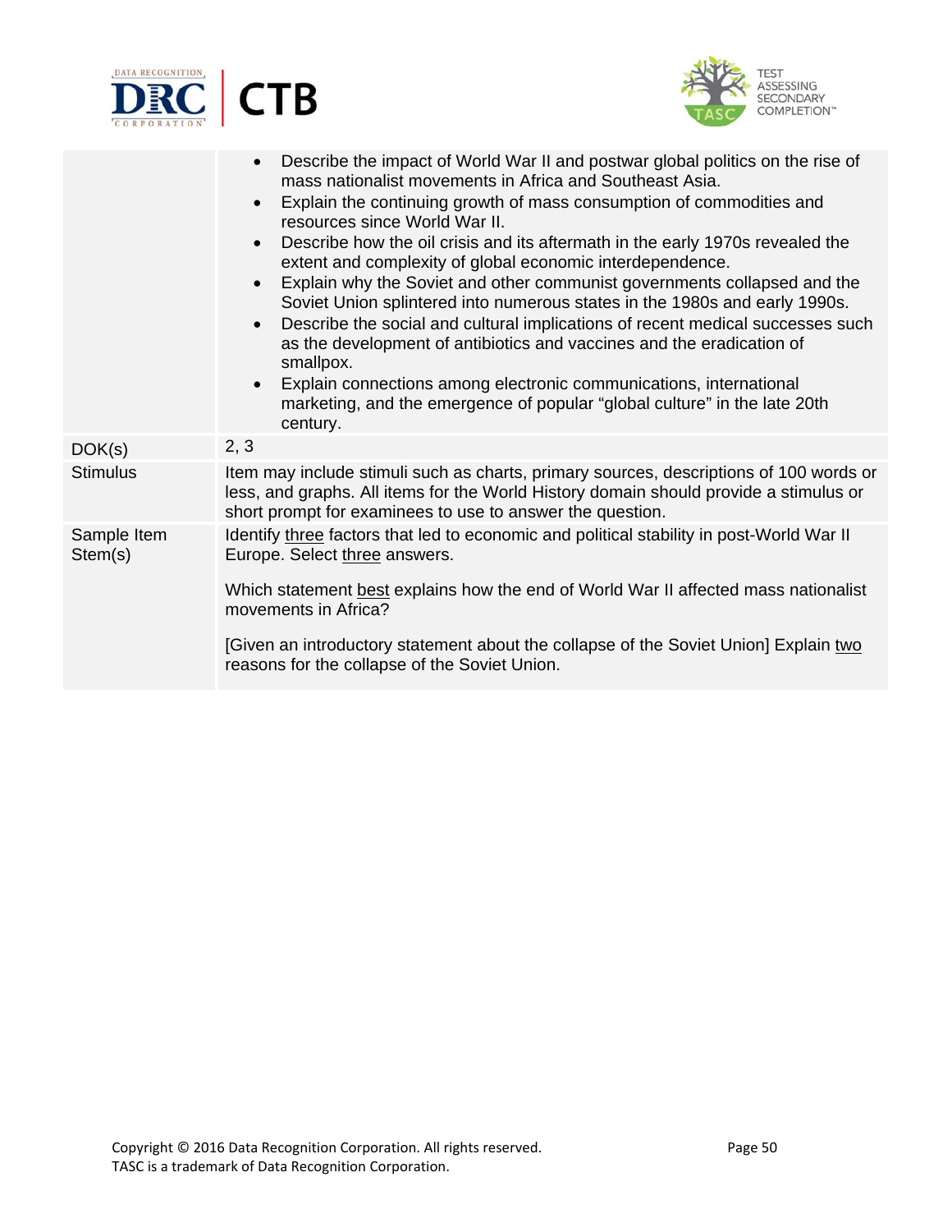| | |
|---|---|
| | • Describe the impact of World War II and postwar global politics on the rise of mass nationalist movements in Africa and Southeast Asia.<br>• Explain the continuing growth of mass consumption of commodities and resources since World War II.<br>• Describe how the oil crisis and its aftermath in the early 1970s revealed the extent and complexity of global economic interdependence.<br>• Explain why the Soviet and other communist governments collapsed and the Soviet Union splintered into numerous states in the 1980s and early 1990s.<br>• Describe the social and cultural implications of recent medical successes such as the development of antibiotics and vaccines and the eradication of smallpox.<br>• Explain connections among electronic communications, international marketing, and the emergence of popular "global culture" in the late 20th century. |
| DOK(s) | 2, 3 |
| Stimulus | Item may include stimuli such as charts, primary sources, descriptions of 100 words or less, and graphs. All items for the World History domain should provide a stimulus or short prompt for examinees to use to answer the question. |
| Sample Item Stem(s) | Identify <u>three</u> factors that led to economic and political stability in post-World War II Europe. Select <u>three</u> answers.<br><br>Which statement <u>best</u> explains how the end of World War II affected mass nationalist movements in Africa?<br><br>[Given an introductory statement about the collapse of the Soviet Union] Explain <u>two</u> reasons for the collapse of the Soviet Union. |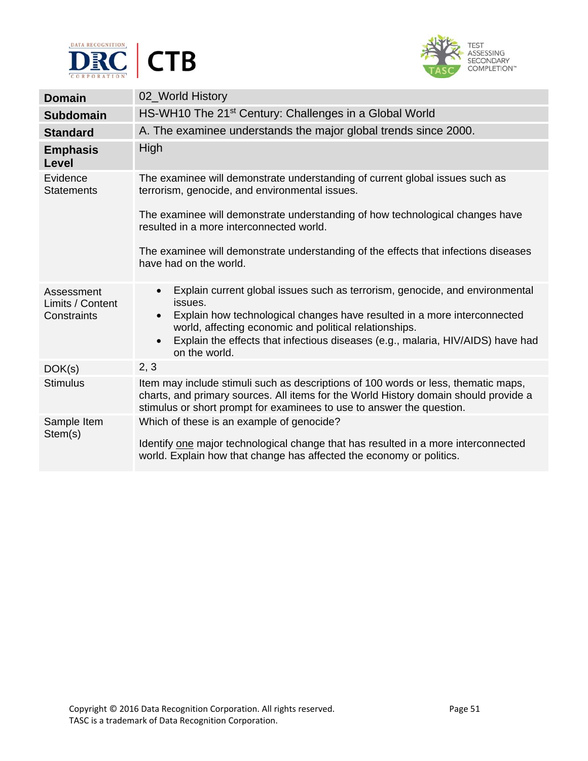| Domain | 02_World History |
|---|---|
| **Subdomain** | HS-WH10 The 21st Century: Challenges in a Global World |
| **Standard** | A. The examinee understands the major global trends since 2000. |
| **Emphasis Level** | High |
| Evidence Statements | The examinee will demonstrate understanding of current global issues such as terrorism, genocide, and environmental issues.<br><br>The examinee will demonstrate understanding of how technological changes have resulted in a more interconnected world.<br><br>The examinee will demonstrate understanding of the effects that infections diseases have had on the world. |
| Assessment Limits / Content Constraints | • Explain current global issues such as terrorism, genocide, and environmental issues.<br>• Explain how technological changes have resulted in a more interconnected world, affecting economic and political relationships.<br>• Explain the effects that infectious diseases (e.g., malaria, HIV/AIDS) have had on the world. |
| DOK(s) | 2, 3 |
| Stimulus | Item may include stimuli such as descriptions of 100 words or less, thematic maps, charts, and primary sources. All items for the World History domain should provide a stimulus or short prompt for examinees to use to answer the question. |
| Sample Item Stem(s) | Which of these is an example of genocide?<br><br>Identify one major technological change that has resulted in a more interconnected world. Explain how that change has affected the economy or politics. |

Copyright © 2016 Data Recognition Corporation. All rights reserved.
TASC is a trademark of Data Recognition Corporation.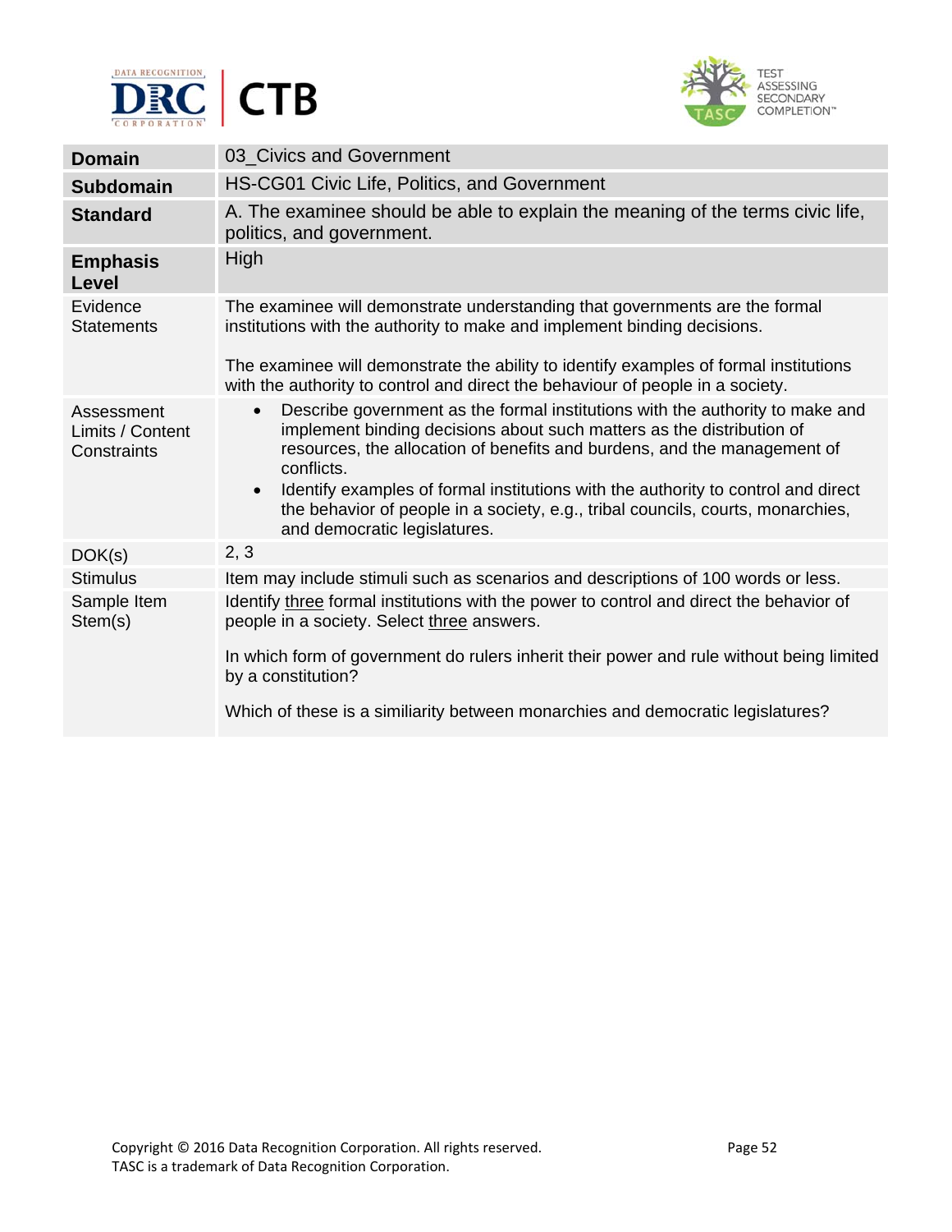| | |
|---|---|
| **Domain** | 03_Civics and Government |
| **Subdomain** | HS-CG01 Civic Life, Politics, and Government |
| **Standard** | A. The examinee should be able to explain the meaning of the terms civic life, politics, and government. |
| **Emphasis Level** | High |
| Evidence Statements | The examinee will demonstrate understanding that governments are the formal institutions with the authority to make and implement binding decisions.<br><br>The examinee will demonstrate the ability to identify examples of formal institutions with the authority to control and direct the behaviour of people in a society. |
| Assessment Limits / Content Constraints | • Describe government as the formal institutions with the authority to make and implement binding decisions about such matters as the distribution of resources, the allocation of benefits and burdens, and the management of conflicts.<br>• Identify examples of formal institutions with the authority to control and direct the behavior of people in a society, e.g., tribal councils, courts, monarchies, and democratic legislatures. |
| DOK(s) | 2, 3 |
| Stimulus | Item may include stimuli such as scenarios and descriptions of 100 words or less. |
| Sample Item Stem(s) | Identify <u>three</u> formal institutions with the power to control and direct the behavior of people in a society. Select <u>three</u> answers.<br><br>In which form of government do rulers inherit their power and rule without being limited by a constitution?<br><br>Which of these is a similiarity between monarchies and democratic legislatures? |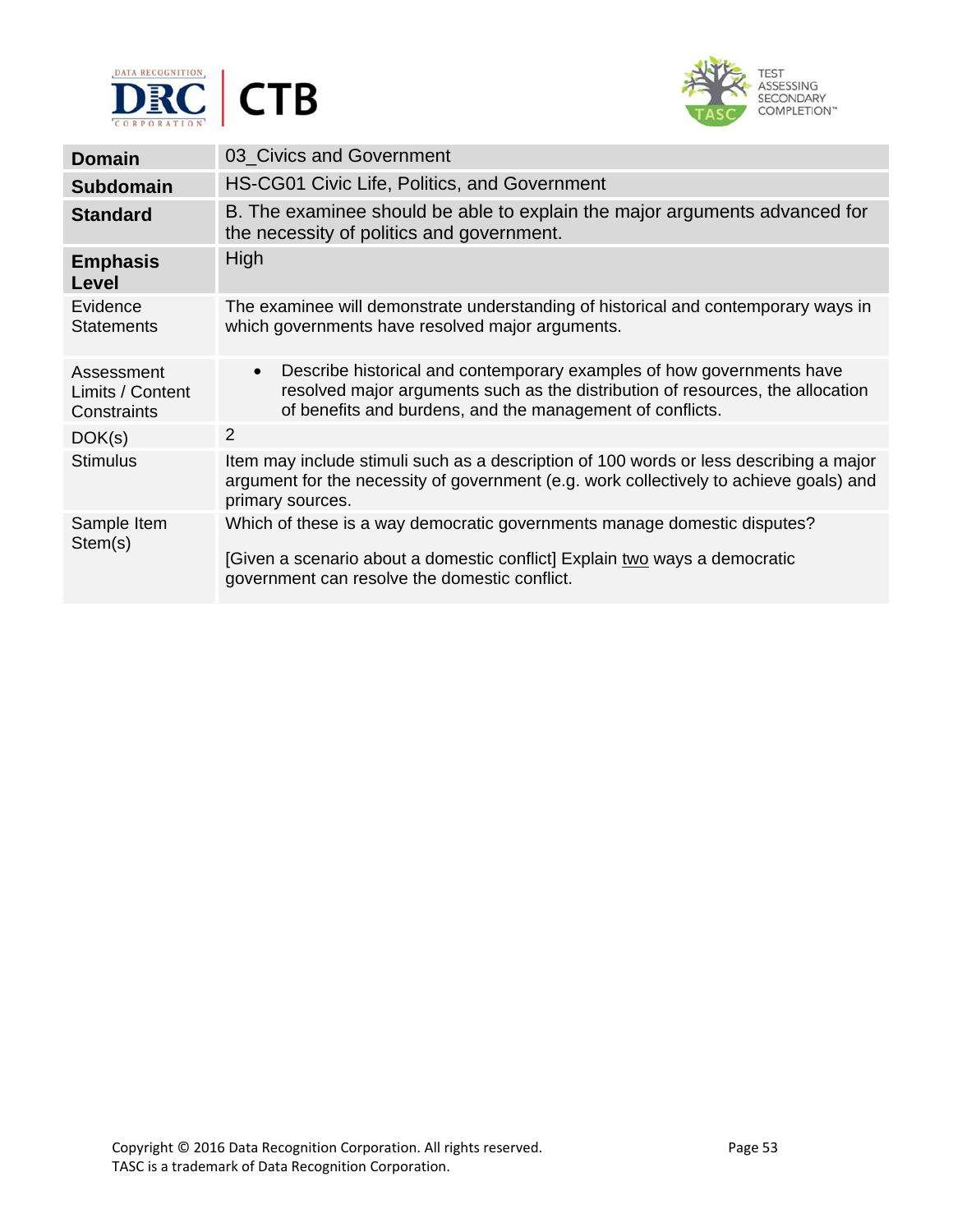| Domain | 03_Civics and Government |
| --- | --- |
| **Subdomain** | HS-CG01 Civic Life, Politics, and Government |
| **Standard** | B. The examinee should be able to explain the major arguments advanced for the necessity of politics and government. |
| **Emphasis Level** | High |
| Evidence Statements | The examinee will demonstrate understanding of historical and contemporary ways in which governments have resolved major arguments. |
| Assessment Limits / Content Constraints | • Describe historical and contemporary examples of how governments have resolved major arguments such as the distribution of resources, the allocation of benefits and burdens, and the management of conflicts. |
| DOK(s) | 2 |
| Stimulus | Item may include stimuli such as a description of 100 words or less describing a major argument for the necessity of government (e.g. work collectively to achieve goals) and primary sources. |
| Sample Item Stem(s) | Which of these is a way democratic governments manage domestic disputes?<br><br>[Given a scenario about a domestic conflict] Explain two ways a democratic government can resolve the domestic conflict. |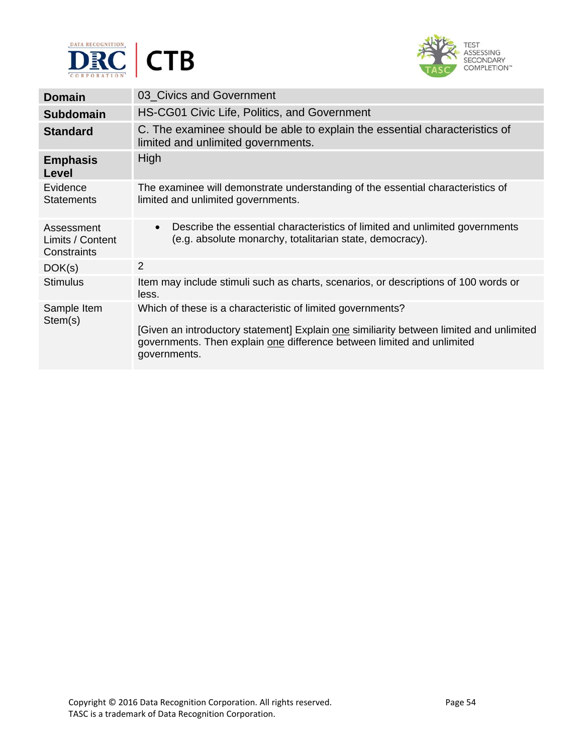| **Domain** | 03_Civics and Government |
|---|---|
| **Subdomain** | HS-CG01 Civic Life, Politics, and Government |
| **Standard** | C. The examinee should be able to explain the essential characteristics of limited and unlimited governments. |
| **Emphasis Level** | High |
| Evidence Statements | The examinee will demonstrate understanding of the essential characteristics of limited and unlimited governments. |
| Assessment Limits / Content Constraints | • Describe the essential characteristics of limited and unlimited governments (e.g. absolute monarchy, totalitarian state, democracy). |
| DOK(s) | 2 |
| Stimulus | Item may include stimuli such as charts, scenarios, or descriptions of 100 words or less. |
| Sample Item Stem(s) | Which of these is a characteristic of limited governments?<br><br>[Given an introductory statement] Explain <u>one</u> similiarity between limited and unlimited governments. Then explain <u>one</u> difference between limited and unlimited governments. |

Copyright © 2016 Data Recognition Corporation. All rights reserved.
TASC is a trademark of Data Recognition Corporation.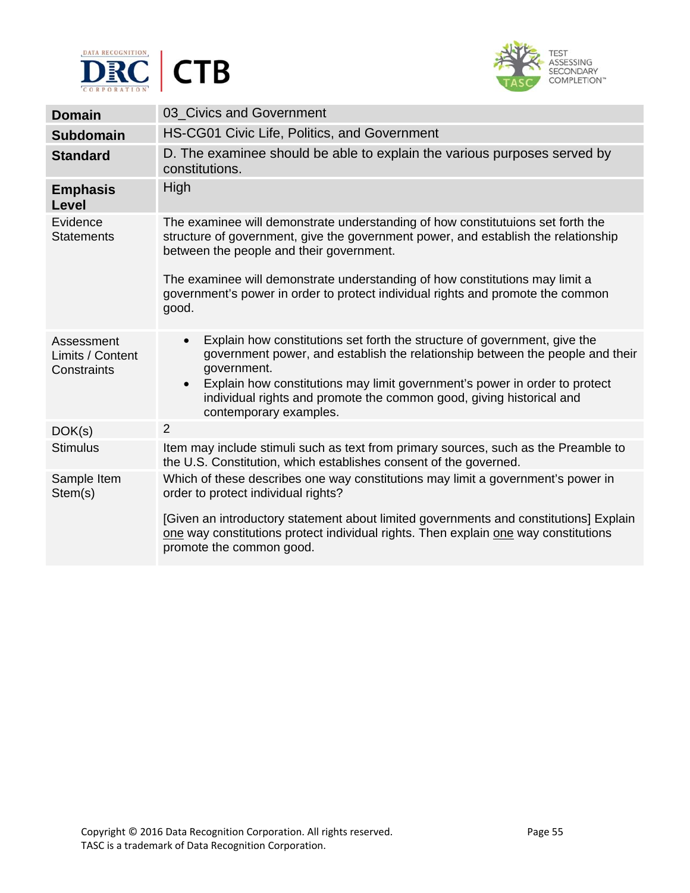| **Domain** | 03_Civics and Government |
|---|---|
| **Subdomain** | HS-CG01 Civic Life, Politics, and Government |
| **Standard** | D. The examinee should be able to explain the various purposes served by constitutions. |
| **Emphasis Level** | High |
| Evidence Statements | The examinee will demonstrate understanding of how constitutuions set forth the structure of government, give the government power, and establish the relationship between the people and their government.<br><br>The examinee will demonstrate understanding of how constitutions may limit a government's power in order to protect individual rights and promote the common good. |
| Assessment Limits / Content Constraints | • Explain how constitutions set forth the structure of government, give the government power, and establish the relationship between the people and their government.<br>• Explain how constitutions may limit government's power in order to protect individual rights and promote the common good, giving historical and contemporary examples. |
| DOK(s) | 2 |
| Stimulus | Item may include stimuli such as text from primary sources, such as the Preamble to the U.S. Constitution, which establishes consent of the governed. |
| Sample Item Stem(s) | Which of these describes one way constitutions may limit a government's power in order to protect individual rights?<br><br>[Given an introductory statement about limited governments and constitutions] Explain <u>one</u> way constitutions protect individual rights. Then explain <u>one</u> way constitutions promote the common good. |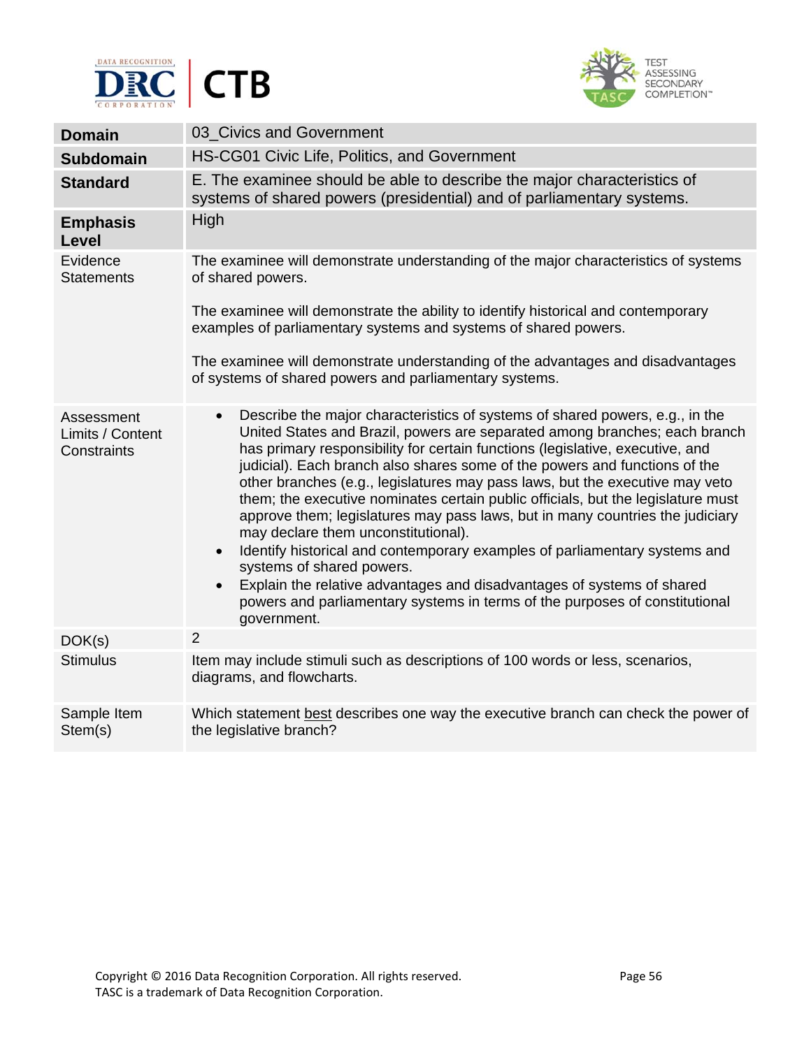| **Domain** | 03_Civics and Government |
|---|---|
| **Subdomain** | HS-CG01 Civic Life, Politics, and Government |
| **Standard** | E. The examinee should be able to describe the major characteristics of systems of shared powers (presidential) and of parliamentary systems. |
| **Emphasis Level** | High |
| Evidence Statements | The examinee will demonstrate understanding of the major characteristics of systems of shared powers.<br><br>The examinee will demonstrate the ability to identify historical and contemporary examples of parliamentary systems and systems of shared powers.<br><br>The examinee will demonstrate understanding of the advantages and disadvantages of systems of shared powers and parliamentary systems. |
| Assessment Limits / Content Constraints | • Describe the major characteristics of systems of shared powers, e.g., in the United States and Brazil, powers are separated among branches; each branch has primary responsibility for certain functions (legislative, executive, and judicial). Each branch also shares some of the powers and functions of the other branches (e.g., legislatures may pass laws, but the executive may veto them; the executive nominates certain public officials, but the legislature must approve them; legislatures may pass laws, but in many countries the judiciary may declare them unconstitutional).<br>• Identify historical and contemporary examples of parliamentary systems and systems of shared powers.<br>• Explain the relative advantages and disadvantages of systems of shared powers and parliamentary systems in terms of the purposes of constitutional government. |
| DOK(s) | 2 |
| Stimulus | Item may include stimuli such as descriptions of 100 words or less, scenarios, diagrams, and flowcharts. |
| Sample Item Stem(s) | Which statement best describes one way the executive branch can check the power of the legislative branch? |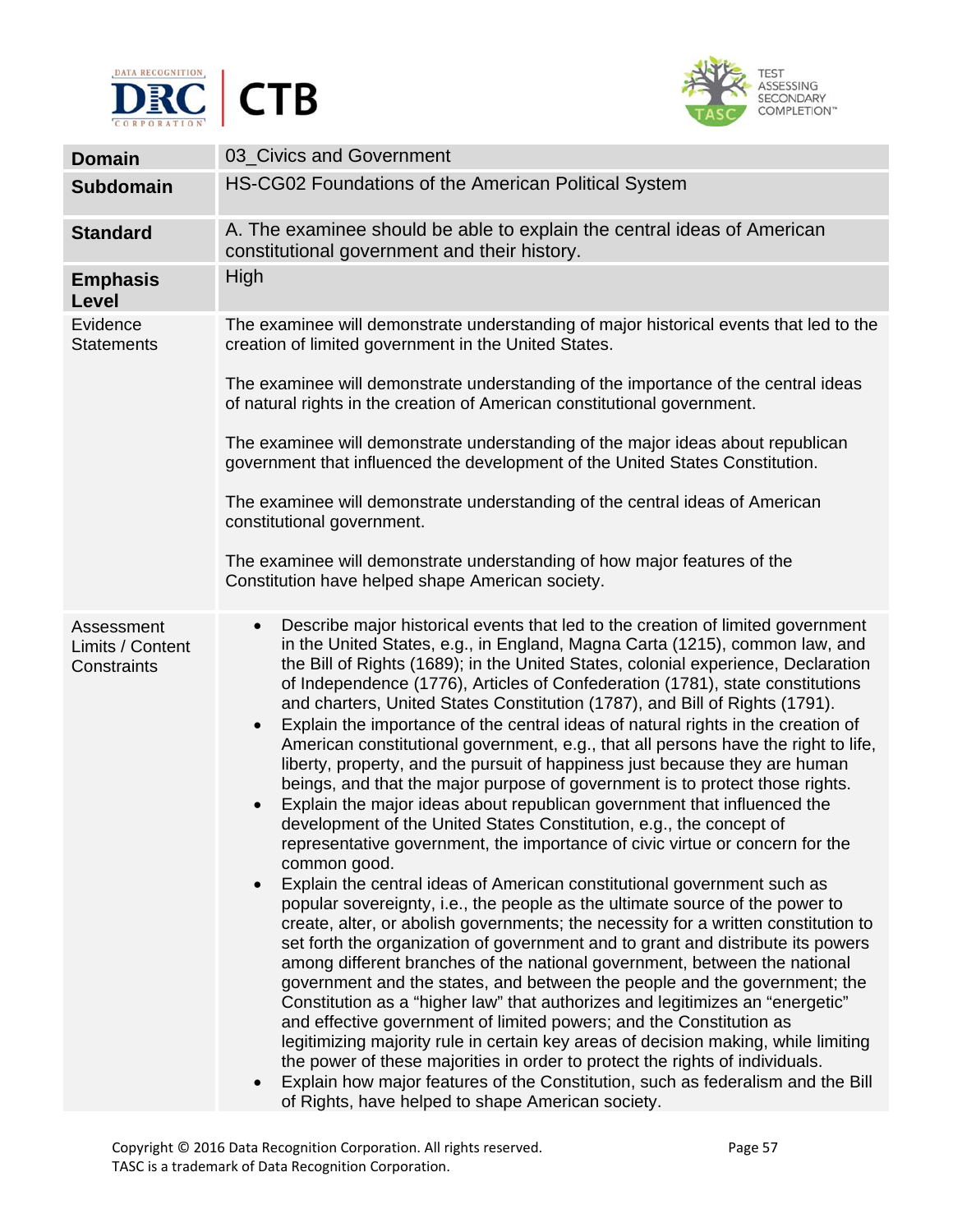| Domain | 03_Civics and Government |
|---|---|
| **Subdomain** | HS-CG02 Foundations of the American Political System |
| **Standard** | A. The examinee should be able to explain the central ideas of American constitutional government and their history. |
| **Emphasis Level** | High |
| Evidence Statements | The examinee will demonstrate understanding of major historical events that led to the creation of limited government in the United States.<br><br>The examinee will demonstrate understanding of the importance of the central ideas of natural rights in the creation of American constitutional government.<br><br>The examinee will demonstrate understanding of the major ideas about republican government that influenced the development of the United States Constitution.<br><br>The examinee will demonstrate understanding of the central ideas of American constitutional government.<br><br>The examinee will demonstrate understanding of how major features of the Constitution have helped shape American society. |
| Assessment Limits / Content Constraints | • Describe major historical events that led to the creation of limited government in the United States, e.g., in England, Magna Carta (1215), common law, and the Bill of Rights (1689); in the United States, colonial experience, Declaration of Independence (1776), Articles of Confederation (1781), state constitutions and charters, United States Constitution (1787), and Bill of Rights (1791).<br>• Explain the importance of the central ideas of natural rights in the creation of American constitutional government, e.g., that all persons have the right to life, liberty, property, and the pursuit of happiness just because they are human beings, and that the major purpose of government is to protect those rights.<br>• Explain the major ideas about republican government that influenced the development of the United States Constitution, e.g., the concept of representative government, the importance of civic virtue or concern for the common good.<br>• Explain the central ideas of American constitutional government such as popular sovereignty, i.e., the people as the ultimate source of the power to create, alter, or abolish governments; the necessity for a written constitution to set forth the organization of government and to grant and distribute its powers among different branches of the national government, between the national government and the states, and between the people and the government; the Constitution as a "higher law" that authorizes and legitimizes an "energetic" and effective government of limited powers; and the Constitution as legitimizing majority rule in certain key areas of decision making, while limiting the power of these majorities in order to protect the rights of individuals.<br>• Explain how major features of the Constitution, such as federalism and the Bill of Rights, have helped to shape American society. |

Copyright © 2016 Data Recognition Corporation. All rights reserved.
TASC is a trademark of Data Recognition Corporation.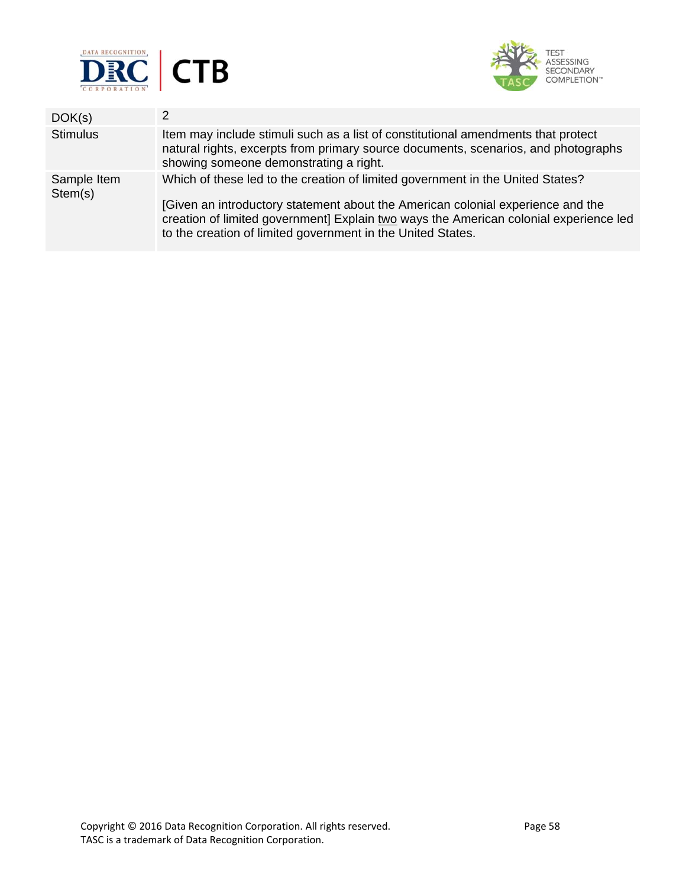| DOK(s) | 2 |
| --- | --- |
| Stimulus | Item may include stimuli such as a list of constitutional amendments that protect natural rights, excerpts from primary source documents, scenarios, and photographs showing someone demonstrating a right. |
| Sample Item Stem(s) | Which of these led to the creation of limited government in the United States?<br><br>[Given an introductory statement about the American colonial experience and the creation of limited government] Explain <u>two</u> ways the American colonial experience led to the creation of limited government in the United States. |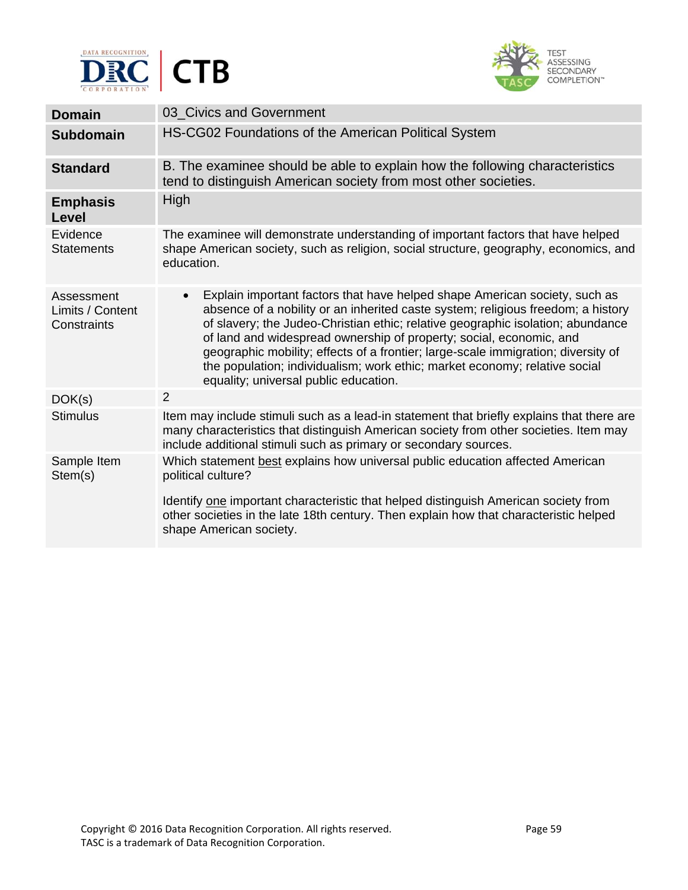| Domain | 03_Civics and Government |
|---|---|
| **Subdomain** | HS-CG02 Foundations of the American Political System |
| **Standard** | B. The examinee should be able to explain how the following characteristics tend to distinguish American society from most other societies. |
| **Emphasis Level** | High |
| Evidence Statements | The examinee will demonstrate understanding of important factors that have helped shape American society, such as religion, social structure, geography, economics, and education. |
| Assessment Limits / Content Constraints | • Explain important factors that have helped shape American society, such as absence of a nobility or an inherited caste system; religious freedom; a history of slavery; the Judeo-Christian ethic; relative geographic isolation; abundance of land and widespread ownership of property; social, economic, and geographic mobility; effects of a frontier; large-scale immigration; diversity of the population; individualism; work ethic; market economy; relative social equality; universal public education. |
| DOK(s) | 2 |
| Stimulus | Item may include stimuli such as a lead-in statement that briefly explains that there are many characteristics that distinguish American society from other societies. Item may include additional stimuli such as primary or secondary sources. |
| Sample Item Stem(s) | Which statement <u>best</u> explains how universal public education affected American political culture?<br><br>Identify <u>one</u> important characteristic that helped distinguish American society from other societies in the late 18th century. Then explain how that characteristic helped shape American society. |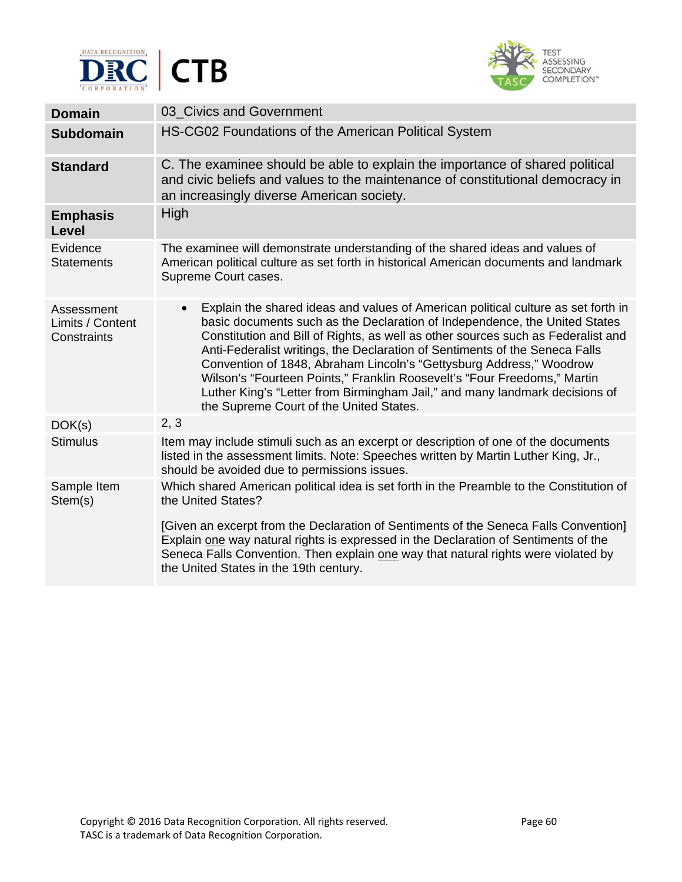| Domain | 03_Civics and Government |
| --- | --- |
| **Subdomain** | HS-CG02 Foundations of the American Political System |
| **Standard** | C. The examinee should be able to explain the importance of shared political and civic beliefs and values to the maintenance of constitutional democracy in an increasingly diverse American society. |
| **Emphasis Level** | High |
| Evidence Statements | The examinee will demonstrate understanding of the shared ideas and values of American political culture as set forth in historical American documents and landmark Supreme Court cases. |
| Assessment Limits / Content Constraints | • Explain the shared ideas and values of American political culture as set forth in basic documents such as the Declaration of Independence, the United States Constitution and Bill of Rights, as well as other sources such as Federalist and Anti-Federalist writings, the Declaration of Sentiments of the Seneca Falls Convention of 1848, Abraham Lincoln's "Gettysburg Address," Woodrow Wilson's "Fourteen Points," Franklin Roosevelt's "Four Freedoms," Martin Luther King's "Letter from Birmingham Jail," and many landmark decisions of the Supreme Court of the United States. |
| DOK(s) | 2, 3 |
| Stimulus | Item may include stimuli such as an excerpt or description of one of the documents listed in the assessment limits. Note: Speeches written by Martin Luther King, Jr., should be avoided due to permissions issues. |
| Sample Item Stem(s) | Which shared American political idea is set forth in the Preamble to the Constitution of the United States?<br><br>[Given an excerpt from the Declaration of Sentiments of the Seneca Falls Convention] Explain <u>one</u> way natural rights is expressed in the Declaration of Sentiments of the Seneca Falls Convention. Then explain <u>one</u> way that natural rights were violated by the United States in the 19th century. |

Copyright © 2016 Data Recognition Corporation. All rights reserved.
TASC is a trademark of Data Recognition Corporation.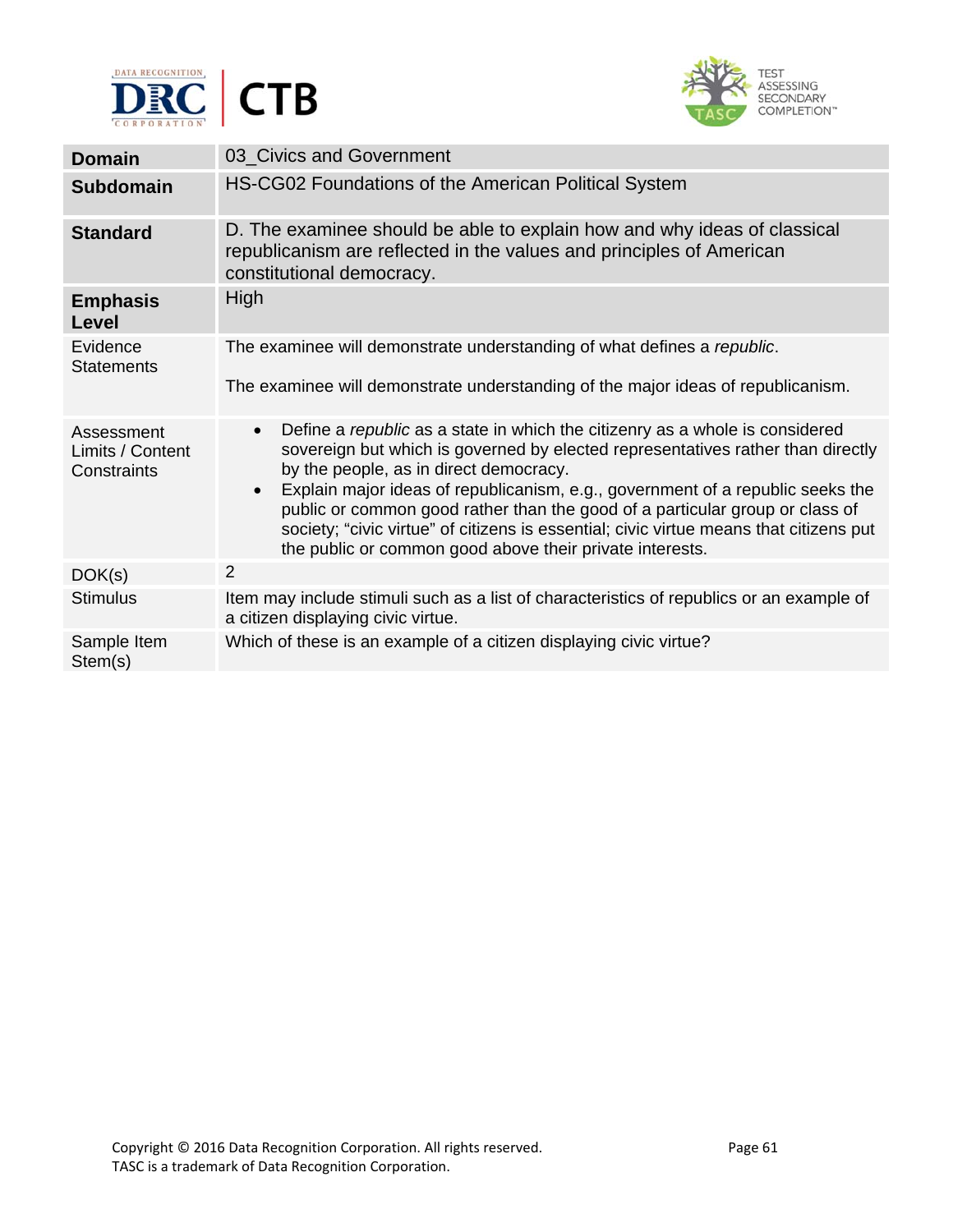| **Domain** | 03_Civics and Government |
| --- | --- |
| **Subdomain** | HS-CG02 Foundations of the American Political System |
| **Standard** | D. The examinee should be able to explain how and why ideas of classical republicanism are reflected in the values and principles of American constitutional democracy. |
| **Emphasis Level** | High |
| Evidence Statements | The examinee will demonstrate understanding of what defines a *republic*.<br><br>The examinee will demonstrate understanding of the major ideas of republicanism. |
| Assessment Limits / Content Constraints | • Define a *republic* as a state in which the citizenry as a whole is considered sovereign but which is governed by elected representatives rather than directly by the people, as in direct democracy.<br>• Explain major ideas of republicanism, e.g., government of a republic seeks the public or common good rather than the good of a particular group or class of society; "civic virtue" of citizens is essential; civic virtue means that citizens put the public or common good above their private interests. |
| DOK(s) | 2 |
| Stimulus | Item may include stimuli such as a list of characteristics of republics or an example of a citizen displaying civic virtue. |
| Sample Item Stem(s) | Which of these is an example of a citizen displaying civic virtue? |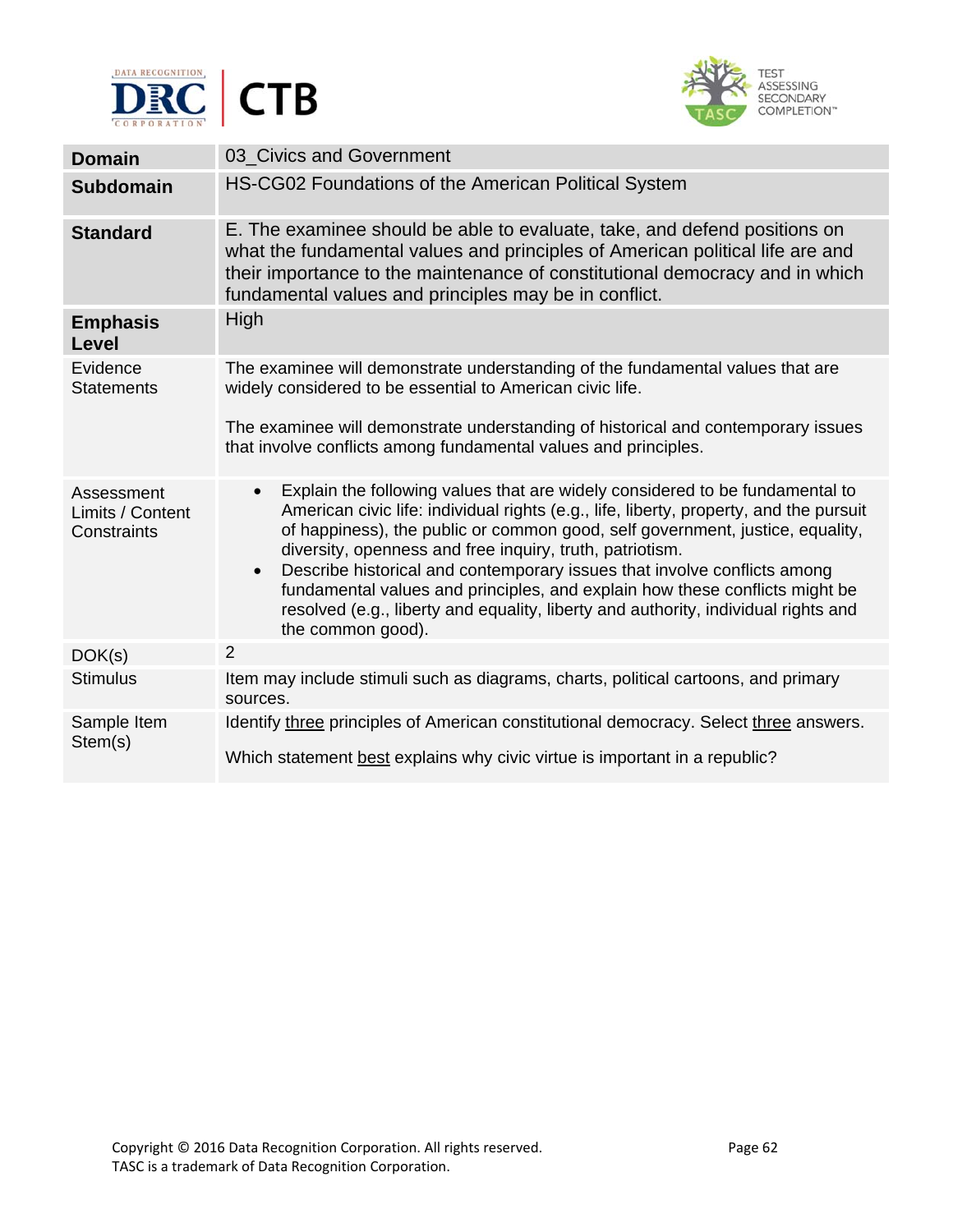| Domain | 03_Civics and Government |
| --- | --- |
| **Subdomain** | HS-CG02 Foundations of the American Political System |
| **Standard** | E. The examinee should be able to evaluate, take, and defend positions on what the fundamental values and principles of American political life are and their importance to the maintenance of constitutional democracy and in which fundamental values and principles may be in conflict. |
| **Emphasis Level** | High |
| Evidence Statements | The examinee will demonstrate understanding of the fundamental values that are widely considered to be essential to American civic life.<br><br>The examinee will demonstrate understanding of historical and contemporary issues that involve conflicts among fundamental values and principles. |
| Assessment Limits / Content Constraints | • Explain the following values that are widely considered to be fundamental to American civic life: individual rights (e.g., life, liberty, property, and the pursuit of happiness), the public or common good, self government, justice, equality, diversity, openness and free inquiry, truth, patriotism.<br>• Describe historical and contemporary issues that involve conflicts among fundamental values and principles, and explain how these conflicts might be resolved (e.g., liberty and equality, liberty and authority, individual rights and the common good). |
| DOK(s) | 2 |
| Stimulus | Item may include stimuli such as diagrams, charts, political cartoons, and primary sources. |
| Sample Item Stem(s) | Identify <u>three</u> principles of American constitutional democracy. Select <u>three</u> answers.<br><br>Which statement <u>best</u> explains why civic virtue is important in a republic? |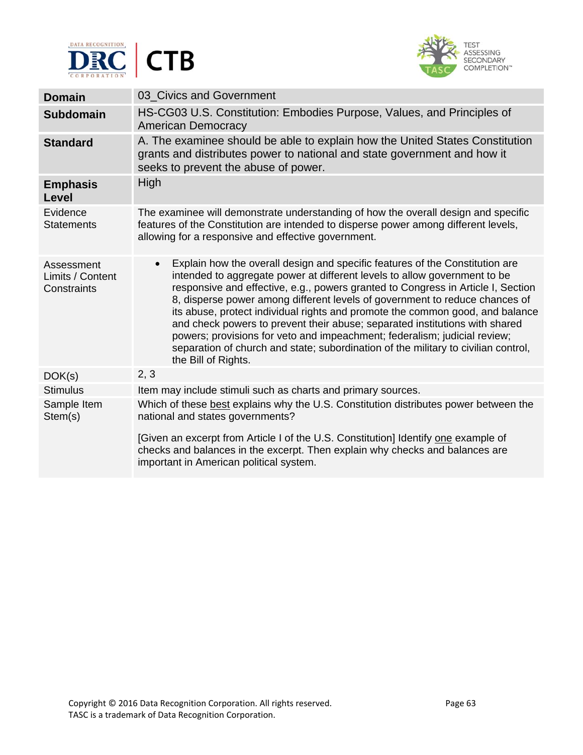| | |
|---|---|
| **Domain** | 03_Civics and Government |
| **Subdomain** | HS-CG03 U.S. Constitution: Embodies Purpose, Values, and Principles of American Democracy |
| **Standard** | A. The examinee should be able to explain how the United States Constitution grants and distributes power to national and state government and how it seeks to prevent the abuse of power. |
| **Emphasis Level** | High |
| Evidence Statements | The examinee will demonstrate understanding of how the overall design and specific features of the Constitution are intended to disperse power among different levels, allowing for a responsive and effective government. |
| Assessment Limits / Content Constraints | • Explain how the overall design and specific features of the Constitution are intended to aggregate power at different levels to allow government to be responsive and effective, e.g., powers granted to Congress in Article I, Section 8, disperse power among different levels of government to reduce chances of its abuse, protect individual rights and promote the common good, and balance and check powers to prevent their abuse; separated institutions with shared powers; provisions for veto and impeachment; federalism; judicial review; separation of church and state; subordination of the military to civilian control, the Bill of Rights. |
| DOK(s) | 2, 3 |
| Stimulus | Item may include stimuli such as charts and primary sources. |
| Sample Item Stem(s) | Which of these <u>best</u> explains why the U.S. Constitution distributes power between the national and states governments?<br><br>[Given an excerpt from Article I of the U.S. Constitution] Identify <u>one</u> example of checks and balances in the excerpt. Then explain why checks and balances are important in American political system. |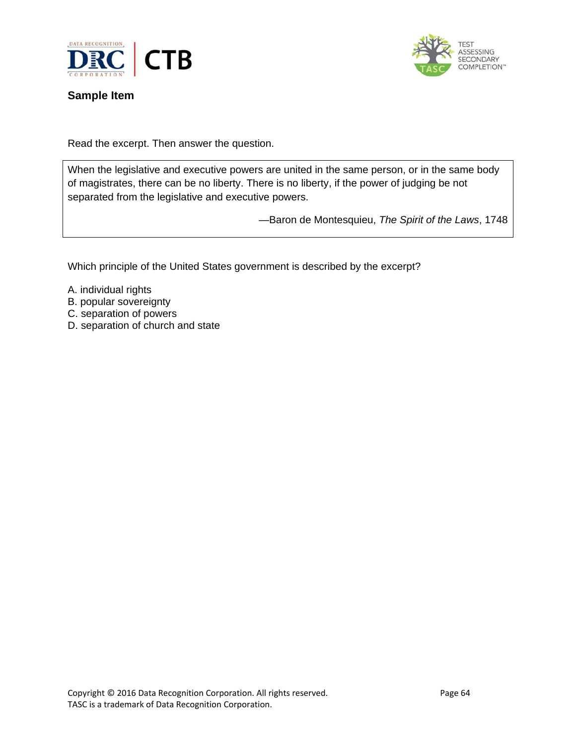**Sample Item**

Read the excerpt. Then answer the question.

> When the legislative and executive powers are united in the same person, or in the same body of magistrates, there can be no liberty. There is no liberty, if the power of judging be not separated from the legislative and executive powers.
>
> —Baron de Montesquieu, *The Spirit of the Laws*, 1748

Which principle of the United States government is described by the excerpt?

A. individual rights
B. popular sovereignty
C. separation of powers
D. separation of church and state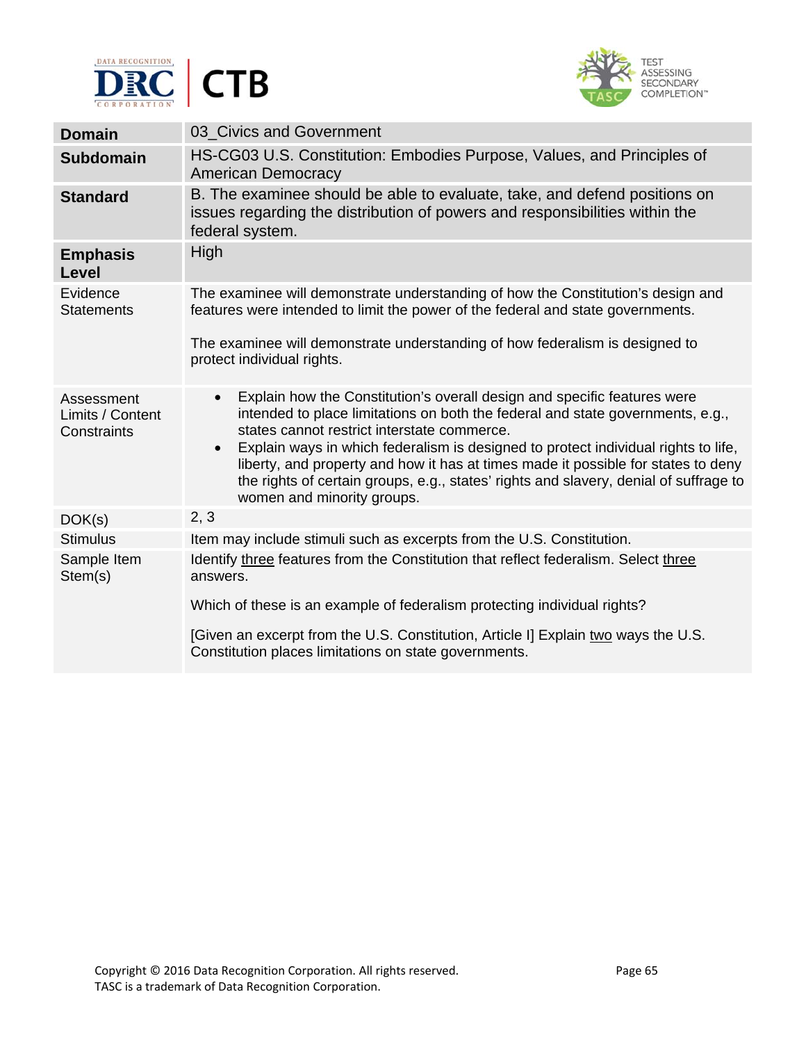| | |
|---|---|
| **Domain** | 03_Civics and Government |
| **Subdomain** | HS-CG03 U.S. Constitution: Embodies Purpose, Values, and Principles of American Democracy |
| **Standard** | B. The examinee should be able to evaluate, take, and defend positions on issues regarding the distribution of powers and responsibilities within the federal system. |
| **Emphasis Level** | High |
| Evidence Statements | The examinee will demonstrate understanding of how the Constitution's design and features were intended to limit the power of the federal and state governments.<br><br>The examinee will demonstrate understanding of how federalism is designed to protect individual rights. |
| Assessment Limits / Content Constraints | • Explain how the Constitution's overall design and specific features were intended to place limitations on both the federal and state governments, e.g., states cannot restrict interstate commerce.<br>• Explain ways in which federalism is designed to protect individual rights to life, liberty, and property and how it has at times made it possible for states to deny the rights of certain groups, e.g., states' rights and slavery, denial of suffrage to women and minority groups. |
| DOK(s) | 2, 3 |
| Stimulus | Item may include stimuli such as excerpts from the U.S. Constitution. |
| Sample Item Stem(s) | Identify <u>three</u> features from the Constitution that reflect federalism. Select <u>three</u> answers.<br><br>Which of these is an example of federalism protecting individual rights?<br><br>[Given an excerpt from the U.S. Constitution, Article I] Explain <u>two</u> ways the U.S. Constitution places limitations on state governments. |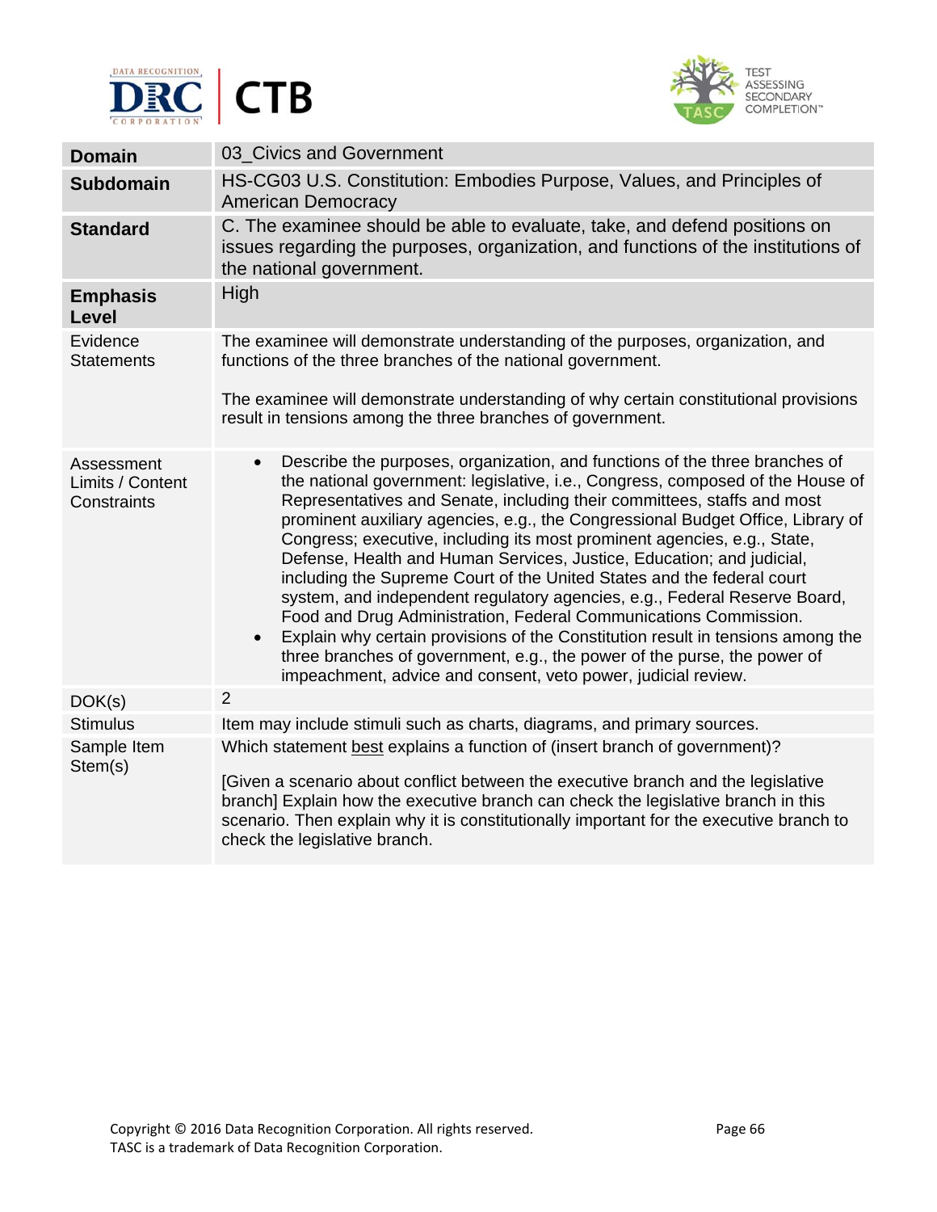| Domain | 03_Civics and Government |
| --- | --- |
| **Subdomain** | HS-CG03 U.S. Constitution: Embodies Purpose, Values, and Principles of American Democracy |
| **Standard** | C. The examinee should be able to evaluate, take, and defend positions on issues regarding the purposes, organization, and functions of the institutions of the national government. |
| **Emphasis Level** | High |
| Evidence Statements | The examinee will demonstrate understanding of the purposes, organization, and functions of the three branches of the national government.<br><br>The examinee will demonstrate understanding of why certain constitutional provisions result in tensions among the three branches of government. |
| Assessment Limits / Content Constraints | • Describe the purposes, organization, and functions of the three branches of the national government: legislative, i.e., Congress, composed of the House of Representatives and Senate, including their committees, staffs and most prominent auxiliary agencies, e.g., the Congressional Budget Office, Library of Congress; executive, including its most prominent agencies, e.g., State, Defense, Health and Human Services, Justice, Education; and judicial, including the Supreme Court of the United States and the federal court system, and independent regulatory agencies, e.g., Federal Reserve Board, Food and Drug Administration, Federal Communications Commission.<br>• Explain why certain provisions of the Constitution result in tensions among the three branches of government, e.g., the power of the purse, the power of impeachment, advice and consent, veto power, judicial review. |
| DOK(s) | 2 |
| Stimulus | Item may include stimuli such as charts, diagrams, and primary sources. |
| Sample Item Stem(s) | Which statement best explains a function of (insert branch of government)?<br><br>[Given a scenario about conflict between the executive branch and the legislative branch] Explain how the executive branch can check the legislative branch in this scenario. Then explain why it is constitutionally important for the executive branch to check the legislative branch. |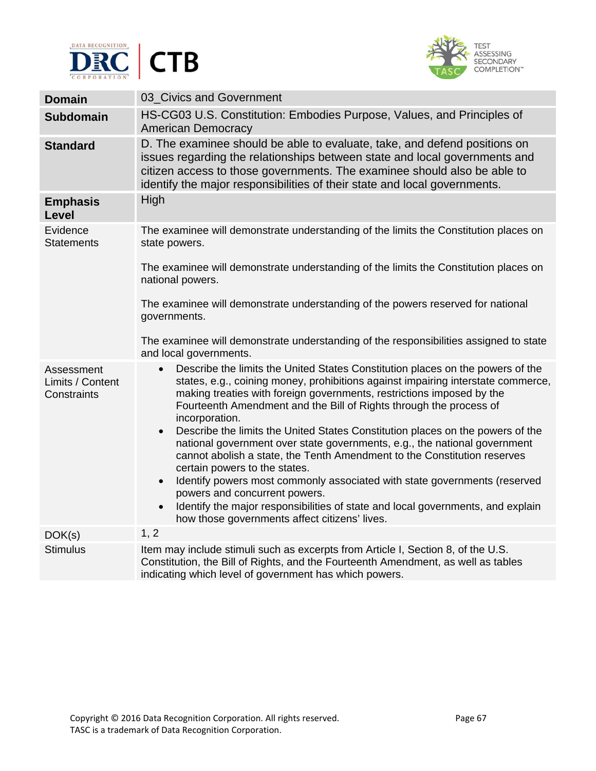| | |
|---|---|
| **Domain** | 03_Civics and Government |
| **Subdomain** | HS-CG03 U.S. Constitution: Embodies Purpose, Values, and Principles of American Democracy |
| **Standard** | D. The examinee should be able to evaluate, take, and defend positions on issues regarding the relationships between state and local governments and citizen access to those governments. The examinee should also be able to identify the major responsibilities of their state and local governments. |
| **Emphasis Level** | High |
| Evidence Statements | The examinee will demonstrate understanding of the limits the Constitution places on state powers.<br><br>The examinee will demonstrate understanding of the limits the Constitution places on national powers.<br><br>The examinee will demonstrate understanding of the powers reserved for national governments.<br><br>The examinee will demonstrate understanding of the responsibilities assigned to state and local governments. |
| Assessment Limits / Content Constraints | • Describe the limits the United States Constitution places on the powers of the states, e.g., coining money, prohibitions against impairing interstate commerce, making treaties with foreign governments, restrictions imposed by the Fourteenth Amendment and the Bill of Rights through the process of incorporation.<br>• Describe the limits the United States Constitution places on the powers of the national government over state governments, e.g., the national government cannot abolish a state, the Tenth Amendment to the Constitution reserves certain powers to the states.<br>• Identify powers most commonly associated with state governments (reserved powers and concurrent powers.<br>• Identify the major responsibilities of state and local governments, and explain how those governments affect citizens' lives. |
| DOK(s) | 1, 2 |
| Stimulus | Item may include stimuli such as excerpts from Article I, Section 8, of the U.S. Constitution, the Bill of Rights, and the Fourteenth Amendment, as well as tables indicating which level of government has which powers. |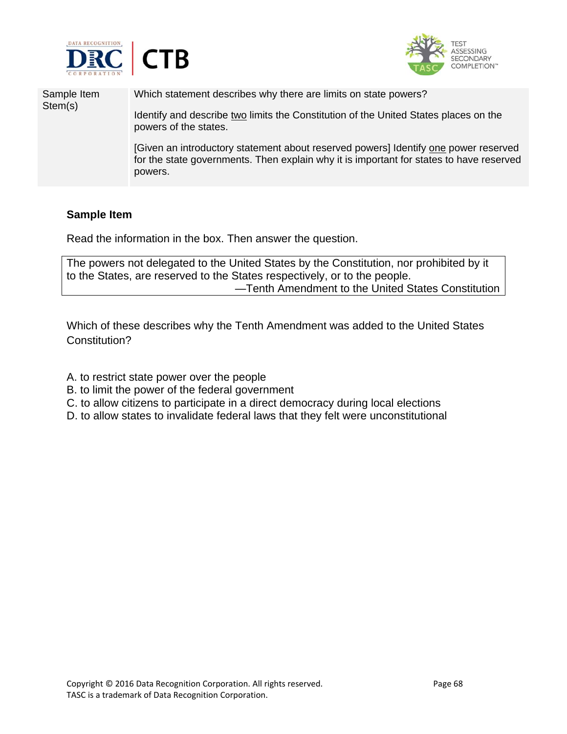| Sample Item Stem(s) | Which statement describes why there are limits on state powers?<br><br>Identify and describe <u>two</u> limits the Constitution of the United States places on the powers of the states.<br><br>[Given an introductory statement about reserved powers] Identify <u>one</u> power reserved for the state governments. Then explain why it is important for states to have reserved powers. |
| --- | --- |

**Sample Item**

Read the information in the box. Then answer the question.

> The powers not delegated to the United States by the Constitution, nor prohibited by it to the States, are reserved to the States respectively, or to the people.
>
> —Tenth Amendment to the United States Constitution

Which of these describes why the Tenth Amendment was added to the United States Constitution?

A. to restrict state power over the people
B. to limit the power of the federal government
C. to allow citizens to participate in a direct democracy during local elections
D. to allow states to invalidate federal laws that they felt were unconstitutional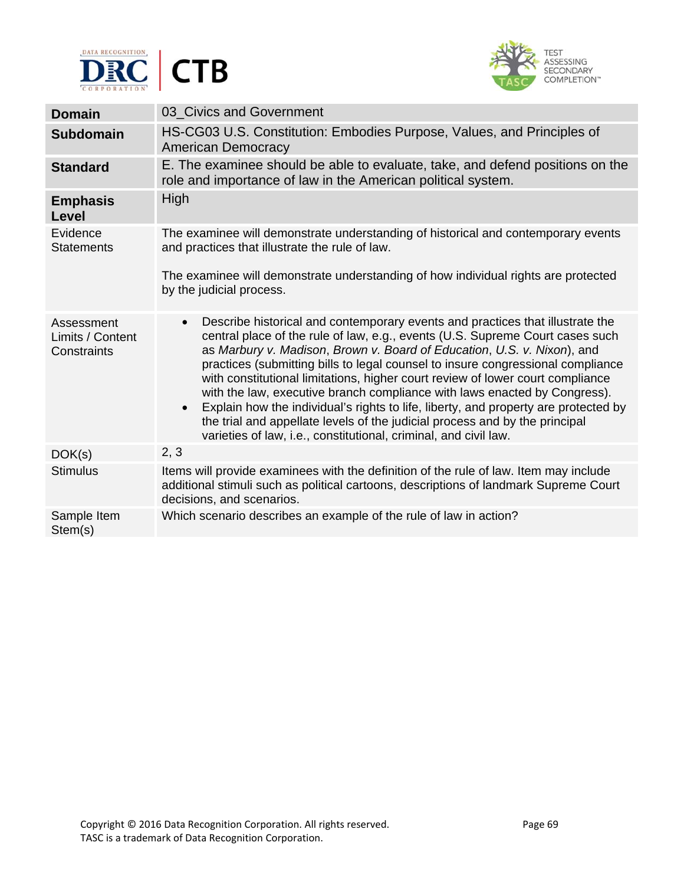| | |
|---|---|
| **Domain** | 03_Civics and Government |
| **Subdomain** | HS-CG03 U.S. Constitution: Embodies Purpose, Values, and Principles of American Democracy |
| **Standard** | E. The examinee should be able to evaluate, take, and defend positions on the role and importance of law in the American political system. |
| **Emphasis Level** | High |
| Evidence Statements | The examinee will demonstrate understanding of historical and contemporary events and practices that illustrate the rule of law.<br><br>The examinee will demonstrate understanding of how individual rights are protected by the judicial process. |
| Assessment Limits / Content Constraints | • Describe historical and contemporary events and practices that illustrate the central place of the rule of law, e.g., events (U.S. Supreme Court cases such as *Marbury v. Madison*, *Brown v. Board of Education*, *U.S. v. Nixon*), and practices (submitting bills to legal counsel to insure congressional compliance with constitutional limitations, higher court review of lower court compliance with the law, executive branch compliance with laws enacted by Congress).<br>• Explain how the individual's rights to life, liberty, and property are protected by the trial and appellate levels of the judicial process and by the principal varieties of law, i.e., constitutional, criminal, and civil law. |
| DOK(s) | 2, 3 |
| Stimulus | Items will provide examinees with the definition of the rule of law. Item may include additional stimuli such as political cartoons, descriptions of landmark Supreme Court decisions, and scenarios. |
| Sample Item Stem(s) | Which scenario describes an example of the rule of law in action? |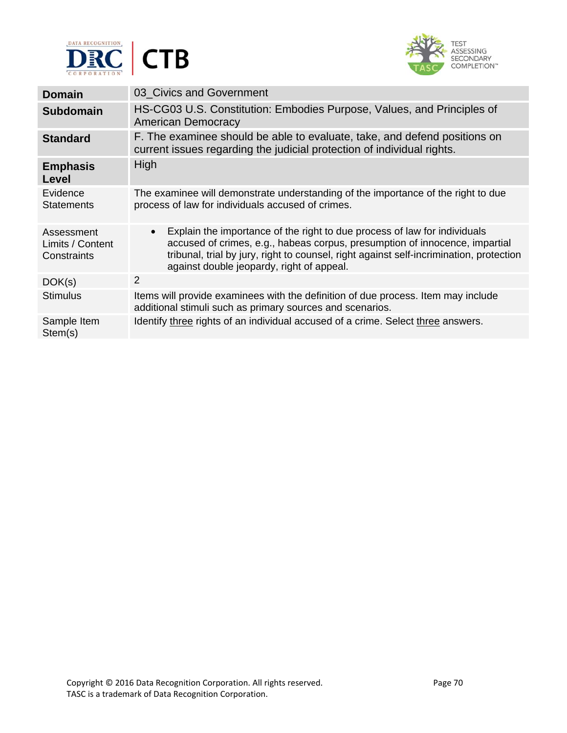| Domain | 03_Civics and Government |
|---|---|
| **Subdomain** | HS-CG03 U.S. Constitution: Embodies Purpose, Values, and Principles of American Democracy |
| **Standard** | F. The examinee should be able to evaluate, take, and defend positions on current issues regarding the judicial protection of individual rights. |
| **Emphasis Level** | High |
| Evidence Statements | The examinee will demonstrate understanding of the importance of the right to due process of law for individuals accused of crimes. |
| Assessment Limits / Content Constraints | • Explain the importance of the right to due process of law for individuals accused of crimes, e.g., habeas corpus, presumption of innocence, impartial tribunal, trial by jury, right to counsel, right against self-incrimination, protection against double jeopardy, right of appeal. |
| DOK(s) | 2 |
| Stimulus | Items will provide examinees with the definition of due process. Item may include additional stimuli such as primary sources and scenarios. |
| Sample Item Stem(s) | Identify three rights of an individual accused of a crime. Select three answers. |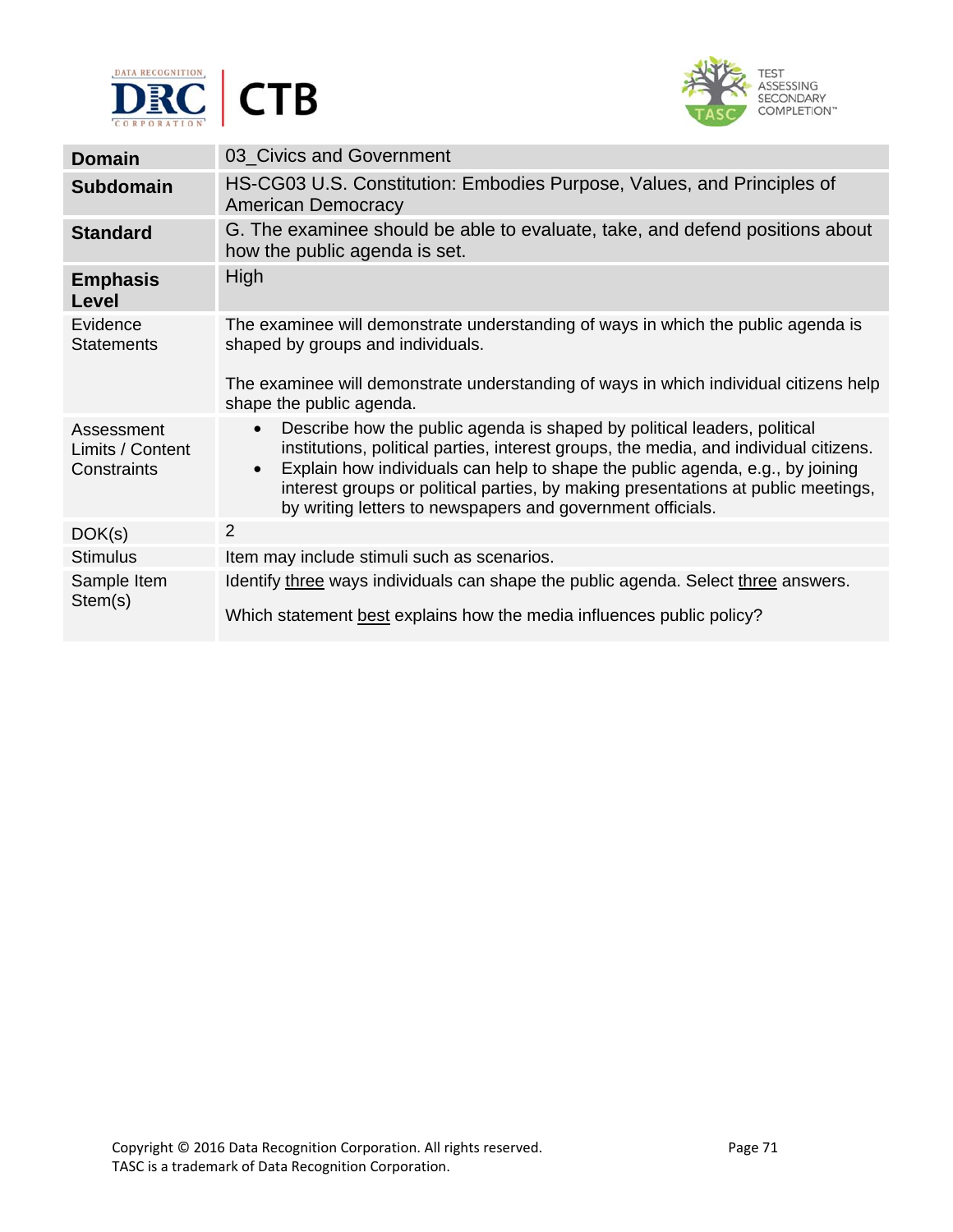| **Domain** | 03_Civics and Government |
|---|---|
| **Subdomain** | HS-CG03 U.S. Constitution: Embodies Purpose, Values, and Principles of American Democracy |
| **Standard** | G. The examinee should be able to evaluate, take, and defend positions about how the public agenda is set. |
| **Emphasis Level** | High |
| Evidence Statements | The examinee will demonstrate understanding of ways in which the public agenda is shaped by groups and individuals.<br><br>The examinee will demonstrate understanding of ways in which individual citizens help shape the public agenda. |
| Assessment Limits / Content Constraints | • Describe how the public agenda is shaped by political leaders, political institutions, political parties, interest groups, the media, and individual citizens.<br>• Explain how individuals can help to shape the public agenda, e.g., by joining interest groups or political parties, by making presentations at public meetings, by writing letters to newspapers and government officials. |
| DOK(s) | 2 |
| Stimulus | Item may include stimuli such as scenarios. |
| Sample Item Stem(s) | Identify <u>three</u> ways individuals can shape the public agenda. Select <u>three</u> answers.<br><br>Which statement <u>best</u> explains how the media influences public policy? |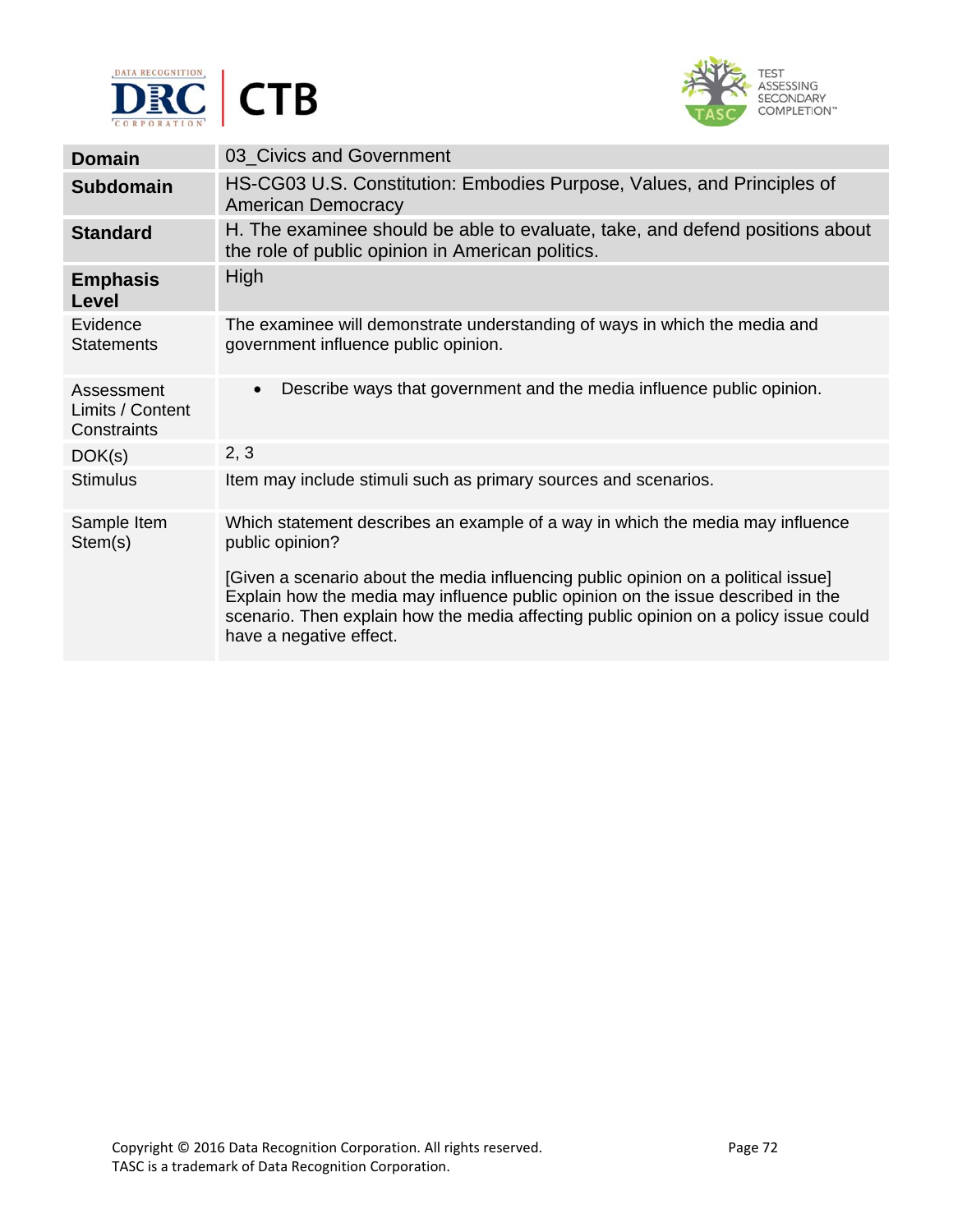| Domain | 03_Civics and Government |
| --- | --- |
| **Subdomain** | HS-CG03 U.S. Constitution: Embodies Purpose, Values, and Principles of American Democracy |
| **Standard** | H. The examinee should be able to evaluate, take, and defend positions about the role of public opinion in American politics. |
| **Emphasis Level** | High |
| Evidence Statements | The examinee will demonstrate understanding of ways in which the media and government influence public opinion. |
| Assessment Limits / Content Constraints | • Describe ways that government and the media influence public opinion. |
| DOK(s) | 2, 3 |
| Stimulus | Item may include stimuli such as primary sources and scenarios. |
| Sample Item Stem(s) | Which statement describes an example of a way in which the media may influence public opinion?<br><br>[Given a scenario about the media influencing public opinion on a political issue] Explain how the media may influence public opinion on the issue described in the scenario. Then explain how the media affecting public opinion on a policy issue could have a negative effect. |

Copyright © 2016 Data Recognition Corporation. All rights reserved.
TASC is a trademark of Data Recognition Corporation.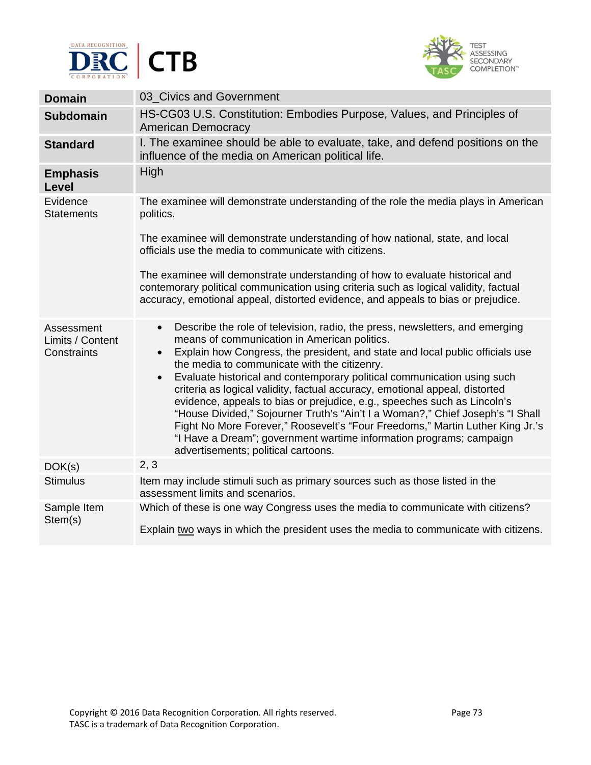| | |
|---|---|
| **Domain** | 03_Civics and Government |
| **Subdomain** | HS-CG03 U.S. Constitution: Embodies Purpose, Values, and Principles of American Democracy |
| **Standard** | I. The examinee should be able to evaluate, take, and defend positions on the influence of the media on American political life. |
| **Emphasis Level** | High |
| Evidence Statements | The examinee will demonstrate understanding of the role the media plays in American politics.<br><br>The examinee will demonstrate understanding of how national, state, and local officials use the media to communicate with citizens.<br><br>The examinee will demonstrate understanding of how to evaluate historical and contemorary political communication using criteria such as logical validity, factual accuracy, emotional appeal, distorted evidence, and appeals to bias or prejudice. |
| Assessment Limits / Content Constraints | • Describe the role of television, radio, the press, newsletters, and emerging means of communication in American politics.<br>• Explain how Congress, the president, and state and local public officials use the media to communicate with the citizenry.<br>• Evaluate historical and contemporary political communication using such criteria as logical validity, factual accuracy, emotional appeal, distorted evidence, appeals to bias or prejudice, e.g., speeches such as Lincoln's "House Divided," Sojourner Truth's "Ain't I a Woman?," Chief Joseph's "I Shall Fight No More Forever," Roosevelt's "Four Freedoms," Martin Luther King Jr.'s "I Have a Dream"; government wartime information programs; campaign advertisements; political cartoons. |
| DOK(s) | 2, 3 |
| Stimulus | Item may include stimuli such as primary sources such as those listed in the assessment limits and scenarios. |
| Sample Item Stem(s) | Which of these is one way Congress uses the media to communicate with citizens?<br><br>Explain two ways in which the president uses the media to communicate with citizens. |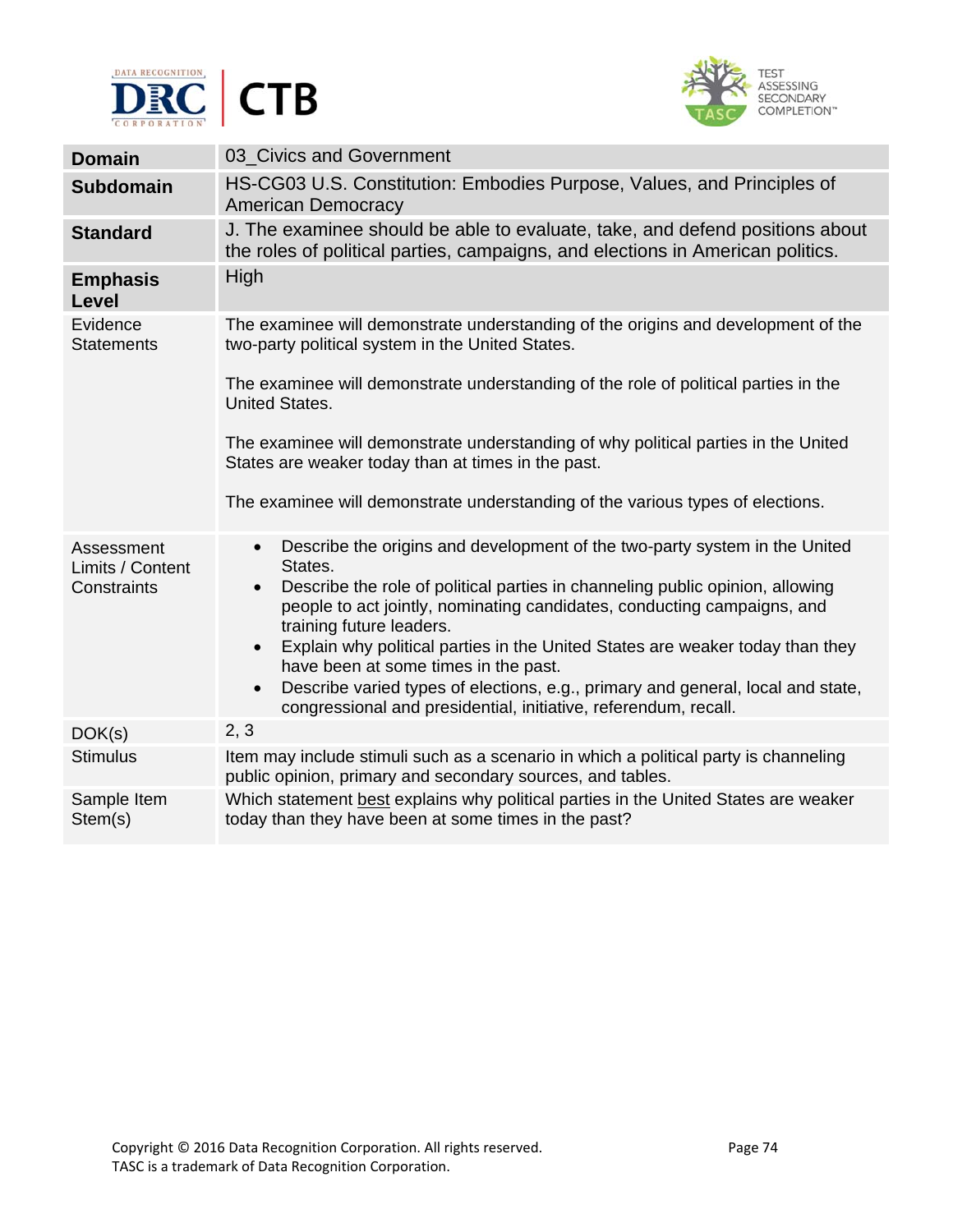| Domain | 03_Civics and Government |
|---|---|
| **Subdomain** | HS-CG03 U.S. Constitution: Embodies Purpose, Values, and Principles of American Democracy |
| **Standard** | J. The examinee should be able to evaluate, take, and defend positions about the roles of political parties, campaigns, and elections in American politics. |
| **Emphasis Level** | High |
| Evidence Statements | The examinee will demonstrate understanding of the origins and development of the two-party political system in the United States.<br><br>The examinee will demonstrate understanding of the role of political parties in the United States.<br><br>The examinee will demonstrate understanding of why political parties in the United States are weaker today than at times in the past.<br><br>The examinee will demonstrate understanding of the various types of elections. |
| Assessment Limits / Content Constraints | • Describe the origins and development of the two-party system in the United States.<br>• Describe the role of political parties in channeling public opinion, allowing people to act jointly, nominating candidates, conducting campaigns, and training future leaders.<br>• Explain why political parties in the United States are weaker today than they have been at some times in the past.<br>• Describe varied types of elections, e.g., primary and general, local and state, congressional and presidential, initiative, referendum, recall. |
| DOK(s) | 2, 3 |
| Stimulus | Item may include stimuli such as a scenario in which a political party is channeling public opinion, primary and secondary sources, and tables. |
| Sample Item Stem(s) | Which statement best explains why political parties in the United States are weaker today than they have been at some times in the past? |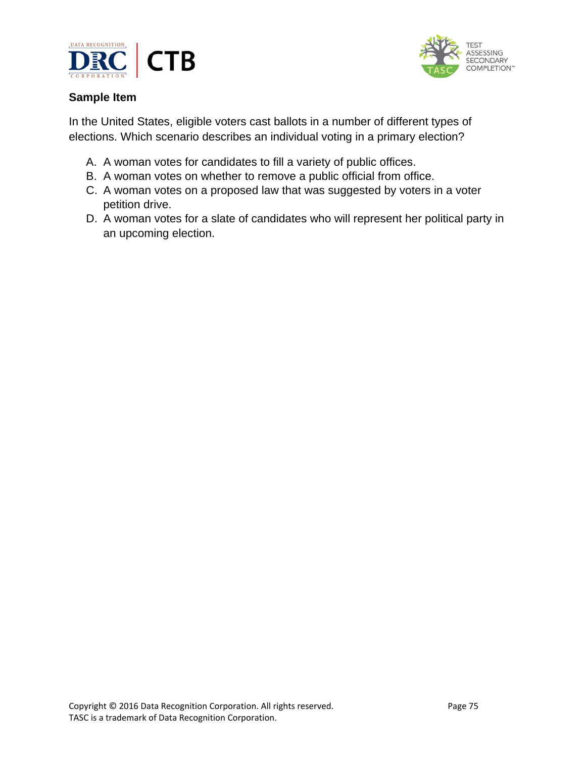**Sample Item**

In the United States, eligible voters cast ballots in a number of different types of elections. Which scenario describes an individual voting in a primary election?

A. A woman votes for candidates to fill a variety of public offices.
B. A woman votes on whether to remove a public official from office.
C. A woman votes on a proposed law that was suggested by voters in a voter petition drive.
D. A woman votes for a slate of candidates who will represent her political party in an upcoming election.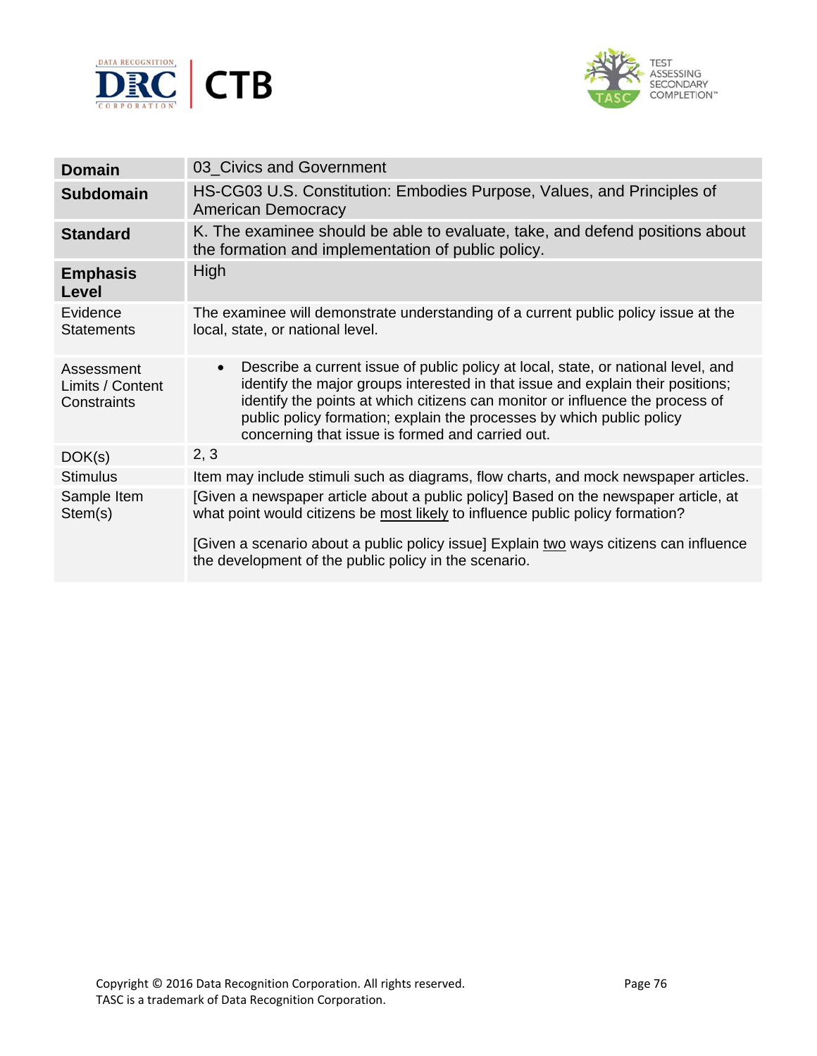| | |
|---|---|
| **Domain** | 03_Civics and Government |
| **Subdomain** | HS-CG03 U.S. Constitution: Embodies Purpose, Values, and Principles of American Democracy |
| **Standard** | K. The examinee should be able to evaluate, take, and defend positions about the formation and implementation of public policy. |
| **Emphasis Level** | High |
| Evidence Statements | The examinee will demonstrate understanding of a current public policy issue at the local, state, or national level. |
| Assessment Limits / Content Constraints | • Describe a current issue of public policy at local, state, or national level, and identify the major groups interested in that issue and explain their positions; identify the points at which citizens can monitor or influence the process of public policy formation; explain the processes by which public policy concerning that issue is formed and carried out. |
| DOK(s) | 2, 3 |
| Stimulus | Item may include stimuli such as diagrams, flow charts, and mock newspaper articles. |
| Sample Item Stem(s) | [Given a newspaper article about a public policy] Based on the newspaper article, at what point would citizens be <u>most likely</u> to influence public policy formation?<br><br>[Given a scenario about a public policy issue] Explain <u>two</u> ways citizens can influence the development of the public policy in the scenario. |

Copyright © 2016 Data Recognition Corporation. All rights reserved.
TASC is a trademark of Data Recognition Corporation.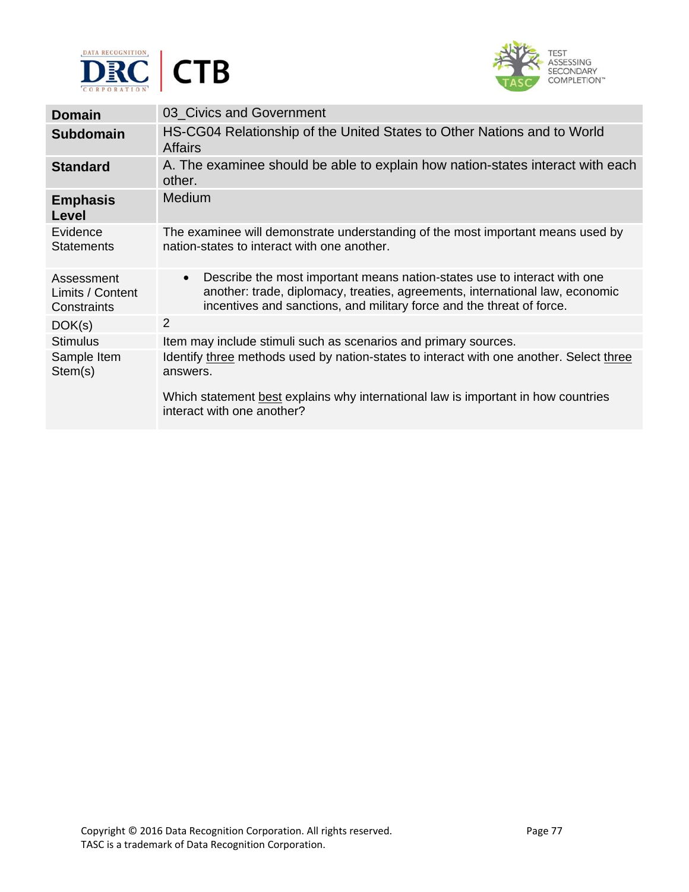| Domain | 03_Civics and Government |
| --- | --- |
| **Subdomain** | HS-CG04 Relationship of the United States to Other Nations and to World Affairs |
| **Standard** | A. The examinee should be able to explain how nation-states interact with each other. |
| **Emphasis Level** | Medium |
| Evidence Statements | The examinee will demonstrate understanding of the most important means used by nation-states to interact with one another. |
| Assessment Limits / Content Constraints | • Describe the most important means nation-states use to interact with one another: trade, diplomacy, treaties, agreements, international law, economic incentives and sanctions, and military force and the threat of force. |
| DOK(s) | 2 |
| Stimulus | Item may include stimuli such as scenarios and primary sources. |
| Sample Item Stem(s) | Identify <u>three</u> methods used by nation-states to interact with one another. Select <u>three</u> answers.<br><br>Which statement <u>best</u> explains why international law is important in how countries interact with one another? |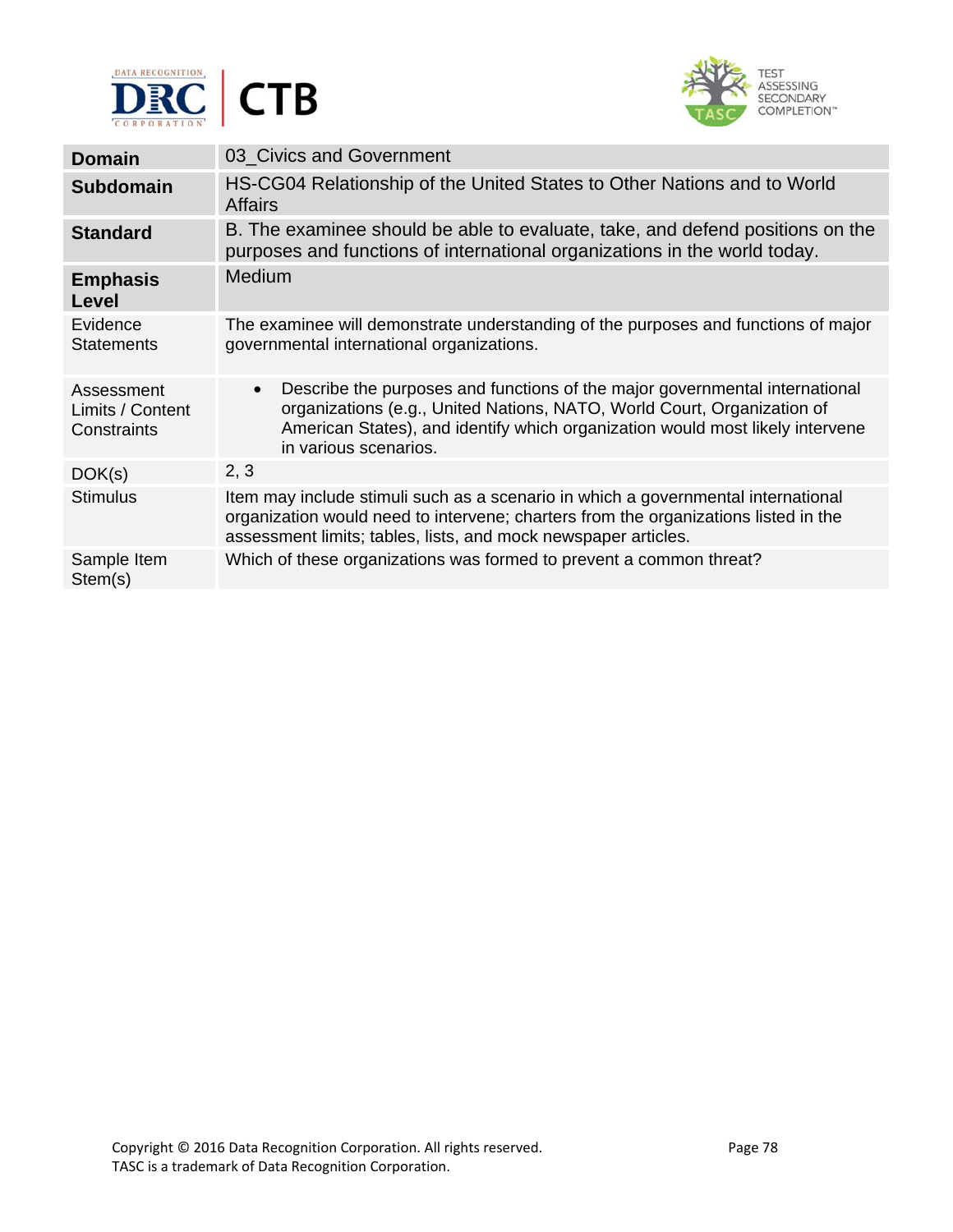| | |
|---|---|
| **Domain** | 03_Civics and Government |
| **Subdomain** | HS-CG04 Relationship of the United States to Other Nations and to World Affairs |
| **Standard** | B. The examinee should be able to evaluate, take, and defend positions on the purposes and functions of international organizations in the world today. |
| **Emphasis Level** | Medium |
| Evidence Statements | The examinee will demonstrate understanding of the purposes and functions of major governmental international organizations. |
| Assessment Limits / Content Constraints | • Describe the purposes and functions of the major governmental international organizations (e.g., United Nations, NATO, World Court, Organization of American States), and identify which organization would most likely intervene in various scenarios. |
| DOK(s) | 2, 3 |
| Stimulus | Item may include stimuli such as a scenario in which a governmental international organization would need to intervene; charters from the organizations listed in the assessment limits; tables, lists, and mock newspaper articles. |
| Sample Item Stem(s) | Which of these organizations was formed to prevent a common threat? |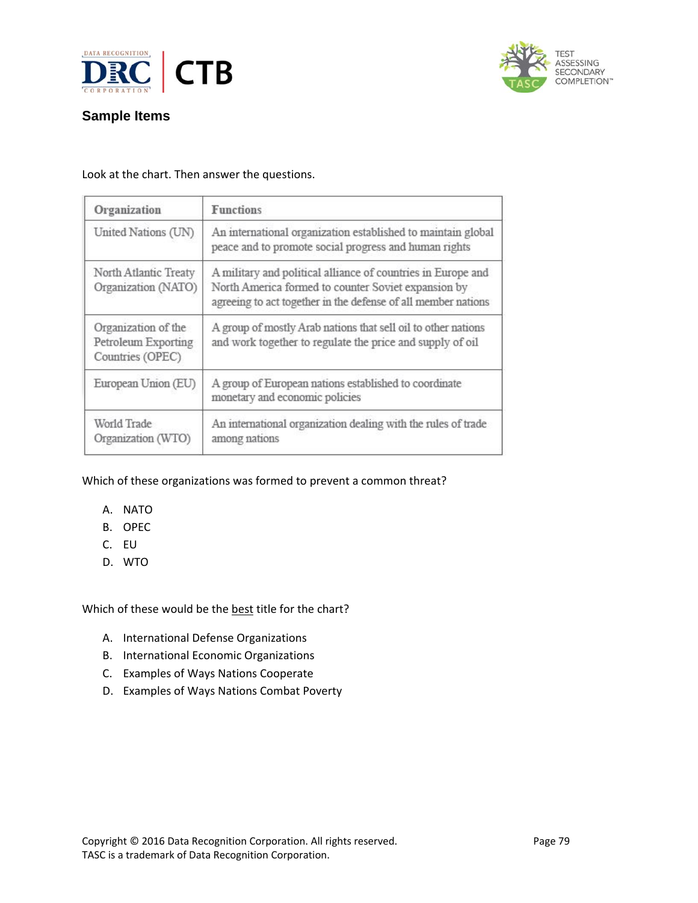## Sample Items

Look at the chart. Then answer the questions.

| Organization | Functions |
|---|---|
| United Nations (UN) | An international organization established to maintain global peace and to promote social progress and human rights |
| North Atlantic Treaty Organization (NATO) | A military and political alliance of countries in Europe and North America formed to counter Soviet expansion by agreeing to act together in the defense of all member nations |
| Organization of the Petroleum Exporting Countries (OPEC) | A group of mostly Arab nations that sell oil to other nations and work together to regulate the price and supply of oil |
| European Union (EU) | A group of European nations established to coordinate monetary and economic policies |
| World Trade Organization (WTO) | An international organization dealing with the rules of trade among nations |

Which of these organizations was formed to prevent a common threat?

A. NATO
B. OPEC
C. EU
D. WTO

Which of these would be the best title for the chart?

A. International Defense Organizations
B. International Economic Organizations
C. Examples of Ways Nations Cooperate
D. Examples of Ways Nations Combat Poverty

Copyright © 2016 Data Recognition Corporation. All rights reserved.
TASC is a trademark of Data Recognition Corporation.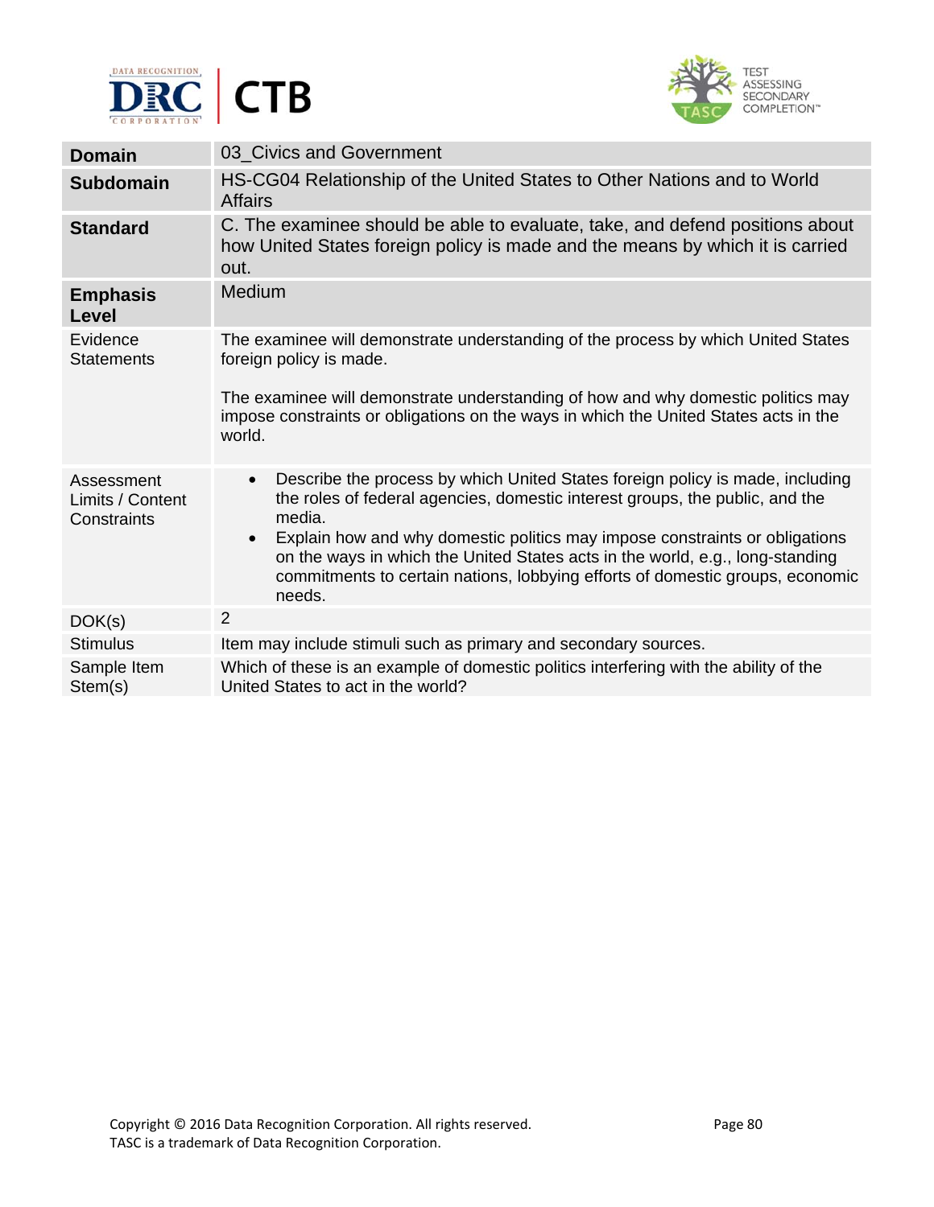| **Domain** | 03_Civics and Government |
|---|---|
| **Subdomain** | HS-CG04 Relationship of the United States to Other Nations and to World Affairs |
| **Standard** | C. The examinee should be able to evaluate, take, and defend positions about how United States foreign policy is made and the means by which it is carried out. |
| **Emphasis Level** | Medium |
| Evidence Statements | The examinee will demonstrate understanding of the process by which United States foreign policy is made.<br><br>The examinee will demonstrate understanding of how and why domestic politics may impose constraints or obligations on the ways in which the United States acts in the world. |
| Assessment Limits / Content Constraints | • Describe the process by which United States foreign policy is made, including the roles of federal agencies, domestic interest groups, the public, and the media.<br>• Explain how and why domestic politics may impose constraints or obligations on the ways in which the United States acts in the world, e.g., long-standing commitments to certain nations, lobbying efforts of domestic groups, economic needs. |
| DOK(s) | 2 |
| Stimulus | Item may include stimuli such as primary and secondary sources. |
| Sample Item Stem(s) | Which of these is an example of domestic politics interfering with the ability of the United States to act in the world? |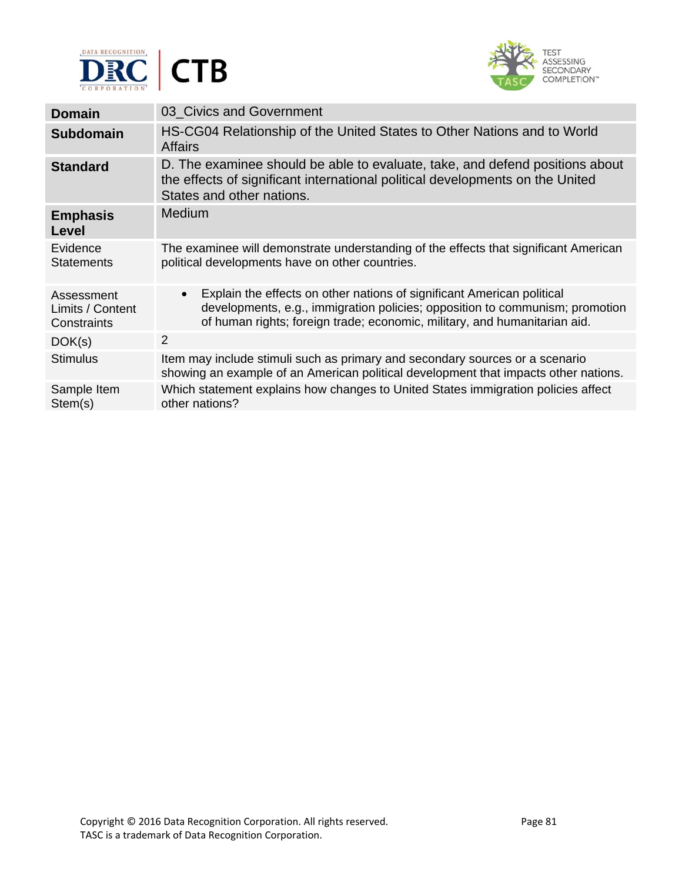| Domain | 03_Civics and Government |
|---|---|
| **Subdomain** | HS-CG04 Relationship of the United States to Other Nations and to World Affairs |
| **Standard** | D. The examinee should be able to evaluate, take, and defend positions about the effects of significant international political developments on the United States and other nations. |
| **Emphasis Level** | Medium |
| Evidence Statements | The examinee will demonstrate understanding of the effects that significant American political developments have on other countries. |
| Assessment Limits / Content Constraints | • Explain the effects on other nations of significant American political developments, e.g., immigration policies; opposition to communism; promotion of human rights; foreign trade; economic, military, and humanitarian aid. |
| DOK(s) | 2 |
| Stimulus | Item may include stimuli such as primary and secondary sources or a scenario showing an example of an American political development that impacts other nations. |
| Sample Item Stem(s) | Which statement explains how changes to United States immigration policies affect other nations? |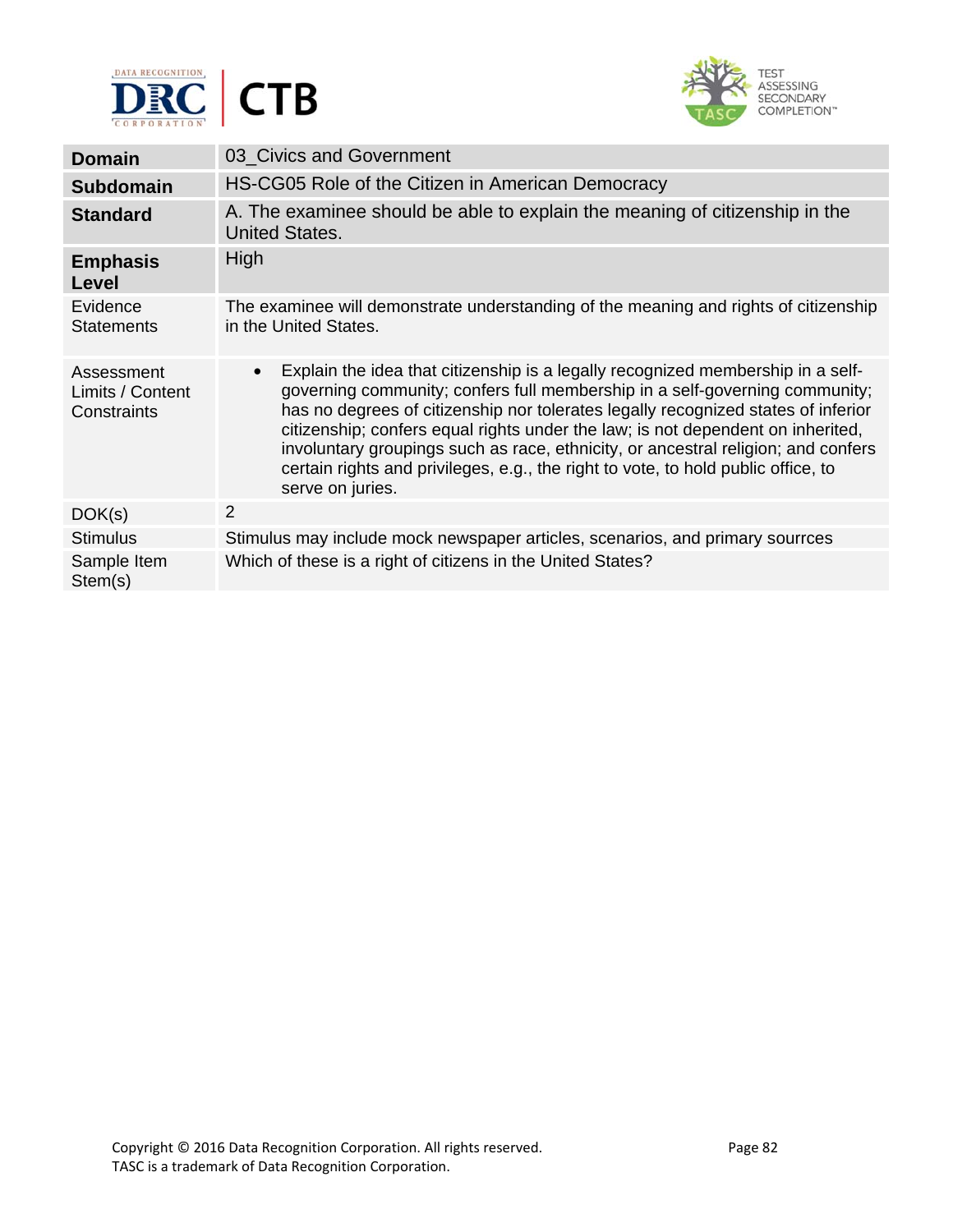| **Domain** | 03_Civics and Government |
|---|---|
| **Subdomain** | HS-CG05 Role of the Citizen in American Democracy |
| **Standard** | A. The examinee should be able to explain the meaning of citizenship in the United States. |
| **Emphasis Level** | High |
| Evidence Statements | The examinee will demonstrate understanding of the meaning and rights of citizenship in the United States. |
| Assessment Limits / Content Constraints | • Explain the idea that citizenship is a legally recognized membership in a self-governing community; confers full membership in a self-governing community; has no degrees of citizenship nor tolerates legally recognized states of inferior citizenship; confers equal rights under the law; is not dependent on inherited, involuntary groupings such as race, ethnicity, or ancestral religion; and confers certain rights and privileges, e.g., the right to vote, to hold public office, to serve on juries. |
| DOK(s) | 2 |
| Stimulus | Stimulus may include mock newspaper articles, scenarios, and primary sourrces |
| Sample Item Stem(s) | Which of these is a right of citizens in the United States? |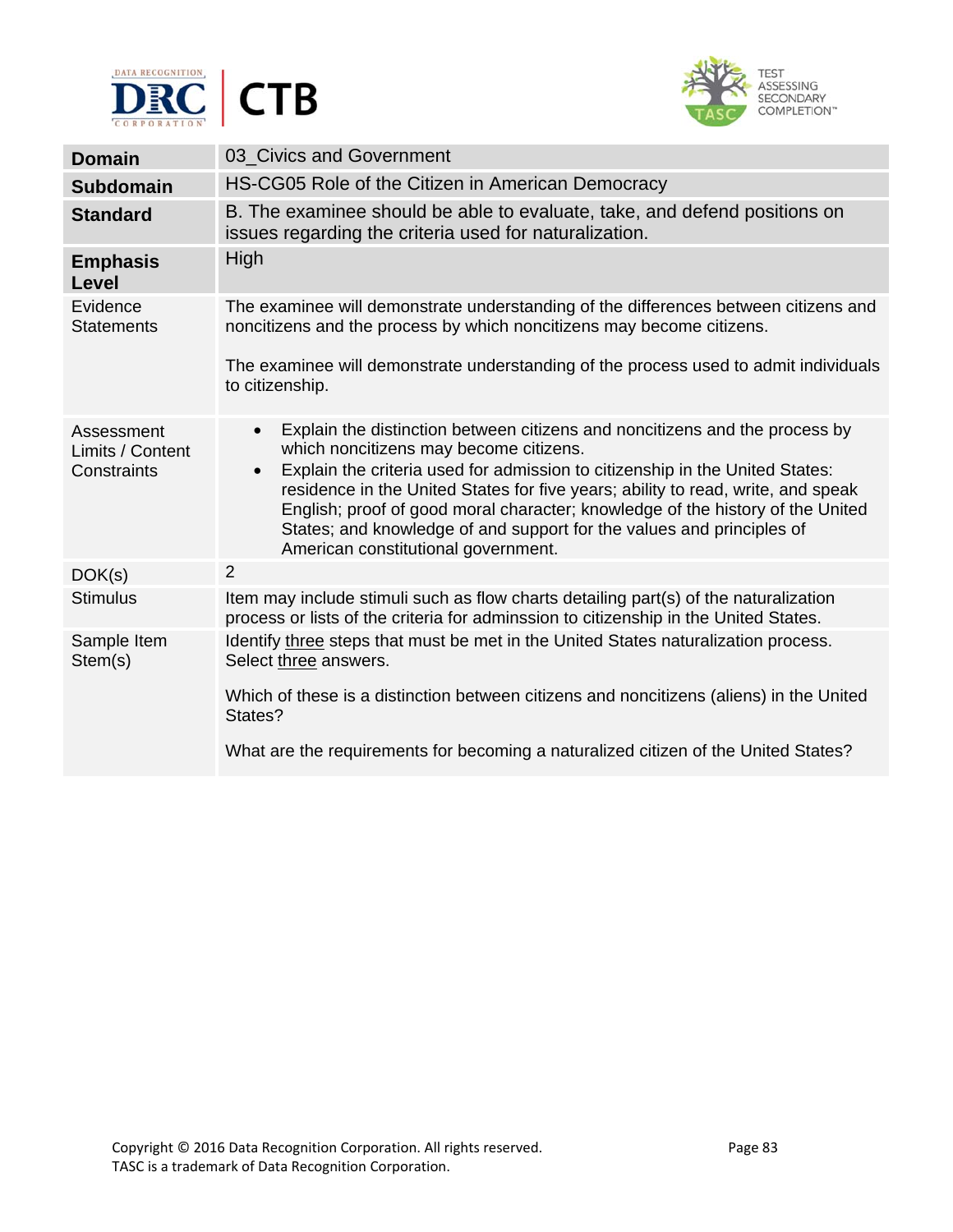| **Domain** | 03_Civics and Government |
|---|---|
| **Subdomain** | HS-CG05 Role of the Citizen in American Democracy |
| **Standard** | B. The examinee should be able to evaluate, take, and defend positions on issues regarding the criteria used for naturalization. |
| **Emphasis Level** | High |
| Evidence Statements | The examinee will demonstrate understanding of the differences between citizens and noncitizens and the process by which noncitizens may become citizens.<br><br>The examinee will demonstrate understanding of the process used to admit individuals to citizenship. |
| Assessment Limits / Content Constraints | • Explain the distinction between citizens and noncitizens and the process by which noncitizens may become citizens.<br>• Explain the criteria used for admission to citizenship in the United States: residence in the United States for five years; ability to read, write, and speak English; proof of good moral character; knowledge of the history of the United States; and knowledge of and support for the values and principles of American constitutional government. |
| DOK(s) | 2 |
| Stimulus | Item may include stimuli such as flow charts detailing part(s) of the naturalization process or lists of the criteria for adminssion to citizenship in the United States. |
| Sample Item Stem(s) | Identify <u>three</u> steps that must be met in the United States naturalization process. Select <u>three</u> answers.<br><br>Which of these is a distinction between citizens and noncitizens (aliens) in the United States?<br><br>What are the requirements for becoming a naturalized citizen of the United States? |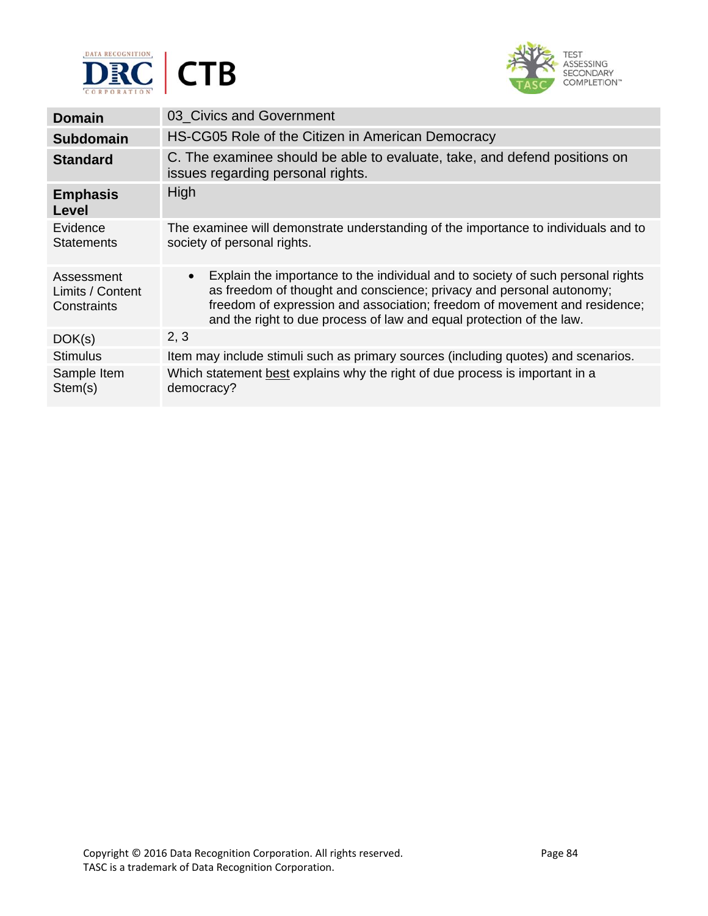| | |
|---|---|
| **Domain** | 03_Civics and Government |
| **Subdomain** | HS-CG05 Role of the Citizen in American Democracy |
| **Standard** | C. The examinee should be able to evaluate, take, and defend positions on issues regarding personal rights. |
| **Emphasis Level** | High |
| Evidence Statements | The examinee will demonstrate understanding of the importance to individuals and to society of personal rights. |
| Assessment Limits / Content Constraints | • Explain the importance to the individual and to society of such personal rights as freedom of thought and conscience; privacy and personal autonomy; freedom of expression and association; freedom of movement and residence; and the right to due process of law and equal protection of the law. |
| DOK(s) | 2, 3 |
| Stimulus | Item may include stimuli such as primary sources (including quotes) and scenarios. |
| Sample Item Stem(s) | Which statement best explains why the right of due process is important in a democracy? |

Copyright © 2016 Data Recognition Corporation. All rights reserved.
TASC is a trademark of Data Recognition Corporation.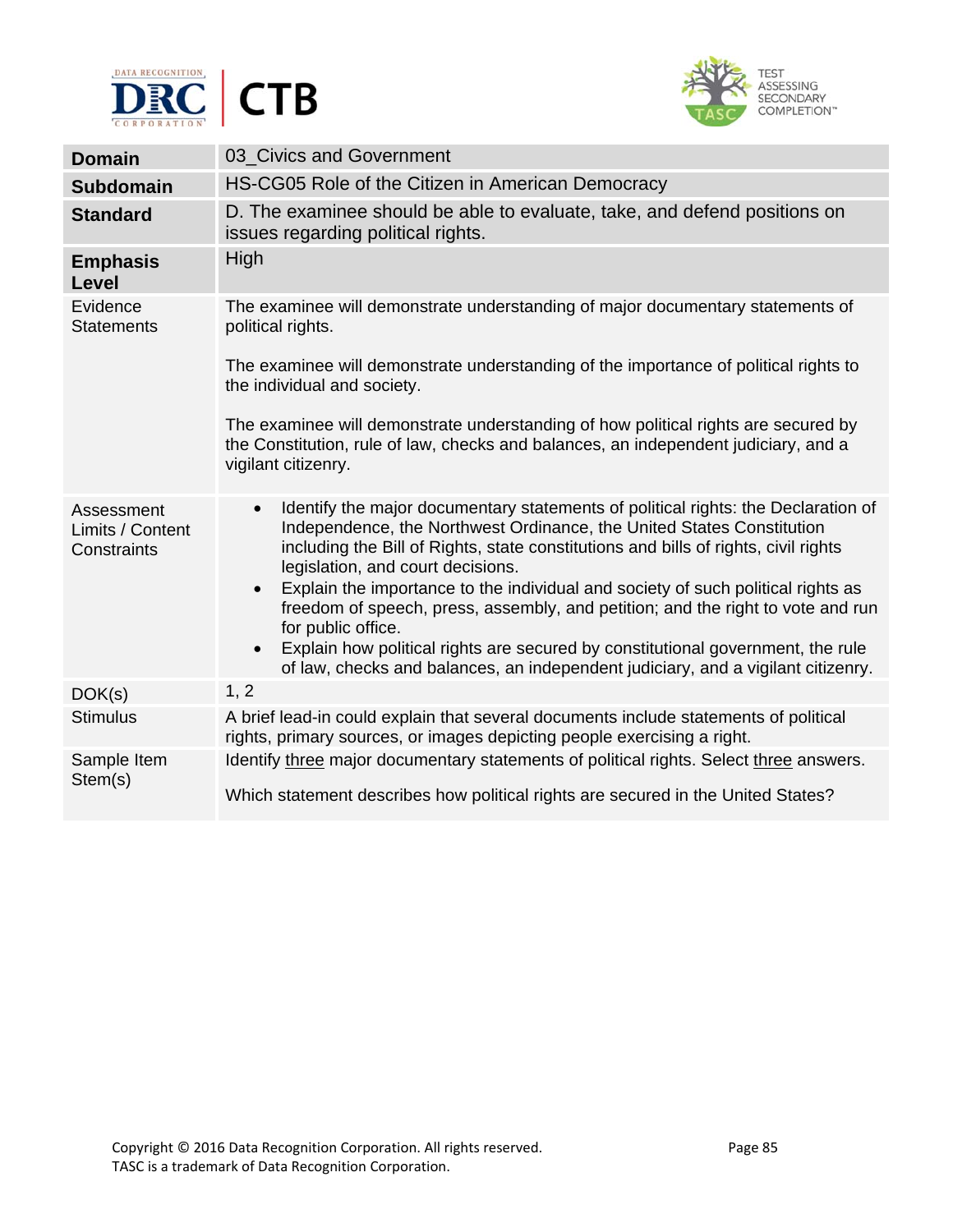| Domain | 03_Civics and Government |
|---|---|
| **Subdomain** | HS-CG05 Role of the Citizen in American Democracy |
| **Standard** | D. The examinee should be able to evaluate, take, and defend positions on issues regarding political rights. |
| **Emphasis Level** | High |
| Evidence Statements | The examinee will demonstrate understanding of major documentary statements of political rights.<br><br>The examinee will demonstrate understanding of the importance of political rights to the individual and society.<br><br>The examinee will demonstrate understanding of how political rights are secured by the Constitution, rule of law, checks and balances, an independent judiciary, and a vigilant citizenry. |
| Assessment Limits / Content Constraints | • Identify the major documentary statements of political rights: the Declaration of Independence, the Northwest Ordinance, the United States Constitution including the Bill of Rights, state constitutions and bills of rights, civil rights legislation, and court decisions.<br>• Explain the importance to the individual and society of such political rights as freedom of speech, press, assembly, and petition; and the right to vote and run for public office.<br>• Explain how political rights are secured by constitutional government, the rule of law, checks and balances, an independent judiciary, and a vigilant citizenry. |
| DOK(s) | 1, 2 |
| Stimulus | A brief lead-in could explain that several documents include statements of political rights, primary sources, or images depicting people exercising a right. |
| Sample Item Stem(s) | Identify three major documentary statements of political rights. Select three answers.<br><br>Which statement describes how political rights are secured in the United States? |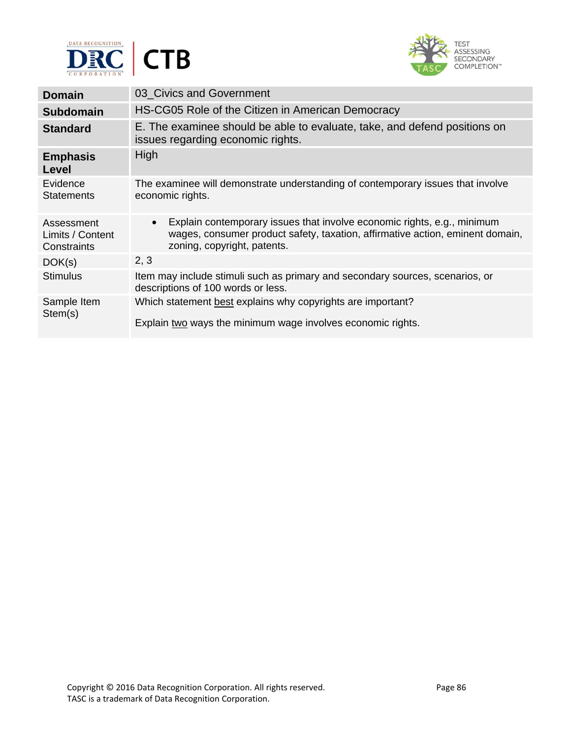| **Domain** | 03_Civics and Government |
|---|---|
| **Subdomain** | HS-CG05 Role of the Citizen in American Democracy |
| **Standard** | E. The examinee should be able to evaluate, take, and defend positions on issues regarding economic rights. |
| **Emphasis Level** | High |
| Evidence Statements | The examinee will demonstrate understanding of contemporary issues that involve economic rights. |
| Assessment Limits / Content Constraints | • Explain contemporary issues that involve economic rights, e.g., minimum wages, consumer product safety, taxation, affirmative action, eminent domain, zoning, copyright, patents. |
| DOK(s) | 2, 3 |
| Stimulus | Item may include stimuli such as primary and secondary sources, scenarios, or descriptions of 100 words or less. |
| Sample Item Stem(s) | Which statement best explains why copyrights are important?<br><br>Explain two ways the minimum wage involves economic rights. |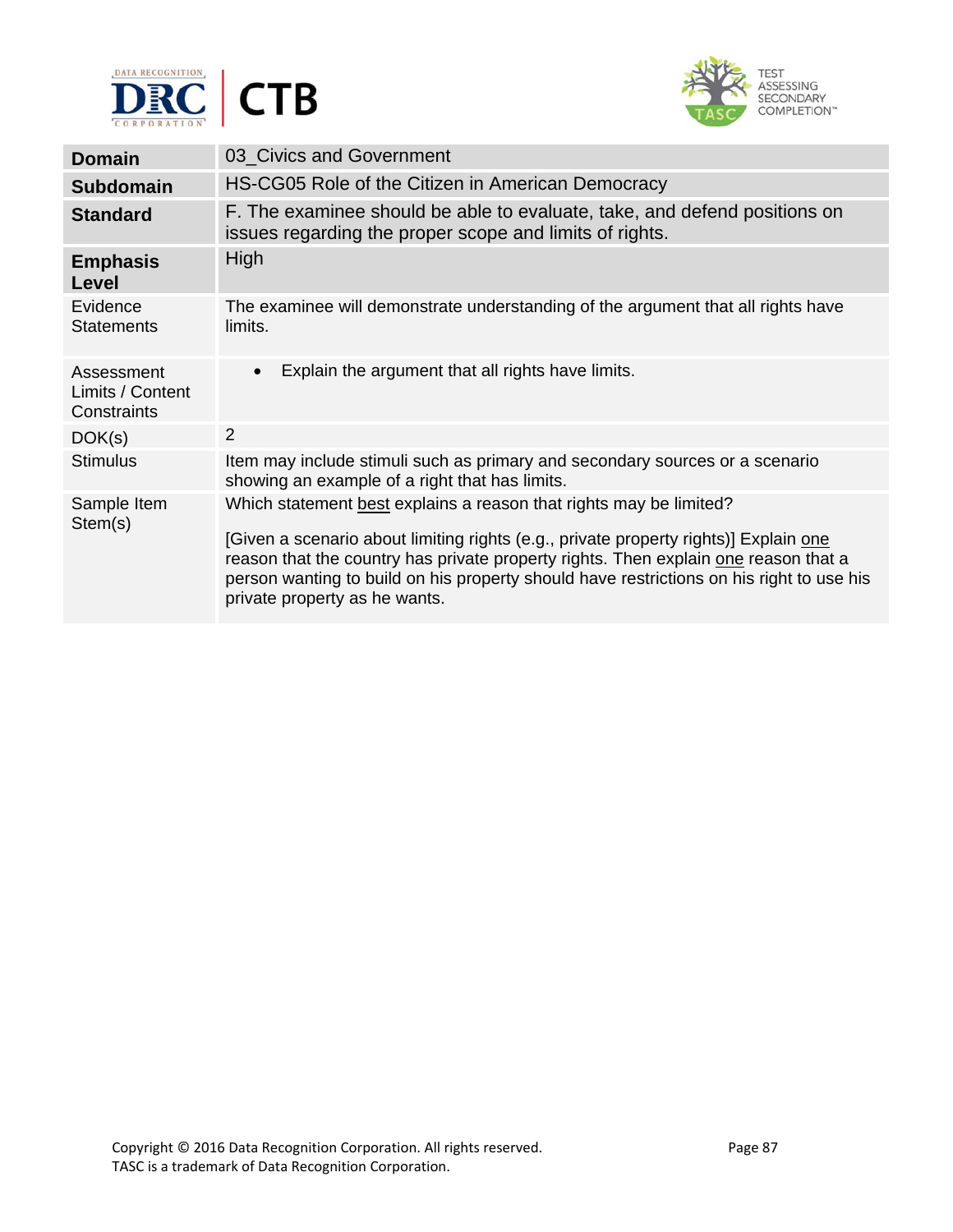| **Domain** | 03_Civics and Government |
|---|---|
| **Subdomain** | HS-CG05 Role of the Citizen in American Democracy |
| **Standard** | F. The examinee should be able to evaluate, take, and defend positions on issues regarding the proper scope and limits of rights. |
| **Emphasis Level** | High |
| Evidence Statements | The examinee will demonstrate understanding of the argument that all rights have limits. |
| Assessment Limits / Content Constraints | • Explain the argument that all rights have limits. |
| DOK(s) | 2 |
| Stimulus | Item may include stimuli such as primary and secondary sources or a scenario showing an example of a right that has limits. |
| Sample Item Stem(s) | Which statement <u>best</u> explains a reason that rights may be limited?<br><br>[Given a scenario about limiting rights (e.g., private property rights)] Explain <u>one</u> reason that the country has private property rights. Then explain <u>one</u> reason that a person wanting to build on his property should have restrictions on his right to use his private property as he wants. |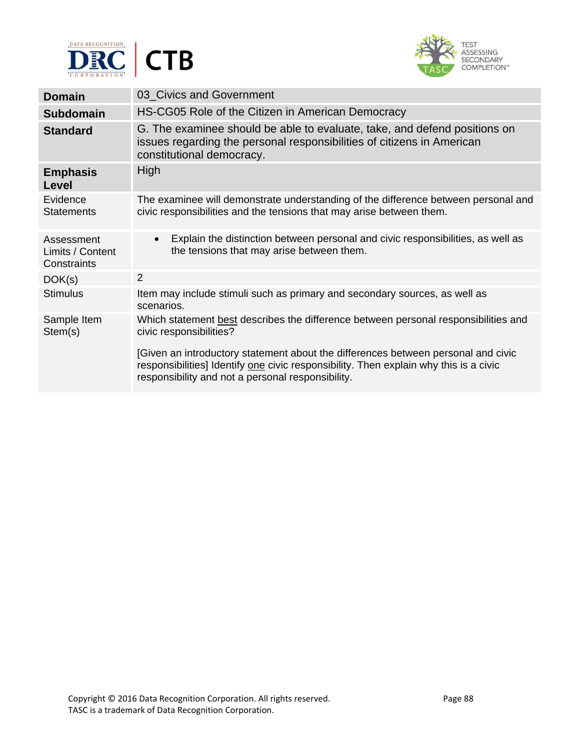| | |
|---|---|
| **Domain** | 03_Civics and Government |
| **Subdomain** | HS-CG05 Role of the Citizen in American Democracy |
| **Standard** | G. The examinee should be able to evaluate, take, and defend positions on issues regarding the personal responsibilities of citizens in American constitutional democracy. |
| **Emphasis Level** | High |
| Evidence Statements | The examinee will demonstrate understanding of the difference between personal and civic responsibilities and the tensions that may arise between them. |
| Assessment Limits / Content Constraints | • Explain the distinction between personal and civic responsibilities, as well as the tensions that may arise between them. |
| DOK(s) | 2 |
| Stimulus | Item may include stimuli such as primary and secondary sources, as well as scenarios. |
| Sample Item Stem(s) | Which statement best describes the difference between personal responsibilities and civic responsibilities?<br><br>[Given an introductory statement about the differences between personal and civic responsibilities] Identify one civic responsibility. Then explain why this is a civic responsibility and not a personal responsibility. |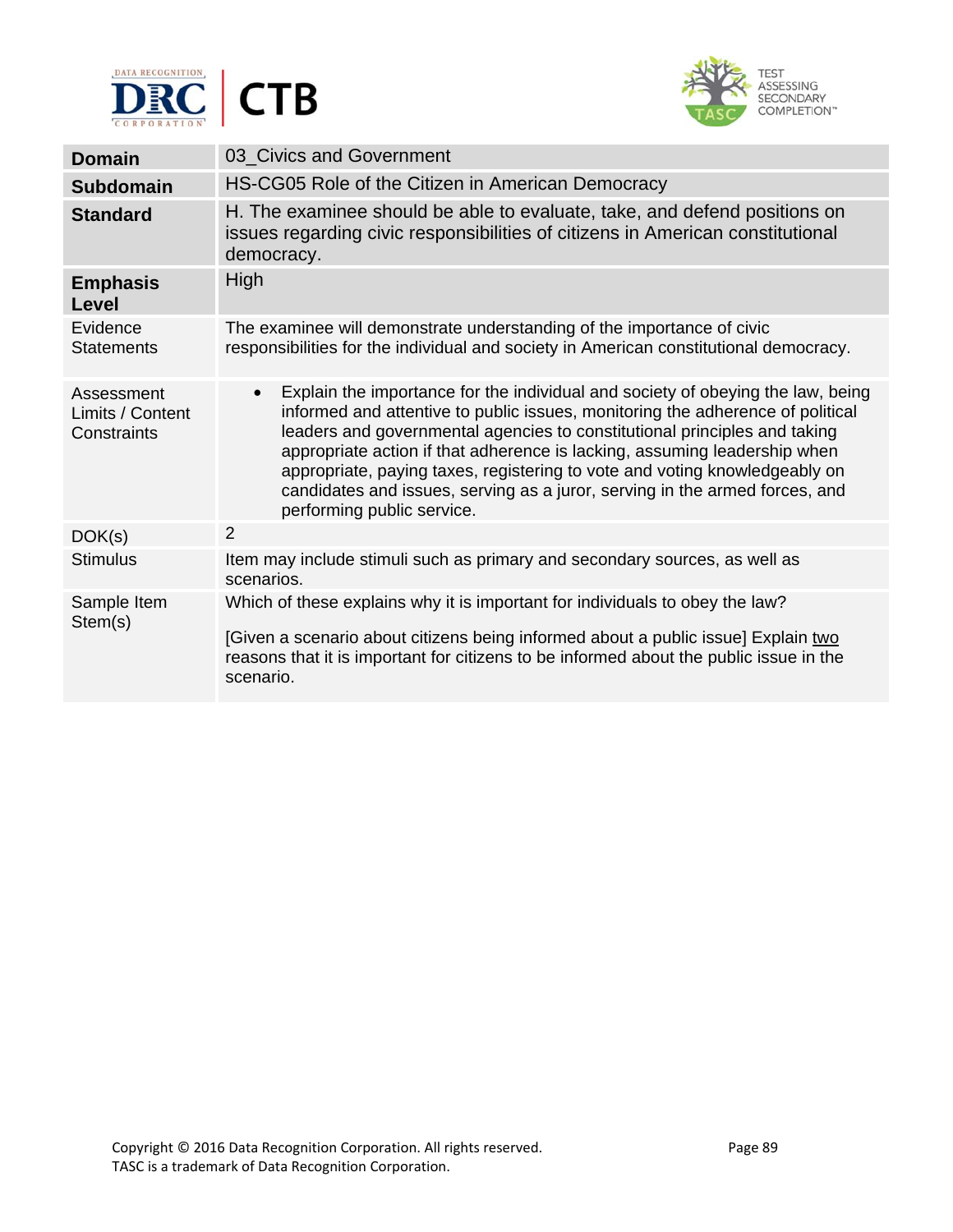| | |
|---|---|
| **Domain** | 03_Civics and Government |
| **Subdomain** | HS-CG05 Role of the Citizen in American Democracy |
| **Standard** | H. The examinee should be able to evaluate, take, and defend positions on issues regarding civic responsibilities of citizens in American constitutional democracy. |
| **Emphasis Level** | High |
| Evidence Statements | The examinee will demonstrate understanding of the importance of civic responsibilities for the individual and society in American constitutional democracy. |
| Assessment Limits / Content Constraints | • Explain the importance for the individual and society of obeying the law, being informed and attentive to public issues, monitoring the adherence of political leaders and governmental agencies to constitutional principles and taking appropriate action if that adherence is lacking, assuming leadership when appropriate, paying taxes, registering to vote and voting knowledgeably on candidates and issues, serving as a juror, serving in the armed forces, and performing public service. |
| DOK(s) | 2 |
| Stimulus | Item may include stimuli such as primary and secondary sources, as well as scenarios. |
| Sample Item Stem(s) | Which of these explains why it is important for individuals to obey the law?<br><br>[Given a scenario about citizens being informed about a public issue] Explain <u>two</u> reasons that it is important for citizens to be informed about the public issue in the scenario. |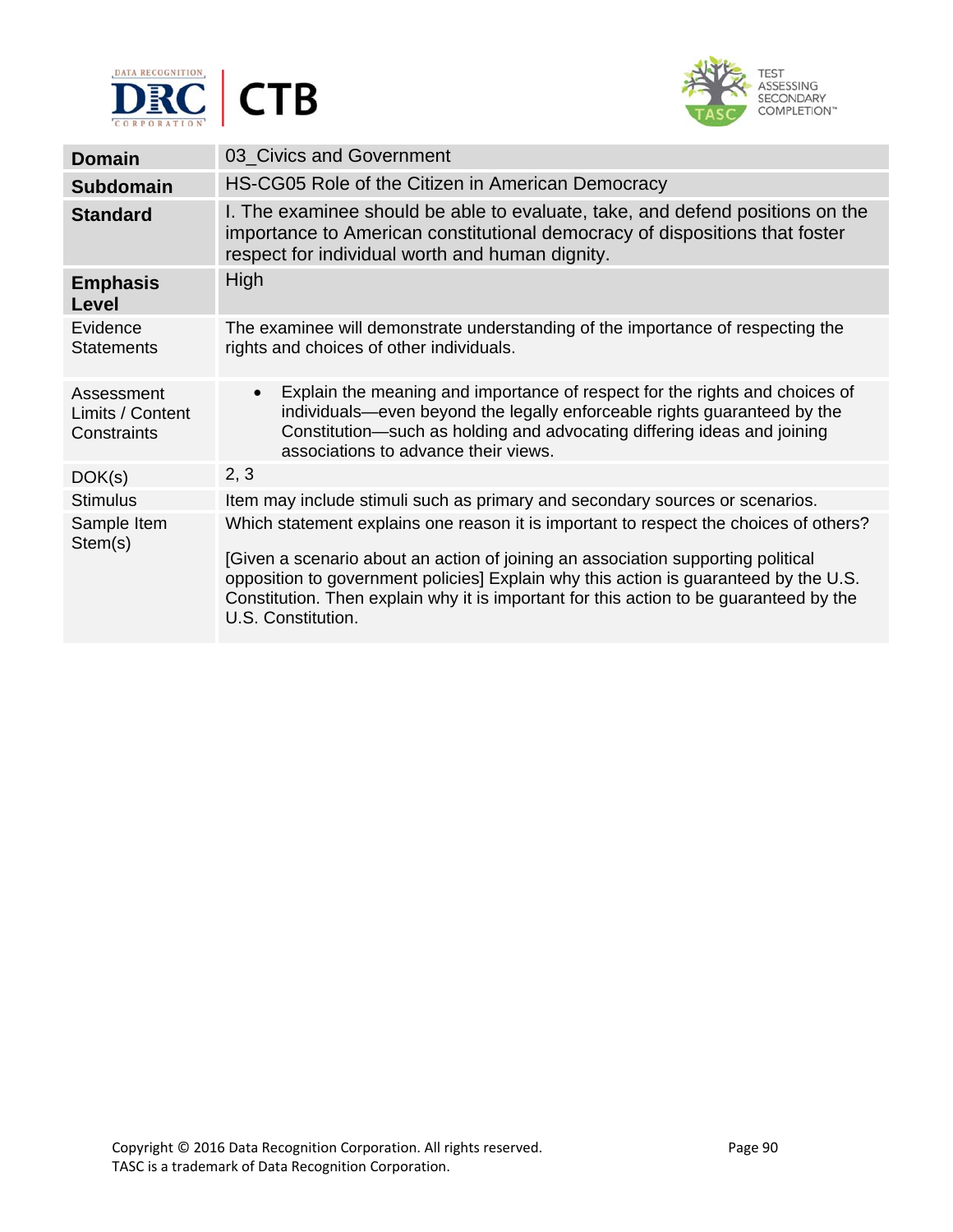| **Domain** | 03_Civics and Government |
|---|---|
| **Subdomain** | HS-CG05 Role of the Citizen in American Democracy |
| **Standard** | I. The examinee should be able to evaluate, take, and defend positions on the importance to American constitutional democracy of dispositions that foster respect for individual worth and human dignity. |
| **Emphasis Level** | High |
| Evidence Statements | The examinee will demonstrate understanding of the importance of respecting the rights and choices of other individuals. |
| Assessment Limits / Content Constraints | • Explain the meaning and importance of respect for the rights and choices of individuals—even beyond the legally enforceable rights guaranteed by the Constitution—such as holding and advocating differing ideas and joining associations to advance their views. |
| DOK(s) | 2, 3 |
| Stimulus | Item may include stimuli such as primary and secondary sources or scenarios. |
| Sample Item Stem(s) | Which statement explains one reason it is important to respect the choices of others?<br><br>[Given a scenario about an action of joining an association supporting political opposition to government policies] Explain why this action is guaranteed by the U.S. Constitution. Then explain why it is important for this action to be guaranteed by the U.S. Constitution. |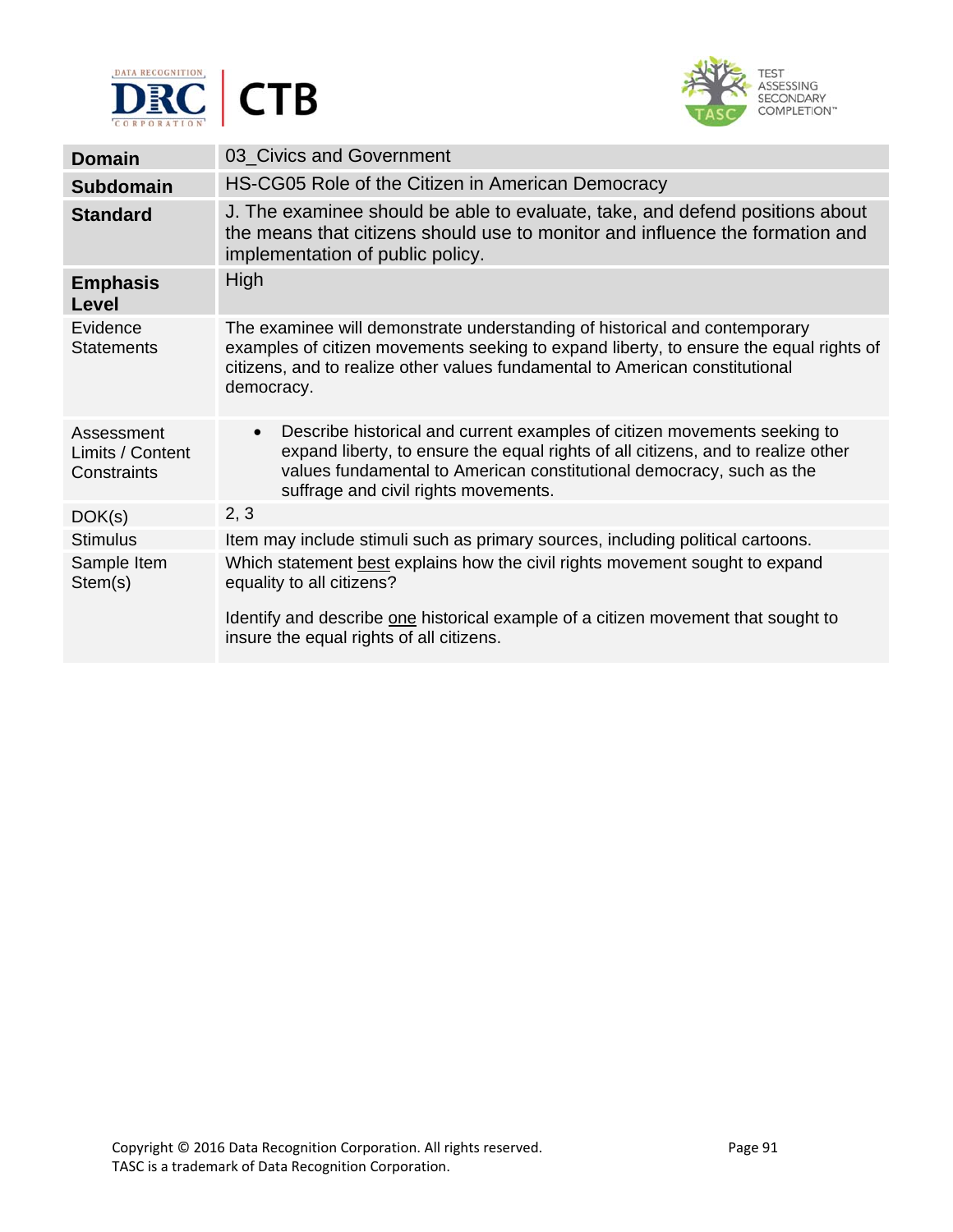| **Domain** | 03_Civics and Government |
|---|---|
| **Subdomain** | HS-CG05 Role of the Citizen in American Democracy |
| **Standard** | J. The examinee should be able to evaluate, take, and defend positions about the means that citizens should use to monitor and influence the formation and implementation of public policy. |
| **Emphasis Level** | High |
| Evidence Statements | The examinee will demonstrate understanding of historical and contemporary examples of citizen movements seeking to expand liberty, to ensure the equal rights of citizens, and to realize other values fundamental to American constitutional democracy. |
| Assessment Limits / Content Constraints | • Describe historical and current examples of citizen movements seeking to expand liberty, to ensure the equal rights of all citizens, and to realize other values fundamental to American constitutional democracy, such as the suffrage and civil rights movements. |
| DOK(s) | 2, 3 |
| Stimulus | Item may include stimuli such as primary sources, including political cartoons. |
| Sample Item Stem(s) | Which statement best explains how the civil rights movement sought to expand equality to all citizens?<br><br>Identify and describe one historical example of a citizen movement that sought to insure the equal rights of all citizens. |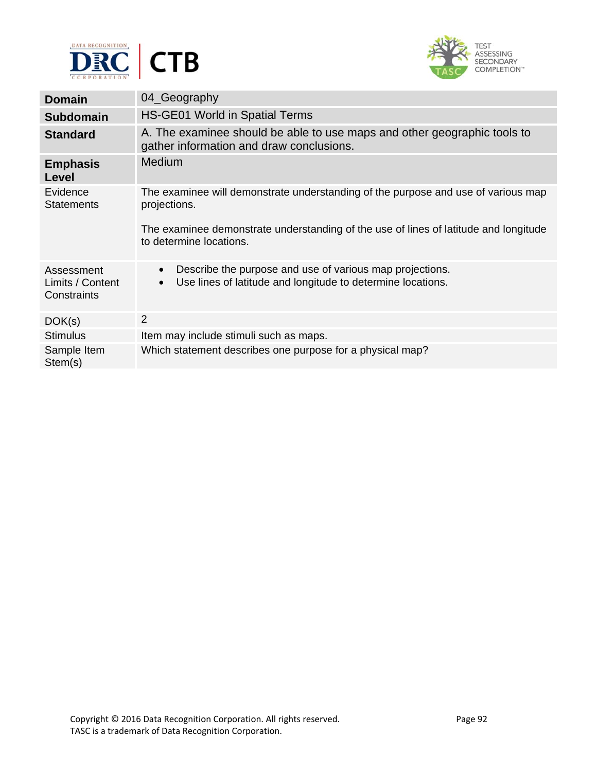| **Domain** | 04_Geography |
|---|---|
| **Subdomain** | HS-GE01 World in Spatial Terms |
| **Standard** | A. The examinee should be able to use maps and other geographic tools to gather information and draw conclusions. |
| **Emphasis Level** | Medium |
| Evidence Statements | The examinee will demonstrate understanding of the purpose and use of various map projections.<br><br>The examinee demonstrate understanding of the use of lines of latitude and longitude to determine locations. |
| Assessment Limits / Content Constraints | • Describe the purpose and use of various map projections.<br>• Use lines of latitude and longitude to determine locations. |
| DOK(s) | 2 |
| Stimulus | Item may include stimuli such as maps. |
| Sample Item Stem(s) | Which statement describes one purpose for a physical map? |

Copyright © 2016 Data Recognition Corporation. All rights reserved.
TASC is a trademark of Data Recognition Corporation.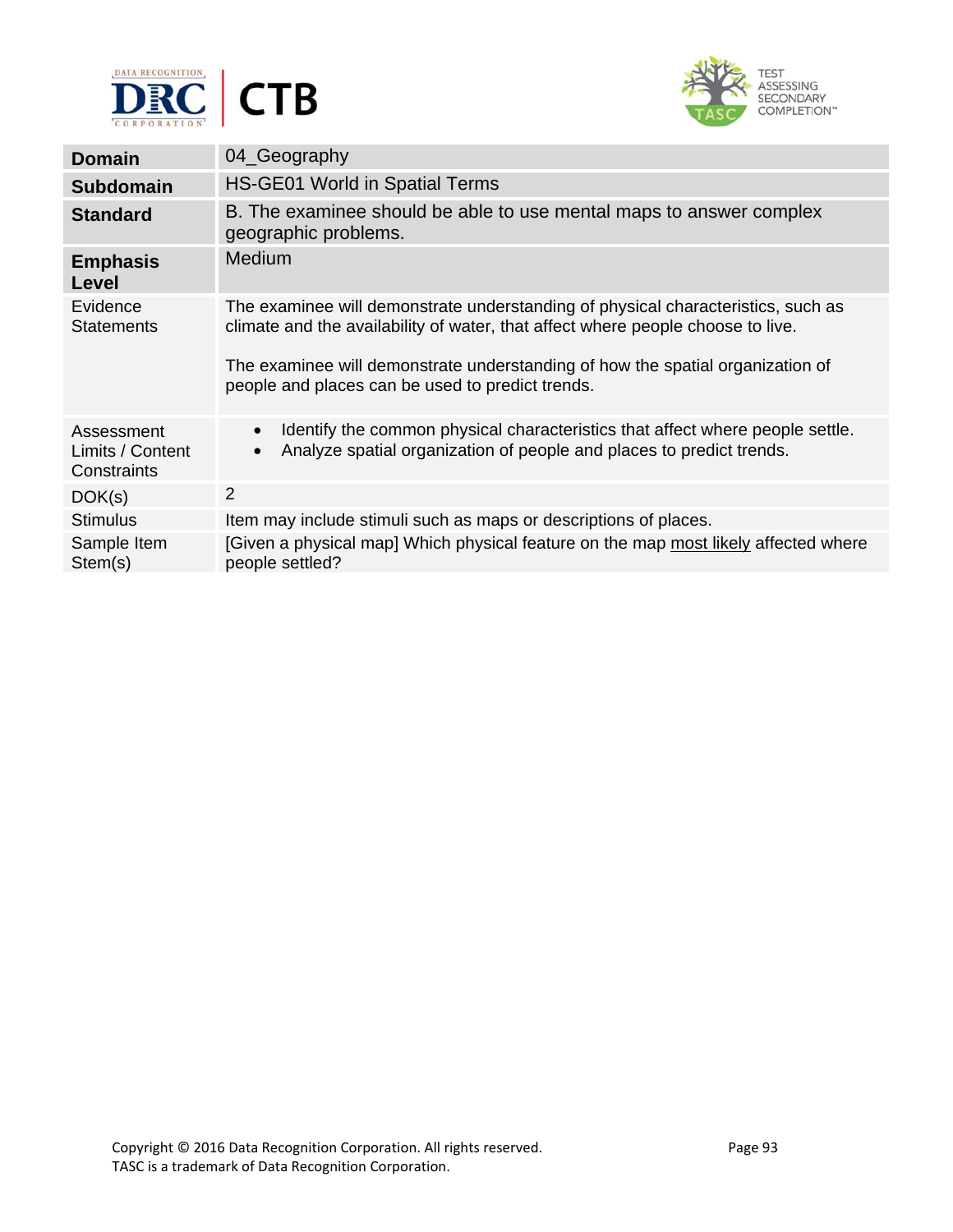| Domain | 04_Geography |
|---|---|
| **Subdomain** | HS-GE01 World in Spatial Terms |
| **Standard** | B. The examinee should be able to use mental maps to answer complex geographic problems. |
| **Emphasis Level** | Medium |
| Evidence Statements | The examinee will demonstrate understanding of physical characteristics, such as climate and the availability of water, that affect where people choose to live.<br><br>The examinee will demonstrate understanding of how the spatial organization of people and places can be used to predict trends. |
| Assessment Limits / Content Constraints | • Identify the common physical characteristics that affect where people settle.<br>• Analyze spatial organization of people and places to predict trends. |
| DOK(s) | 2 |
| Stimulus | Item may include stimuli such as maps or descriptions of places. |
| Sample Item Stem(s) | [Given a physical map] Which physical feature on the map <u>most likely</u> affected where people settled? |

Copyright © 2016 Data Recognition Corporation. All rights reserved.
TASC is a trademark of Data Recognition Corporation.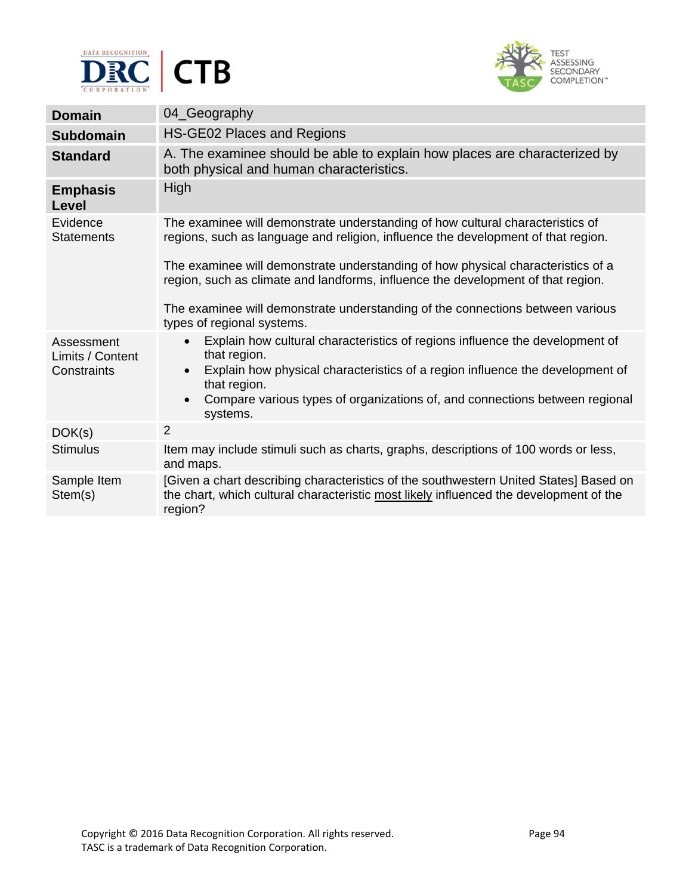| **Domain** | 04_Geography |
| --- | --- |
| **Subdomain** | HS-GE02 Places and Regions |
| **Standard** | A. The examinee should be able to explain how places are characterized by both physical and human characteristics. |
| **Emphasis Level** | High |
| Evidence Statements | The examinee will demonstrate understanding of how cultural characteristics of regions, such as language and religion, influence the development of that region.<br><br>The examinee will demonstrate understanding of how physical characteristics of a region, such as climate and landforms, influence the development of that region.<br><br>The examinee will demonstrate understanding of the connections between various types of regional systems. |
| Assessment Limits / Content Constraints | • Explain how cultural characteristics of regions influence the development of that region.<br>• Explain how physical characteristics of a region influence the development of that region.<br>• Compare various types of organizations of, and connections between regional systems. |
| DOK(s) | 2 |
| Stimulus | Item may include stimuli such as charts, graphs, descriptions of 100 words or less, and maps. |
| Sample Item Stem(s) | [Given a chart describing characteristics of the southwestern United States] Based on the chart, which cultural characteristic <u>most likely</u> influenced the development of the region? |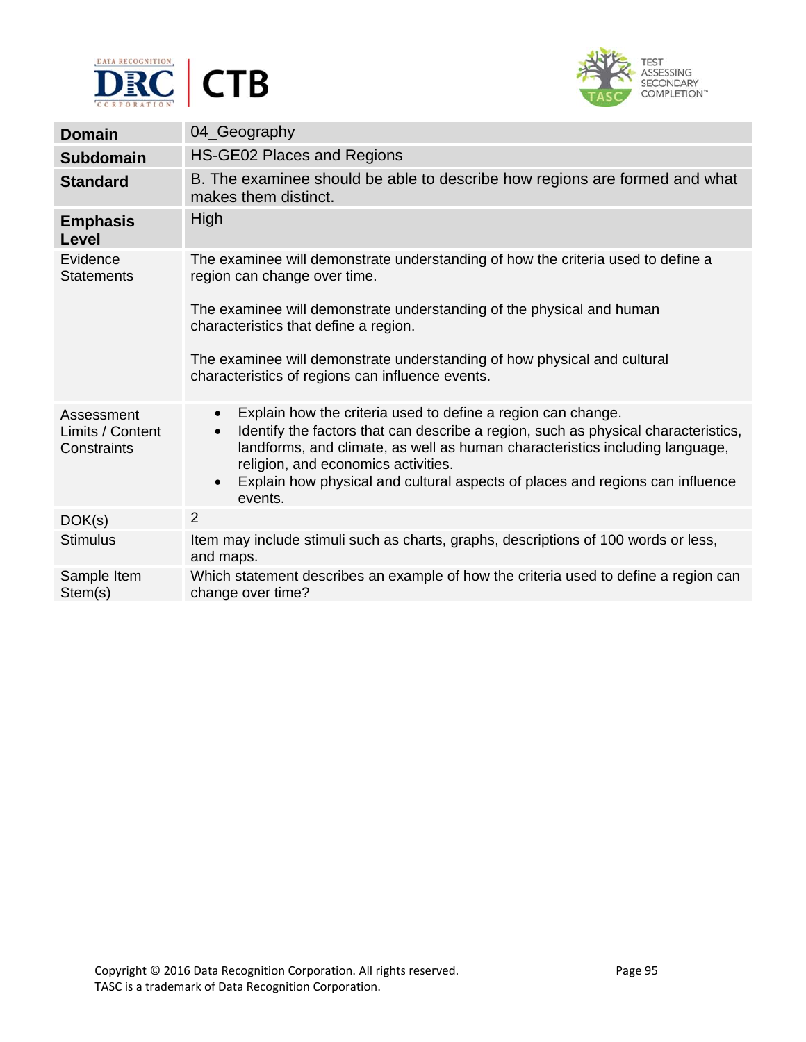| **Domain** | 04_Geography |
|---|---|
| **Subdomain** | HS-GE02 Places and Regions |
| **Standard** | B. The examinee should be able to describe how regions are formed and what makes them distinct. |
| **Emphasis Level** | High |
| Evidence Statements | The examinee will demonstrate understanding of how the criteria used to define a region can change over time.<br><br>The examinee will demonstrate understanding of the physical and human characteristics that define a region.<br><br>The examinee will demonstrate understanding of how physical and cultural characteristics of regions can influence events. |
| Assessment Limits / Content Constraints | • Explain how the criteria used to define a region can change.<br>• Identify the factors that can describe a region, such as physical characteristics, landforms, and climate, as well as human characteristics including language, religion, and economics activities.<br>• Explain how physical and cultural aspects of places and regions can influence events. |
| DOK(s) | 2 |
| Stimulus | Item may include stimuli such as charts, graphs, descriptions of 100 words or less, and maps. |
| Sample Item Stem(s) | Which statement describes an example of how the criteria used to define a region can change over time? |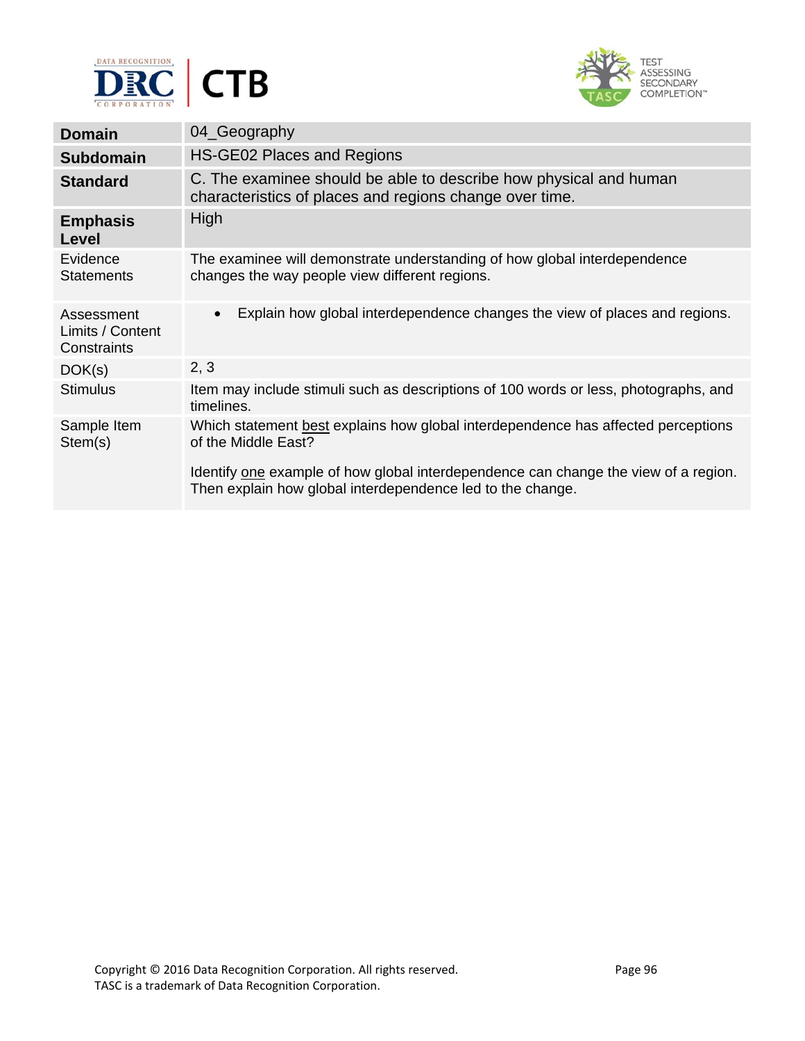| | |
|---|---|
| **Domain** | 04_Geography |
| **Subdomain** | HS-GE02 Places and Regions |
| **Standard** | C. The examinee should be able to describe how physical and human characteristics of places and regions change over time. |
| **Emphasis Level** | High |
| Evidence Statements | The examinee will demonstrate understanding of how global interdependence changes the way people view different regions. |
| Assessment Limits / Content Constraints | • Explain how global interdependence changes the view of places and regions. |
| DOK(s) | 2, 3 |
| Stimulus | Item may include stimuli such as descriptions of 100 words or less, photographs, and timelines. |
| Sample Item Stem(s) | Which statement best explains how global interdependence has affected perceptions of the Middle East?<br><br>Identify one example of how global interdependence can change the view of a region. Then explain how global interdependence led to the change. |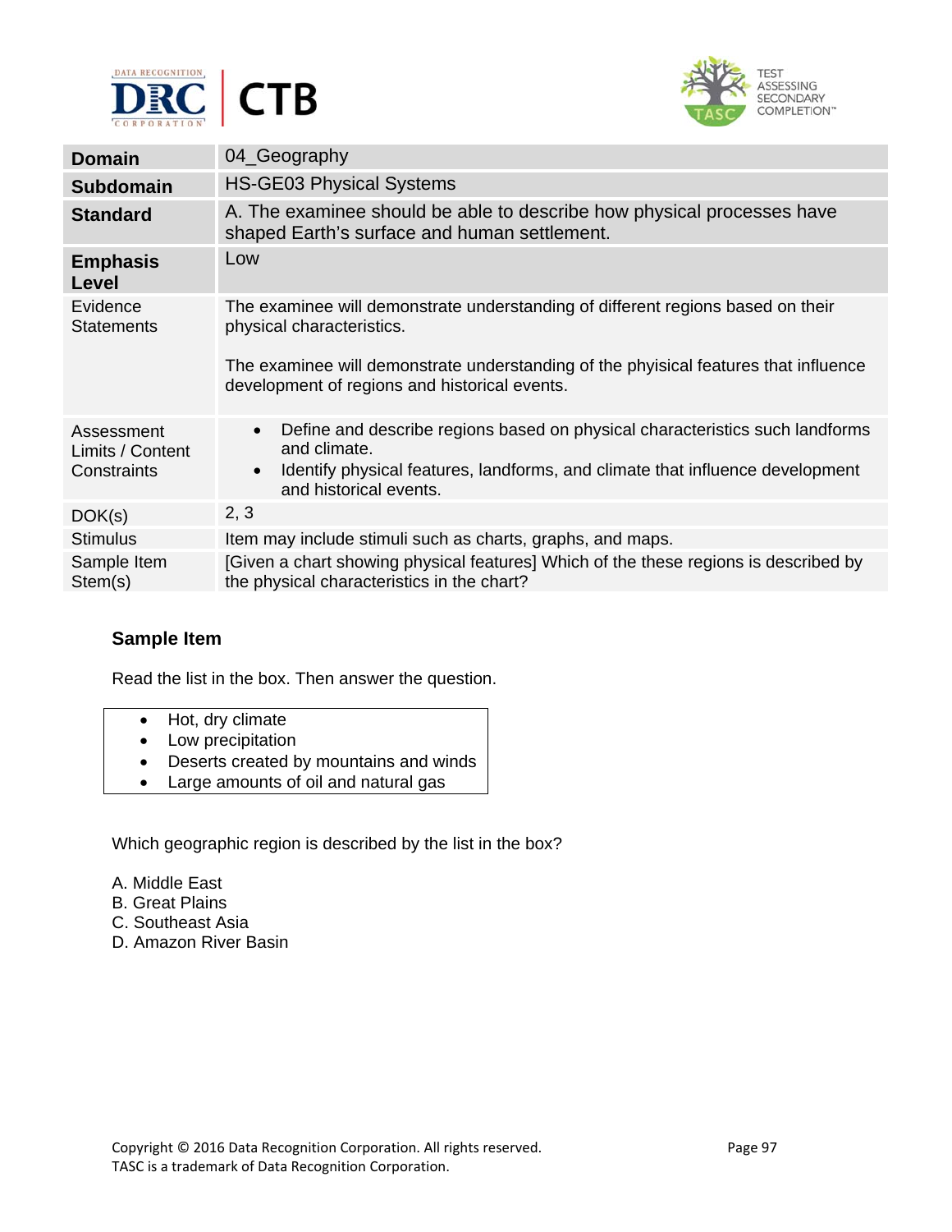| Domain | 04_Geography |
|---|---|
| **Subdomain** | HS-GE03 Physical Systems |
| **Standard** | A. The examinee should be able to describe how physical processes have shaped Earth's surface and human settlement. |
| **Emphasis Level** | Low |
| Evidence Statements | The examinee will demonstrate understanding of different regions based on their physical characteristics.<br><br>The examinee will demonstrate understanding of the physical features that influence development of regions and historical events. |
| Assessment Limits / Content Constraints | • Define and describe regions based on physical characteristics such landforms and climate.<br>• Identify physical features, landforms, and climate that influence development and historical events. |
| DOK(s) | 2, 3 |
| Stimulus | Item may include stimuli such as charts, graphs, and maps. |
| Sample Item Stem(s) | [Given a chart showing physical features] Which of the these regions is described by the physical characteristics in the chart? |

### Sample Item

Read the list in the box. Then answer the question.

- Hot, dry climate
- Low precipitation
- Deserts created by mountains and winds
- Large amounts of oil and natural gas

Which geographic region is described by the list in the box?

A. Middle East
B. Great Plains
C. Southeast Asia
D. Amazon River Basin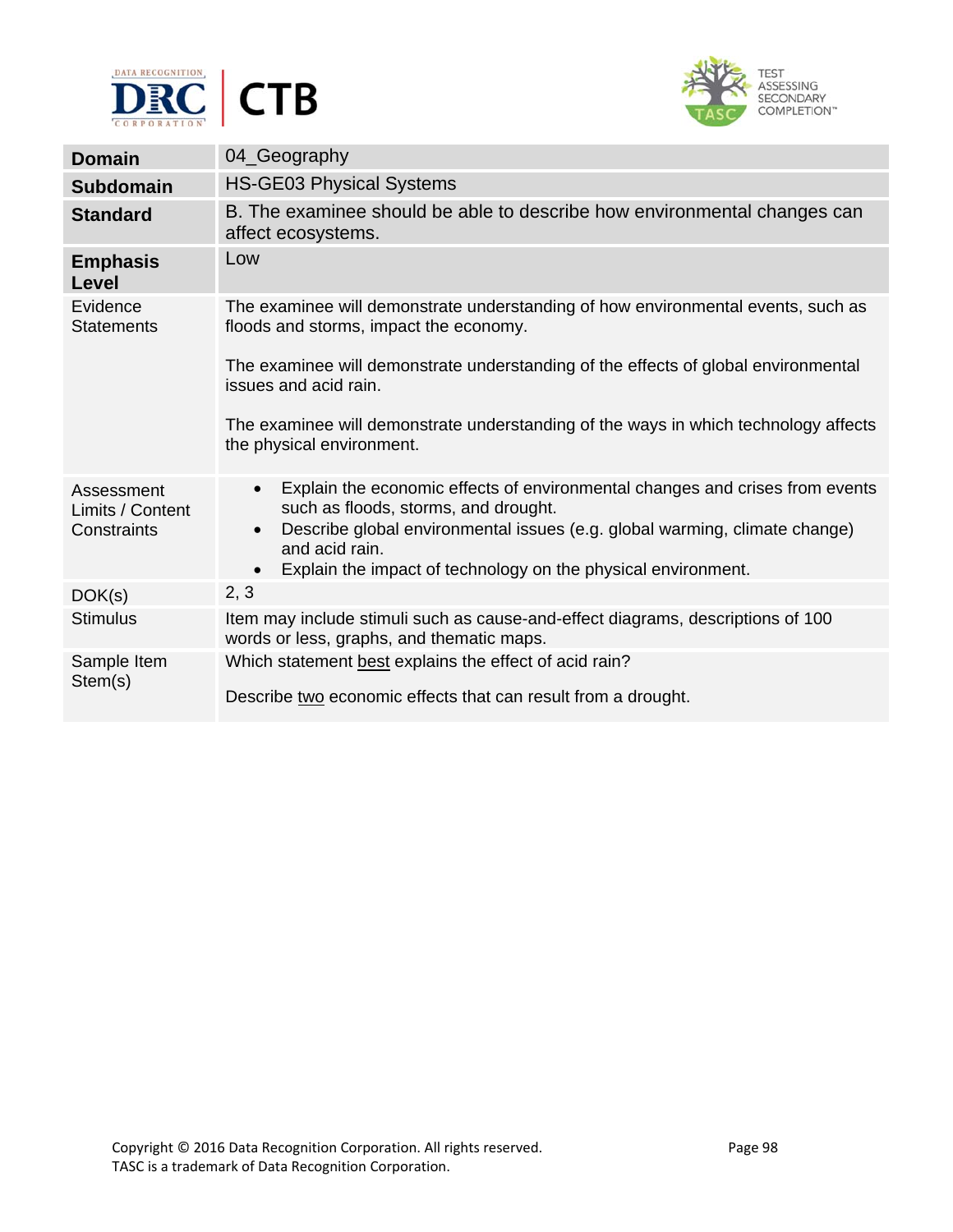| **Domain** | 04_Geography |
|---|---|
| **Subdomain** | HS-GE03 Physical Systems |
| **Standard** | B. The examinee should be able to describe how environmental changes can affect ecosystems. |
| **Emphasis Level** | Low |
| Evidence Statements | The examinee will demonstrate understanding of how environmental events, such as floods and storms, impact the economy.<br><br>The examinee will demonstrate understanding of the effects of global environmental issues and acid rain.<br><br>The examinee will demonstrate understanding of the ways in which technology affects the physical environment. |
| Assessment Limits / Content Constraints | • Explain the economic effects of environmental changes and crises from events such as floods, storms, and drought.<br>• Describe global environmental issues (e.g. global warming, climate change) and acid rain.<br>• Explain the impact of technology on the physical environment. |
| DOK(s) | 2, 3 |
| Stimulus | Item may include stimuli such as cause-and-effect diagrams, descriptions of 100 words or less, graphs, and thematic maps. |
| Sample Item Stem(s) | Which statement best explains the effect of acid rain?<br><br>Describe two economic effects that can result from a drought. |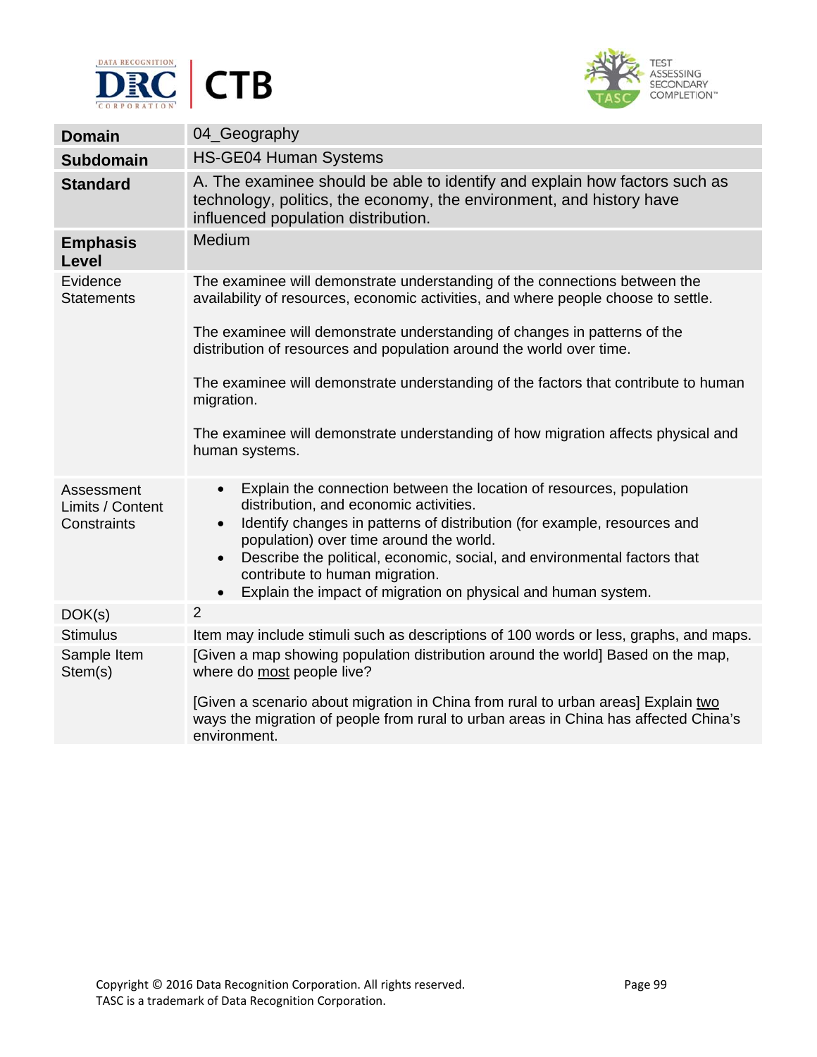| | |
|---|---|
| **Domain** | 04_Geography |
| **Subdomain** | HS-GE04 Human Systems |
| **Standard** | A. The examinee should be able to identify and explain how factors such as technology, politics, the economy, the environment, and history have influenced population distribution. |
| **Emphasis Level** | Medium |
| Evidence Statements | The examinee will demonstrate understanding of the connections between the availability of resources, economic activities, and where people choose to settle.<br><br>The examinee will demonstrate understanding of changes in patterns of the distribution of resources and population around the world over time.<br><br>The examinee will demonstrate understanding of the factors that contribute to human migration.<br><br>The examinee will demonstrate understanding of how migration affects physical and human systems. |
| Assessment Limits / Content Constraints | • Explain the connection between the location of resources, population distribution, and economic activities.<br>• Identify changes in patterns of distribution (for example, resources and population) over time around the world.<br>• Describe the political, economic, social, and environmental factors that contribute to human migration.<br>• Explain the impact of migration on physical and human system. |
| DOK(s) | 2 |
| Stimulus | Item may include stimuli such as descriptions of 100 words or less, graphs, and maps. |
| Sample Item Stem(s) | [Given a map showing population distribution around the world] Based on the map, where do <u>most</u> people live?<br><br>[Given a scenario about migration in China from rural to urban areas] Explain <u>two</u> ways the migration of people from rural to urban areas in China has affected China's environment. |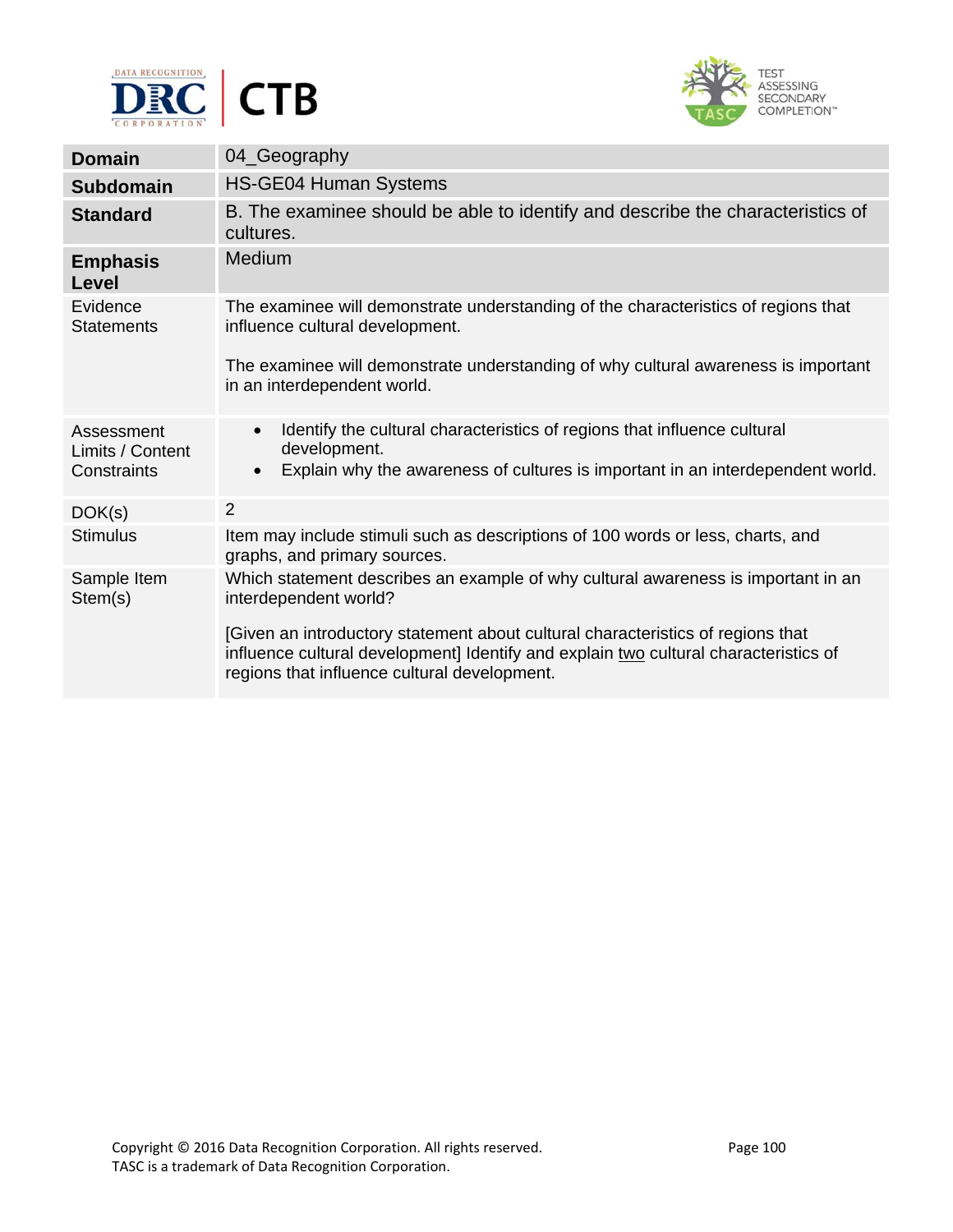| **Domain** | 04_Geography |
|---|---|
| **Subdomain** | HS-GE04 Human Systems |
| **Standard** | B. The examinee should be able to identify and describe the characteristics of cultures. |
| **Emphasis Level** | Medium |
| Evidence Statements | The examinee will demonstrate understanding of the characteristics of regions that influence cultural development.<br><br>The examinee will demonstrate understanding of why cultural awareness is important in an interdependent world. |
| Assessment Limits / Content Constraints | • Identify the cultural characteristics of regions that influence cultural development.<br>• Explain why the awareness of cultures is important in an interdependent world. |
| DOK(s) | 2 |
| Stimulus | Item may include stimuli such as descriptions of 100 words or less, charts, and graphs, and primary sources. |
| Sample Item Stem(s) | Which statement describes an example of why cultural awareness is important in an interdependent world?<br><br>[Given an introductory statement about cultural characteristics of regions that influence cultural development] Identify and explain <u>two</u> cultural characteristics of regions that influence cultural development. |

Copyright © 2016 Data Recognition Corporation. All rights reserved.
TASC is a trademark of Data Recognition Corporation.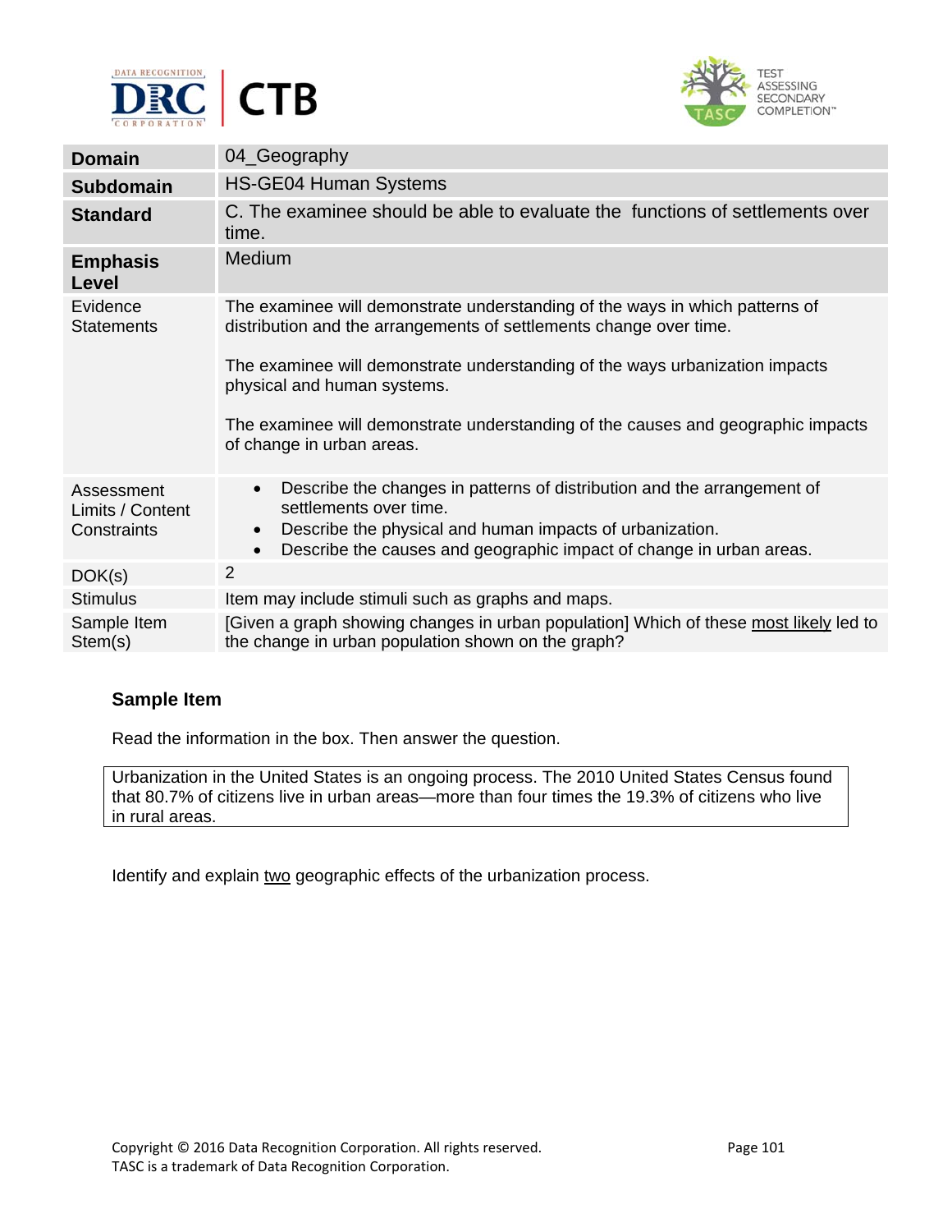| Domain | 04_Geography |
| --- | --- |
| **Subdomain** | HS-GE04 Human Systems |
| **Standard** | C. The examinee should be able to evaluate the functions of settlements over time. |
| **Emphasis Level** | Medium |
| Evidence Statements | The examinee will demonstrate understanding of the ways in which patterns of distribution and the arrangements of settlements change over time.<br><br>The examinee will demonstrate understanding of the ways urbanization impacts physical and human systems.<br><br>The examinee will demonstrate understanding of the causes and geographic impacts of change in urban areas. |
| Assessment Limits / Content Constraints | • Describe the changes in patterns of distribution and the arrangement of settlements over time.<br>• Describe the physical and human impacts of urbanization.<br>• Describe the causes and geographic impact of change in urban areas. |
| DOK(s) | 2 |
| Stimulus | Item may include stimuli such as graphs and maps. |
| Sample Item Stem(s) | [Given a graph showing changes in urban population] Which of these most likely led to the change in urban population shown on the graph? |

### Sample Item

Read the information in the box. Then answer the question.

> Urbanization in the United States is an ongoing process. The 2010 United States Census found that 80.7% of citizens live in urban areas—more than four times the 19.3% of citizens who live in rural areas.

Identify and explain two geographic effects of the urbanization process.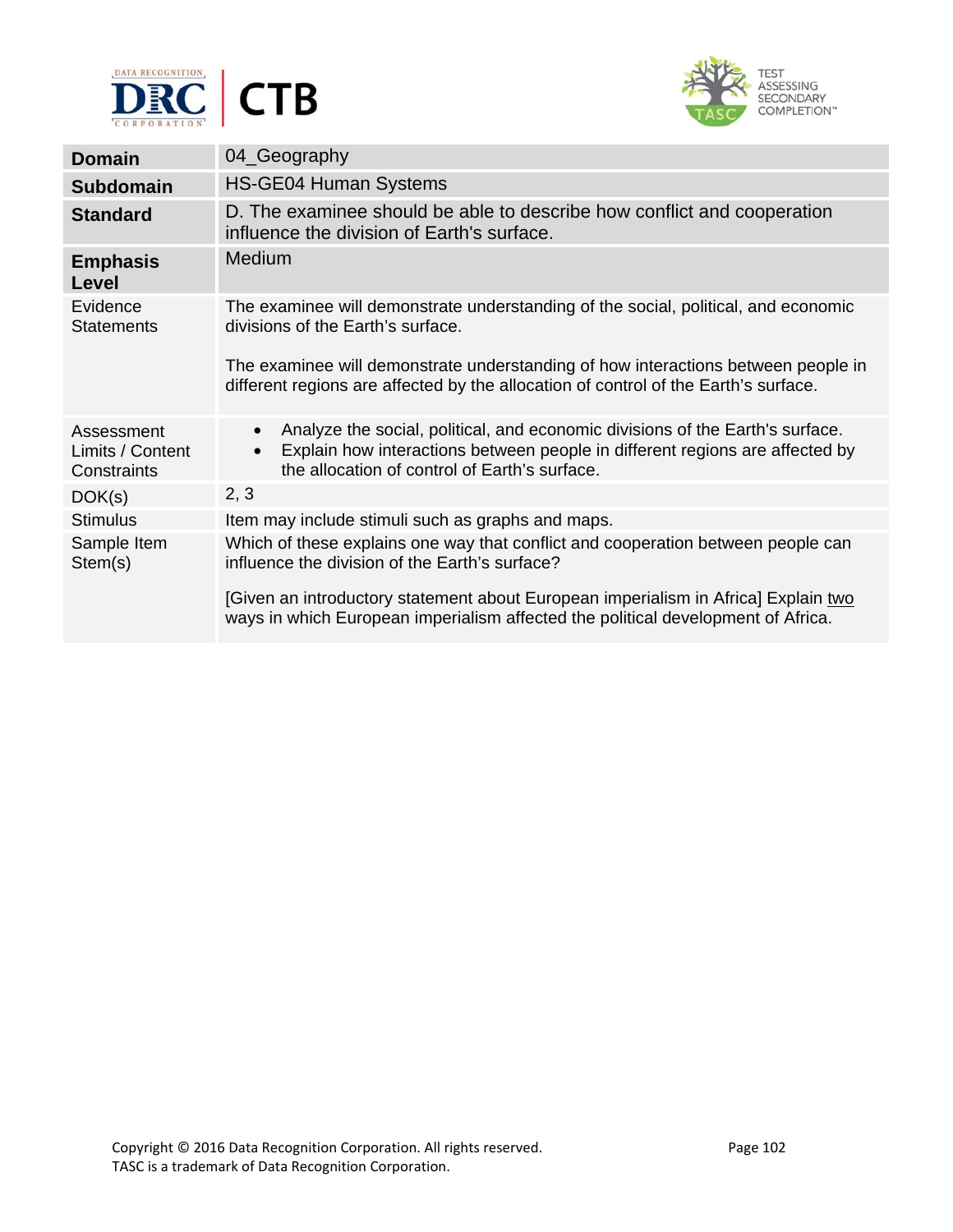| **Domain** | 04_Geography |
|---|---|
| **Subdomain** | HS-GE04 Human Systems |
| **Standard** | D. The examinee should be able to describe how conflict and cooperation influence the division of Earth's surface. |
| **Emphasis Level** | Medium |
| Evidence Statements | The examinee will demonstrate understanding of the social, political, and economic divisions of the Earth's surface.<br><br>The examinee will demonstrate understanding of how interactions between people in different regions are affected by the allocation of control of the Earth's surface. |
| Assessment Limits / Content Constraints | • Analyze the social, political, and economic divisions of the Earth's surface.<br>• Explain how interactions between people in different regions are affected by the allocation of control of Earth's surface. |
| DOK(s) | 2, 3 |
| Stimulus | Item may include stimuli such as graphs and maps. |
| Sample Item Stem(s) | Which of these explains one way that conflict and cooperation between people can influence the division of the Earth's surface?<br><br>[Given an introductory statement about European imperialism in Africa] Explain <u>two</u> ways in which European imperialism affected the political development of Africa. |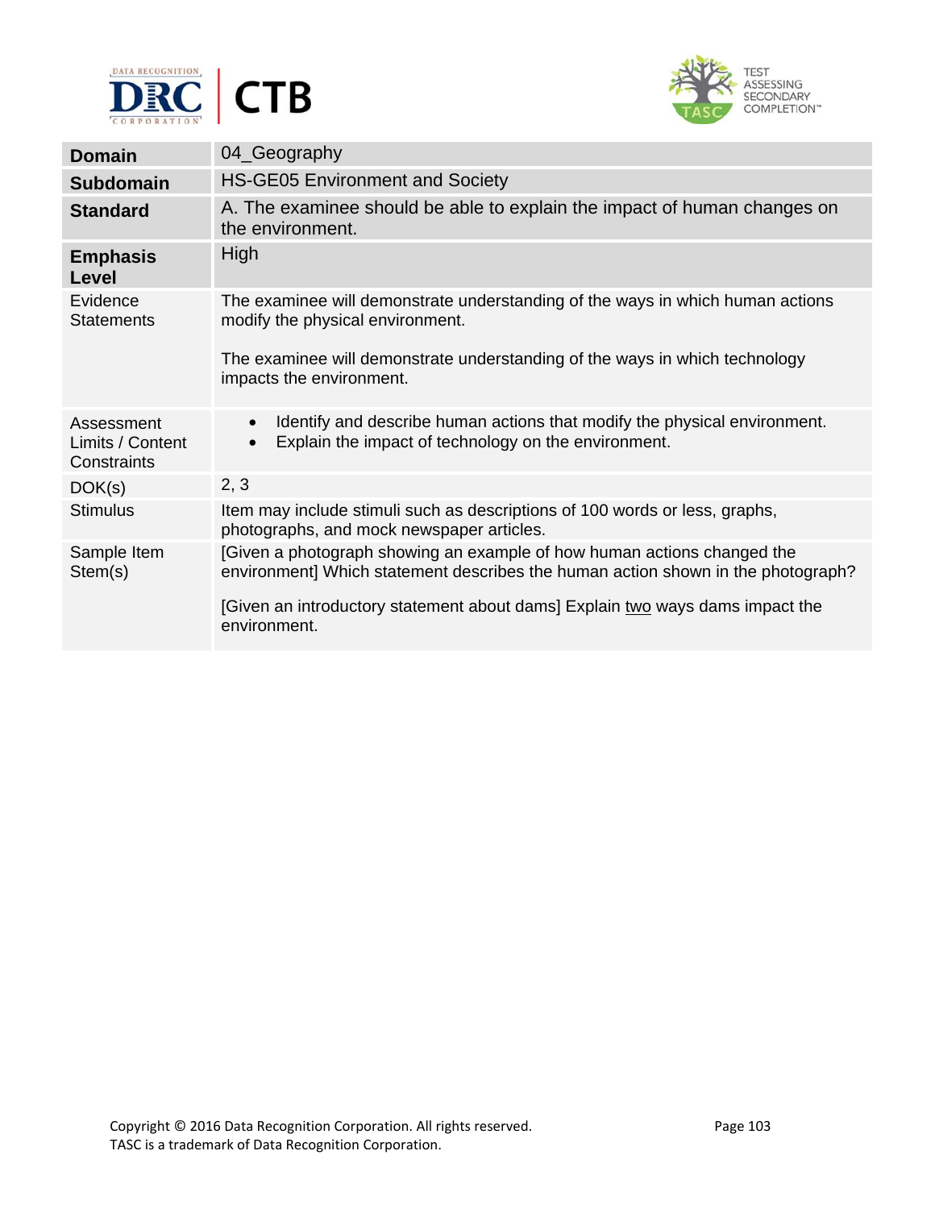| | |
|---|---|
| **Domain** | 04_Geography |
| **Subdomain** | HS-GE05 Environment and Society |
| **Standard** | A. The examinee should be able to explain the impact of human changes on the environment. |
| **Emphasis Level** | High |
| Evidence Statements | The examinee will demonstrate understanding of the ways in which human actions modify the physical environment.<br><br>The examinee will demonstrate understanding of the ways in which technology impacts the environment. |
| Assessment Limits / Content Constraints | • Identify and describe human actions that modify the physical environment.<br>• Explain the impact of technology on the environment. |
| DOK(s) | 2, 3 |
| Stimulus | Item may include stimuli such as descriptions of 100 words or less, graphs, photographs, and mock newspaper articles. |
| Sample Item Stem(s) | [Given a photograph showing an example of how human actions changed the environment] Which statement describes the human action shown in the photograph?<br><br>[Given an introductory statement about dams] Explain <u>two</u> ways dams impact the environment. |

Copyright © 2016 Data Recognition Corporation. All rights reserved.
TASC is a trademark of Data Recognition Corporation.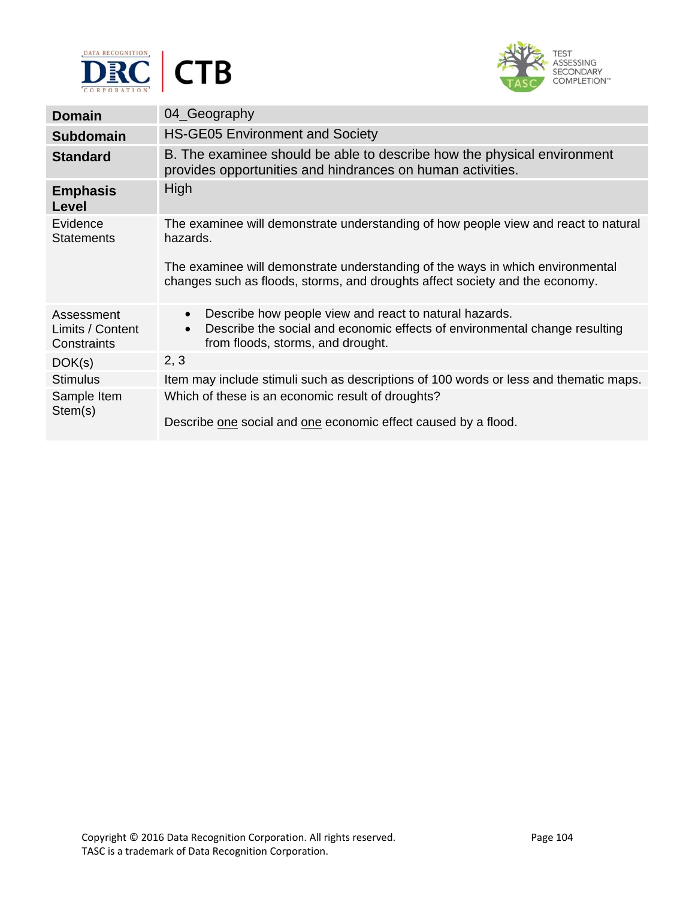| **Domain** | 04_Geography |
|---|---|
| **Subdomain** | HS-GE05 Environment and Society |
| **Standard** | B. The examinee should be able to describe how the physical environment provides opportunities and hindrances on human activities. |
| **Emphasis Level** | High |
| Evidence Statements | The examinee will demonstrate understanding of how people view and react to natural hazards.<br><br>The examinee will demonstrate understanding of the ways in which environmental changes such as floods, storms, and droughts affect society and the economy. |
| Assessment Limits / Content Constraints | • Describe how people view and react to natural hazards.<br>• Describe the social and economic effects of environmental change resulting from floods, storms, and drought. |
| DOK(s) | 2, 3 |
| Stimulus | Item may include stimuli such as descriptions of 100 words or less and thematic maps. |
| Sample Item Stem(s) | Which of these is an economic result of droughts?<br><br>Describe <u>one</u> social and <u>one</u> economic effect caused by a flood. |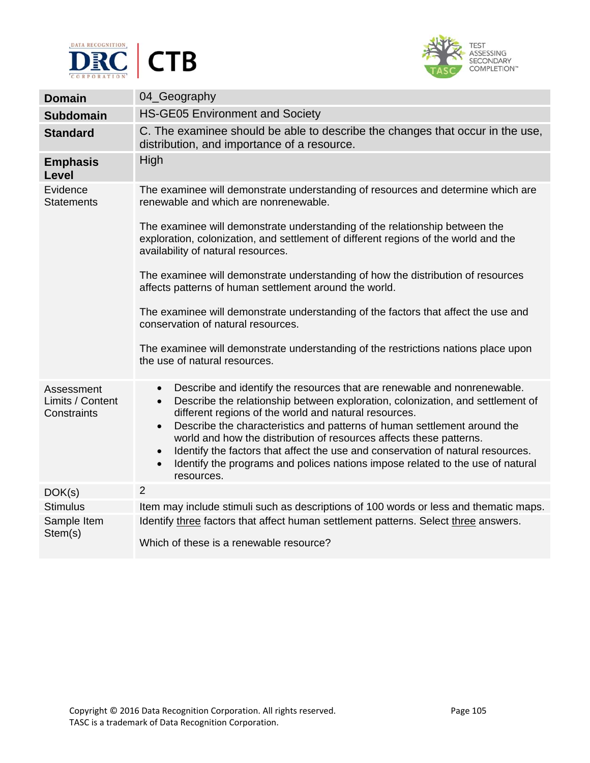| Domain | 04_Geography |
|---|---|
| **Subdomain** | HS-GE05 Environment and Society |
| **Standard** | C. The examinee should be able to describe the changes that occur in the use, distribution, and importance of a resource. |
| **Emphasis Level** | High |
| Evidence Statements | The examinee will demonstrate understanding of resources and determine which are renewable and which are nonrenewable.<br><br>The examinee will demonstrate understanding of the relationship between the exploration, colonization, and settlement of different regions of the world and the availability of natural resources.<br><br>The examinee will demonstrate understanding of how the distribution of resources affects patterns of human settlement around the world.<br><br>The examinee will demonstrate understanding of the factors that affect the use and conservation of natural resources.<br><br>The examinee will demonstrate understanding of the restrictions nations place upon the use of natural resources. |
| Assessment Limits / Content Constraints | • Describe and identify the resources that are renewable and nonrenewable.<br>• Describe the relationship between exploration, colonization, and settlement of different regions of the world and natural resources.<br>• Describe the characteristics and patterns of human settlement around the world and how the distribution of resources affects these patterns.<br>• Identify the factors that affect the use and conservation of natural resources.<br>• Identify the programs and polices nations impose related to the use of natural resources. |
| DOK(s) | 2 |
| Stimulus | Item may include stimuli such as descriptions of 100 words or less and thematic maps. |
| Sample Item Stem(s) | Identify <u>three</u> factors that affect human settlement patterns. Select <u>three</u> answers.<br><br>Which of these is a renewable resource? |

Copyright © 2016 Data Recognition Corporation. All rights reserved.
TASC is a trademark of Data Recognition Corporation.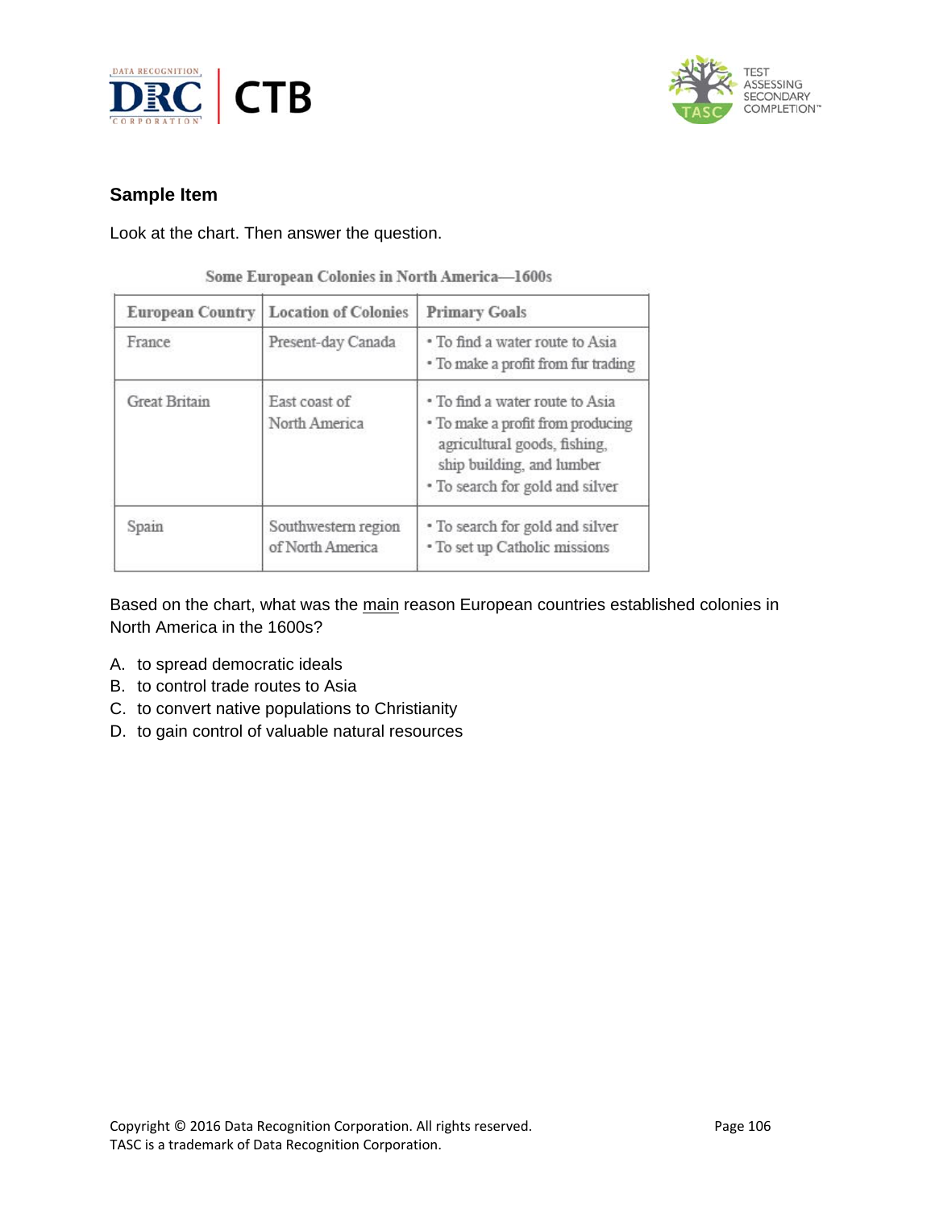## Sample Item

Look at the chart. Then answer the question.

**Some European Colonies in North America—1600s**

| European Country | Location of Colonies | Primary Goals |
|---|---|---|
| France | Present-day Canada | • To find a water route to Asia<br>• To make a profit from fur trading |
| Great Britain | East coast of North America | • To find a water route to Asia<br>• To make a profit from producing agricultural goods, fishing, ship building, and lumber<br>• To search for gold and silver |
| Spain | Southwestern region of North America | • To search for gold and silver<br>• To set up Catholic missions |

Based on the chart, what was the main reason European countries established colonies in North America in the 1600s?

A. to spread democratic ideals
B. to control trade routes to Asia
C. to convert native populations to Christianity
D. to gain control of valuable natural resources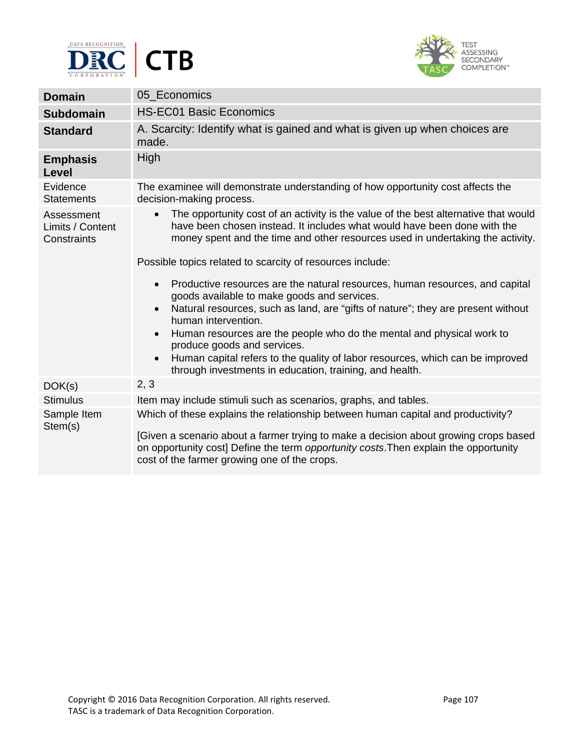| **Domain** | 05_Economics |
|---|---|
| **Subdomain** | HS-EC01 Basic Economics |
| **Standard** | A. Scarcity: Identify what is gained and what is given up when choices are made. |
| **Emphasis Level** | High |
| Evidence Statements | The examinee will demonstrate understanding of how opportunity cost affects the decision-making process. |
| Assessment Limits / Content Constraints | • The opportunity cost of an activity is the value of the best alternative that would have been chosen instead. It includes what would have been done with the money spent and the time and other resources used in undertaking the activity.<br><br>Possible topics related to scarcity of resources include:<br><br>• Productive resources are the natural resources, human resources, and capital goods available to make goods and services.<br>• Natural resources, such as land, are "gifts of nature"; they are present without human intervention.<br>• Human resources are the people who do the mental and physical work to produce goods and services.<br>• Human capital refers to the quality of labor resources, which can be improved through investments in education, training, and health. |
| DOK(s) | 2, 3 |
| Stimulus | Item may include stimuli such as scenarios, graphs, and tables. |
| Sample Item Stem(s) | Which of these explains the relationship between human capital and productivity?<br><br>[Given a scenario about a farmer trying to make a decision about growing crops based on opportunity cost] Define the term *opportunity costs*.Then explain the opportunity cost of the farmer growing one of the crops. |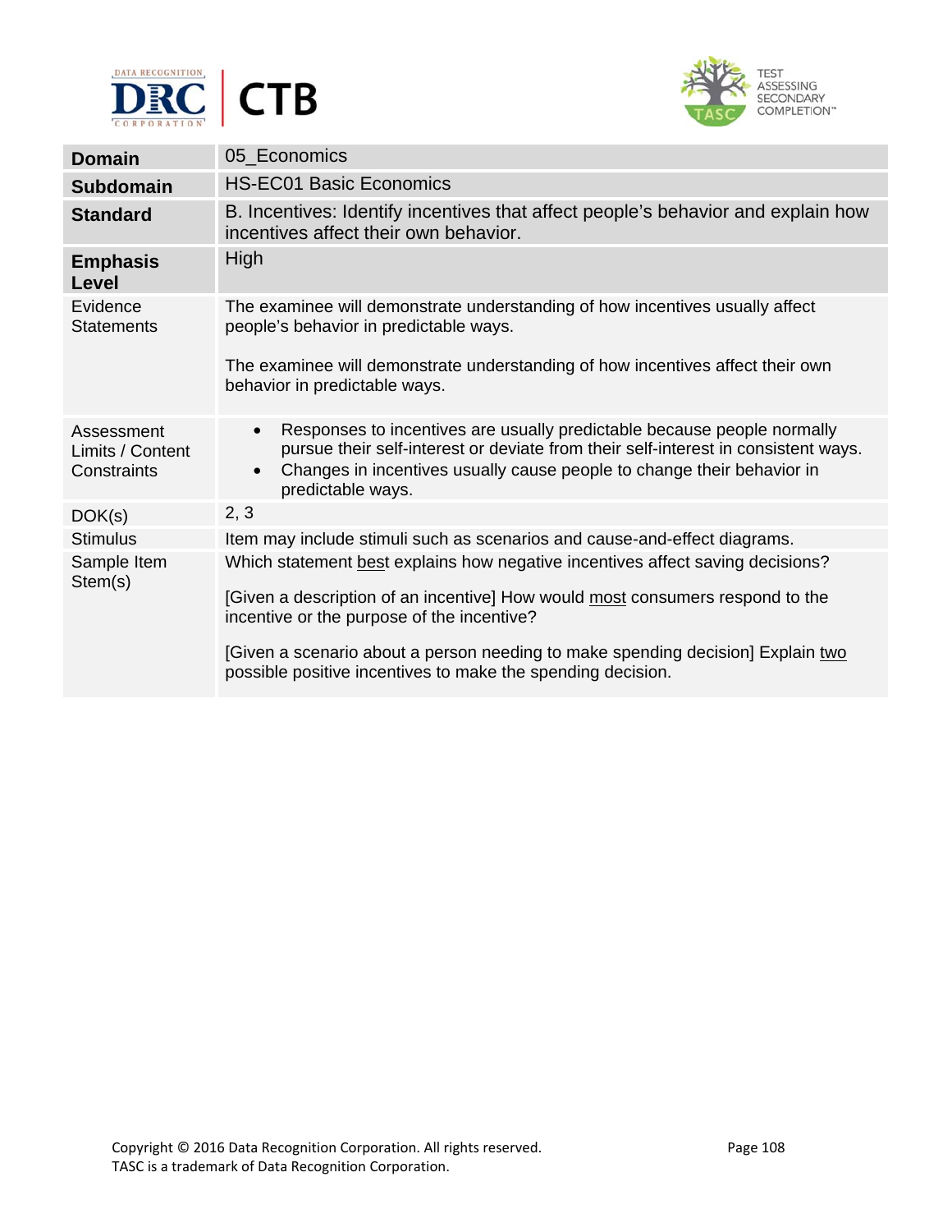| | |
|---|---|
| **Domain** | 05_Economics |
| **Subdomain** | HS-EC01 Basic Economics |
| **Standard** | B. Incentives: Identify incentives that affect people's behavior and explain how incentives affect their own behavior. |
| **Emphasis Level** | High |
| Evidence Statements | The examinee will demonstrate understanding of how incentives usually affect people's behavior in predictable ways.<br><br>The examinee will demonstrate understanding of how incentives affect their own behavior in predictable ways. |
| Assessment Limits / Content Constraints | • Responses to incentives are usually predictable because people normally pursue their self-interest or deviate from their self-interest in consistent ways.<br>• Changes in incentives usually cause people to change their behavior in predictable ways. |
| DOK(s) | 2, 3 |
| Stimulus | Item may include stimuli such as scenarios and cause-and-effect diagrams. |
| Sample Item Stem(s) | Which statement best explains how negative incentives affect saving decisions?<br><br>[Given a description of an incentive] How would most consumers respond to the incentive or the purpose of the incentive?<br><br>[Given a scenario about a person needing to make spending decision] Explain two possible positive incentives to make the spending decision. |

Copyright © 2016 Data Recognition Corporation. All rights reserved.
TASC is a trademark of Data Recognition Corporation.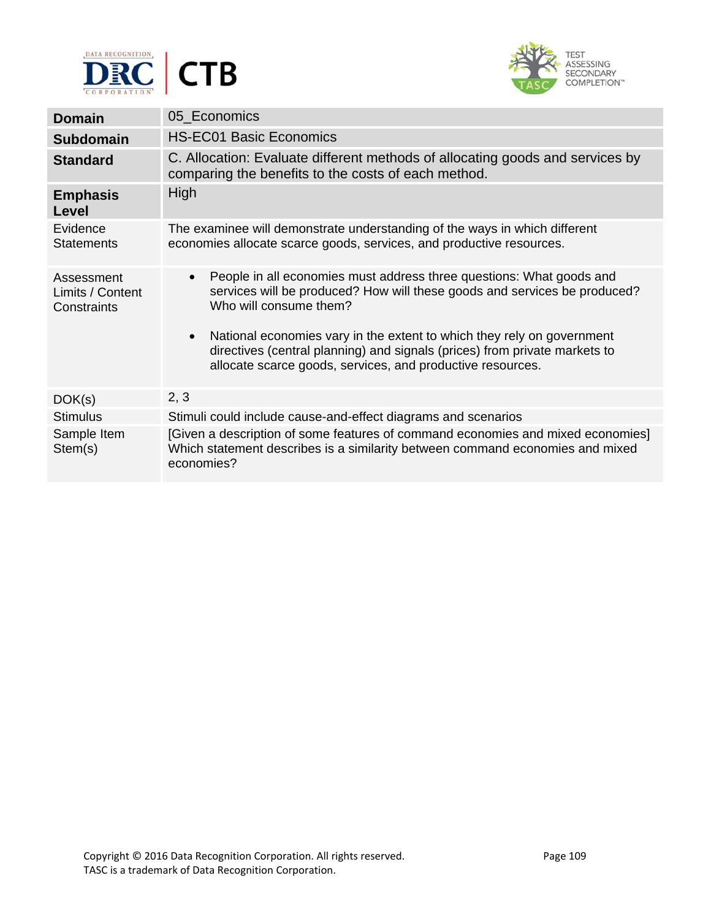| | |
|---|---|
| **Domain** | 05_Economics |
| **Subdomain** | HS-EC01 Basic Economics |
| **Standard** | C. Allocation: Evaluate different methods of allocating goods and services by comparing the benefits to the costs of each method. |
| **Emphasis Level** | High |
| Evidence Statements | The examinee will demonstrate understanding of the ways in which different economies allocate scarce goods, services, and productive resources. |
| Assessment Limits / Content Constraints | • People in all economies must address three questions: What goods and services will be produced? How will these goods and services be produced? Who will consume them?<br><br>• National economies vary in the extent to which they rely on government directives (central planning) and signals (prices) from private markets to allocate scarce goods, services, and productive resources. |
| DOK(s) | 2, 3 |
| Stimulus | Stimuli could include cause-and-effect diagrams and scenarios |
| Sample Item Stem(s) | [Given a description of some features of command economies and mixed economies] Which statement describes is a similarity between command economies and mixed economies? |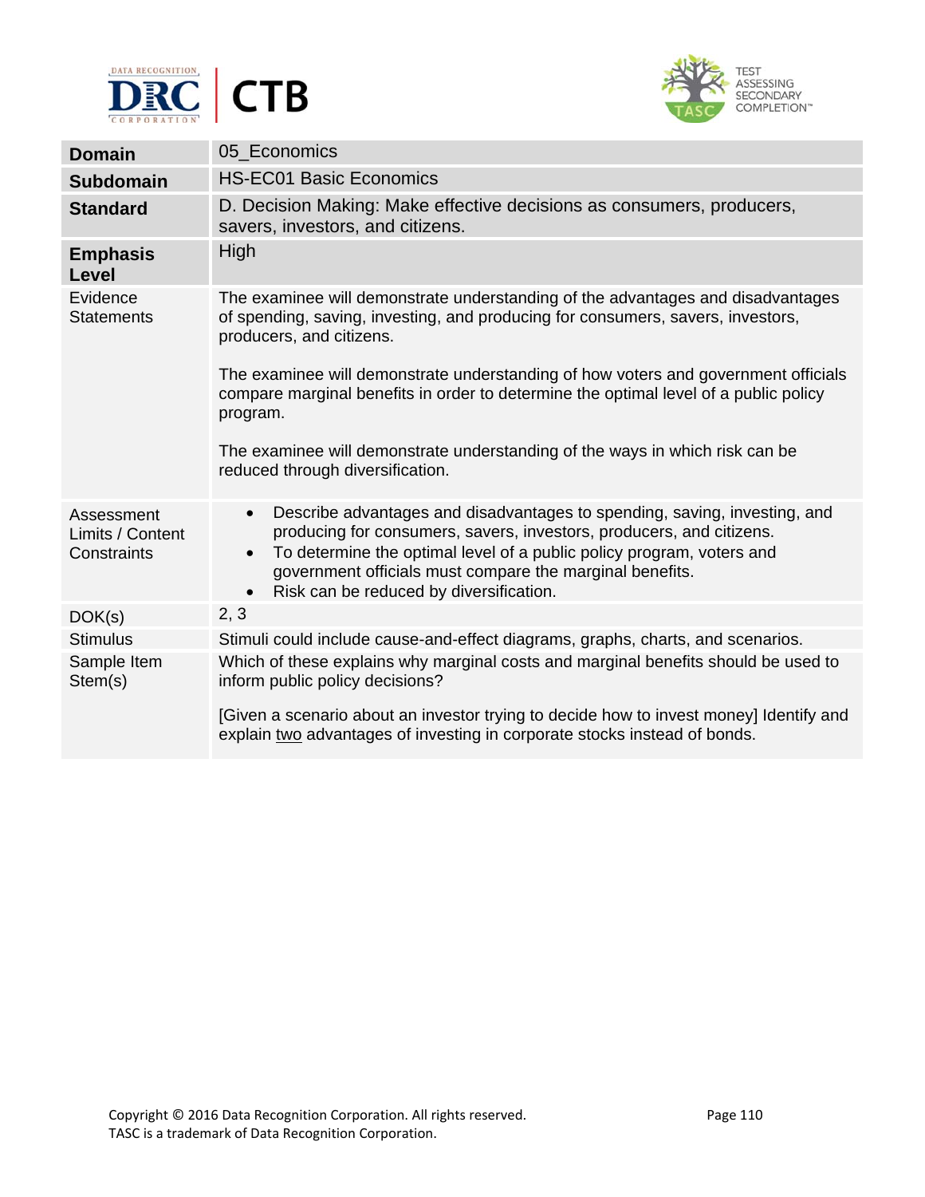| | |
|---|---|
| **Domain** | 05_Economics |
| **Subdomain** | HS-EC01 Basic Economics |
| **Standard** | D. Decision Making: Make effective decisions as consumers, producers, savers, investors, and citizens. |
| **Emphasis Level** | High |
| Evidence Statements | The examinee will demonstrate understanding of the advantages and disadvantages of spending, saving, investing, and producing for consumers, savers, investors, producers, and citizens.<br><br>The examinee will demonstrate understanding of how voters and government officials compare marginal benefits in order to determine the optimal level of a public policy program.<br><br>The examinee will demonstrate understanding of the ways in which risk can be reduced through diversification. |
| Assessment Limits / Content Constraints | • Describe advantages and disadvantages to spending, saving, investing, and producing for consumers, savers, investors, producers, and citizens.<br>• To determine the optimal level of a public policy program, voters and government officials must compare the marginal benefits.<br>• Risk can be reduced by diversification. |
| DOK(s) | 2, 3 |
| Stimulus | Stimuli could include cause-and-effect diagrams, graphs, charts, and scenarios. |
| Sample Item Stem(s) | Which of these explains why marginal costs and marginal benefits should be used to inform public policy decisions?<br><br>[Given a scenario about an investor trying to decide how to invest money] Identify and explain <u>two</u> advantages of investing in corporate stocks instead of bonds. |

Copyright © 2016 Data Recognition Corporation. All rights reserved.
TASC is a trademark of Data Recognition Corporation.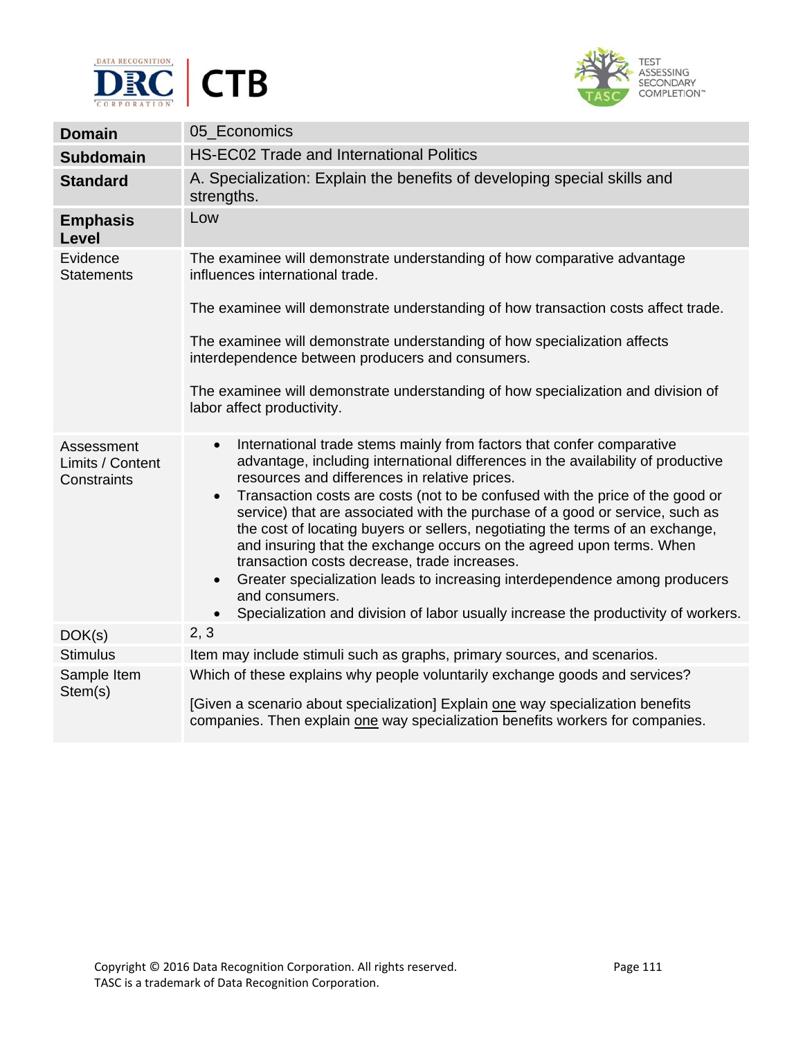| Domain | 05_Economics |
|---|---|
| **Subdomain** | HS-EC02 Trade and International Politics |
| **Standard** | A. Specialization: Explain the benefits of developing special skills and strengths. |
| **Emphasis Level** | Low |
| Evidence Statements | The examinee will demonstrate understanding of how comparative advantage influences international trade.<br><br>The examinee will demonstrate understanding of how transaction costs affect trade.<br><br>The examinee will demonstrate understanding of how specialization affects interdependence between producers and consumers.<br><br>The examinee will demonstrate understanding of how specialization and division of labor affect productivity. |
| Assessment Limits / Content Constraints | • International trade stems mainly from factors that confer comparative advantage, including international differences in the availability of productive resources and differences in relative prices.<br>• Transaction costs are costs (not to be confused with the price of the good or service) that are associated with the purchase of a good or service, such as the cost of locating buyers or sellers, negotiating the terms of an exchange, and insuring that the exchange occurs on the agreed upon terms. When transaction costs decrease, trade increases.<br>• Greater specialization leads to increasing interdependence among producers and consumers.<br>• Specialization and division of labor usually increase the productivity of workers. |
| DOK(s) | 2, 3 |
| Stimulus | Item may include stimuli such as graphs, primary sources, and scenarios. |
| Sample Item Stem(s) | Which of these explains why people voluntarily exchange goods and services?<br><br>[Given a scenario about specialization] Explain <u>one</u> way specialization benefits companies. Then explain <u>one</u> way specialization benefits workers for companies. |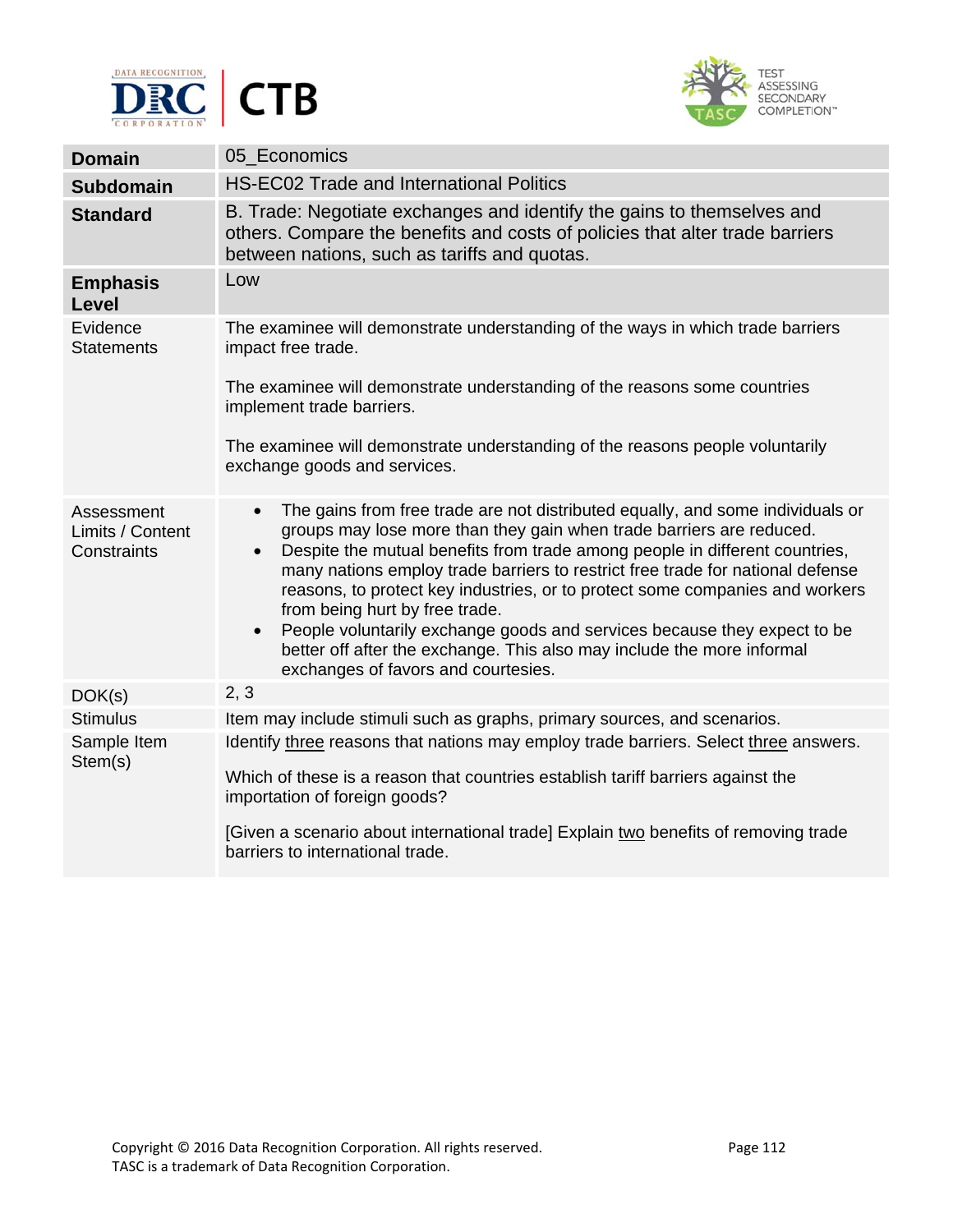| **Domain** | 05_Economics |
| --- | --- |
| **Subdomain** | HS-EC02 Trade and International Politics |
| **Standard** | B. Trade: Negotiate exchanges and identify the gains to themselves and others. Compare the benefits and costs of policies that alter trade barriers between nations, such as tariffs and quotas. |
| **Emphasis Level** | Low |
| Evidence Statements | The examinee will demonstrate understanding of the ways in which trade barriers impact free trade.<br><br>The examinee will demonstrate understanding of the reasons some countries implement trade barriers.<br><br>The examinee will demonstrate understanding of the reasons people voluntarily exchange goods and services. |
| Assessment Limits / Content Constraints | • The gains from free trade are not distributed equally, and some individuals or groups may lose more than they gain when trade barriers are reduced.<br>• Despite the mutual benefits from trade among people in different countries, many nations employ trade barriers to restrict free trade for national defense reasons, to protect key industries, or to protect some companies and workers from being hurt by free trade.<br>• People voluntarily exchange goods and services because they expect to be better off after the exchange. This also may include the more informal exchanges of favors and courtesies. |
| DOK(s) | 2, 3 |
| Stimulus | Item may include stimuli such as graphs, primary sources, and scenarios. |
| Sample Item Stem(s) | Identify <u>three</u> reasons that nations may employ trade barriers. Select <u>three</u> answers.<br><br>Which of these is a reason that countries establish tariff barriers against the importation of foreign goods?<br><br>[Given a scenario about international trade] Explain <u>two</u> benefits of removing trade barriers to international trade. |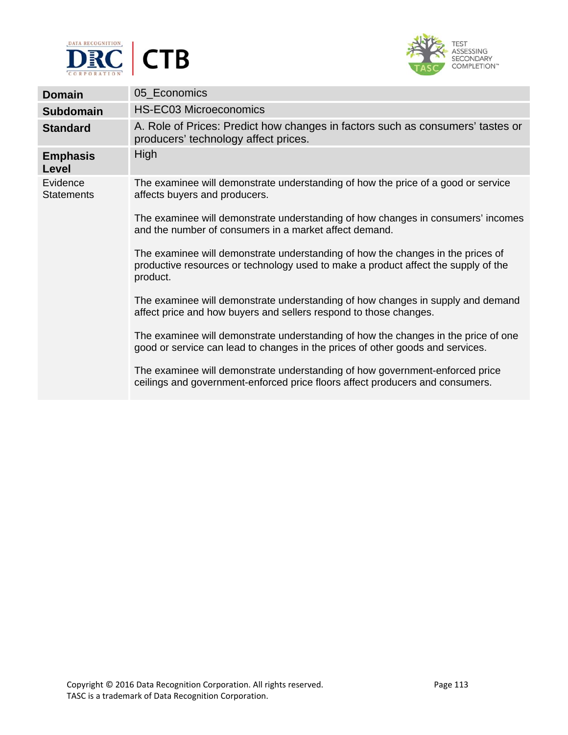| | |
|---|---|
| **Domain** | 05_Economics |
| **Subdomain** | HS-EC03 Microeconomics |
| **Standard** | A. Role of Prices: Predict how changes in factors such as consumers' tastes or producers' technology affect prices. |
| **Emphasis Level** | High |
| Evidence Statements | The examinee will demonstrate understanding of how the price of a good or service affects buyers and producers.<br><br>The examinee will demonstrate understanding of how changes in consumers' incomes and the number of consumers in a market affect demand.<br><br>The examinee will demonstrate understanding of how the changes in the prices of productive resources or technology used to make a product affect the supply of the product.<br><br>The examinee will demonstrate understanding of how changes in supply and demand affect price and how buyers and sellers respond to those changes.<br><br>The examinee will demonstrate understanding of how the changes in the price of one good or service can lead to changes in the prices of other goods and services.<br><br>The examinee will demonstrate understanding of how government-enforced price ceilings and government-enforced price floors affect producers and consumers. |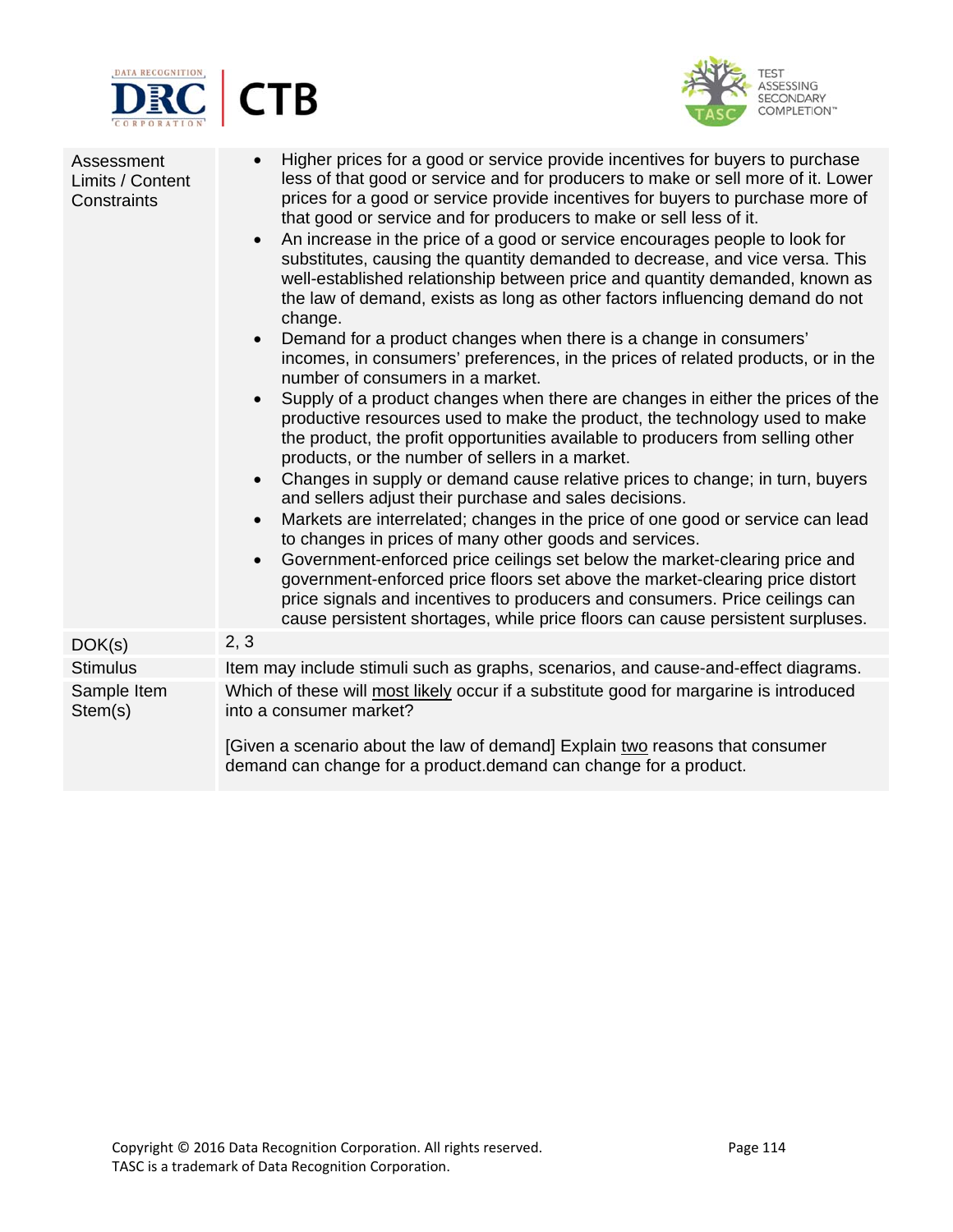| | |
|---|---|
| Assessment Limits / Content Constraints | • Higher prices for a good or service provide incentives for buyers to purchase less of that good or service and for producers to make or sell more of it. Lower prices for a good or service provide incentives for buyers to purchase more of that good or service and for producers to make or sell less of it.<br>• An increase in the price of a good or service encourages people to look for substitutes, causing the quantity demanded to decrease, and vice versa. This well-established relationship between price and quantity demanded, known as the law of demand, exists as long as other factors influencing demand do not change.<br>• Demand for a product changes when there is a change in consumers' incomes, in consumers' preferences, in the prices of related products, or in the number of consumers in a market.<br>• Supply of a product changes when there are changes in either the prices of the productive resources used to make the product, the technology used to make the product, the profit opportunities available to producers from selling other products, or the number of sellers in a market.<br>• Changes in supply or demand cause relative prices to change; in turn, buyers and sellers adjust their purchase and sales decisions.<br>• Markets are interrelated; changes in the price of one good or service can lead to changes in prices of many other goods and services.<br>• Government-enforced price ceilings set below the market-clearing price and government-enforced price floors set above the market-clearing price distort price signals and incentives to producers and consumers. Price ceilings can cause persistent shortages, while price floors can cause persistent surpluses. |
| DOK(s) | 2, 3 |
| Stimulus | Item may include stimuli such as graphs, scenarios, and cause-and-effect diagrams. |
| Sample Item Stem(s) | Which of these will <u>most likely</u> occur if a substitute good for margarine is introduced into a consumer market?<br><br>[Given a scenario about the law of demand] Explain <u>two</u> reasons that consumer demand can change for a product.demand can change for a product. |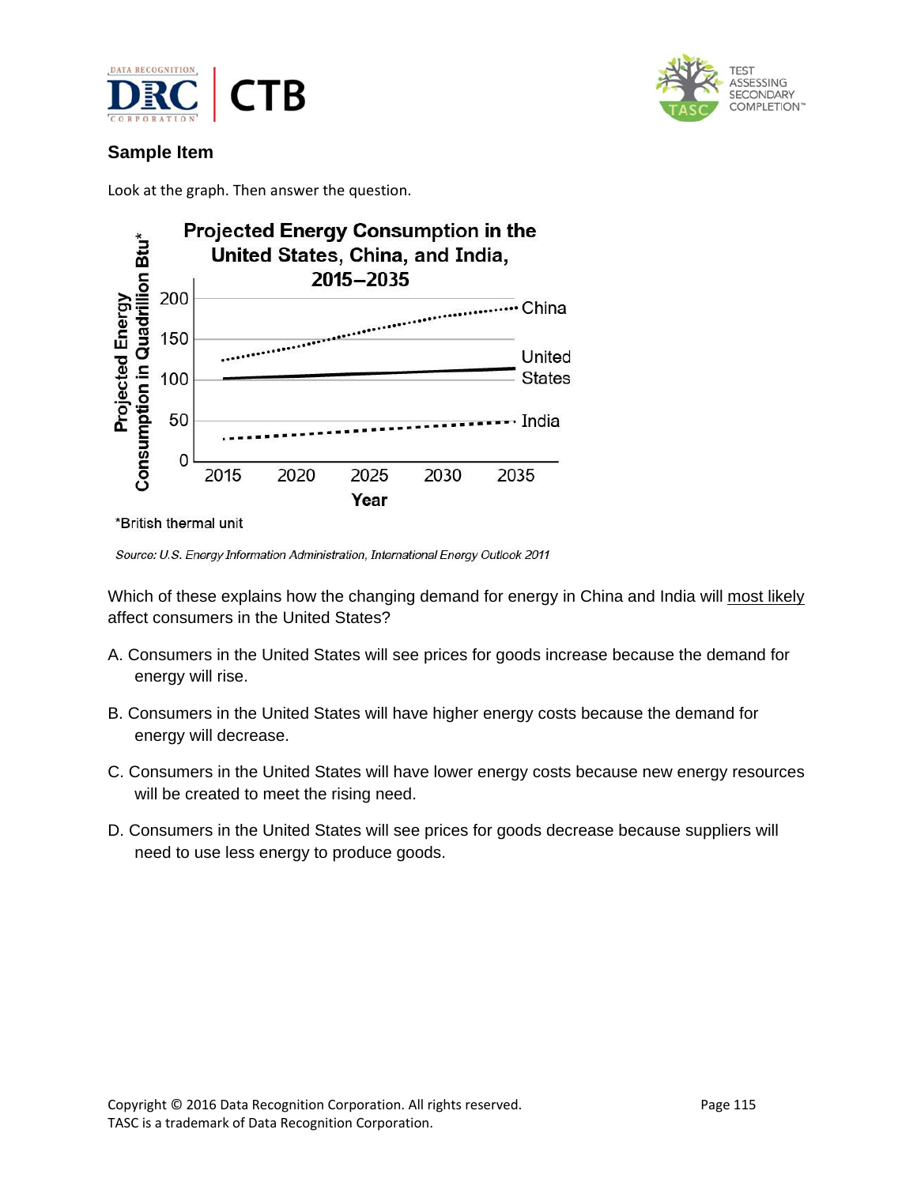### Sample Item

Look at the graph. Then answer the question.

**Projected Energy Consumption in the United States, China, and India, 2015–2035**

*British thermal unit

*Source: U.S. Energy Information Administration, International Energy Outlook 2011*

Which of these explains how the changing demand for energy in China and India will most likely affect consumers in the United States?

A. Consumers in the United States will see prices for goods increase because the demand for energy will rise.

B. Consumers in the United States will have higher energy costs because the demand for energy will decrease.

C. Consumers in the United States will have lower energy costs because new energy resources will be created to meet the rising need.

D. Consumers in the United States will see prices for goods decrease because suppliers will need to use less energy to produce goods.

Copyright © 2016 Data Recognition Corporation. All rights reserved.
TASC is a trademark of Data Recognition Corporation.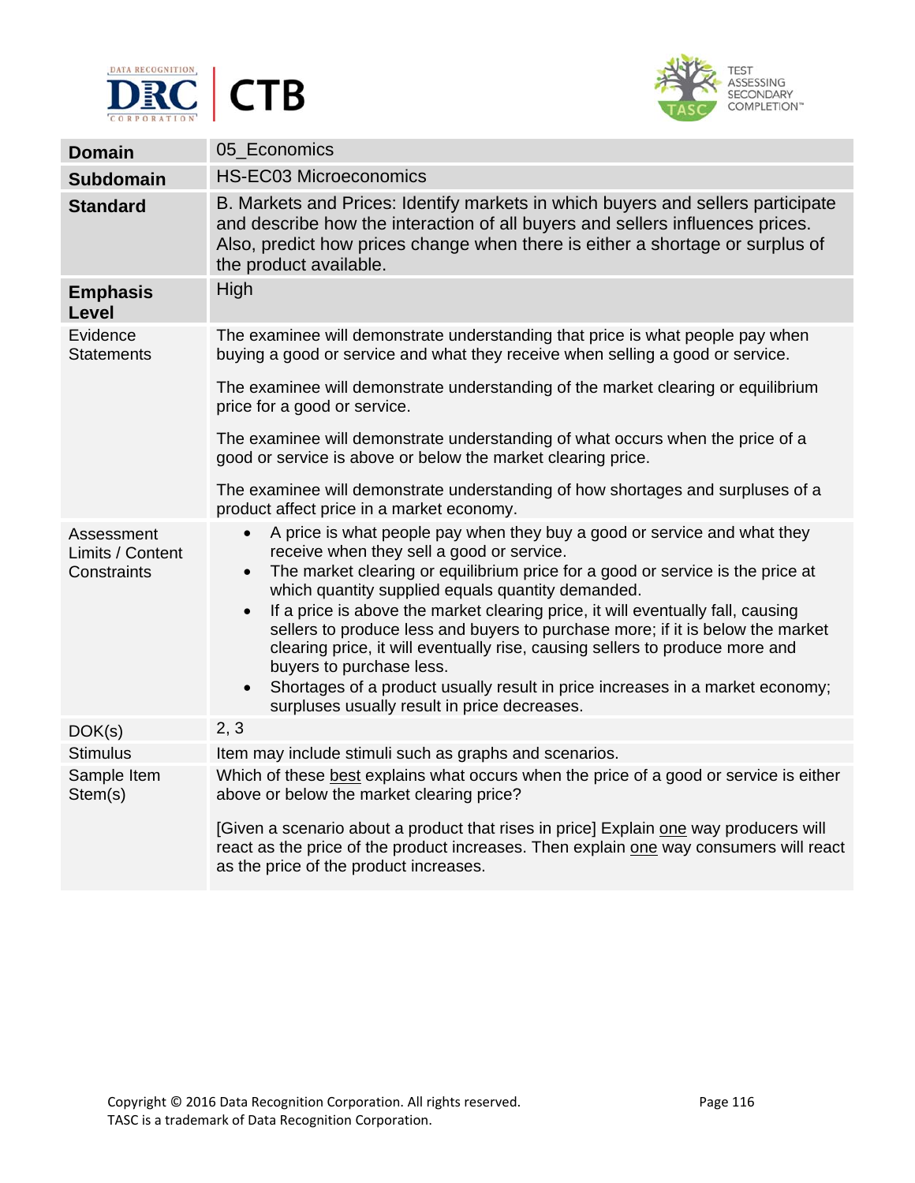| | |
|---|---|
| **Domain** | 05_Economics |
| **Subdomain** | HS-EC03 Microeconomics |
| **Standard** | B. Markets and Prices: Identify markets in which buyers and sellers participate and describe how the interaction of all buyers and sellers influences prices. Also, predict how prices change when there is either a shortage or surplus of the product available. |
| **Emphasis Level** | High |
| Evidence Statements | The examinee will demonstrate understanding that price is what people pay when buying a good or service and what they receive when selling a good or service.<br><br>The examinee will demonstrate understanding of the market clearing or equilibrium price for a good or service.<br><br>The examinee will demonstrate understanding of what occurs when the price of a good or service is above or below the market clearing price.<br><br>The examinee will demonstrate understanding of how shortages and surpluses of a product affect price in a market economy. |
| Assessment Limits / Content Constraints | • A price is what people pay when they buy a good or service and what they receive when they sell a good or service.<br>• The market clearing or equilibrium price for a good or service is the price at which quantity supplied equals quantity demanded.<br>• If a price is above the market clearing price, it will eventually fall, causing sellers to produce less and buyers to purchase more; if it is below the market clearing price, it will eventually rise, causing sellers to produce more and buyers to purchase less.<br>• Shortages of a product usually result in price increases in a market economy; surpluses usually result in price decreases. |
| DOK(s) | 2, 3 |
| Stimulus | Item may include stimuli such as graphs and scenarios. |
| Sample Item Stem(s) | Which of these <u>best</u> explains what occurs when the price of a good or service is either above or below the market clearing price?<br><br>[Given a scenario about a product that rises in price] Explain <u>one</u> way producers will react as the price of the product increases. Then explain <u>one</u> way consumers will react as the price of the product increases. |

Copyright © 2016 Data Recognition Corporation. All rights reserved.
TASC is a trademark of Data Recognition Corporation.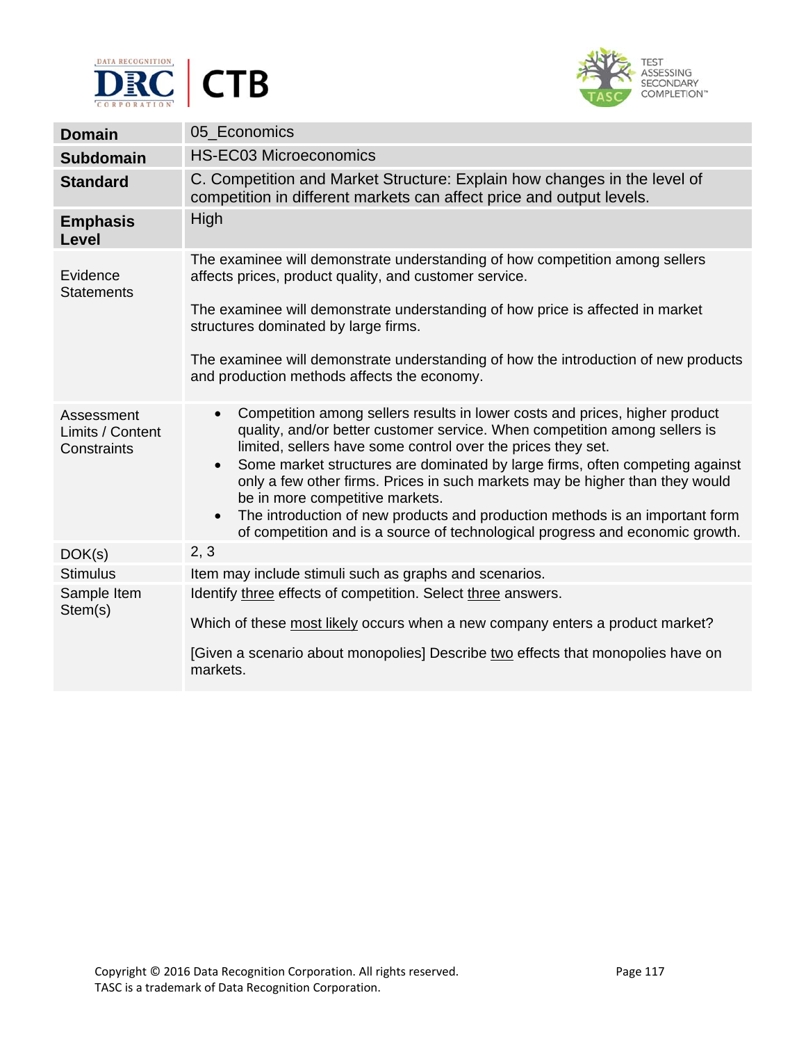| Domain | 05_Economics |
|---|---|
| **Subdomain** | HS-EC03 Microeconomics |
| **Standard** | C. Competition and Market Structure: Explain how changes in the level of competition in different markets can affect price and output levels. |
| **Emphasis Level** | High |
| Evidence Statements | The examinee will demonstrate understanding of how competition among sellers affects prices, product quality, and customer service.<br><br>The examinee will demonstrate understanding of how price is affected in market structures dominated by large firms.<br><br>The examinee will demonstrate understanding of how the introduction of new products and production methods affects the economy. |
| Assessment Limits / Content Constraints | • Competition among sellers results in lower costs and prices, higher product quality, and/or better customer service. When competition among sellers is limited, sellers have some control over the prices they set.<br>• Some market structures are dominated by large firms, often competing against only a few other firms. Prices in such markets may be higher than they would be in more competitive markets.<br>• The introduction of new products and production methods is an important form of competition and is a source of technological progress and economic growth. |
| DOK(s) | 2, 3 |
| Stimulus | Item may include stimuli such as graphs and scenarios. |
| Sample Item Stem(s) | Identify three effects of competition. Select three answers.<br><br>Which of these most likely occurs when a new company enters a product market?<br><br>[Given a scenario about monopolies] Describe two effects that monopolies have on markets. |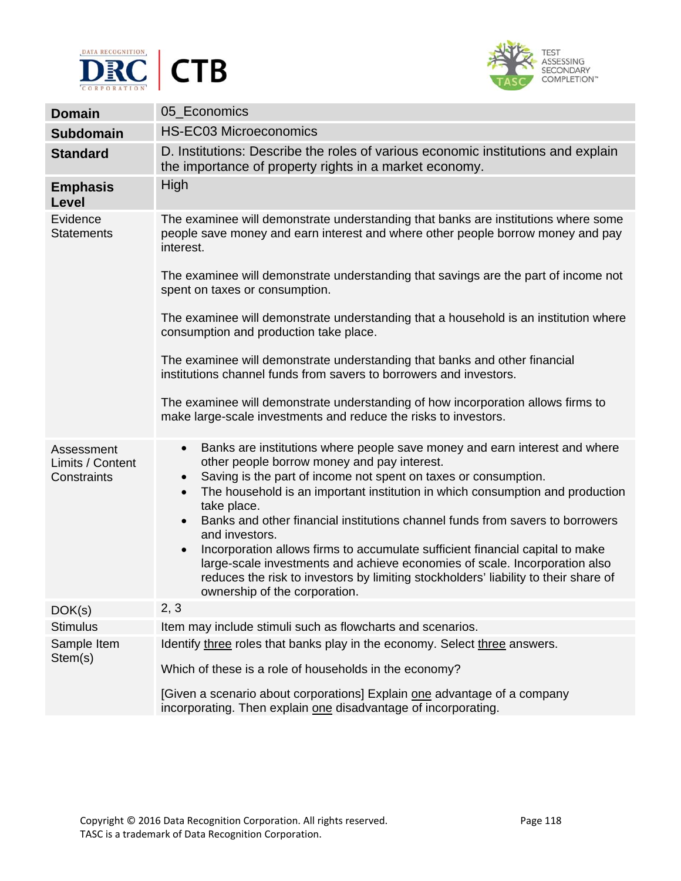| **Domain** | 05_Economics |
|---|---|
| **Subdomain** | HS-EC03 Microeconomics |
| **Standard** | D. Institutions: Describe the roles of various economic institutions and explain the importance of property rights in a market economy. |
| **Emphasis Level** | High |
| Evidence Statements | The examinee will demonstrate understanding that banks are institutions where some people save money and earn interest and where other people borrow money and pay interest.<br><br>The examinee will demonstrate understanding that savings are the part of income not spent on taxes or consumption.<br><br>The examinee will demonstrate understanding that a household is an institution where consumption and production take place.<br><br>The examinee will demonstrate understanding that banks and other financial institutions channel funds from savers to borrowers and investors.<br><br>The examinee will demonstrate understanding of how incorporation allows firms to make large-scale investments and reduce the risks to investors. |
| Assessment Limits / Content Constraints | • Banks are institutions where people save money and earn interest and where other people borrow money and pay interest.<br>• Saving is the part of income not spent on taxes or consumption.<br>• The household is an important institution in which consumption and production take place.<br>• Banks and other financial institutions channel funds from savers to borrowers and investors.<br>• Incorporation allows firms to accumulate sufficient financial capital to make large-scale investments and achieve economies of scale. Incorporation also reduces the risk to investors by limiting stockholders' liability to their share of ownership of the corporation. |
| DOK(s) | 2, 3 |
| Stimulus | Item may include stimuli such as flowcharts and scenarios. |
| Sample Item Stem(s) | Identify <u>three</u> roles that banks play in the economy. Select <u>three</u> answers.<br><br>Which of these is a role of households in the economy?<br><br>[Given a scenario about corporations] Explain <u>one</u> advantage of a company incorporating. Then explain <u>one</u> disadvantage of incorporating. |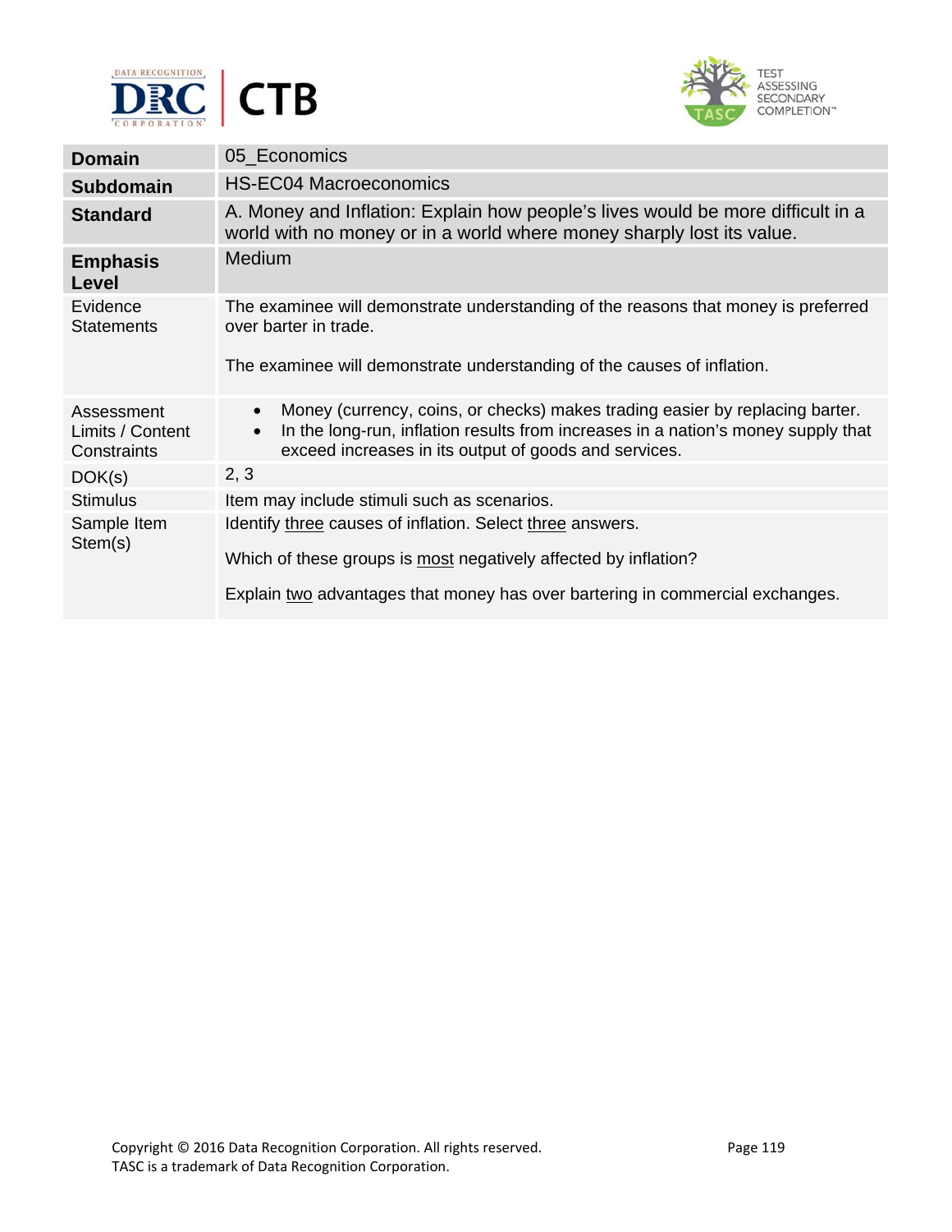| **Domain** | 05_Economics |
|---|---|
| **Subdomain** | HS-EC04 Macroeconomics |
| **Standard** | A. Money and Inflation: Explain how people's lives would be more difficult in a world with no money or in a world where money sharply lost its value. |
| **Emphasis Level** | Medium |
| Evidence Statements | The examinee will demonstrate understanding of the reasons that money is preferred over barter in trade.<br><br>The examinee will demonstrate understanding of the causes of inflation. |
| Assessment Limits / Content Constraints | • Money (currency, coins, or checks) makes trading easier by replacing barter.<br>• In the long-run, inflation results from increases in a nation's money supply that exceed increases in its output of goods and services. |
| DOK(s) | 2, 3 |
| Stimulus | Item may include stimuli such as scenarios. |
| Sample Item Stem(s) | Identify <u>three</u> causes of inflation. Select <u>three</u> answers.<br><br>Which of these groups is <u>most</u> negatively affected by inflation?<br><br>Explain <u>two</u> advantages that money has over bartering in commercial exchanges. |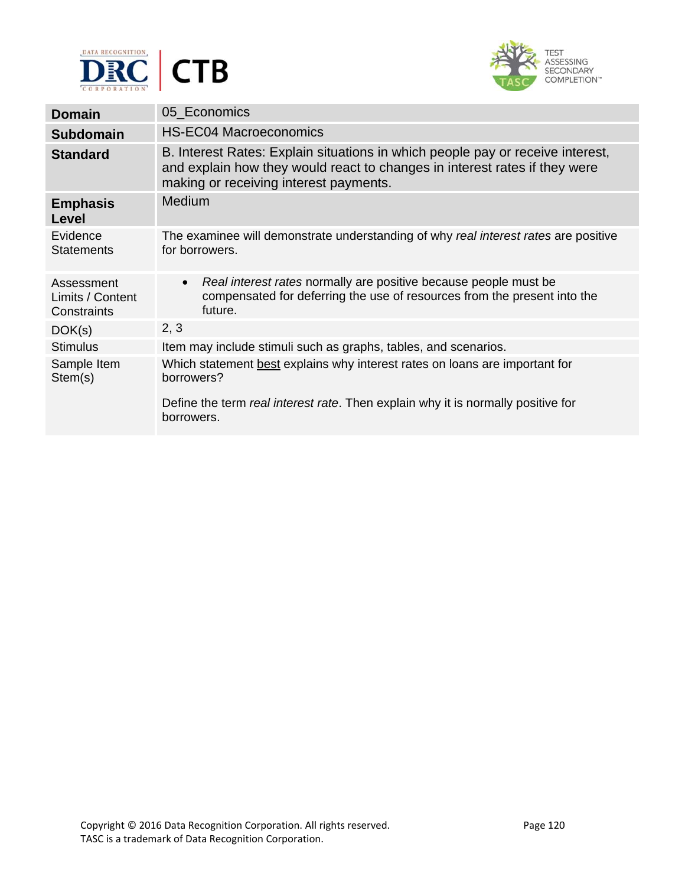| Domain | 05_Economics |
|---|---|
| **Subdomain** | HS-EC04 Macroeconomics |
| **Standard** | B. Interest Rates: Explain situations in which people pay or receive interest, and explain how they would react to changes in interest rates if they were making or receiving interest payments. |
| **Emphasis Level** | Medium |
| Evidence Statements | The examinee will demonstrate understanding of why *real interest rates* are positive for borrowers. |
| Assessment Limits / Content Constraints | • *Real interest rates* normally are positive because people must be compensated for deferring the use of resources from the present into the future. |
| DOK(s) | 2, 3 |
| Stimulus | Item may include stimuli such as graphs, tables, and scenarios. |
| Sample Item Stem(s) | Which statement best explains why interest rates on loans are important for borrowers?<br><br>Define the term *real interest rate*. Then explain why it is normally positive for borrowers. |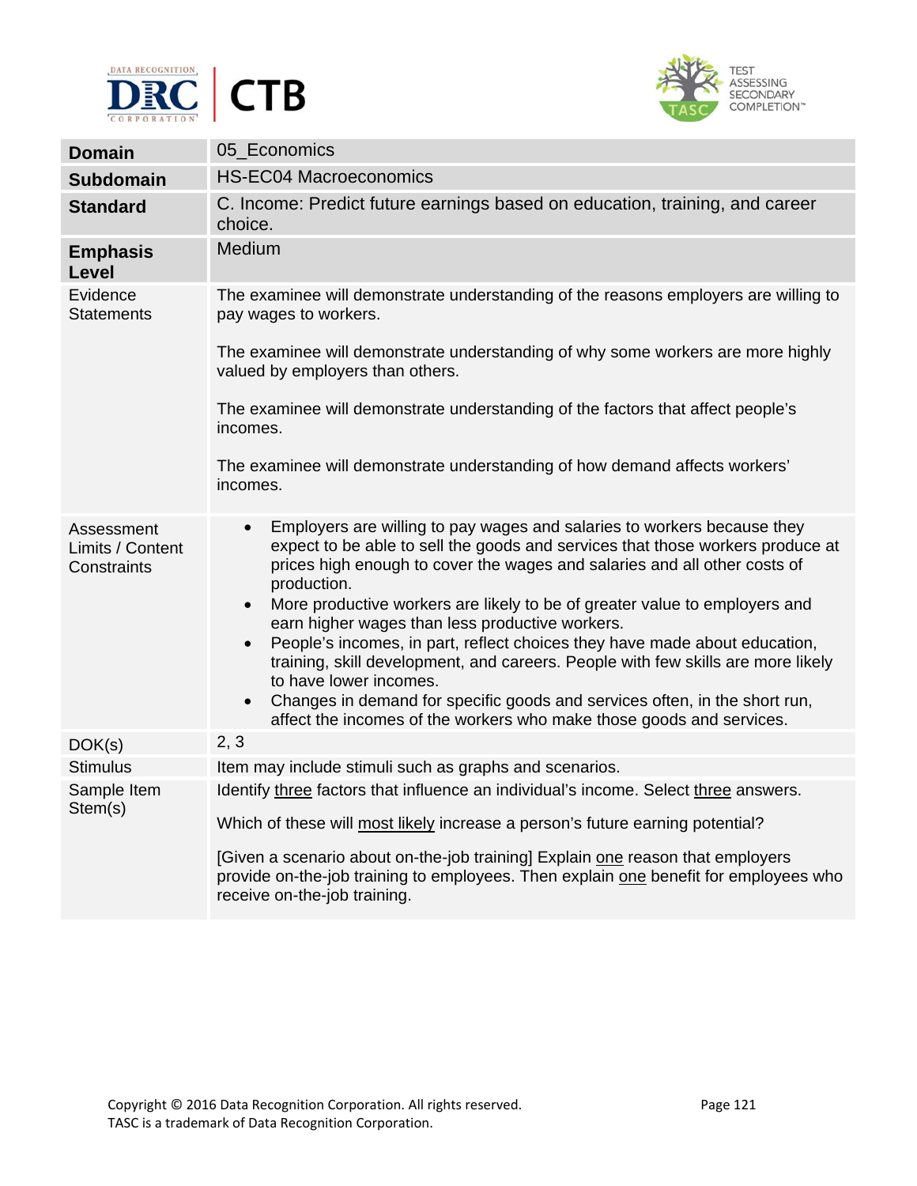| | |
|---|---|
| **Domain** | 05_Economics |
| **Subdomain** | HS-EC04 Macroeconomics |
| **Standard** | C. Income: Predict future earnings based on education, training, and career choice. |
| **Emphasis Level** | Medium |
| Evidence Statements | The examinee will demonstrate understanding of the reasons employers are willing to pay wages to workers.<br><br>The examinee will demonstrate understanding of why some workers are more highly valued by employers than others.<br><br>The examinee will demonstrate understanding of the factors that affect people's incomes.<br><br>The examinee will demonstrate understanding of how demand affects workers' incomes. |
| Assessment Limits / Content Constraints | • Employers are willing to pay wages and salaries to workers because they expect to be able to sell the goods and services that those workers produce at prices high enough to cover the wages and salaries and all other costs of production.<br>• More productive workers are likely to be of greater value to employers and earn higher wages than less productive workers.<br>• People's incomes, in part, reflect choices they have made about education, training, skill development, and careers. People with few skills are more likely to have lower incomes.<br>• Changes in demand for specific goods and services often, in the short run, affect the incomes of the workers who make those goods and services. |
| DOK(s) | 2, 3 |
| Stimulus | Item may include stimuli such as graphs and scenarios. |
| Sample Item Stem(s) | Identify <u>three</u> factors that influence an individual's income. Select <u>three</u> answers.<br><br>Which of these will <u>most likely</u> increase a person's future earning potential?<br><br>[Given a scenario about on-the-job training] Explain <u>one</u> reason that employers provide on-the-job training to employees. Then explain <u>one</u> benefit for employees who receive on-the-job training. |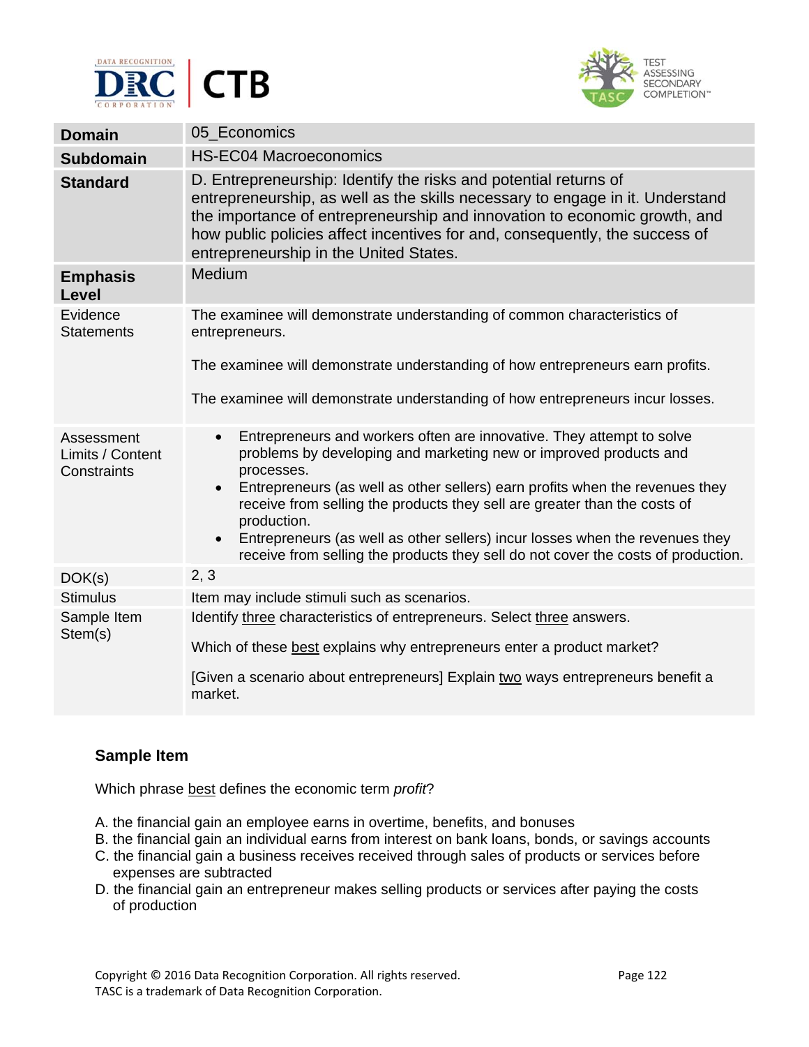| | |
|---|---|
| **Domain** | 05_Economics |
| **Subdomain** | HS-EC04 Macroeconomics |
| **Standard** | D. Entrepreneurship: Identify the risks and potential returns of entrepreneurship, as well as the skills necessary to engage in it. Understand the importance of entrepreneurship and innovation to economic growth, and how public policies affect incentives for and, consequently, the success of entrepreneurship in the United States. |
| **Emphasis Level** | Medium |
| Evidence Statements | The examinee will demonstrate understanding of common characteristics of entrepreneurs.<br><br>The examinee will demonstrate understanding of how entrepreneurs earn profits.<br><br>The examinee will demonstrate understanding of how entrepreneurs incur losses. |
| Assessment Limits / Content Constraints | • Entrepreneurs and workers often are innovative. They attempt to solve problems by developing and marketing new or improved products and processes.<br>• Entrepreneurs (as well as other sellers) earn profits when the revenues they receive from selling the products they sell are greater than the costs of production.<br>• Entrepreneurs (as well as other sellers) incur losses when the revenues they receive from selling the products they sell do not cover the costs of production. |
| DOK(s) | 2, 3 |
| Stimulus | Item may include stimuli such as scenarios. |
| Sample Item Stem(s) | Identify <u>three</u> characteristics of entrepreneurs. Select <u>three</u> answers.<br><br>Which of these <u>best</u> explains why entrepreneurs enter a product market?<br><br>[Given a scenario about entrepreneurs] Explain <u>two</u> ways entrepreneurs benefit a market. |

### Sample Item

Which phrase <u>best</u> defines the economic term *profit*?

A. the financial gain an employee earns in overtime, benefits, and bonuses
B. the financial gain an individual earns from interest on bank loans, bonds, or savings accounts
C. the financial gain a business receives received through sales of products or services before expenses are subtracted
D. the financial gain an entrepreneur makes selling products or services after paying the costs of production

Copyright © 2016 Data Recognition Corporation. All rights reserved.
TASC is a trademark of Data Recognition Corporation.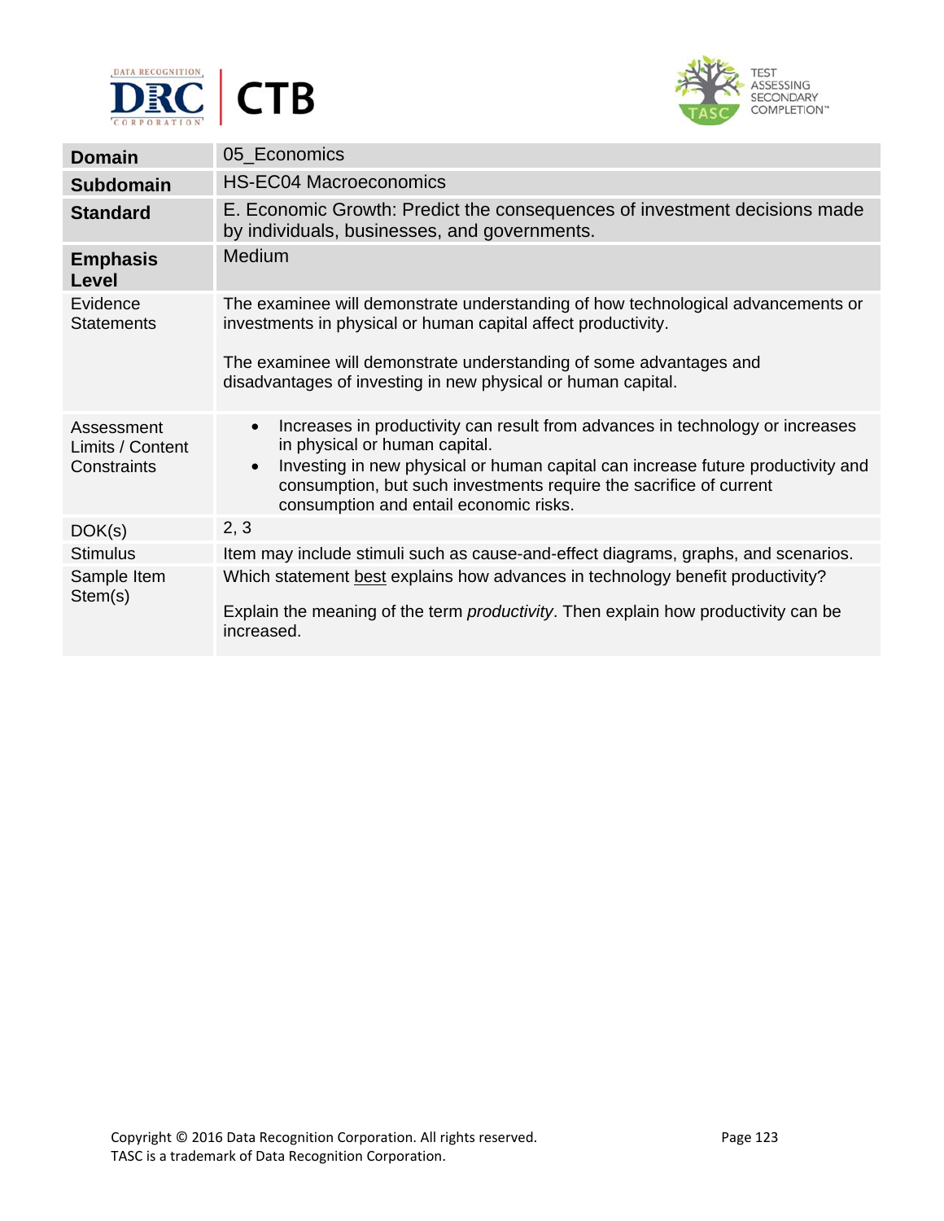| **Domain** | 05_Economics |
| --- | --- |
| **Subdomain** | HS-EC04 Macroeconomics |
| **Standard** | E. Economic Growth: Predict the consequences of investment decisions made by individuals, businesses, and governments. |
| **Emphasis Level** | Medium |
| Evidence Statements | The examinee will demonstrate understanding of how technological advancements or investments in physical or human capital affect productivity.<br><br>The examinee will demonstrate understanding of some advantages and disadvantages of investing in new physical or human capital. |
| Assessment Limits / Content Constraints | • Increases in productivity can result from advances in technology or increases in physical or human capital.<br>• Investing in new physical or human capital can increase future productivity and consumption, but such investments require the sacrifice of current consumption and entail economic risks. |
| DOK(s) | 2, 3 |
| Stimulus | Item may include stimuli such as cause-and-effect diagrams, graphs, and scenarios. |
| Sample Item Stem(s) | Which statement <u>best</u> explains how advances in technology benefit productivity?<br><br>Explain the meaning of the term *productivity*. Then explain how productivity can be increased. |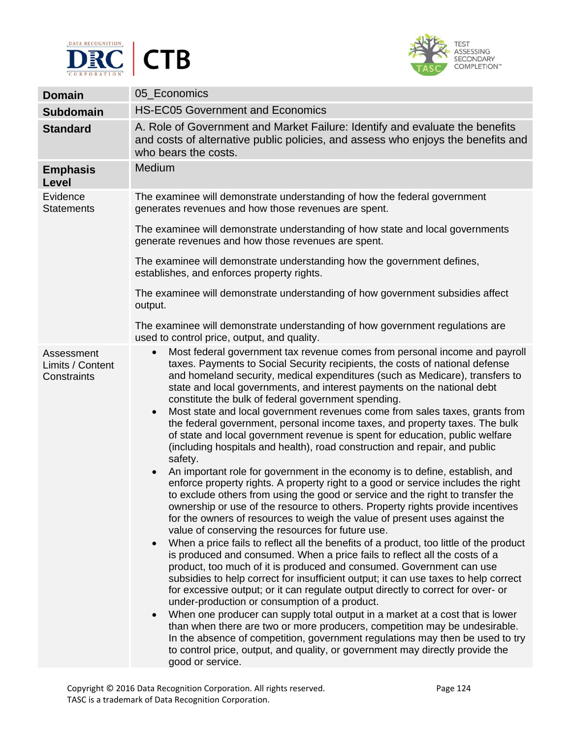| Domain | 05_Economics |
|---|---|
| **Subdomain** | HS-EC05 Government and Economics |
| **Standard** | A. Role of Government and Market Failure: Identify and evaluate the benefits and costs of alternative public policies, and assess who enjoys the benefits and who bears the costs. |
| **Emphasis Level** | Medium |
| Evidence Statements | The examinee will demonstrate understanding of how the federal government generates revenues and how those revenues are spent.<br><br>The examinee will demonstrate understanding of how state and local governments generate revenues and how those revenues are spent.<br><br>The examinee will demonstrate understanding how the government defines, establishes, and enforces property rights.<br><br>The examinee will demonstrate understanding of how government subsidies affect output.<br><br>The examinee will demonstrate understanding of how government regulations are used to control price, output, and quality. |
| Assessment Limits / Content Constraints | • Most federal government tax revenue comes from personal income and payroll taxes. Payments to Social Security recipients, the costs of national defense and homeland security, medical expenditures (such as Medicare), transfers to state and local governments, and interest payments on the national debt constitute the bulk of federal government spending.<br>• Most state and local government revenues come from sales taxes, grants from the federal government, personal income taxes, and property taxes. The bulk of state and local government revenue is spent for education, public welfare (including hospitals and health), road construction and repair, and public safety.<br>• An important role for government in the economy is to define, establish, and enforce property rights. A property right to a good or service includes the right to exclude others from using the good or service and the right to transfer the ownership or use of the resource to others. Property rights provide incentives for the owners of resources to weigh the value of present uses against the value of conserving the resources for future use.<br>• When a price fails to reflect all the benefits of a product, too little of the product is produced and consumed. When a price fails to reflect all the costs of a product, too much of it is produced and consumed. Government can use subsidies to help correct for insufficient output; it can use taxes to help correct for excessive output; or it can regulate output directly to correct for over- or under-production or consumption of a product.<br>• When one producer can supply total output in a market at a cost that is lower than when there are two or more producers, competition may be undesirable. In the absence of competition, government regulations may then be used to try to control price, output, and quality, or government may directly provide the good or service. |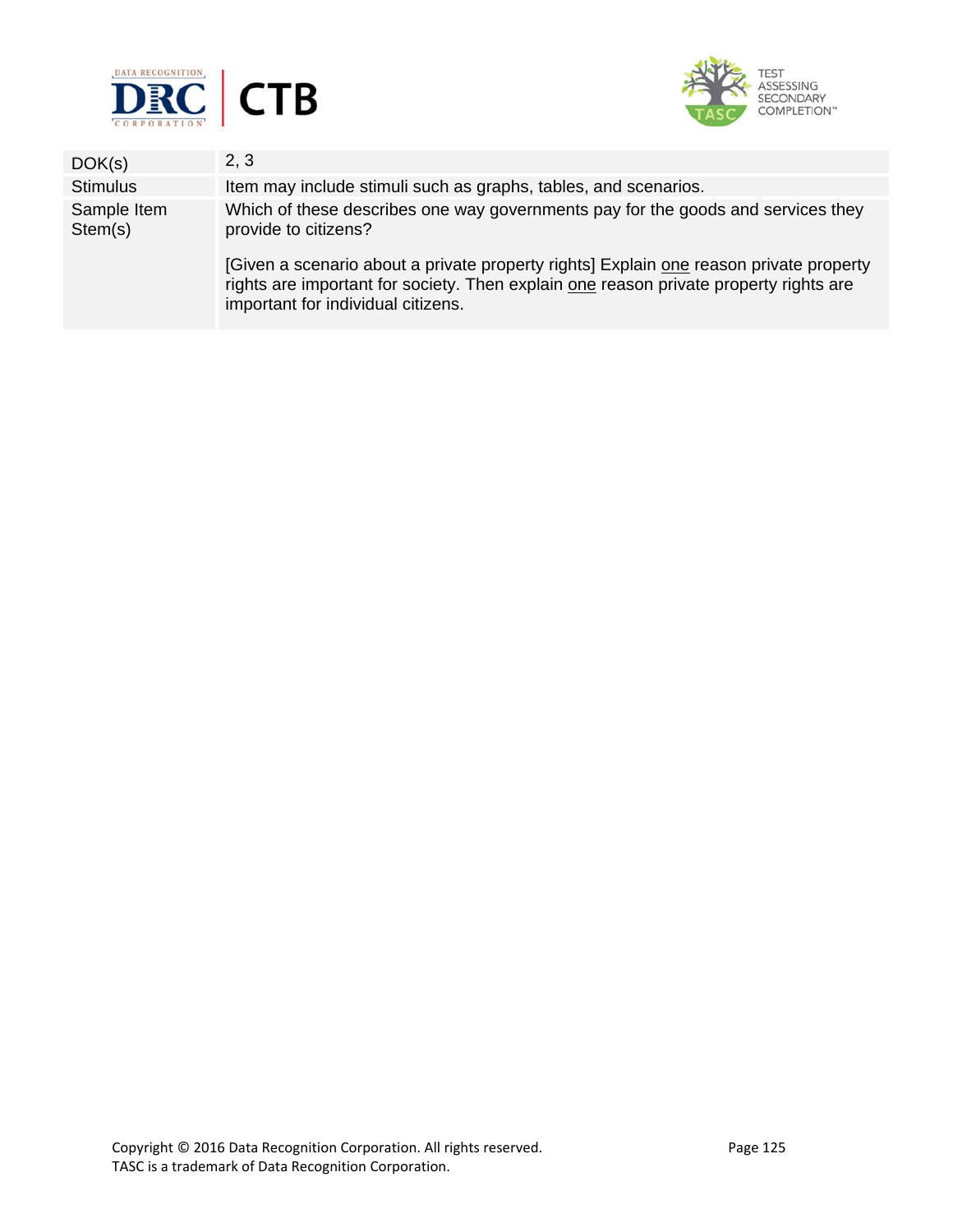| | |
|---|---|
| DOK(s) | 2, 3 |
| Stimulus | Item may include stimuli such as graphs, tables, and scenarios. |
| Sample Item Stem(s) | Which of these describes one way governments pay for the goods and services they provide to citizens?<br><br>[Given a scenario about a private property rights] Explain <u>one</u> reason private property rights are important for society. Then explain <u>one</u> reason private property rights are important for individual citizens. |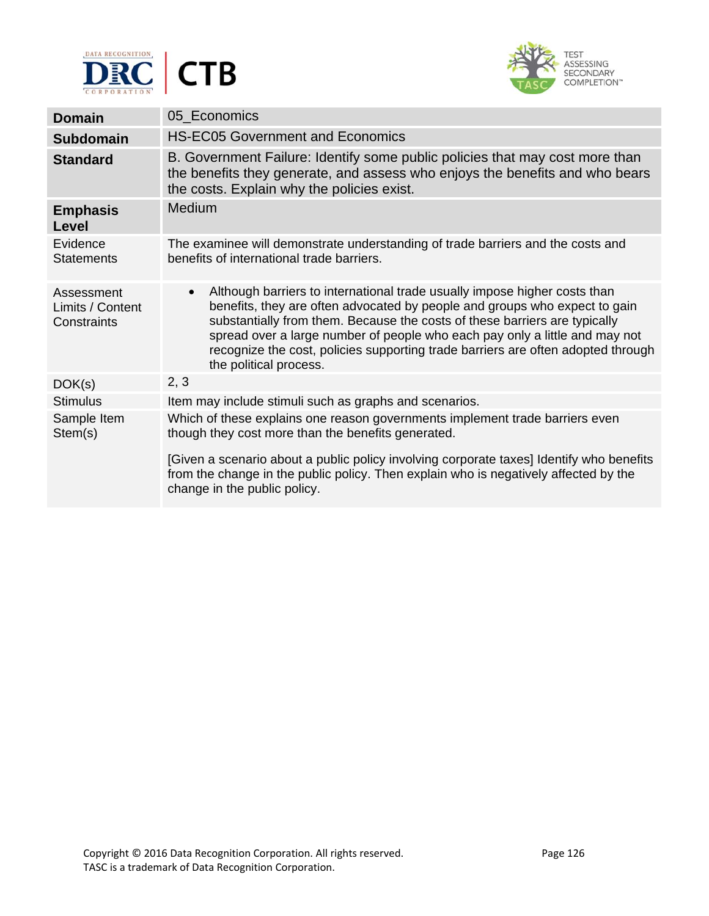| **Domain** | 05_Economics |
|---|---|
| **Subdomain** | HS-EC05 Government and Economics |
| **Standard** | B. Government Failure: Identify some public policies that may cost more than the benefits they generate, and assess who enjoys the benefits and who bears the costs. Explain why the policies exist. |
| **Emphasis Level** | Medium |
| Evidence Statements | The examinee will demonstrate understanding of trade barriers and the costs and benefits of international trade barriers. |
| Assessment Limits / Content Constraints | • Although barriers to international trade usually impose higher costs than benefits, they are often advocated by people and groups who expect to gain substantially from them. Because the costs of these barriers are typically spread over a large number of people who each pay only a little and may not recognize the cost, policies supporting trade barriers are often adopted through the political process. |
| DOK(s) | 2, 3 |
| Stimulus | Item may include stimuli such as graphs and scenarios. |
| Sample Item Stem(s) | Which of these explains one reason governments implement trade barriers even though they cost more than the benefits generated.<br><br>[Given a scenario about a public policy involving corporate taxes] Identify who benefits from the change in the public policy. Then explain who is negatively affected by the change in the public policy. |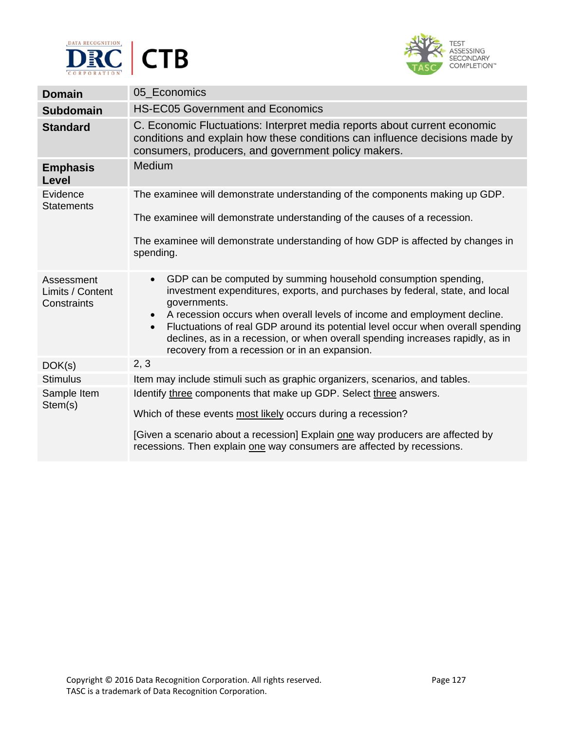| Domain | 05_Economics |
|---|---|
| **Subdomain** | HS-EC05 Government and Economics |
| **Standard** | C. Economic Fluctuations: Interpret media reports about current economic conditions and explain how these conditions can influence decisions made by consumers, producers, and government policy makers. |
| **Emphasis Level** | Medium |
| Evidence Statements | The examinee will demonstrate understanding of the components making up GDP.<br><br>The examinee will demonstrate understanding of the causes of a recession.<br><br>The examinee will demonstrate understanding of how GDP is affected by changes in spending. |
| Assessment Limits / Content Constraints | • GDP can be computed by summing household consumption spending, investment expenditures, exports, and purchases by federal, state, and local governments.<br>• A recession occurs when overall levels of income and employment decline.<br>• Fluctuations of real GDP around its potential level occur when overall spending declines, as in a recession, or when overall spending increases rapidly, as in recovery from a recession or in an expansion. |
| DOK(s) | 2, 3 |
| Stimulus | Item may include stimuli such as graphic organizers, scenarios, and tables. |
| Sample Item Stem(s) | Identify <u>three</u> components that make up GDP. Select <u>three</u> answers.<br><br>Which of these events <u>most likely</u> occurs during a recession?<br><br>[Given a scenario about a recession] Explain <u>one</u> way producers are affected by recessions. Then explain <u>one</u> way consumers are affected by recessions. |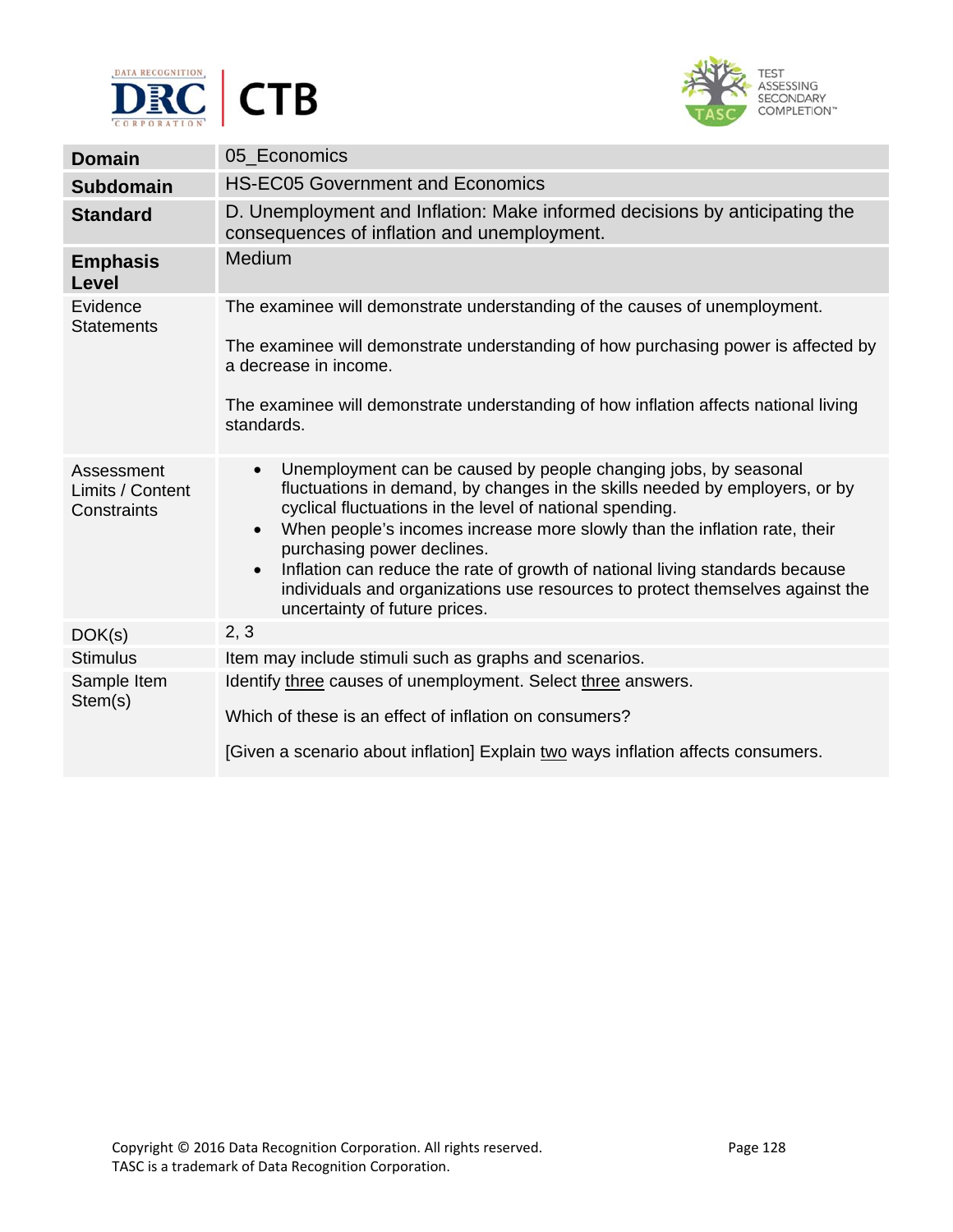| **Domain** | 05_Economics |
|---|---|
| **Subdomain** | HS-EC05 Government and Economics |
| **Standard** | D. Unemployment and Inflation: Make informed decisions by anticipating the consequences of inflation and unemployment. |
| **Emphasis Level** | Medium |
| Evidence Statements | The examinee will demonstrate understanding of the causes of unemployment.<br><br>The examinee will demonstrate understanding of how purchasing power is affected by a decrease in income.<br><br>The examinee will demonstrate understanding of how inflation affects national living standards. |
| Assessment Limits / Content Constraints | • Unemployment can be caused by people changing jobs, by seasonal fluctuations in demand, by changes in the skills needed by employers, or by cyclical fluctuations in the level of national spending.<br>• When people's incomes increase more slowly than the inflation rate, their purchasing power declines.<br>• Inflation can reduce the rate of growth of national living standards because individuals and organizations use resources to protect themselves against the uncertainty of future prices. |
| DOK(s) | 2, 3 |
| Stimulus | Item may include stimuli such as graphs and scenarios. |
| Sample Item Stem(s) | Identify <u>three</u> causes of unemployment. Select <u>three</u> answers.<br><br>Which of these is an effect of inflation on consumers?<br><br>[Given a scenario about inflation] Explain <u>two</u> ways inflation affects consumers. |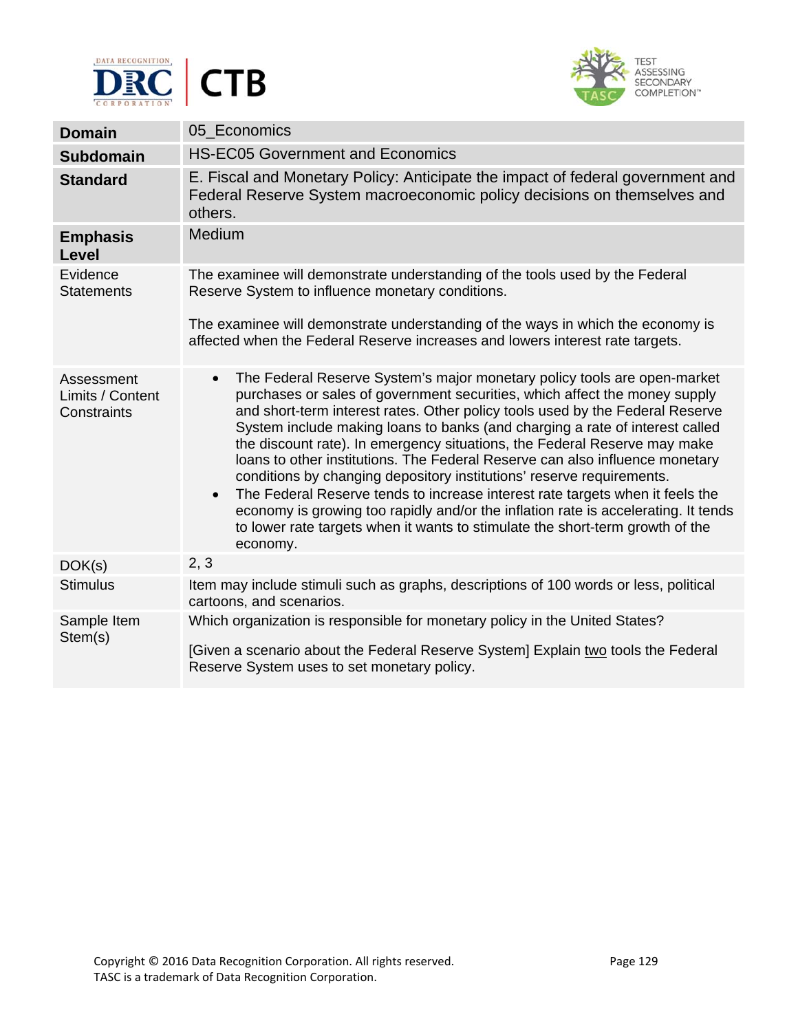| Domain | 05_Economics |
|---|---|
| **Subdomain** | HS-EC05 Government and Economics |
| **Standard** | E. Fiscal and Monetary Policy: Anticipate the impact of federal government and Federal Reserve System macroeconomic policy decisions on themselves and others. |
| **Emphasis Level** | Medium |
| Evidence Statements | The examinee will demonstrate understanding of the tools used by the Federal Reserve System to influence monetary conditions.<br><br>The examinee will demonstrate understanding of the ways in which the economy is affected when the Federal Reserve increases and lowers interest rate targets. |
| Assessment Limits / Content Constraints | • The Federal Reserve System's major monetary policy tools are open-market purchases or sales of government securities, which affect the money supply and short-term interest rates. Other policy tools used by the Federal Reserve System include making loans to banks (and charging a rate of interest called the discount rate). In emergency situations, the Federal Reserve may make loans to other institutions. The Federal Reserve can also influence monetary conditions by changing depository institutions' reserve requirements.<br>• The Federal Reserve tends to increase interest rate targets when it feels the economy is growing too rapidly and/or the inflation rate is accelerating. It tends to lower rate targets when it wants to stimulate the short-term growth of the economy. |
| DOK(s) | 2, 3 |
| Stimulus | Item may include stimuli such as graphs, descriptions of 100 words or less, political cartoons, and scenarios. |
| Sample Item Stem(s) | Which organization is responsible for monetary policy in the United States?<br><br>[Given a scenario about the Federal Reserve System] Explain two tools the Federal Reserve System uses to set monetary policy. |

Copyright © 2016 Data Recognition Corporation. All rights reserved.
TASC is a trademark of Data Recognition Corporation.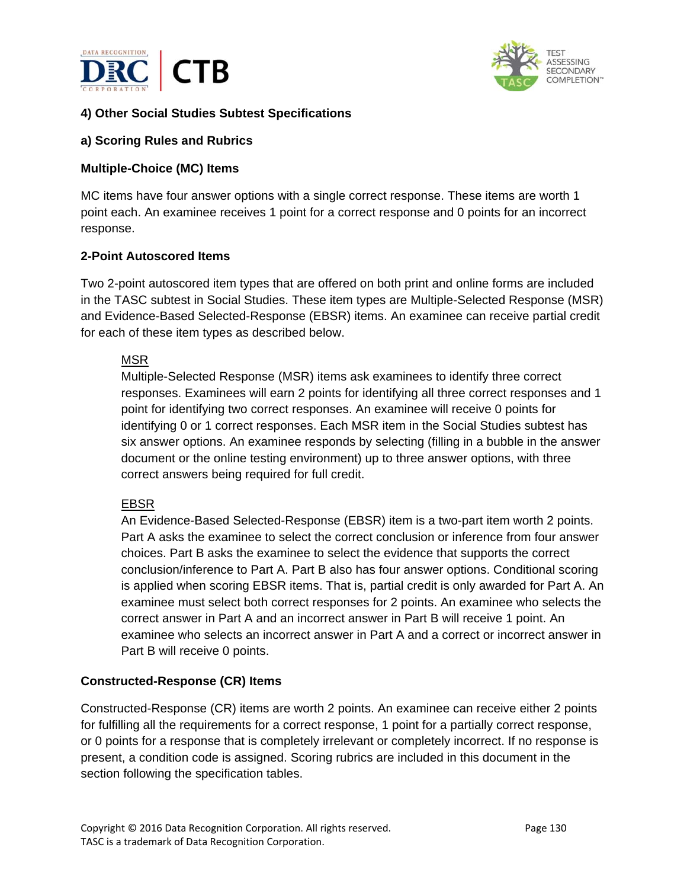## 4) Other Social Studies Subtest Specifications

### a) Scoring Rules and Rubrics

#### Multiple-Choice (MC) Items

MC items have four answer options with a single correct response. These items are worth 1 point each. An examinee receives 1 point for a correct response and 0 points for an incorrect response.

#### 2-Point Autoscored Items

Two 2-point autoscored item types that are offered on both print and online forms are included in the TASC subtest in Social Studies. These item types are Multiple-Selected Response (MSR) and Evidence-Based Selected-Response (EBSR) items. An examinee can receive partial credit for each of these item types as described below.

> <u>MSR</u>
> Multiple-Selected Response (MSR) items ask examinees to identify three correct responses. Examinees will earn 2 points for identifying all three correct responses and 1 point for identifying two correct responses. An examinee will receive 0 points for identifying 0 or 1 correct responses. Each MSR item in the Social Studies subtest has six answer options. An examinee responds by selecting (filling in a bubble in the answer document or the online testing environment) up to three answer options, with three correct answers being required for full credit.
>
> <u>EBSR</u>
> An Evidence-Based Selected-Response (EBSR) item is a two-part item worth 2 points. Part A asks the examinee to select the correct conclusion or inference from four answer choices. Part B asks the examinee to select the evidence that supports the correct conclusion/inference to Part A. Part B also has four answer options. Conditional scoring is applied when scoring EBSR items. That is, partial credit is only awarded for Part A. An examinee must select both correct responses for 2 points. An examinee who selects the correct answer in Part A and an incorrect answer in Part B will receive 1 point. An examinee who selects an incorrect answer in Part A and a correct or incorrect answer in Part B will receive 0 points.

#### Constructed-Response (CR) Items

Constructed-Response (CR) items are worth 2 points. An examinee can receive either 2 points for fulfilling all the requirements for a correct response, 1 point for a partially correct response, or 0 points for a response that is completely irrelevant or completely incorrect. If no response is present, a condition code is assigned. Scoring rubrics are included in this document in the section following the specification tables.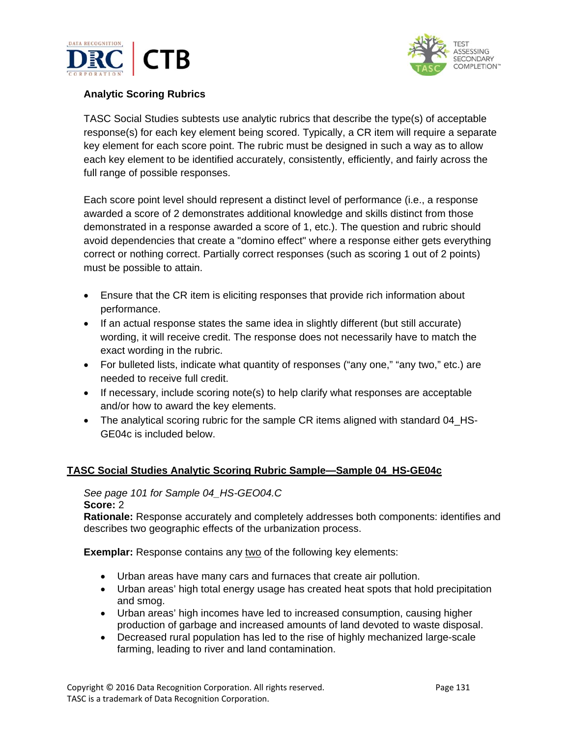**Analytic Scoring Rubrics**

TASC Social Studies subtests use analytic rubrics that describe the type(s) of acceptable response(s) for each key element being scored. Typically, a CR item will require a separate key element for each score point. The rubric must be designed in such a way as to allow each key element to be identified accurately, consistently, efficiently, and fairly across the full range of possible responses.

Each score point level should represent a distinct level of performance (i.e., a response awarded a score of 2 demonstrates additional knowledge and skills distinct from those demonstrated in a response awarded a score of 1, etc.). The question and rubric should avoid dependencies that create a "domino effect" where a response either gets everything correct or nothing correct. Partially correct responses (such as scoring 1 out of 2 points) must be possible to attain.

- Ensure that the CR item is eliciting responses that provide rich information about performance.
- If an actual response states the same idea in slightly different (but still accurate) wording, it will receive credit. The response does not necessarily have to match the exact wording in the rubric.
- For bulleted lists, indicate what quantity of responses ("any one," "any two," etc.) are needed to receive full credit.
- If necessary, include scoring note(s) to help clarify what responses are acceptable and/or how to award the key elements.
- The analytical scoring rubric for the sample CR items aligned with standard 04_HS-GE04c is included below.

**TASC Social Studies Analytic Scoring Rubric Sample—Sample 04_HS-GE04c**

*See page 101 for Sample 04_HS-GEO04.C*
**Score:** 2
**Rationale:** Response accurately and completely addresses both components: identifies and describes two geographic effects of the urbanization process.

**Exemplar:** Response contains any <u>two</u> of the following key elements:

- Urban areas have many cars and furnaces that create air pollution.
- Urban areas' high total energy usage has created heat spots that hold precipitation and smog.
- Urban areas' high incomes have led to increased consumption, causing higher production of garbage and increased amounts of land devoted to waste disposal.
- Decreased rural population has led to the rise of highly mechanized large-scale farming, leading to river and land contamination.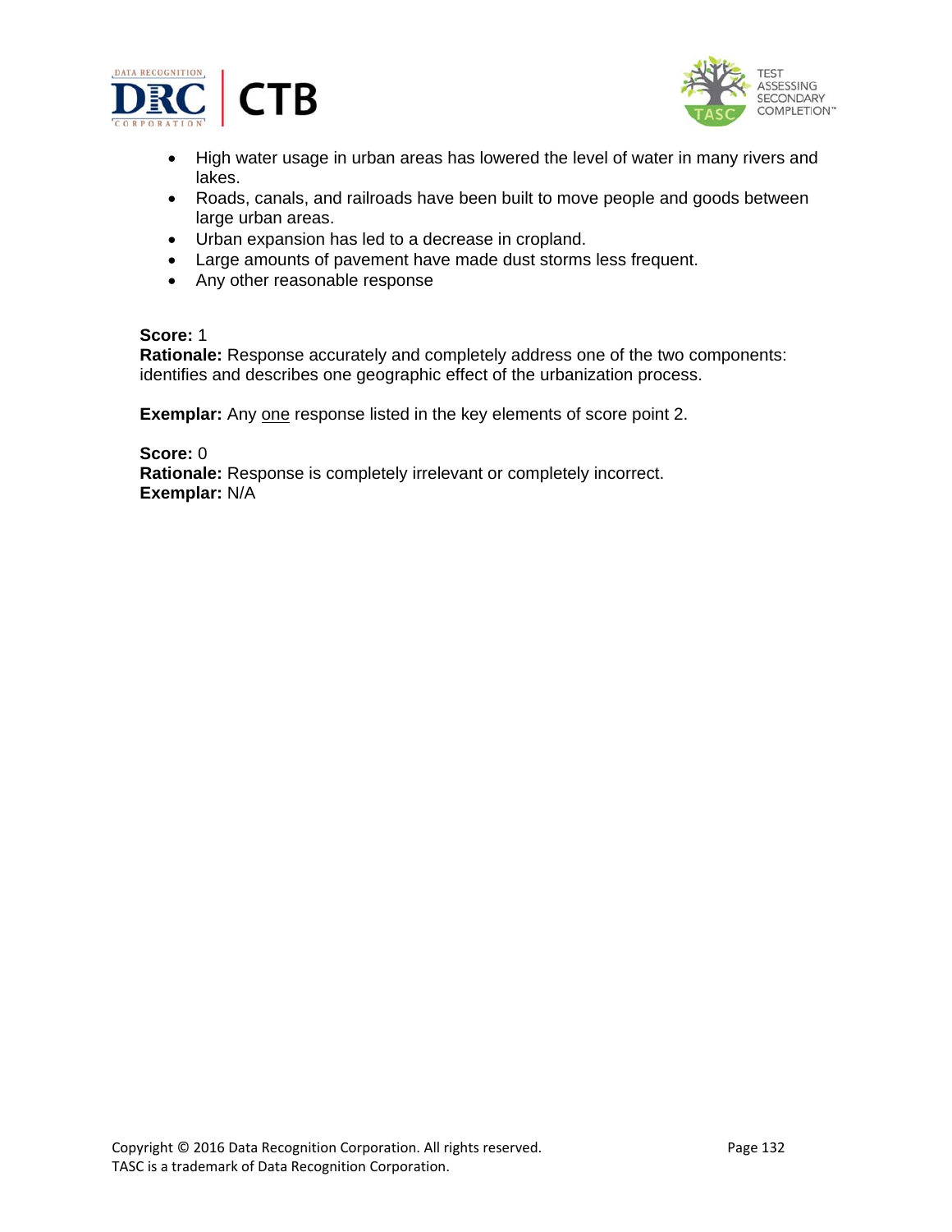- High water usage in urban areas has lowered the level of water in many rivers and lakes.
- Roads, canals, and railroads have been built to move people and goods between large urban areas.
- Urban expansion has led to a decrease in cropland.
- Large amounts of pavement have made dust storms less frequent.
- Any other reasonable response

**Score:** 1
**Rationale:** Response accurately and completely address one of the two components: identifies and describes one geographic effect of the urbanization process.

**Exemplar:** Any one response listed in the key elements of score point 2.

**Score:** 0
**Rationale:** Response is completely irrelevant or completely incorrect.
**Exemplar:** N/A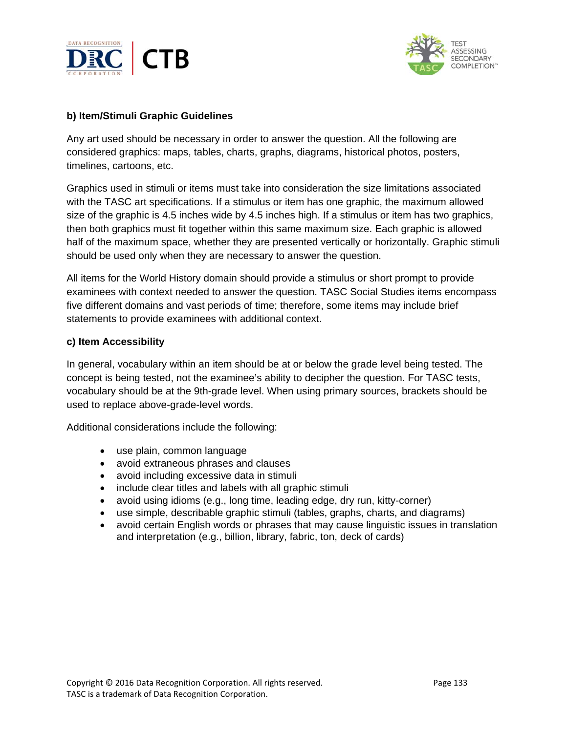**b) Item/Stimuli Graphic Guidelines**

Any art used should be necessary in order to answer the question. All the following are considered graphics: maps, tables, charts, graphs, diagrams, historical photos, posters, timelines, cartoons, etc.

Graphics used in stimuli or items must take into consideration the size limitations associated with the TASC art specifications. If a stimulus or item has one graphic, the maximum allowed size of the graphic is 4.5 inches wide by 4.5 inches high. If a stimulus or item has two graphics, then both graphics must fit together within this same maximum size. Each graphic is allowed half of the maximum space, whether they are presented vertically or horizontally. Graphic stimuli should be used only when they are necessary to answer the question.

All items for the World History domain should provide a stimulus or short prompt to provide examinees with context needed to answer the question. TASC Social Studies items encompass five different domains and vast periods of time; therefore, some items may include brief statements to provide examinees with additional context.

**c) Item Accessibility**

In general, vocabulary within an item should be at or below the grade level being tested. The concept is being tested, not the examinee's ability to decipher the question. For TASC tests, vocabulary should be at the 9th-grade level. When using primary sources, brackets should be used to replace above-grade-level words.

Additional considerations include the following:

- use plain, common language
- avoid extraneous phrases and clauses
- avoid including excessive data in stimuli
- include clear titles and labels with all graphic stimuli
- avoid using idioms (e.g., long time, leading edge, dry run, kitty-corner)
- use simple, describable graphic stimuli (tables, graphs, charts, and diagrams)
- avoid certain English words or phrases that may cause linguistic issues in translation and interpretation (e.g., billion, library, fabric, ton, deck of cards)